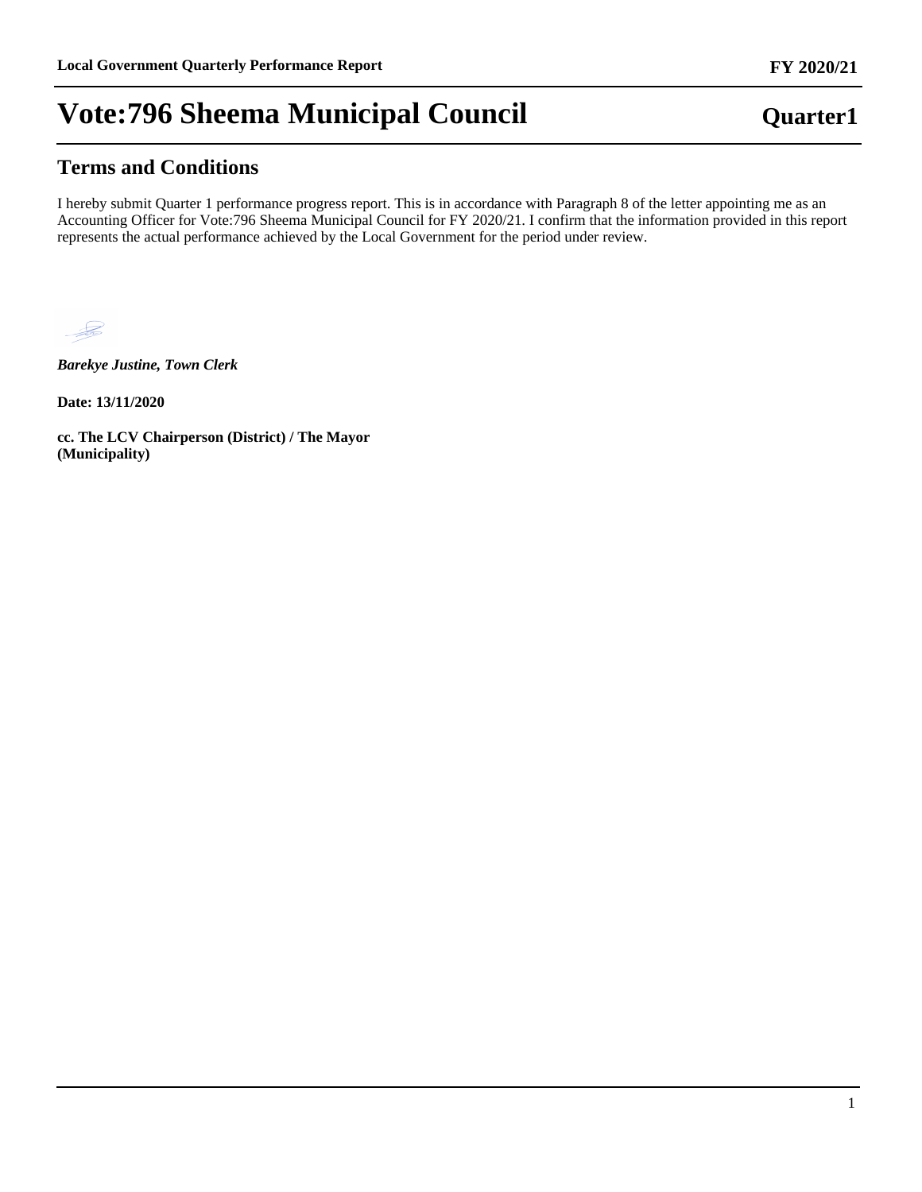# Vote:796 Sheema Municipal Council

**Quarter1**

## Terms and Conditions

I hereby submit Quarter 1 performance progress report. This is in accordance with Paragraph 8 of the letter appointing me as an Accounting Officer for Vote:796 Sheema Municipal Council for FY 2020/21. I confirm that the information provided in this report represents the actual performance achieved by the Local Government for the period under review.

***Barekye Justine, Town Clerk***

**Date: 13/11/2020**

**cc. The LCV Chairperson (District) / The Mayor (Municipality)**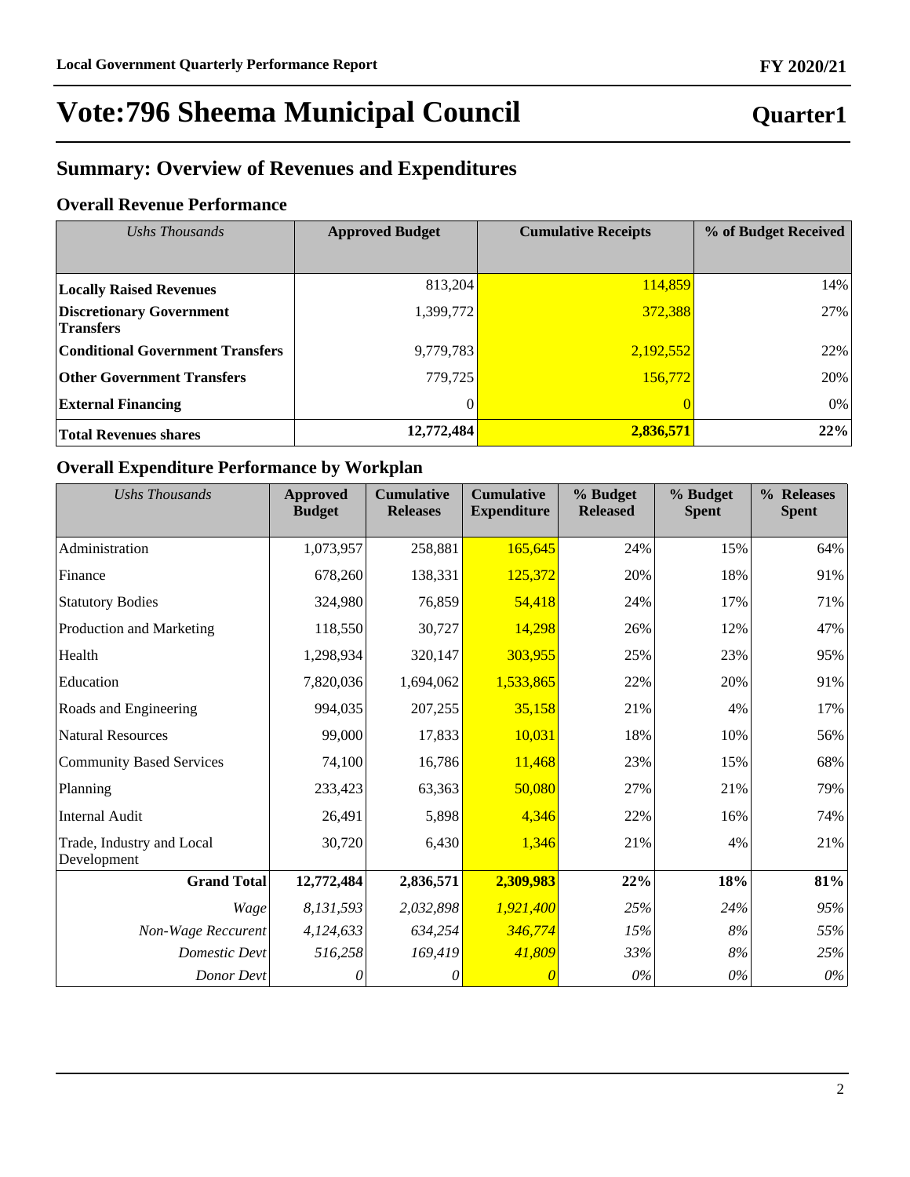# Vote:796 Sheema Municipal Council

**Quarter1**

## Summary: Overview of Revenues and Expenditures

### Overall Revenue Performance

| *Ushs Thousands* | **Approved Budget** | **Cumulative Receipts** | **% of Budget Received** |
|---|---|---|---|
| **Locally Raised Revenues** | 813,204 | 114,859 | 14% |
| **Discretionary Government Transfers** | 1,399,772 | 372,388 | 27% |
| **Conditional Government Transfers** | 9,779,783 | 2,192,552 | 22% |
| **Other Government Transfers** | 779,725 | 156,772 | 20% |
| **External Financing** | 0 | 0 | 0% |
| **Total Revenues shares** | **12,772,484** | **2,836,571** | **22%** |

### Overall Expenditure Performance by Workplan

| *Ushs Thousands* | **Approved Budget** | **Cumulative Releases** | **Cumulative Expenditure** | **% Budget Released** | **% Budget Spent** | **% Releases Spent** |
|---|---|---|---|---|---|---|
| Administration | 1,073,957 | 258,881 | 165,645 | 24% | 15% | 64% |
| Finance | 678,260 | 138,331 | 125,372 | 20% | 18% | 91% |
| Statutory Bodies | 324,980 | 76,859 | 54,418 | 24% | 17% | 71% |
| Production and Marketing | 118,550 | 30,727 | 14,298 | 26% | 12% | 47% |
| Health | 1,298,934 | 320,147 | 303,955 | 25% | 23% | 95% |
| Education | 7,820,036 | 1,694,062 | 1,533,865 | 22% | 20% | 91% |
| Roads and Engineering | 994,035 | 207,255 | 35,158 | 21% | 4% | 17% |
| Natural Resources | 99,000 | 17,833 | 10,031 | 18% | 10% | 56% |
| Community Based Services | 74,100 | 16,786 | 11,468 | 23% | 15% | 68% |
| Planning | 233,423 | 63,363 | 50,080 | 27% | 21% | 79% |
| Internal Audit | 26,491 | 5,898 | 4,346 | 22% | 16% | 74% |
| Trade, Industry and Local Development | 30,720 | 6,430 | 1,346 | 21% | 4% | 21% |
| **Grand Total** | **12,772,484** | **2,836,571** | **2,309,983** | **22%** | **18%** | **81%** |
| *Wage* | *8,131,593* | *2,032,898* | *1,921,400* | *25%* | *24%* | *95%* |
| *Non-Wage Reccurent* | *4,124,633* | *634,254* | *346,774* | *15%* | *8%* | *55%* |
| *Domestic Devt* | *516,258* | *169,419* | *41,809* | *33%* | *8%* | *25%* |
| *Donor Devt* | *0* | *0* | *0* | *0%* | *0%* | *0%* |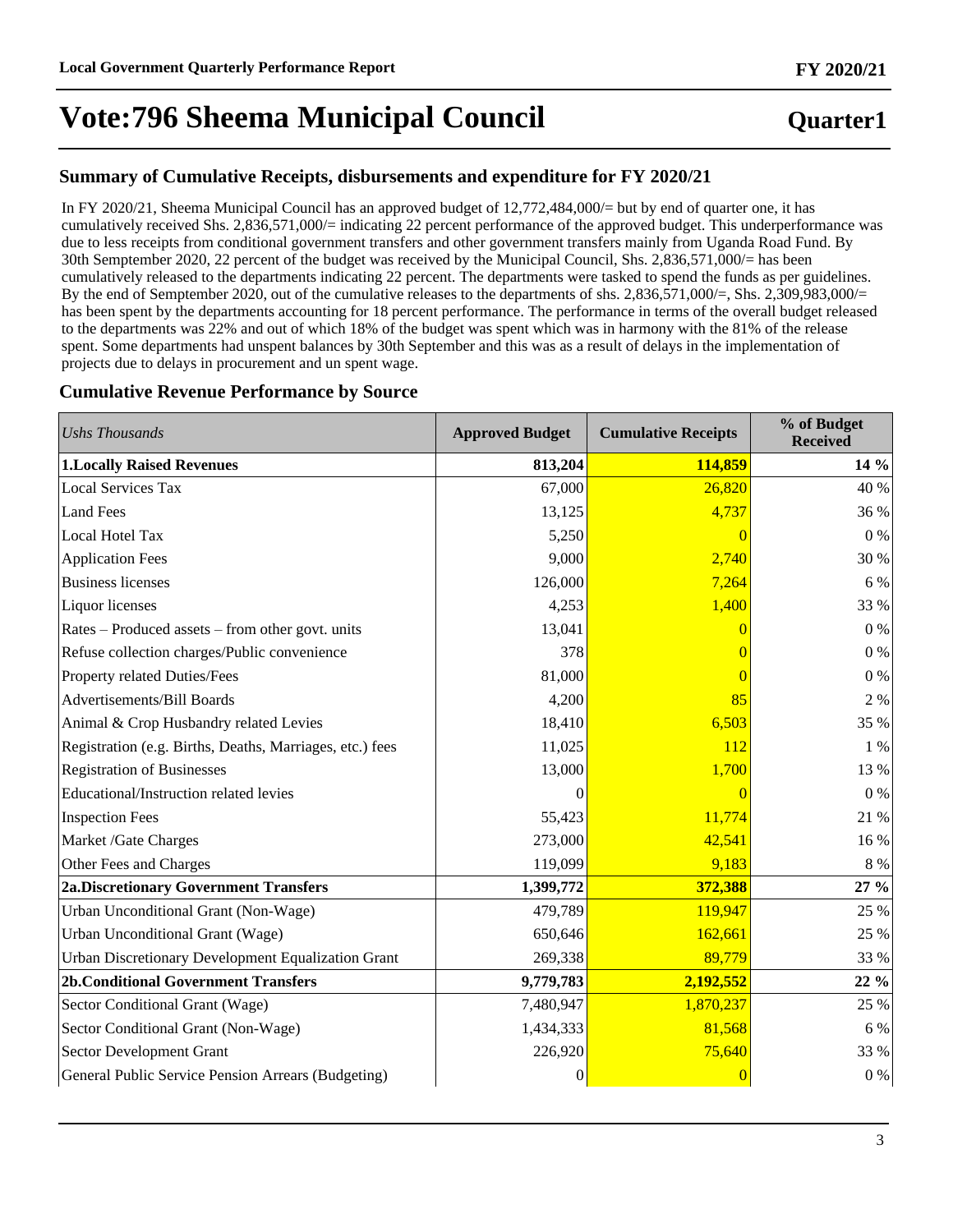# Vote:796 Sheema Municipal Council

**Quarter1**

## Summary of Cumulative Receipts, disbursements and expenditure for FY 2020/21

In FY 2020/21, Sheema Municipal Council has an approved budget of 12,772,484,000/= but by end of quarter one, it has cumulatively received Shs. 2,836,571,000/= indicating 22 percent performance of the approved budget. This underperformance was due to less receipts from conditional government transfers and other government transfers mainly from Uganda Road Fund. By 30th Semptember 2020, 22 percent of the budget was received by the Municipal Council, Shs. 2,836,571,000/= has been cumulatively released to the departments indicating 22 percent. The departments were tasked to spend the funds as per guidelines. By the end of Semptember 2020, out of the cumulative releases to the departments of shs. 2,836,571,000/=, Shs. 2,309,983,000/= has been spent by the departments accounting for 18 percent performance. The performance in terms of the overall budget released to the departments was 22% and out of which 18% of the budget was spent which was in harmony with the 81% of the release spent. Some departments had unspent balances by 30th September and this was as a result of delays in the implementation of projects due to delays in procurement and un spent wage.

## Cumulative Revenue Performance by Source

| *Ushs Thousands* | Approved Budget | Cumulative Receipts | % of Budget Received |
|---|---|---|---|
| **1.Locally Raised Revenues** | **813,204** | **114,859** | **14 %** |
| Local Services Tax | 67,000 | 26,820 | 40 % |
| Land Fees | 13,125 | 4,737 | 36 % |
| Local Hotel Tax | 5,250 | 0 | 0 % |
| Application Fees | 9,000 | 2,740 | 30 % |
| Business licenses | 126,000 | 7,264 | 6 % |
| Liquor licenses | 4,253 | 1,400 | 33 % |
| Rates – Produced assets – from other govt. units | 13,041 | 0 | 0 % |
| Refuse collection charges/Public convenience | 378 | 0 | 0 % |
| Property related Duties/Fees | 81,000 | 0 | 0 % |
| Advertisements/Bill Boards | 4,200 | 85 | 2 % |
| Animal & Crop Husbandry related Levies | 18,410 | 6,503 | 35 % |
| Registration (e.g. Births, Deaths, Marriages, etc.) fees | 11,025 | 112 | 1 % |
| Registration of Businesses | 13,000 | 1,700 | 13 % |
| Educational/Instruction related levies | 0 | 0 | 0 % |
| Inspection Fees | 55,423 | 11,774 | 21 % |
| Market /Gate Charges | 273,000 | 42,541 | 16 % |
| Other Fees and Charges | 119,099 | 9,183 | 8 % |
| **2a.Discretionary Government Transfers** | **1,399,772** | **372,388** | **27 %** |
| Urban Unconditional Grant (Non-Wage) | 479,789 | 119,947 | 25 % |
| Urban Unconditional Grant (Wage) | 650,646 | 162,661 | 25 % |
| Urban Discretionary Development Equalization Grant | 269,338 | 89,779 | 33 % |
| **2b.Conditional Government Transfers** | **9,779,783** | **2,192,552** | **22 %** |
| Sector Conditional Grant (Wage) | 7,480,947 | 1,870,237 | 25 % |
| Sector Conditional Grant (Non-Wage) | 1,434,333 | 81,568 | 6 % |
| Sector Development Grant | 226,920 | 75,640 | 33 % |
| General Public Service Pension Arrears (Budgeting) | 0 | 0 | 0 % |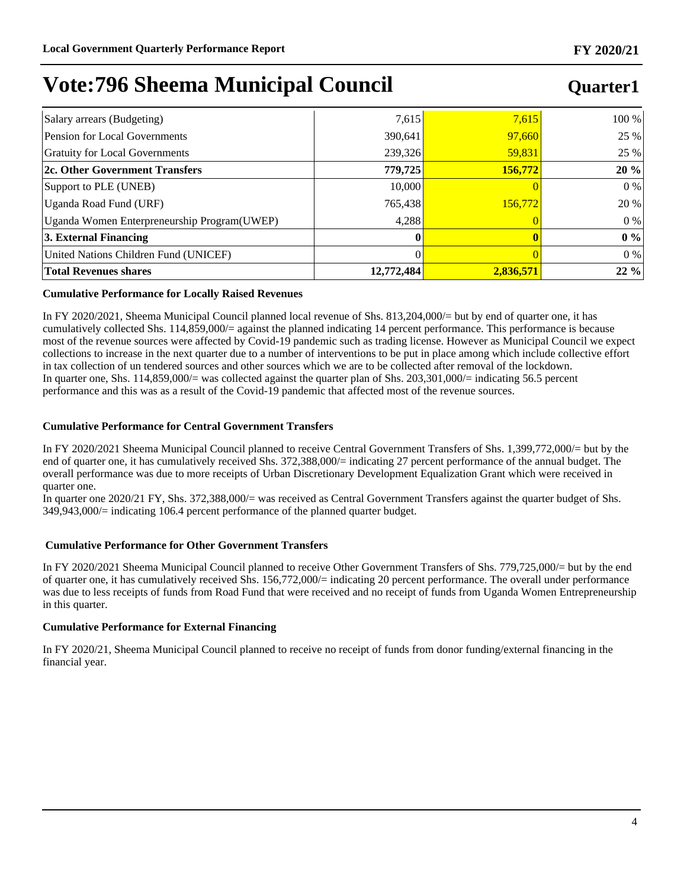# Vote:796 Sheema Municipal Council

## Quarter1

| | | | |
|---|---|---|---|
| Salary arrears (Budgeting) | 7,615 | 7,615 | 100 % |
| Pension for Local Governments | 390,641 | 97,660 | 25 % |
| Gratuity for Local Governments | 239,326 | 59,831 | 25 % |
| **2c. Other Government Transfers** | **779,725** | **156,772** | **20 %** |
| Support to PLE (UNEB) | 10,000 | 0 | 0 % |
| Uganda Road Fund (URF) | 765,438 | 156,772 | 20 % |
| Uganda Women Enterpreneurship Program(UWEP) | 4,288 | 0 | 0 % |
| **3. External Financing** | **0** | **0** | **0 %** |
| United Nations Children Fund (UNICEF) | 0 | 0 | 0 % |
| **Total Revenues shares** | **12,772,484** | **2,836,571** | **22 %** |

**Cumulative Performance for Locally Raised Revenues**

In FY 2020/2021, Sheema Municipal Council planned local revenue of Shs. 813,204,000/= but by end of quarter one, it has cumulatively collected Shs. 114,859,000/= against the planned indicating 14 percent performance. This performance is because most of the revenue sources were affected by Covid-19 pandemic such as trading license. However as Municipal Council we expect collections to increase in the next quarter due to a number of interventions to be put in place among which include collective effort in tax collection of un tendered sources and other sources which we are to be collected after removal of the lockdown.
In quarter one, Shs. 114,859,000/= was collected against the quarter plan of Shs. 203,301,000/= indicating 56.5 percent performance and this was as a result of the Covid-19 pandemic that affected most of the revenue sources.

**Cumulative Performance for Central Government Transfers**

In FY 2020/2021 Sheema Municipal Council planned to receive Central Government Transfers of Shs. 1,399,772,000/= but by the end of quarter one, it has cumulatively received Shs. 372,388,000/= indicating 27 percent performance of the annual budget. The overall performance was due to more receipts of Urban Discretionary Development Equalization Grant which were received in quarter one.
In quarter one 2020/21 FY, Shs. 372,388,000/= was received as Central Government Transfers against the quarter budget of Shs. 349,943,000/= indicating 106.4 percent performance of the planned quarter budget.

**Cumulative Performance for Other Government Transfers**

In FY 2020/2021 Sheema Municipal Council planned to receive Other Government Transfers of Shs. 779,725,000/= but by the end of quarter one, it has cumulatively received Shs. 156,772,000/= indicating 20 percent performance. The overall under performance was due to less receipts of funds from Road Fund that were received and no receipt of funds from Uganda Women Entrepreneurship in this quarter.

**Cumulative Performance for External Financing**

In FY 2020/21, Sheema Municipal Council planned to receive no receipt of funds from donor funding/external financing in the financial year.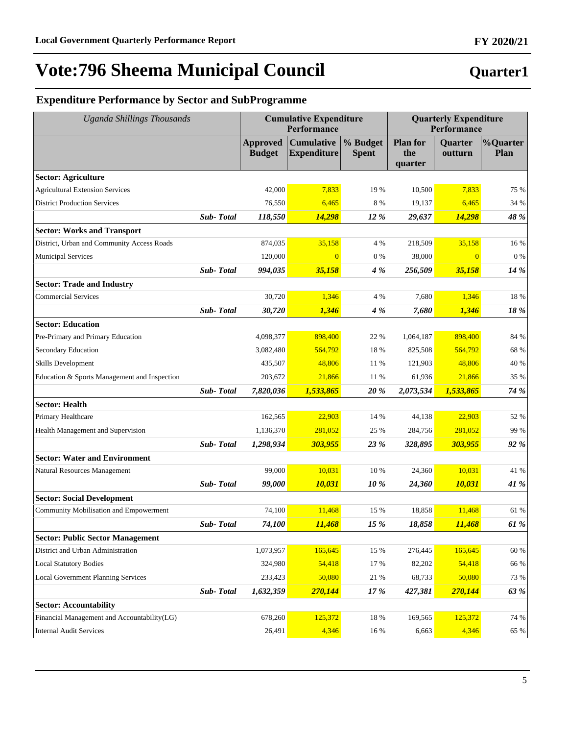# Vote:796 Sheema Municipal Council

## Quarter1

### Expenditure Performance by Sector and SubProgramme

| *Uganda Shillings Thousands* | | Cumulative Expenditure Performance | | | Quarterly Expenditure Performance | | |
|---|---|---|---|---|---|---|---|
| | | **Approved Budget** | **Cumulative Expenditure** | **% Budget Spent** | **Plan for the quarter** | **Quarter outturn** | **%Quarter Plan** |
| **Sector: Agriculture** | | | | | | | |
| Agricultural Extension Services | | 42,000 | 7,833 | 19 % | 10,500 | 7,833 | 75 % |
| District Production Services | | 76,550 | 6,465 | 8 % | 19,137 | 6,465 | 34 % |
| | ***Sub- Total*** | ***118,550*** | ***14,298*** | ***12 %*** | ***29,637*** | ***14,298*** | ***48 %*** |
| **Sector: Works and Transport** | | | | | | | |
| District, Urban and Community Access Roads | | 874,035 | 35,158 | 4 % | 218,509 | 35,158 | 16 % |
| Municipal Services | | 120,000 | 0 | 0 % | 38,000 | 0 | 0 % |
| | ***Sub- Total*** | ***994,035*** | ***35,158*** | ***4 %*** | ***256,509*** | ***35,158*** | ***14 %*** |
| **Sector: Trade and Industry** | | | | | | | |
| Commercial Services | | 30,720 | 1,346 | 4 % | 7,680 | 1,346 | 18 % |
| | ***Sub- Total*** | ***30,720*** | ***1,346*** | ***4 %*** | ***7,680*** | ***1,346*** | ***18 %*** |
| **Sector: Education** | | | | | | | |
| Pre-Primary and Primary Education | | 4,098,377 | 898,400 | 22 % | 1,064,187 | 898,400 | 84 % |
| Secondary Education | | 3,082,480 | 564,792 | 18 % | 825,508 | 564,792 | 68 % |
| Skills Development | | 435,507 | 48,806 | 11 % | 121,903 | 48,806 | 40 % |
| Education & Sports Management and Inspection | | 203,672 | 21,866 | 11 % | 61,936 | 21,866 | 35 % |
| | ***Sub- Total*** | ***7,820,036*** | ***1,533,865*** | ***20 %*** | ***2,073,534*** | ***1,533,865*** | ***74 %*** |
| **Sector: Health** | | | | | | | |
| Primary Healthcare | | 162,565 | 22,903 | 14 % | 44,138 | 22,903 | 52 % |
| Health Management and Supervision | | 1,136,370 | 281,052 | 25 % | 284,756 | 281,052 | 99 % |
| | ***Sub- Total*** | ***1,298,934*** | ***303,955*** | ***23 %*** | ***328,895*** | ***303,955*** | ***92 %*** |
| **Sector: Water and Environment** | | | | | | | |
| Natural Resources Management | | 99,000 | 10,031 | 10 % | 24,360 | 10,031 | 41 % |
| | ***Sub- Total*** | ***99,000*** | ***10,031*** | ***10 %*** | ***24,360*** | ***10,031*** | ***41 %*** |
| **Sector: Social Development** | | | | | | | |
| Community Mobilisation and Empowerment | | 74,100 | 11,468 | 15 % | 18,858 | 11,468 | 61 % |
| | ***Sub- Total*** | ***74,100*** | ***11,468*** | ***15 %*** | ***18,858*** | ***11,468*** | ***61 %*** |
| **Sector: Public Sector Management** | | | | | | | |
| District and Urban Administration | | 1,073,957 | 165,645 | 15 % | 276,445 | 165,645 | 60 % |
| Local Statutory Bodies | | 324,980 | 54,418 | 17 % | 82,202 | 54,418 | 66 % |
| Local Government Planning Services | | 233,423 | 50,080 | 21 % | 68,733 | 50,080 | 73 % |
| | ***Sub- Total*** | ***1,632,359*** | ***270,144*** | ***17 %*** | ***427,381*** | ***270,144*** | ***63 %*** |
| **Sector: Accountability** | | | | | | | |
| Financial Management and Accountability(LG) | | 678,260 | 125,372 | 18 % | 169,565 | 125,372 | 74 % |
| Internal Audit Services | | 26,491 | 4,346 | 16 % | 6,663 | 4,346 | 65 % |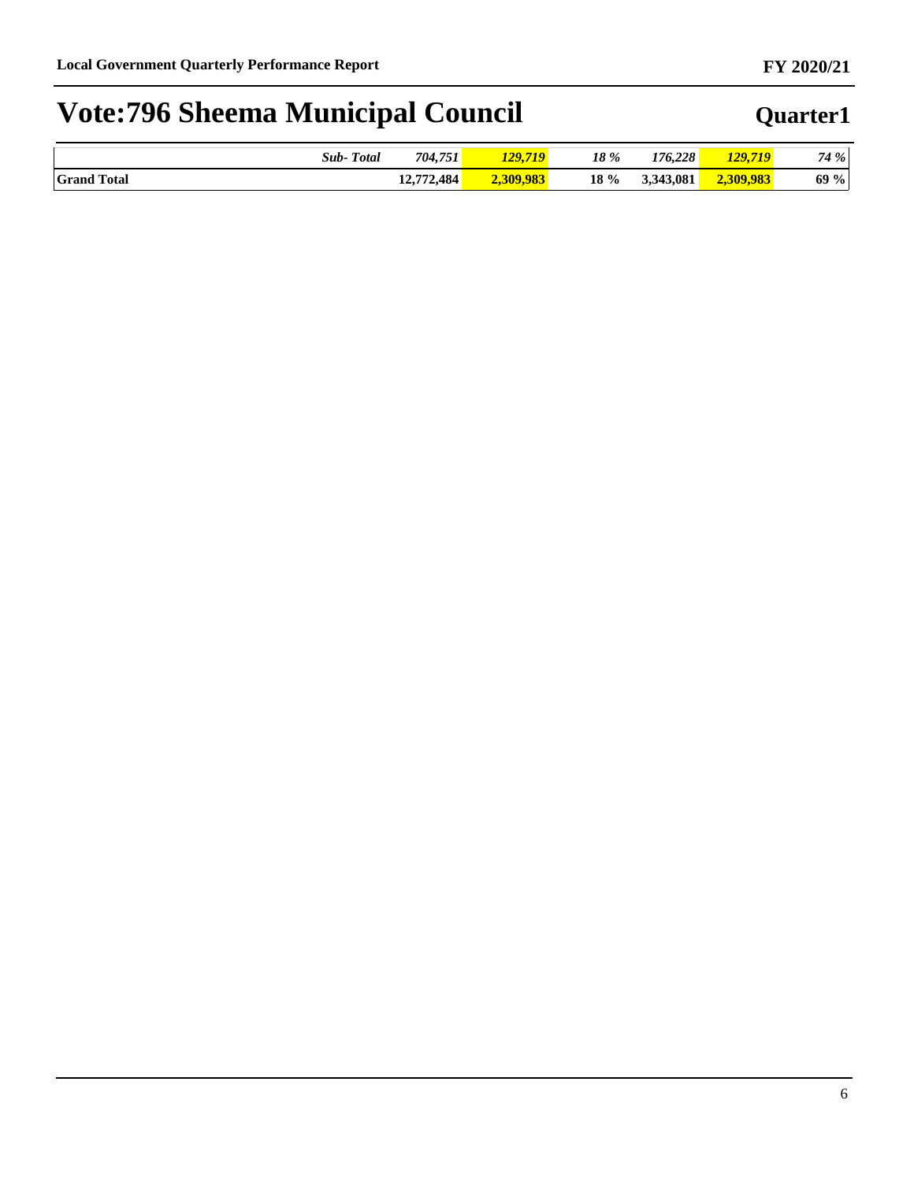# Vote:796 Sheema Municipal Council

## Quarter1

| | | | | | | | |
|---|---|---|---|---|---|---|---|
| | *Sub- Total* | *704,751* | ***129,719*** | *18 %* | *176,228* | ***129,719*** | *74 %* |
| **Grand Total** | | **12,772,484** | **2,309,983** | **18 %** | **3,343,081** | **2,309,983** | **69 %** |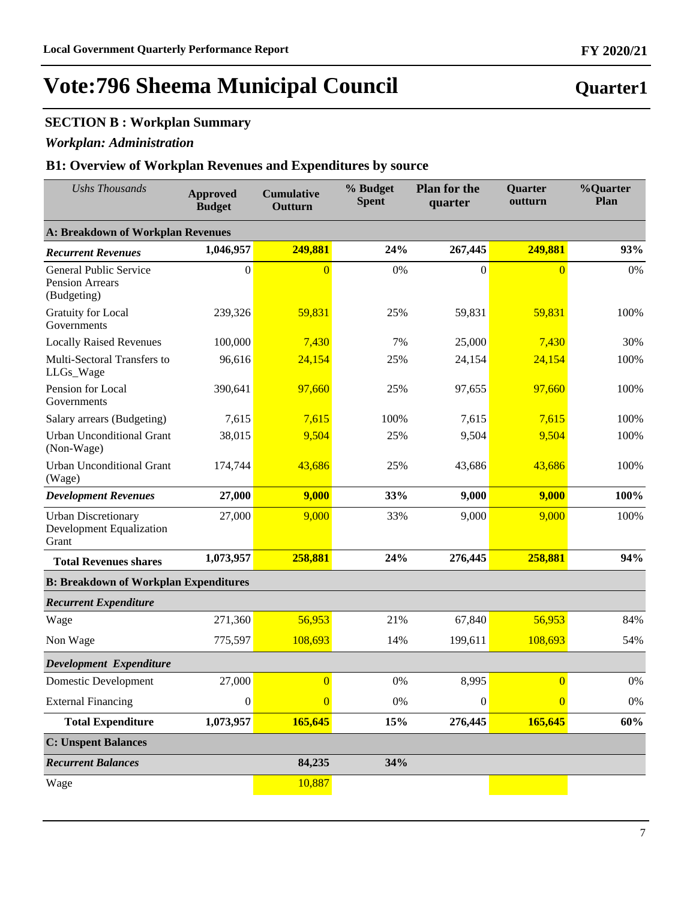# Vote:796 Sheema Municipal Council

**Quarter1**

## SECTION B : Workplan Summary

### *Workplan: Administration*

### B1: Overview of Workplan Revenues and Expenditures by source

| *Ushs Thousands* | Approved Budget | Cumulative Outturn | % Budget Spent | Plan for the quarter | Quarter outturn | %Quarter Plan |
|---|---|---|---|---|---|---|
| **A: Breakdown of Workplan Revenues** | | | | | | |
| ***Recurrent Revenues*** | **1,046,957** | **249,881** | **24%** | **267,445** | **249,881** | **93%** |
| General Public Service Pension Arrears (Budgeting) | 0 | 0 | 0% | 0 | 0 | 0% |
| Gratuity for Local Governments | 239,326 | 59,831 | 25% | 59,831 | 59,831 | 100% |
| Locally Raised Revenues | 100,000 | 7,430 | 7% | 25,000 | 7,430 | 30% |
| Multi-Sectoral Transfers to LLGs_Wage | 96,616 | 24,154 | 25% | 24,154 | 24,154 | 100% |
| Pension for Local Governments | 390,641 | 97,660 | 25% | 97,655 | 97,660 | 100% |
| Salary arrears (Budgeting) | 7,615 | 7,615 | 100% | 7,615 | 7,615 | 100% |
| Urban Unconditional Grant (Non-Wage) | 38,015 | 9,504 | 25% | 9,504 | 9,504 | 100% |
| Urban Unconditional Grant (Wage) | 174,744 | 43,686 | 25% | 43,686 | 43,686 | 100% |
| ***Development Revenues*** | **27,000** | **9,000** | **33%** | **9,000** | **9,000** | **100%** |
| Urban Discretionary Development Equalization Grant | 27,000 | 9,000 | 33% | 9,000 | 9,000 | 100% |
| **Total Revenues shares** | **1,073,957** | **258,881** | **24%** | **276,445** | **258,881** | **94%** |
| **B: Breakdown of Workplan Expenditures** | | | | | | |
| ***Recurrent Expenditure*** | | | | | | |
| Wage | 271,360 | 56,953 | 21% | 67,840 | 56,953 | 84% |
| Non Wage | 775,597 | 108,693 | 14% | 199,611 | 108,693 | 54% |
| ***Development Expenditure*** | | | | | | |
| Domestic Development | 27,000 | 0 | 0% | 8,995 | 0 | 0% |
| External Financing | 0 | 0 | 0% | 0 | 0 | 0% |
| **Total Expenditure** | **1,073,957** | **165,645** | **15%** | **276,445** | **165,645** | **60%** |
| **C: Unspent Balances** | | | | | | |
| ***Recurrent Balances*** | | **84,235** | **34%** | | | |
| Wage | | 10,887 | | | | |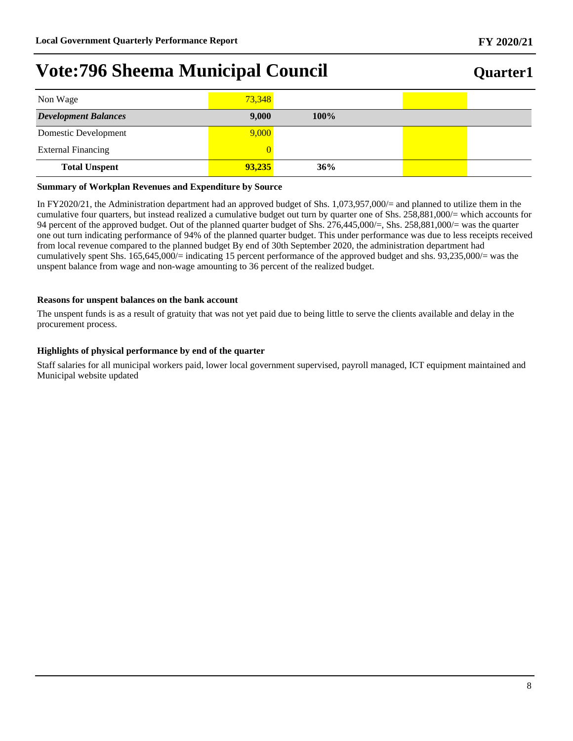# Vote:796 Sheema Municipal Council

**Quarter1**

| | | | | |
|---|---|---|---|---|
| Non Wage | 73,348 | | | |
| ***Development Balances*** | **9,000** | **100%** | | |
| Domestic Development | 9,000 | | | |
| External Financing | 0 | | | |
| **Total Unspent** | **93,235** | **36%** | | |

**Summary of Workplan Revenues and Expenditure by Source**

In FY2020/21, the Administration department had an approved budget of Shs. 1,073,957,000/= and planned to utilize them in the cumulative four quarters, but instead realized a cumulative budget out turn by quarter one of Shs. 258,881,000/= which accounts for 94 percent of the approved budget. Out of the planned quarter budget of Shs. 276,445,000/=, Shs. 258,881,000/= was the quarter one out turn indicating performance of 94% of the planned quarter budget. This under performance was due to less receipts received from local revenue compared to the planned budget By end of 30th September 2020, the administration department had cumulatively spent Shs. 165,645,000/= indicating 15 percent performance of the approved budget and shs. 93,235,000/= was the unspent balance from wage and non-wage amounting to 36 percent of the realized budget.

**Reasons for unspent balances on the bank account**

The unspent funds is as a result of gratuity that was not yet paid due to being little to serve the clients available and delay in the procurement process.

**Highlights of physical performance by end of the quarter**

Staff salaries for all municipal workers paid, lower local government supervised, payroll managed, ICT equipment maintained and Municipal website updated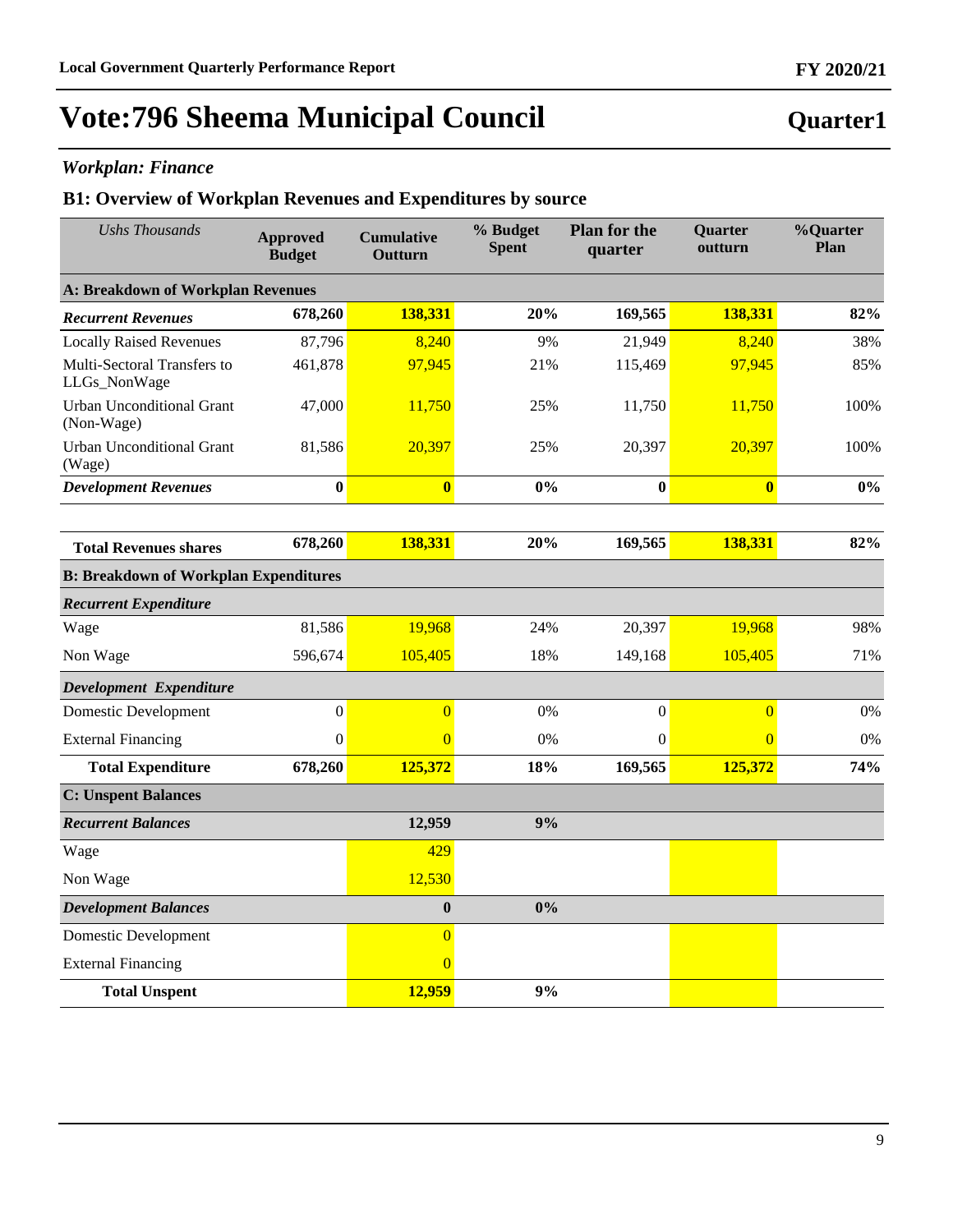# Vote:796 Sheema Municipal Council

## Quarter1

### *Workplan: Finance*

### B1: Overview of Workplan Revenues and Expenditures by source

| *Ushs Thousands* | Approved Budget | Cumulative Outturn | % Budget Spent | Plan for the quarter | Quarter outturn | %Quarter Plan |
|---|---|---|---|---|---|---|
| **A: Breakdown of Workplan Revenues** | | | | | | |
| ***Recurrent Revenues*** | **678,260** | **138,331** | **20%** | **169,565** | **138,331** | **82%** |
| Locally Raised Revenues | 87,796 | 8,240 | 9% | 21,949 | 8,240 | 38% |
| Multi-Sectoral Transfers to LLGs_NonWage | 461,878 | 97,945 | 21% | 115,469 | 97,945 | 85% |
| Urban Unconditional Grant (Non-Wage) | 47,000 | 11,750 | 25% | 11,750 | 11,750 | 100% |
| Urban Unconditional Grant (Wage) | 81,586 | 20,397 | 25% | 20,397 | 20,397 | 100% |
| ***Development Revenues*** | **0** | **0** | **0%** | **0** | **0** | **0%** |
| **Total Revenues shares** | **678,260** | **138,331** | **20%** | **169,565** | **138,331** | **82%** |
| **B: Breakdown of Workplan Expenditures** | | | | | | |
| ***Recurrent Expenditure*** | | | | | | |
| Wage | 81,586 | 19,968 | 24% | 20,397 | 19,968 | 98% |
| Non Wage | 596,674 | 105,405 | 18% | 149,168 | 105,405 | 71% |
| ***Development Expenditure*** | | | | | | |
| Domestic Development | 0 | 0 | 0% | 0 | 0 | 0% |
| External Financing | 0 | 0 | 0% | 0 | 0 | 0% |
| **Total Expenditure** | **678,260** | **125,372** | **18%** | **169,565** | **125,372** | **74%** |
| **C: Unspent Balances** | | | | | | |
| ***Recurrent Balances*** | | **12,959** | **9%** | | | |
| Wage | | 429 | | | | |
| Non Wage | | 12,530 | | | | |
| ***Development Balances*** | | **0** | **0%** | | | |
| Domestic Development | | 0 | | | | |
| External Financing | | 0 | | | | |
| **Total Unspent** | | **12,959** | **9%** | | | |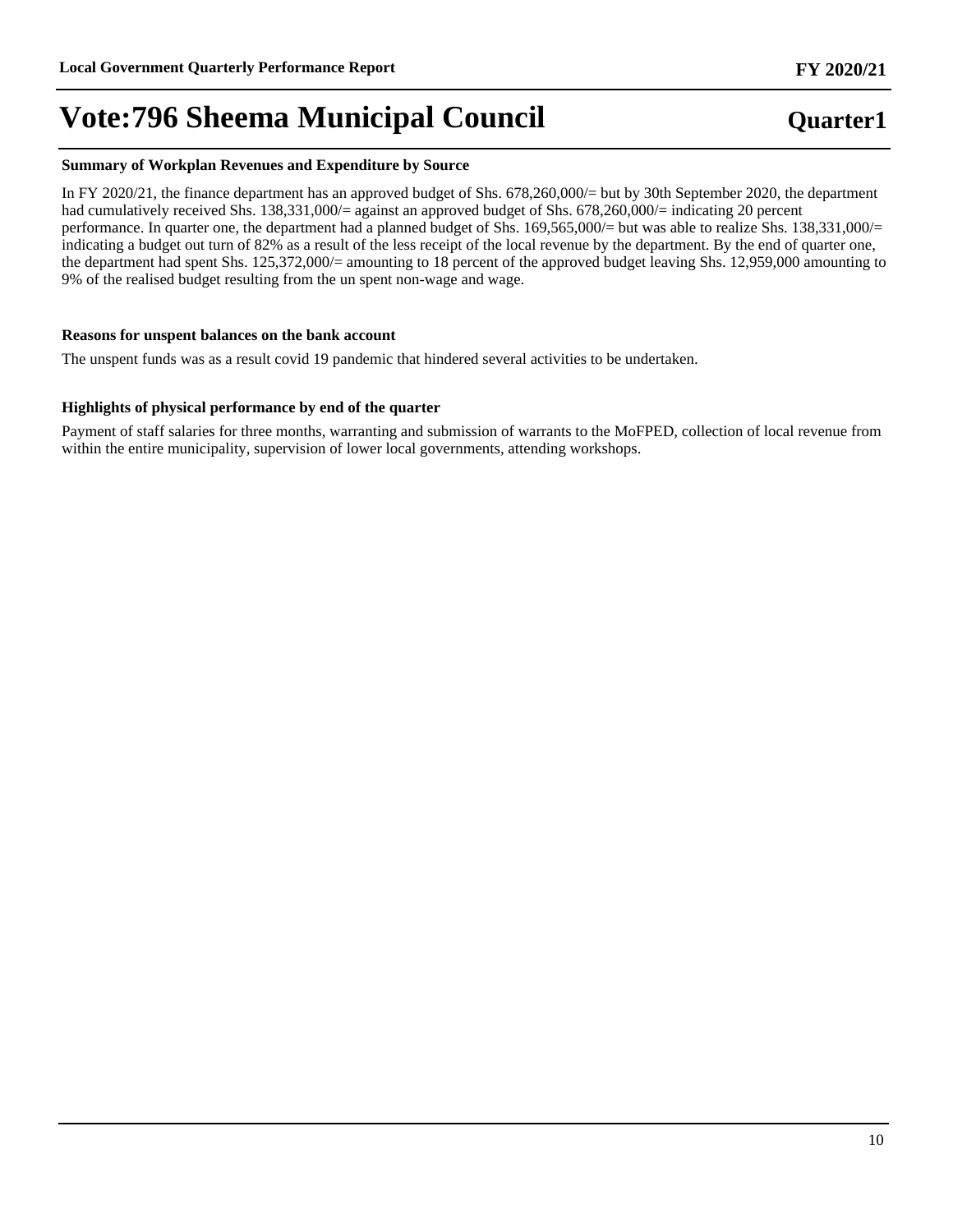# Vote:796 Sheema Municipal Council

**Quarter1**

### Summary of Workplan Revenues and Expenditure by Source

In FY 2020/21, the finance department has an approved budget of Shs. 678,260,000/= but by 30th September 2020, the department had cumulatively received Shs. 138,331,000/= against an approved budget of Shs. 678,260,000/= indicating 20 percent performance. In quarter one, the department had a planned budget of Shs. 169,565,000/= but was able to realize Shs. 138,331,000/= indicating a budget out turn of 82% as a result of the less receipt of the local revenue by the department. By the end of quarter one, the department had spent Shs. 125,372,000/= amounting to 18 percent of the approved budget leaving Shs. 12,959,000 amounting to 9% of the realised budget resulting from the un spent non-wage and wage.

### Reasons for unspent balances on the bank account

The unspent funds was as a result covid 19 pandemic that hindered several activities to be undertaken.

### Highlights of physical performance by end of the quarter

Payment of staff salaries for three months, warranting and submission of warrants to the MoFPED, collection of local revenue from within the entire municipality, supervision of lower local governments, attending workshops.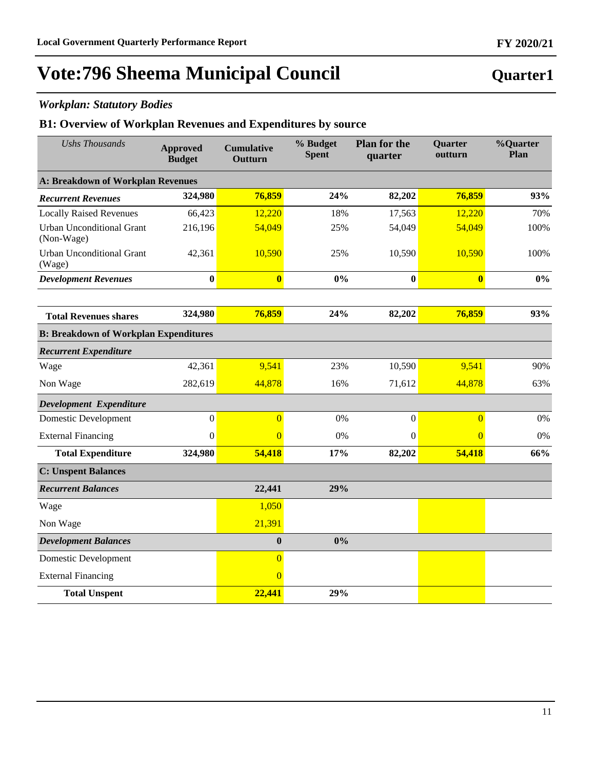# Vote:796 Sheema Municipal Council

## Quarter1

### *Workplan: Statutory Bodies*

### B1: Overview of Workplan Revenues and Expenditures by source

| *Ushs Thousands* | Approved Budget | Cumulative Outturn | % Budget Spent | Plan for the quarter | Quarter outturn | %Quarter Plan |
|---|---|---|---|---|---|---|
| **A: Breakdown of Workplan Revenues** | | | | | | |
| ***Recurrent Revenues*** | **324,980** | **76,859** | **24%** | **82,202** | **76,859** | **93%** |
| Locally Raised Revenues | 66,423 | 12,220 | 18% | 17,563 | 12,220 | 70% |
| Urban Unconditional Grant (Non-Wage) | 216,196 | 54,049 | 25% | 54,049 | 54,049 | 100% |
| Urban Unconditional Grant (Wage) | 42,361 | 10,590 | 25% | 10,590 | 10,590 | 100% |
| ***Development Revenues*** | **0** | **0** | **0%** | **0** | **0** | **0%** |
| **Total Revenues shares** | **324,980** | **76,859** | **24%** | **82,202** | **76,859** | **93%** |
| **B: Breakdown of Workplan Expenditures** | | | | | | |
| ***Recurrent Expenditure*** | | | | | | |
| Wage | 42,361 | 9,541 | 23% | 10,590 | 9,541 | 90% |
| Non Wage | 282,619 | 44,878 | 16% | 71,612 | 44,878 | 63% |
| ***Development Expenditure*** | | | | | | |
| Domestic Development | 0 | 0 | 0% | 0 | 0 | 0% |
| External Financing | 0 | 0 | 0% | 0 | 0 | 0% |
| **Total Expenditure** | **324,980** | **54,418** | **17%** | **82,202** | **54,418** | **66%** |
| **C: Unspent Balances** | | | | | | |
| ***Recurrent Balances*** | | **22,441** | **29%** | | | |
| Wage | | 1,050 | | | | |
| Non Wage | | 21,391 | | | | |
| ***Development Balances*** | | **0** | **0%** | | | |
| Domestic Development | | 0 | | | | |
| External Financing | | 0 | | | | |
| **Total Unspent** | | **22,441** | **29%** | | | |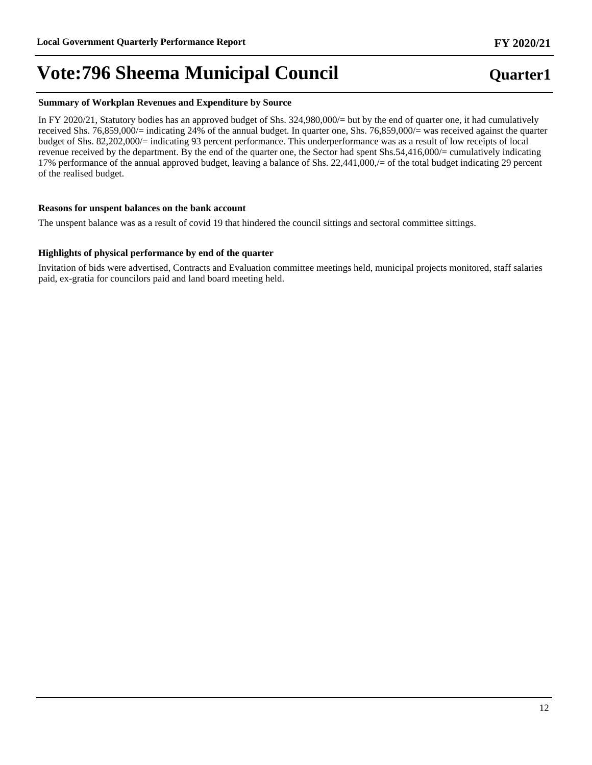# Vote:796 Sheema Municipal Council

## Quarter1

### Summary of Workplan Revenues and Expenditure by Source

In FY 2020/21, Statutory bodies has an approved budget of Shs. 324,980,000/= but by the end of quarter one, it had cumulatively received Shs. 76,859,000/= indicating 24% of the annual budget. In quarter one, Shs. 76,859,000/= was received against the quarter budget of Shs. 82,202,000/= indicating 93 percent performance. This underperformance was as a result of low receipts of local revenue received by the department. By the end of the quarter one, the Sector had spent Shs.54,416,000/= cumulatively indicating 17% performance of the annual approved budget, leaving a balance of Shs. 22,441,000,/= of the total budget indicating 29 percent of the realised budget.

### Reasons for unspent balances on the bank account

The unspent balance was as a result of covid 19 that hindered the council sittings and sectoral committee sittings.

### Highlights of physical performance by end of the quarter

Invitation of bids were advertised, Contracts and Evaluation committee meetings held, municipal projects monitored, staff salaries paid, ex-gratia for councilors paid and land board meeting held.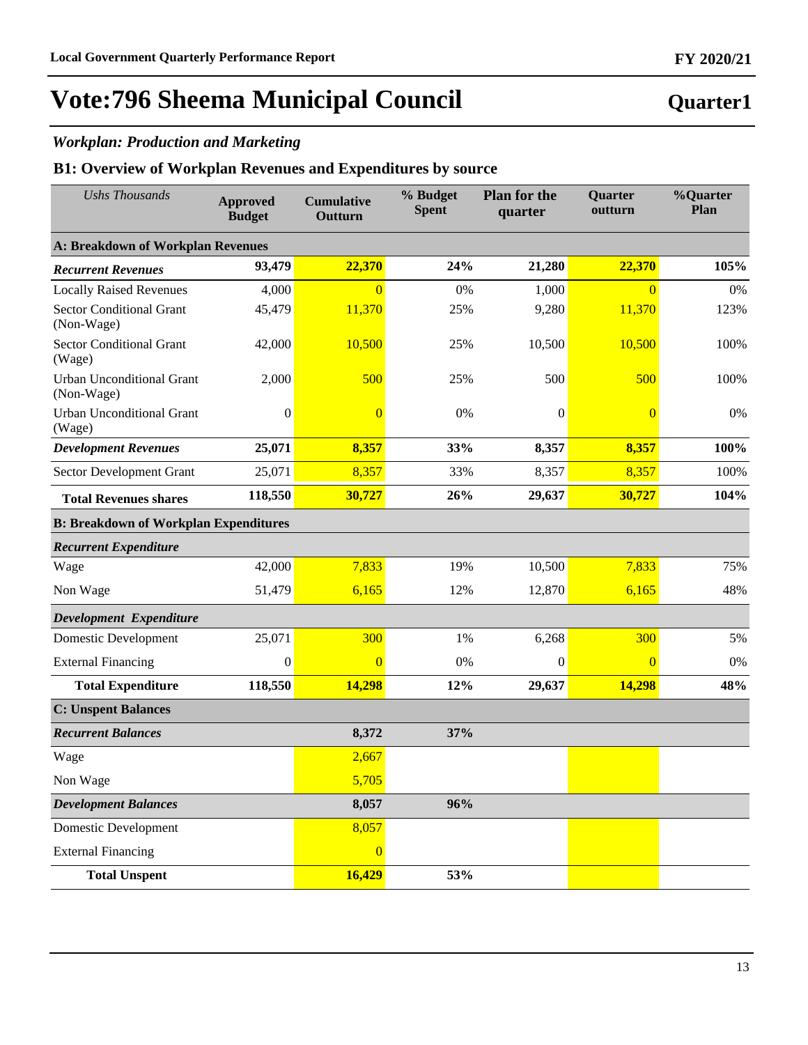# Vote:796 Sheema Municipal Council

**Quarter1**

### *Workplan: Production and Marketing*

## B1: Overview of Workplan Revenues and Expenditures by source

| *Ushs Thousands* | Approved Budget | Cumulative Outturn | % Budget Spent | Plan for the quarter | Quarter outturn | %Quarter Plan |
|---|---|---|---|---|---|---|
| **A: Breakdown of Workplan Revenues** | | | | | | |
| ***Recurrent Revenues*** | **93,479** | **22,370** | **24%** | **21,280** | **22,370** | **105%** |
| Locally Raised Revenues | 4,000 | 0 | 0% | 1,000 | 0 | 0% |
| Sector Conditional Grant (Non-Wage) | 45,479 | 11,370 | 25% | 9,280 | 11,370 | 123% |
| Sector Conditional Grant (Wage) | 42,000 | 10,500 | 25% | 10,500 | 10,500 | 100% |
| Urban Unconditional Grant (Non-Wage) | 2,000 | 500 | 25% | 500 | 500 | 100% |
| Urban Unconditional Grant (Wage) | 0 | 0 | 0% | 0 | 0 | 0% |
| ***Development Revenues*** | **25,071** | **8,357** | **33%** | **8,357** | **8,357** | **100%** |
| Sector Development Grant | 25,071 | 8,357 | 33% | 8,357 | 8,357 | 100% |
| **Total Revenues shares** | **118,550** | **30,727** | **26%** | **29,637** | **30,727** | **104%** |
| **B: Breakdown of Workplan Expenditures** | | | | | | |
| ***Recurrent Expenditure*** | | | | | | |
| Wage | 42,000 | 7,833 | 19% | 10,500 | 7,833 | 75% |
| Non Wage | 51,479 | 6,165 | 12% | 12,870 | 6,165 | 48% |
| ***Development Expenditure*** | | | | | | |
| Domestic Development | 25,071 | 300 | 1% | 6,268 | 300 | 5% |
| External Financing | 0 | 0 | 0% | 0 | 0 | 0% |
| **Total Expenditure** | **118,550** | **14,298** | **12%** | **29,637** | **14,298** | **48%** |
| **C: Unspent Balances** | | | | | | |
| ***Recurrent Balances*** | | **8,372** | **37%** | | | |
| Wage | | 2,667 | | | | |
| Non Wage | | 5,705 | | | | |
| ***Development Balances*** | | **8,057** | **96%** | | | |
| Domestic Development | | 8,057 | | | | |
| External Financing | | 0 | | | | |
| **Total Unspent** | | **16,429** | **53%** | | | |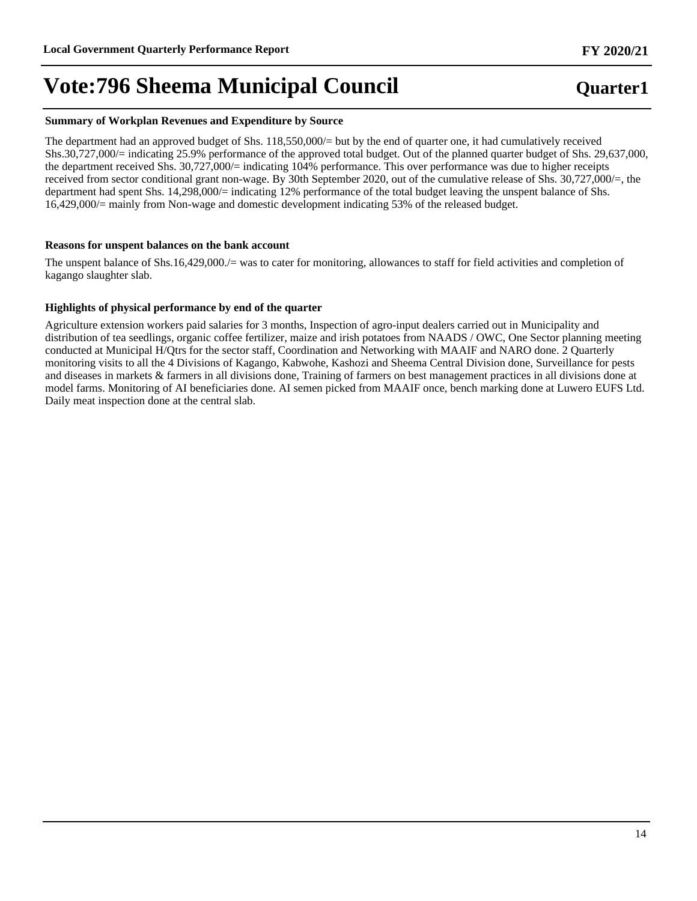# Vote:796 Sheema Municipal Council

**Quarter1**

### Summary of Workplan Revenues and Expenditure by Source

The department had an approved budget of Shs. 118,550,000/= but by the end of quarter one, it had cumulatively received Shs.30,727,000/= indicating 25.9% performance of the approved total budget. Out of the planned quarter budget of Shs. 29,637,000, the department received Shs. 30,727,000/= indicating 104% performance. This over performance was due to higher receipts received from sector conditional grant non-wage. By 30th September 2020, out of the cumulative release of Shs. 30,727,000/=, the department had spent Shs. 14,298,000/= indicating 12% performance of the total budget leaving the unspent balance of Shs. 16,429,000/= mainly from Non-wage and domestic development indicating 53% of the released budget.

### Reasons for unspent balances on the bank account

The unspent balance of Shs.16,429,000./= was to cater for monitoring, allowances to staff for field activities and completion of kagango slaughter slab.

### Highlights of physical performance by end of the quarter

Agriculture extension workers paid salaries for 3 months, Inspection of agro-input dealers carried out in Municipality and distribution of tea seedlings, organic coffee fertilizer, maize and irish potatoes from NAADS / OWC, One Sector planning meeting conducted at Municipal H/Qtrs for the sector staff, Coordination and Networking with MAAIF and NARO done. 2 Quarterly monitoring visits to all the 4 Divisions of Kagango, Kabwohe, Kashozi and Sheema Central Division done, Surveillance for pests and diseases in markets & farmers in all divisions done, Training of farmers on best management practices in all divisions done at model farms. Monitoring of AI beneficiaries done. AI semen picked from MAAIF once, bench marking done at Luwero EUFS Ltd. Daily meat inspection done at the central slab.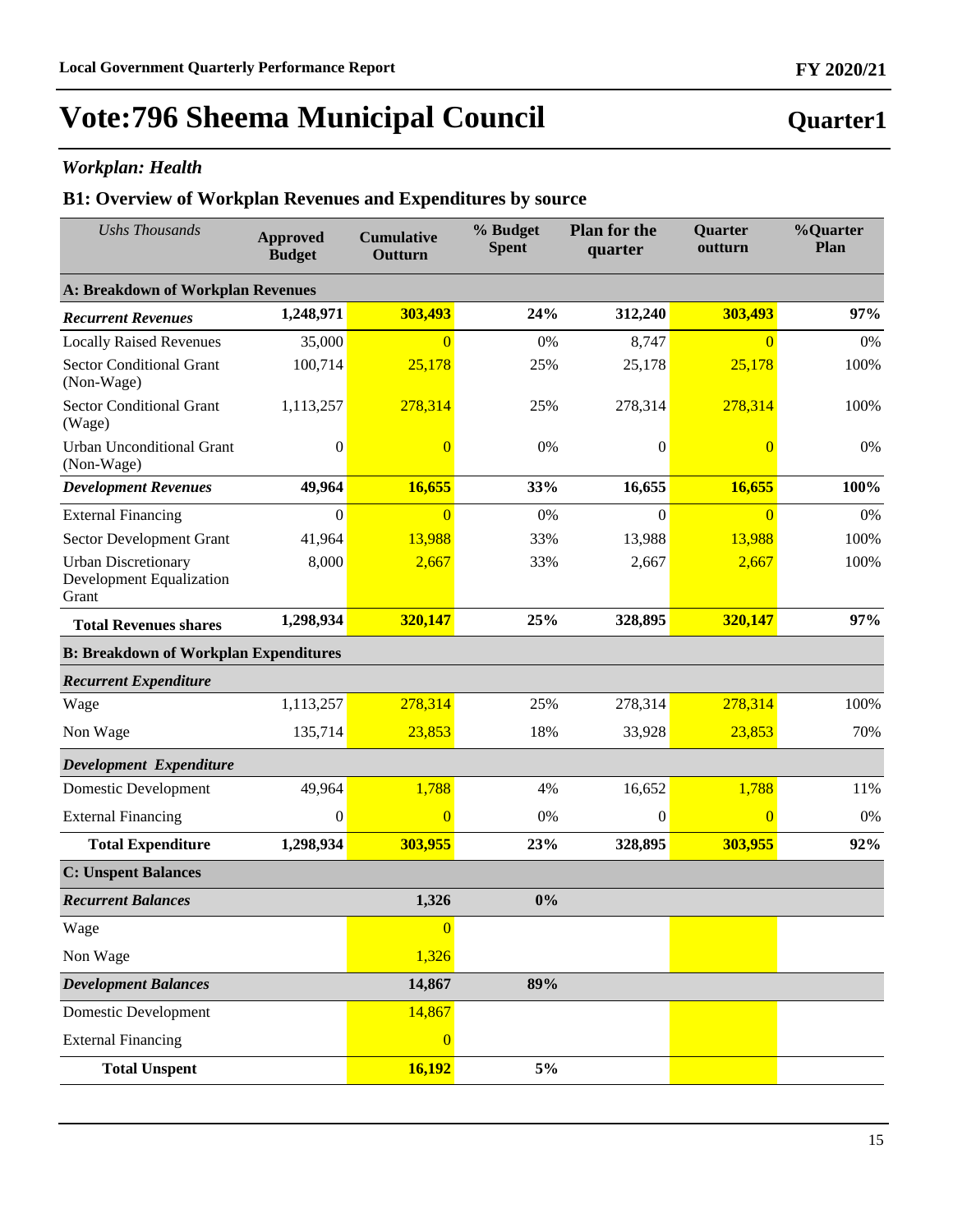# Vote:796 Sheema Municipal Council

**Quarter1**

### *Workplan: Health*

### B1: Overview of Workplan Revenues and Expenditures by source

| *Ushs Thousands* | Approved Budget | Cumulative Outturn | % Budget Spent | Plan for the quarter | Quarter outturn | %Quarter Plan |
|---|---|---|---|---|---|---|
| **A: Breakdown of Workplan Revenues** | | | | | | |
| ***Recurrent Revenues*** | **1,248,971** | **303,493** | **24%** | **312,240** | **303,493** | **97%** |
| Locally Raised Revenues | 35,000 | 0 | 0% | 8,747 | 0 | 0% |
| Sector Conditional Grant (Non-Wage) | 100,714 | 25,178 | 25% | 25,178 | 25,178 | 100% |
| Sector Conditional Grant (Wage) | 1,113,257 | 278,314 | 25% | 278,314 | 278,314 | 100% |
| Urban Unconditional Grant (Non-Wage) | 0 | 0 | 0% | 0 | 0 | 0% |
| ***Development Revenues*** | **49,964** | **16,655** | **33%** | **16,655** | **16,655** | **100%** |
| External Financing | 0 | 0 | 0% | 0 | 0 | 0% |
| Sector Development Grant | 41,964 | 13,988 | 33% | 13,988 | 13,988 | 100% |
| Urban Discretionary Development Equalization Grant | 8,000 | 2,667 | 33% | 2,667 | 2,667 | 100% |
| **Total Revenues shares** | **1,298,934** | **320,147** | **25%** | **328,895** | **320,147** | **97%** |
| **B: Breakdown of Workplan Expenditures** | | | | | | |
| ***Recurrent Expenditure*** | | | | | | |
| Wage | 1,113,257 | 278,314 | 25% | 278,314 | 278,314 | 100% |
| Non Wage | 135,714 | 23,853 | 18% | 33,928 | 23,853 | 70% |
| ***Development Expenditure*** | | | | | | |
| Domestic Development | 49,964 | 1,788 | 4% | 16,652 | 1,788 | 11% |
| External Financing | 0 | 0 | 0% | 0 | 0 | 0% |
| **Total Expenditure** | **1,298,934** | **303,955** | **23%** | **328,895** | **303,955** | **92%** |
| **C: Unspent Balances** | | | | | | |
| ***Recurrent Balances*** | | **1,326** | **0%** | | | |
| Wage | | 0 | | | | |
| Non Wage | | 1,326 | | | | |
| ***Development Balances*** | | **14,867** | **89%** | | | |
| Domestic Development | | 14,867 | | | | |
| External Financing | | 0 | | | | |
| **Total Unspent** | | **16,192** | **5%** | | | |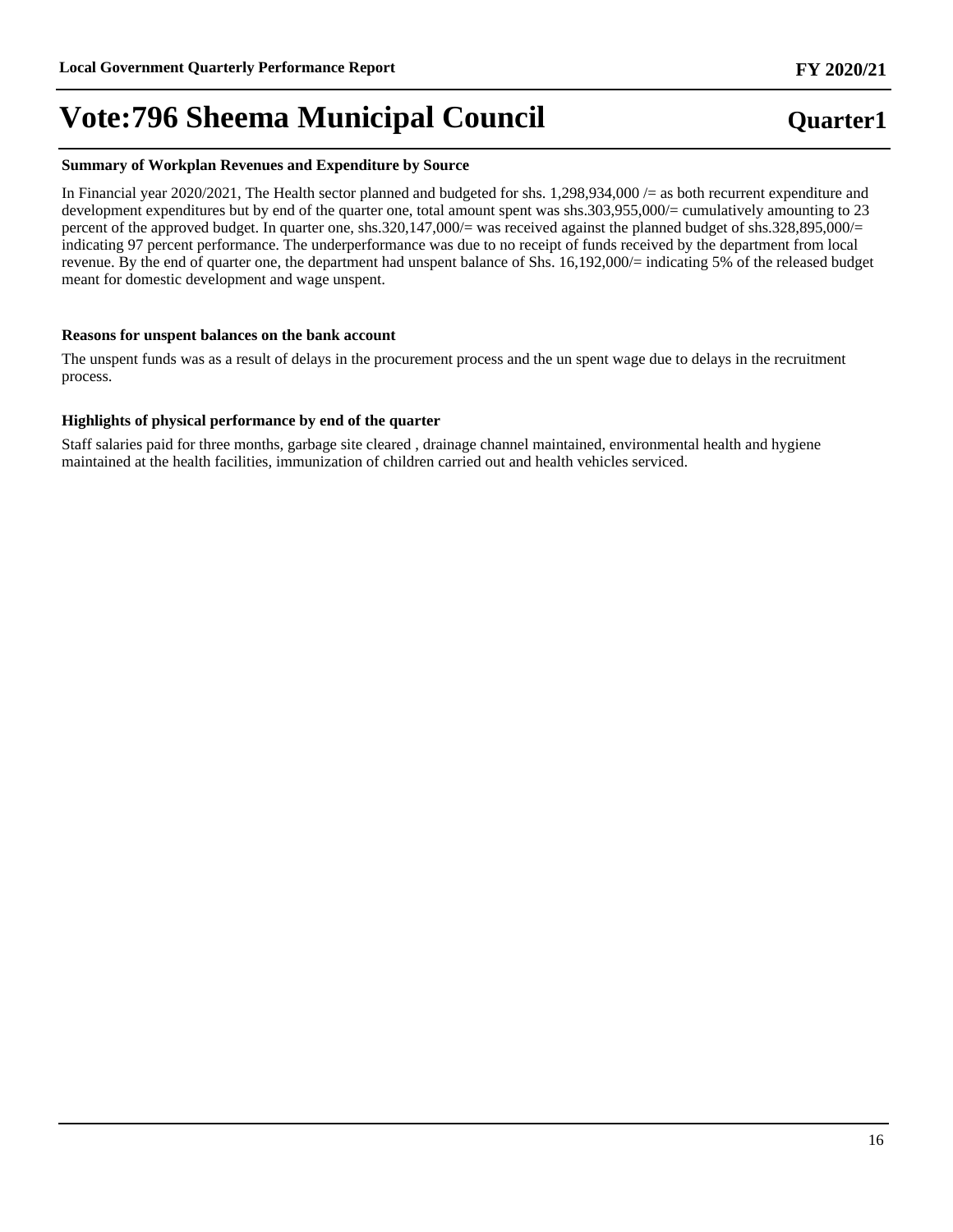# Vote:796 Sheema Municipal Council

## Quarter1

### Summary of Workplan Revenues and Expenditure by Source

In Financial year 2020/2021, The Health sector planned and budgeted for shs. 1,298,934,000 /= as both recurrent expenditure and development expenditures but by end of the quarter one, total amount spent was shs.303,955,000/= cumulatively amounting to 23 percent of the approved budget. In quarter one, shs.320,147,000/= was received against the planned budget of shs.328,895,000/= indicating 97 percent performance. The underperformance was due to no receipt of funds received by the department from local revenue. By the end of quarter one, the department had unspent balance of Shs. 16,192,000/= indicating 5% of the released budget meant for domestic development and wage unspent.

### Reasons for unspent balances on the bank account

The unspent funds was as a result of delays in the procurement process and the un spent wage due to delays in the recruitment process.

### Highlights of physical performance by end of the quarter

Staff salaries paid for three months, garbage site cleared , drainage channel maintained, environmental health and hygiene maintained at the health facilities, immunization of children carried out and health vehicles serviced.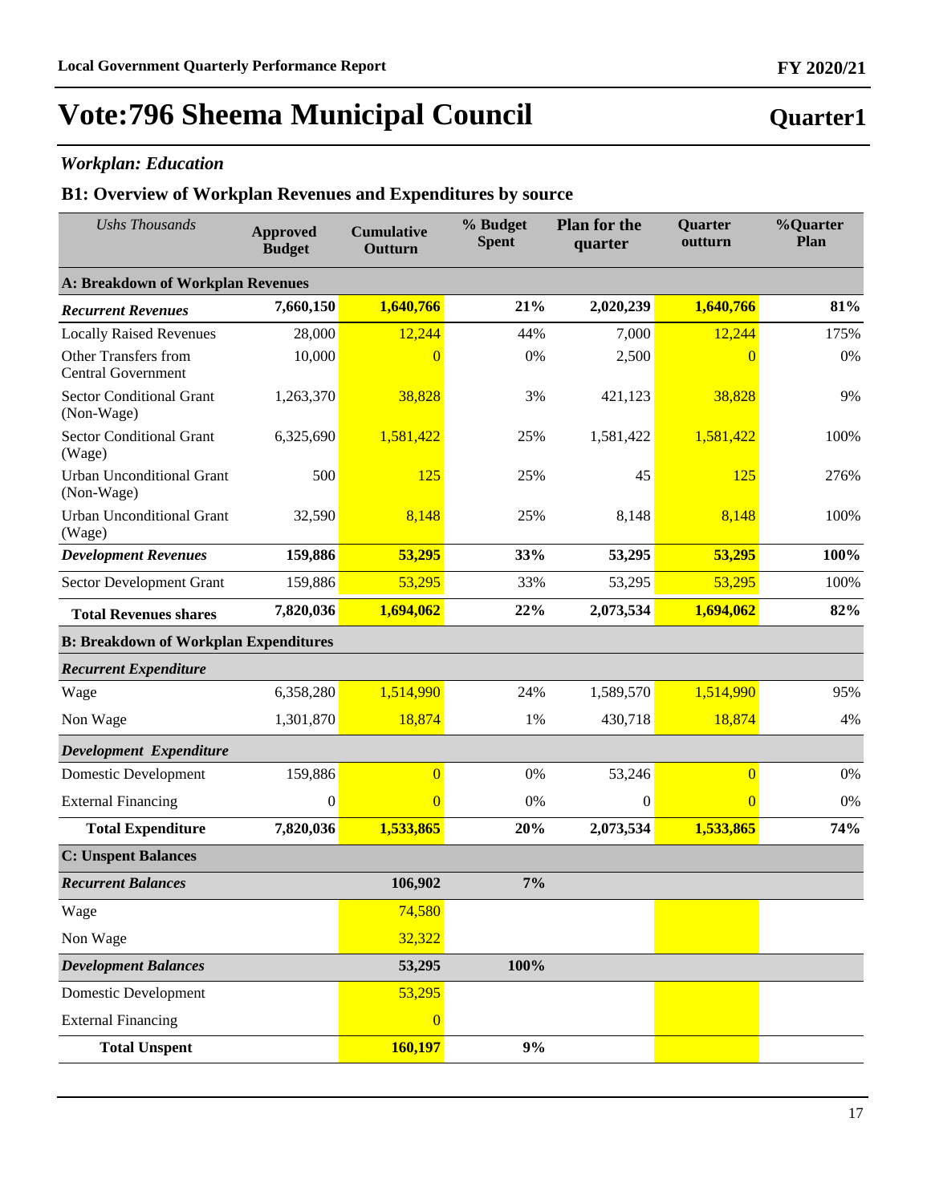# Vote:796 Sheema Municipal Council

## Quarter1

*Workplan: Education*

### B1: Overview of Workplan Revenues and Expenditures by source

| *Ushs Thousands* | Approved Budget | Cumulative Outturn | % Budget Spent | Plan for the quarter | Quarter outturn | %Quarter Plan |
|---|---|---|---|---|---|---|
| **A: Breakdown of Workplan Revenues** | | | | | | |
| ***Recurrent Revenues*** | **7,660,150** | **1,640,766** | **21%** | **2,020,239** | **1,640,766** | **81%** |
| Locally Raised Revenues | 28,000 | 12,244 | 44% | 7,000 | 12,244 | 175% |
| Other Transfers from Central Government | 10,000 | 0 | 0% | 2,500 | 0 | 0% |
| Sector Conditional Grant (Non-Wage) | 1,263,370 | 38,828 | 3% | 421,123 | 38,828 | 9% |
| Sector Conditional Grant (Wage) | 6,325,690 | 1,581,422 | 25% | 1,581,422 | 1,581,422 | 100% |
| Urban Unconditional Grant (Non-Wage) | 500 | 125 | 25% | 45 | 125 | 276% |
| Urban Unconditional Grant (Wage) | 32,590 | 8,148 | 25% | 8,148 | 8,148 | 100% |
| ***Development Revenues*** | **159,886** | **53,295** | **33%** | **53,295** | **53,295** | **100%** |
| Sector Development Grant | 159,886 | 53,295 | 33% | 53,295 | 53,295 | 100% |
| **Total Revenues shares** | **7,820,036** | **1,694,062** | **22%** | **2,073,534** | **1,694,062** | **82%** |
| **B: Breakdown of Workplan Expenditures** | | | | | | |
| ***Recurrent Expenditure*** | | | | | | |
| Wage | 6,358,280 | 1,514,990 | 24% | 1,589,570 | 1,514,990 | 95% |
| Non Wage | 1,301,870 | 18,874 | 1% | 430,718 | 18,874 | 4% |
| ***Development Expenditure*** | | | | | | |
| Domestic Development | 159,886 | 0 | 0% | 53,246 | 0 | 0% |
| External Financing | 0 | 0 | 0% | 0 | 0 | 0% |
| **Total Expenditure** | **7,820,036** | **1,533,865** | **20%** | **2,073,534** | **1,533,865** | **74%** |
| **C: Unspent Balances** | | | | | | |
| ***Recurrent Balances*** | | **106,902** | **7%** | | | |
| Wage | | 74,580 | | | | |
| Non Wage | | 32,322 | | | | |
| ***Development Balances*** | | **53,295** | **100%** | | | |
| Domestic Development | | 53,295 | | | | |
| External Financing | | 0 | | | | |
| **Total Unspent** | | **160,197** | **9%** | | | |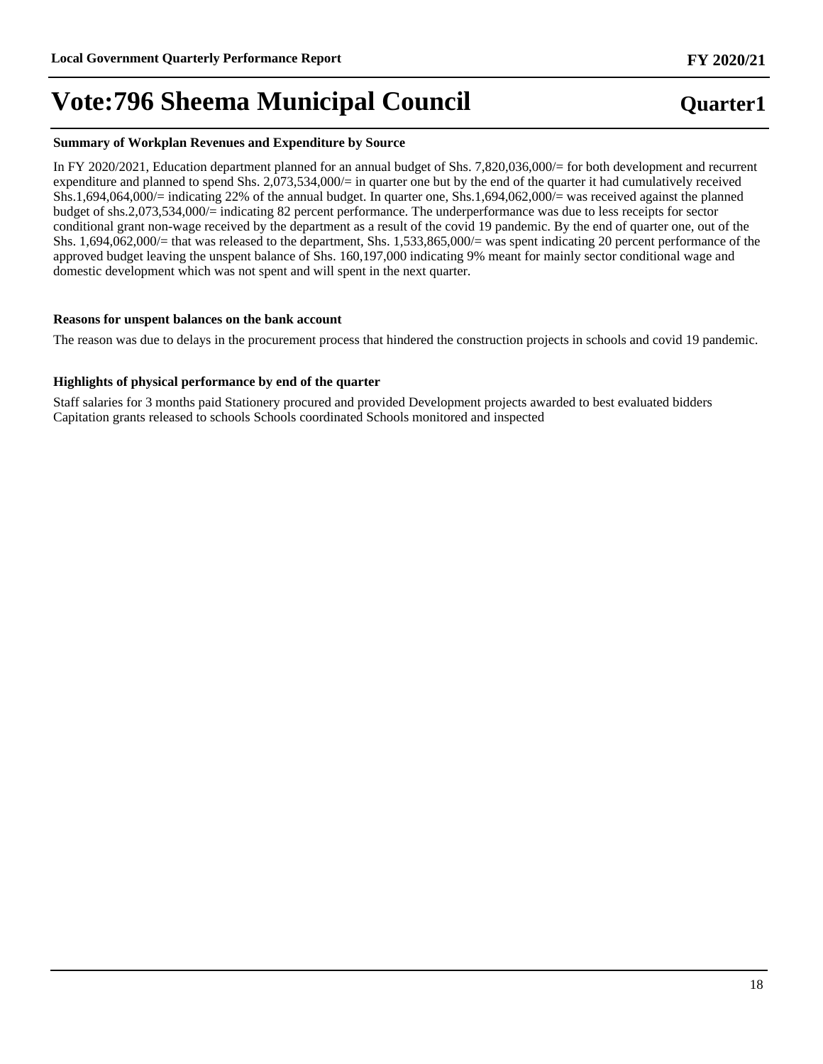# Vote:796 Sheema Municipal Council

**Quarter1**

**Summary of Workplan Revenues and Expenditure by Source**

In FY 2020/2021, Education department planned for an annual budget of Shs. 7,820,036,000/= for both development and recurrent expenditure and planned to spend Shs. 2,073,534,000/= in quarter one but by the end of the quarter it had cumulatively received Shs.1,694,064,000/= indicating 22% of the annual budget. In quarter one, Shs.1,694,062,000/= was received against the planned budget of shs.2,073,534,000/= indicating 82 percent performance. The underperformance was due to less receipts for sector conditional grant non-wage received by the department as a result of the covid 19 pandemic. By the end of quarter one, out of the Shs. 1,694,062,000/= that was released to the department, Shs. 1,533,865,000/= was spent indicating 20 percent performance of the approved budget leaving the unspent balance of Shs. 160,197,000 indicating 9% meant for mainly sector conditional wage and domestic development which was not spent and will spent in the next quarter.

**Reasons for unspent balances on the bank account**

The reason was due to delays in the procurement process that hindered the construction projects in schools and covid 19 pandemic.

**Highlights of physical performance by end of the quarter**

Staff salaries for 3 months paid Stationery procured and provided Development projects awarded to best evaluated bidders Capitation grants released to schools Schools coordinated Schools monitored and inspected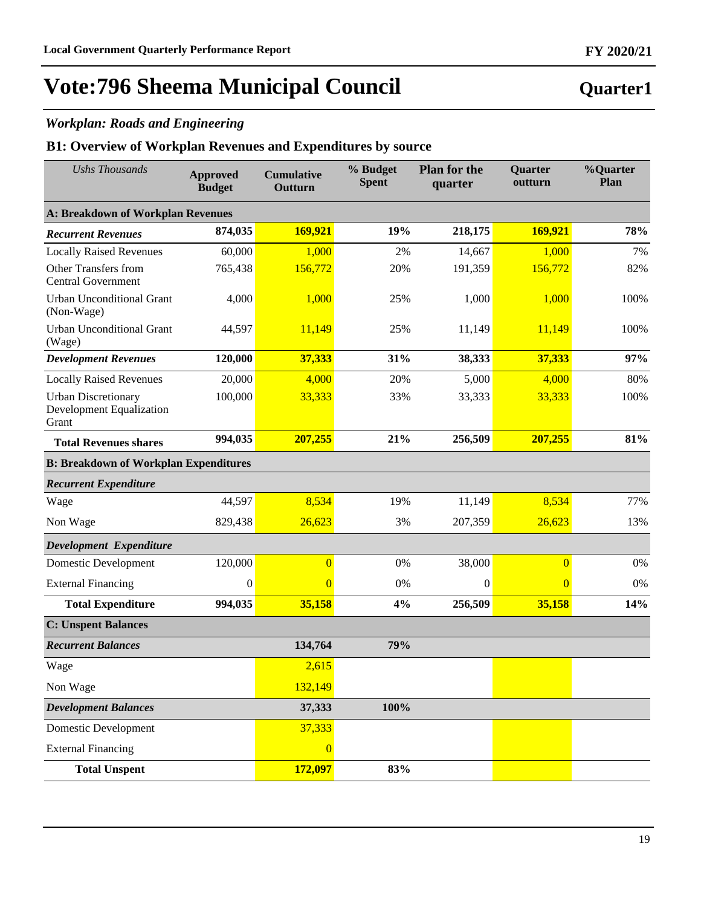# Vote:796 Sheema Municipal Council

## Quarter1

### *Workplan: Roads and Engineering*

### B1: Overview of Workplan Revenues and Expenditures by source

| *Ushs Thousands* | Approved Budget | Cumulative Outturn | % Budget Spent | Plan for the quarter | Quarter outturn | %Quarter Plan |
|---|---|---|---|---|---|---|
| **A: Breakdown of Workplan Revenues** | | | | | | |
| ***Recurrent Revenues*** | **874,035** | **169,921** | **19%** | **218,175** | **169,921** | **78%** |
| Locally Raised Revenues | 60,000 | 1,000 | 2% | 14,667 | 1,000 | 7% |
| Other Transfers from Central Government | 765,438 | 156,772 | 20% | 191,359 | 156,772 | 82% |
| Urban Unconditional Grant (Non-Wage) | 4,000 | 1,000 | 25% | 1,000 | 1,000 | 100% |
| Urban Unconditional Grant (Wage) | 44,597 | 11,149 | 25% | 11,149 | 11,149 | 100% |
| ***Development Revenues*** | **120,000** | **37,333** | **31%** | **38,333** | **37,333** | **97%** |
| Locally Raised Revenues | 20,000 | 4,000 | 20% | 5,000 | 4,000 | 80% |
| Urban Discretionary Development Equalization Grant | 100,000 | 33,333 | 33% | 33,333 | 33,333 | 100% |
| **Total Revenues shares** | **994,035** | **207,255** | **21%** | **256,509** | **207,255** | **81%** |
| **B: Breakdown of Workplan Expenditures** | | | | | | |
| ***Recurrent Expenditure*** | | | | | | |
| Wage | 44,597 | 8,534 | 19% | 11,149 | 8,534 | 77% |
| Non Wage | 829,438 | 26,623 | 3% | 207,359 | 26,623 | 13% |
| ***Development Expenditure*** | | | | | | |
| Domestic Development | 120,000 | 0 | 0% | 38,000 | 0 | 0% |
| External Financing | 0 | 0 | 0% | 0 | 0 | 0% |
| **Total Expenditure** | **994,035** | **35,158** | **4%** | **256,509** | **35,158** | **14%** |
| **C: Unspent Balances** | | | | | | |
| ***Recurrent Balances*** | | **134,764** | **79%** | | | |
| Wage | | 2,615 | | | | |
| Non Wage | | 132,149 | | | | |
| ***Development Balances*** | | **37,333** | **100%** | | | |
| Domestic Development | | 37,333 | | | | |
| External Financing | | 0 | | | | |
| **Total Unspent** | | **172,097** | **83%** | | | |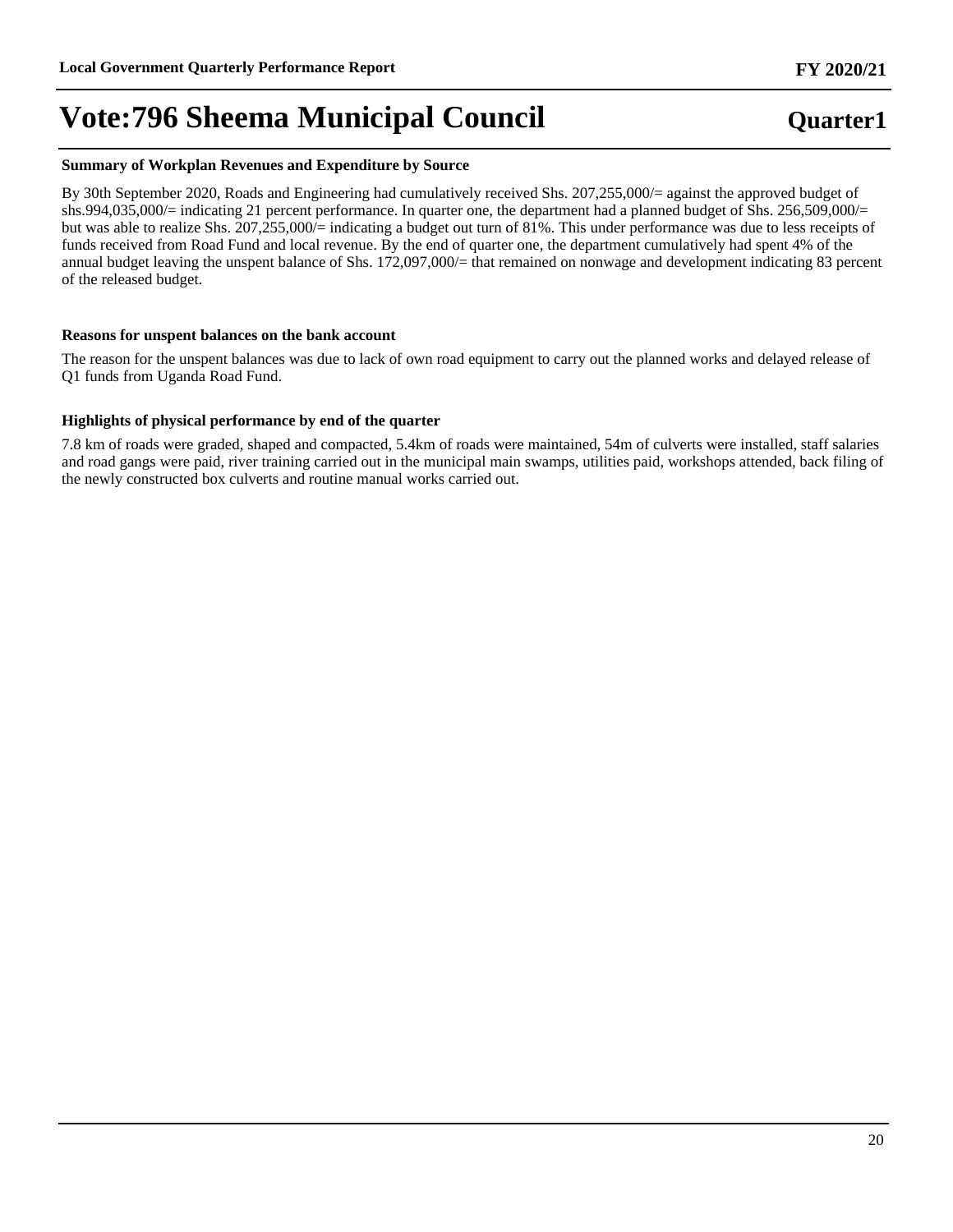# Vote:796 Sheema Municipal Council

## Quarter1

**Summary of Workplan Revenues and Expenditure by Source**

By 30th September 2020, Roads and Engineering had cumulatively received Shs. 207,255,000/= against the approved budget of shs.994,035,000/= indicating 21 percent performance. In quarter one, the department had a planned budget of Shs. 256,509,000/= but was able to realize Shs. 207,255,000/= indicating a budget out turn of 81%. This under performance was due to less receipts of funds received from Road Fund and local revenue. By the end of quarter one, the department cumulatively had spent 4% of the annual budget leaving the unspent balance of Shs. 172,097,000/= that remained on nonwage and development indicating 83 percent of the released budget.

**Reasons for unspent balances on the bank account**

The reason for the unspent balances was due to lack of own road equipment to carry out the planned works and delayed release of Q1 funds from Uganda Road Fund.

**Highlights of physical performance by end of the quarter**

7.8 km of roads were graded, shaped and compacted, 5.4km of roads were maintained, 54m of culverts were installed, staff salaries and road gangs were paid, river training carried out in the municipal main swamps, utilities paid, workshops attended, back filing of the newly constructed box culverts and routine manual works carried out.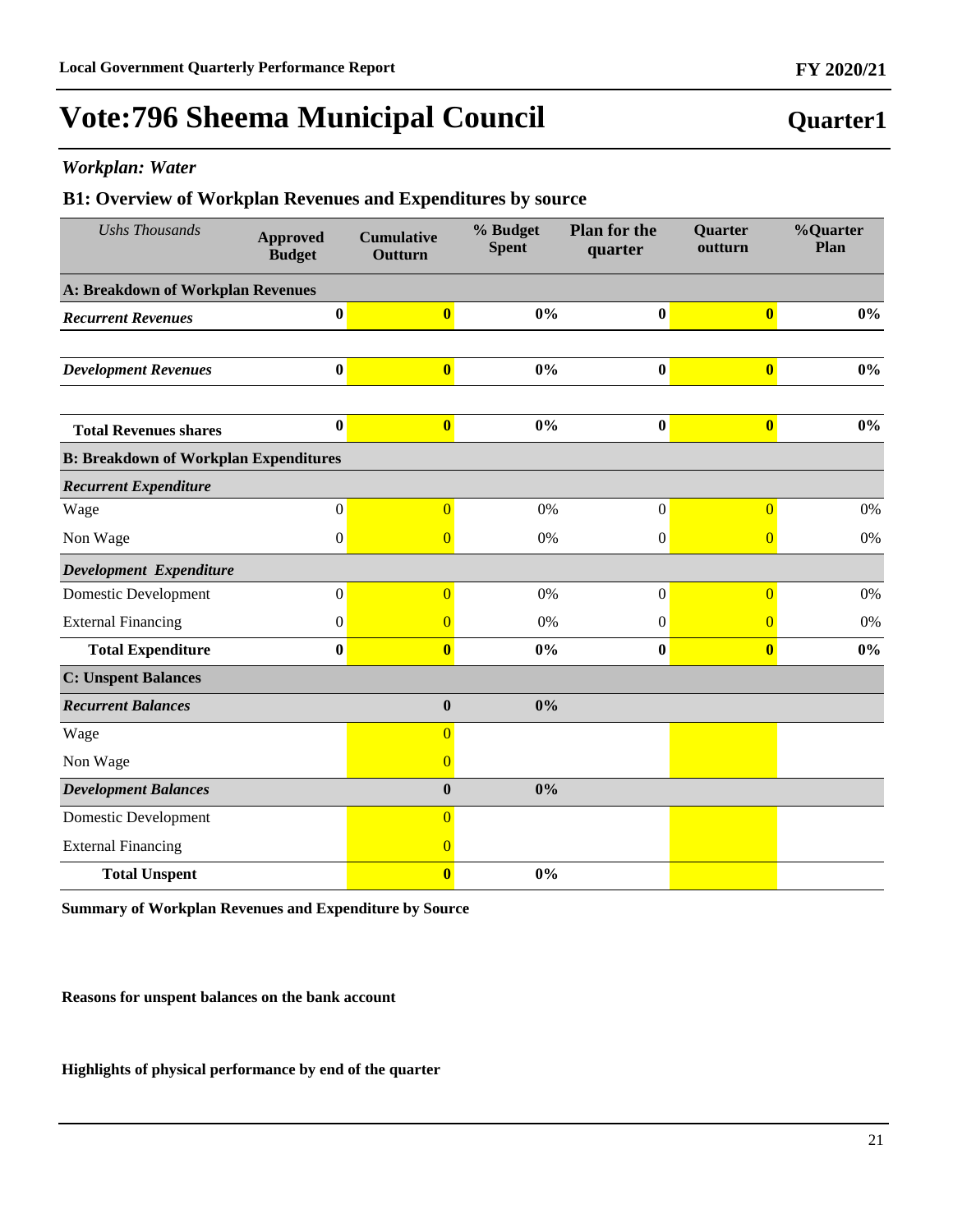# Vote:796 Sheema Municipal Council

**Quarter1**

*Workplan: Water*

## B1: Overview of Workplan Revenues and Expenditures by source

| *Ushs Thousands* | Approved Budget | Cumulative Outturn | % Budget Spent | Plan for the quarter | Quarter outturn | %Quarter Plan |
|---|---|---|---|---|---|---|
| **A: Breakdown of Workplan Revenues** | | | | | | |
| ***Recurrent Revenues*** | **0** | **0** | **0%** | **0** | **0** | **0%** |
| ***Development Revenues*** | **0** | **0** | **0%** | **0** | **0** | **0%** |
| **Total Revenues shares** | **0** | **0** | **0%** | **0** | **0** | **0%** |
| **B: Breakdown of Workplan Expenditures** | | | | | | |
| ***Recurrent Expenditure*** | | | | | | |
| Wage | 0 | 0 | 0% | 0 | 0 | 0% |
| Non Wage | 0 | 0 | 0% | 0 | 0 | 0% |
| ***Development Expenditure*** | | | | | | |
| Domestic Development | 0 | 0 | 0% | 0 | 0 | 0% |
| External Financing | 0 | 0 | 0% | 0 | 0 | 0% |
| **Total Expenditure** | **0** | **0** | **0%** | **0** | **0** | **0%** |
| **C: Unspent Balances** | | | | | | |
| ***Recurrent Balances*** | | **0** | **0%** | | | |
| Wage | | 0 | | | | |
| Non Wage | | 0 | | | | |
| ***Development Balances*** | | **0** | **0%** | | | |
| Domestic Development | | 0 | | | | |
| External Financing | | 0 | | | | |
| **Total Unspent** | | **0** | **0%** | | | |

**Summary of Workplan Revenues and Expenditure by Source**

**Reasons for unspent balances on the bank account**

**Highlights of physical performance by end of the quarter**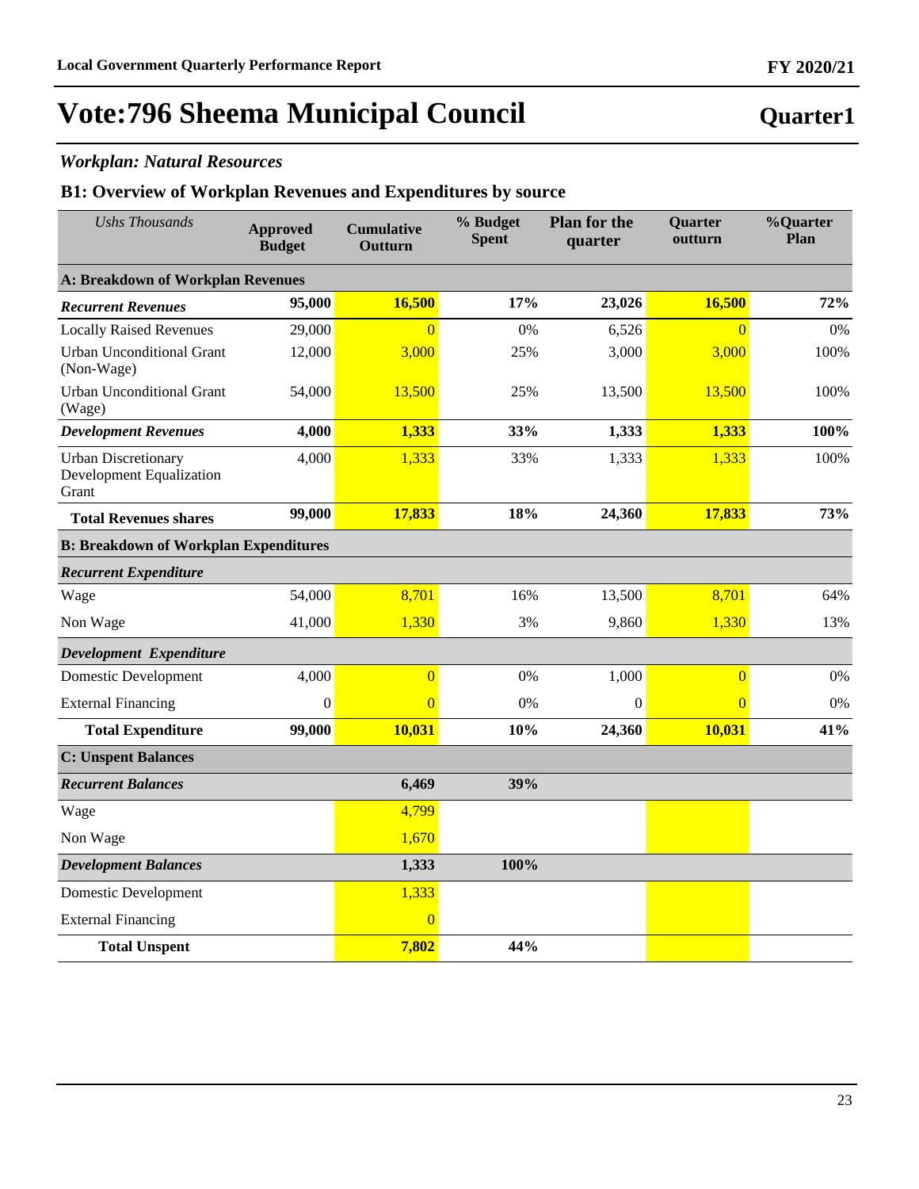# Vote:796 Sheema Municipal Council

## Quarter1

### *Workplan: Natural Resources*

### B1: Overview of Workplan Revenues and Expenditures by source

| *Ushs Thousands* | Approved Budget | Cumulative Outturn | % Budget Spent | Plan for the quarter | Quarter outturn | %Quarter Plan |
|---|---|---|---|---|---|---|
| **A: Breakdown of Workplan Revenues** | | | | | | |
| ***Recurrent Revenues*** | **95,000** | **16,500** | **17%** | **23,026** | **16,500** | **72%** |
| Locally Raised Revenues | 29,000 | 0 | 0% | 6,526 | 0 | 0% |
| Urban Unconditional Grant (Non-Wage) | 12,000 | 3,000 | 25% | 3,000 | 3,000 | 100% |
| Urban Unconditional Grant (Wage) | 54,000 | 13,500 | 25% | 13,500 | 13,500 | 100% |
| ***Development Revenues*** | **4,000** | **1,333** | **33%** | **1,333** | **1,333** | **100%** |
| Urban Discretionary Development Equalization Grant | 4,000 | 1,333 | 33% | 1,333 | 1,333 | 100% |
| **Total Revenues shares** | **99,000** | **17,833** | **18%** | **24,360** | **17,833** | **73%** |
| **B: Breakdown of Workplan Expenditures** | | | | | | |
| ***Recurrent Expenditure*** | | | | | | |
| Wage | 54,000 | 8,701 | 16% | 13,500 | 8,701 | 64% |
| Non Wage | 41,000 | 1,330 | 3% | 9,860 | 1,330 | 13% |
| ***Development Expenditure*** | | | | | | |
| Domestic Development | 4,000 | 0 | 0% | 1,000 | 0 | 0% |
| External Financing | 0 | 0 | 0% | 0 | 0 | 0% |
| **Total Expenditure** | **99,000** | **10,031** | **10%** | **24,360** | **10,031** | **41%** |
| **C: Unspent Balances** | | | | | | |
| ***Recurrent Balances*** | | **6,469** | **39%** | | | |
| Wage | | 4,799 | | | | |
| Non Wage | | 1,670 | | | | |
| ***Development Balances*** | | **1,333** | **100%** | | | |
| Domestic Development | | 1,333 | | | | |
| External Financing | | 0 | | | | |
| **Total Unspent** | | **7,802** | **44%** | | | |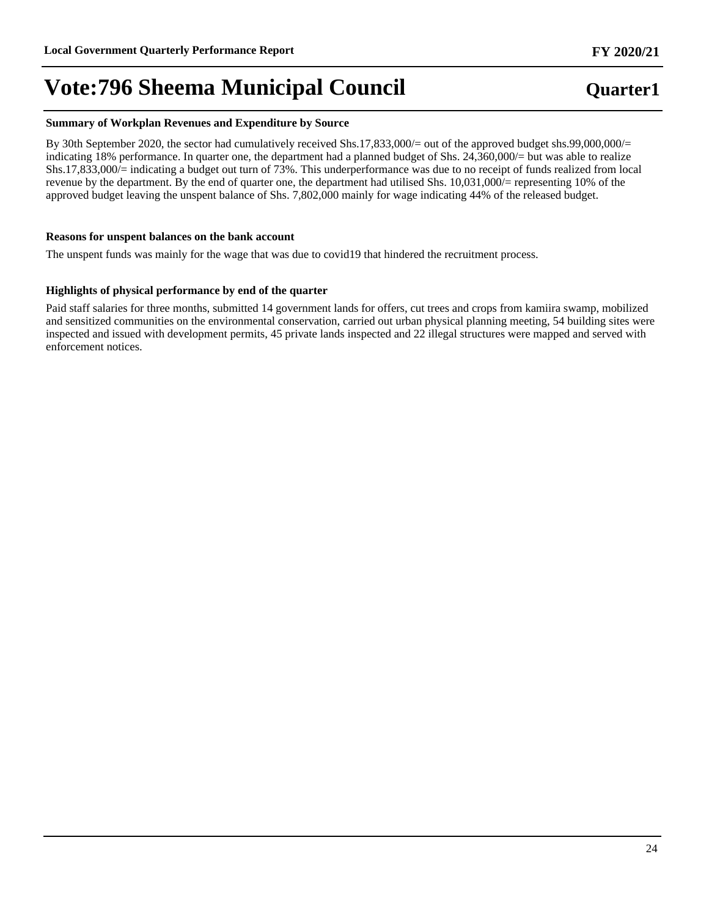# Vote:796 Sheema Municipal Council

**Quarter1**

### Summary of Workplan Revenues and Expenditure by Source

By 30th September 2020, the sector had cumulatively received Shs.17,833,000/= out of the approved budget shs.99,000,000/= indicating 18% performance. In quarter one, the department had a planned budget of Shs. 24,360,000/= but was able to realize Shs.17,833,000/= indicating a budget out turn of 73%. This underperformance was due to no receipt of funds realized from local revenue by the department. By the end of quarter one, the department had utilised Shs. 10,031,000/= representing 10% of the approved budget leaving the unspent balance of Shs. 7,802,000 mainly for wage indicating 44% of the released budget.

### Reasons for unspent balances on the bank account

The unspent funds was mainly for the wage that was due to covid19 that hindered the recruitment process.

### Highlights of physical performance by end of the quarter

Paid staff salaries for three months, submitted 14 government lands for offers, cut trees and crops from kamiira swamp, mobilized and sensitized communities on the environmental conservation, carried out urban physical planning meeting, 54 building sites were inspected and issued with development permits, 45 private lands inspected and 22 illegal structures were mapped and served with enforcement notices.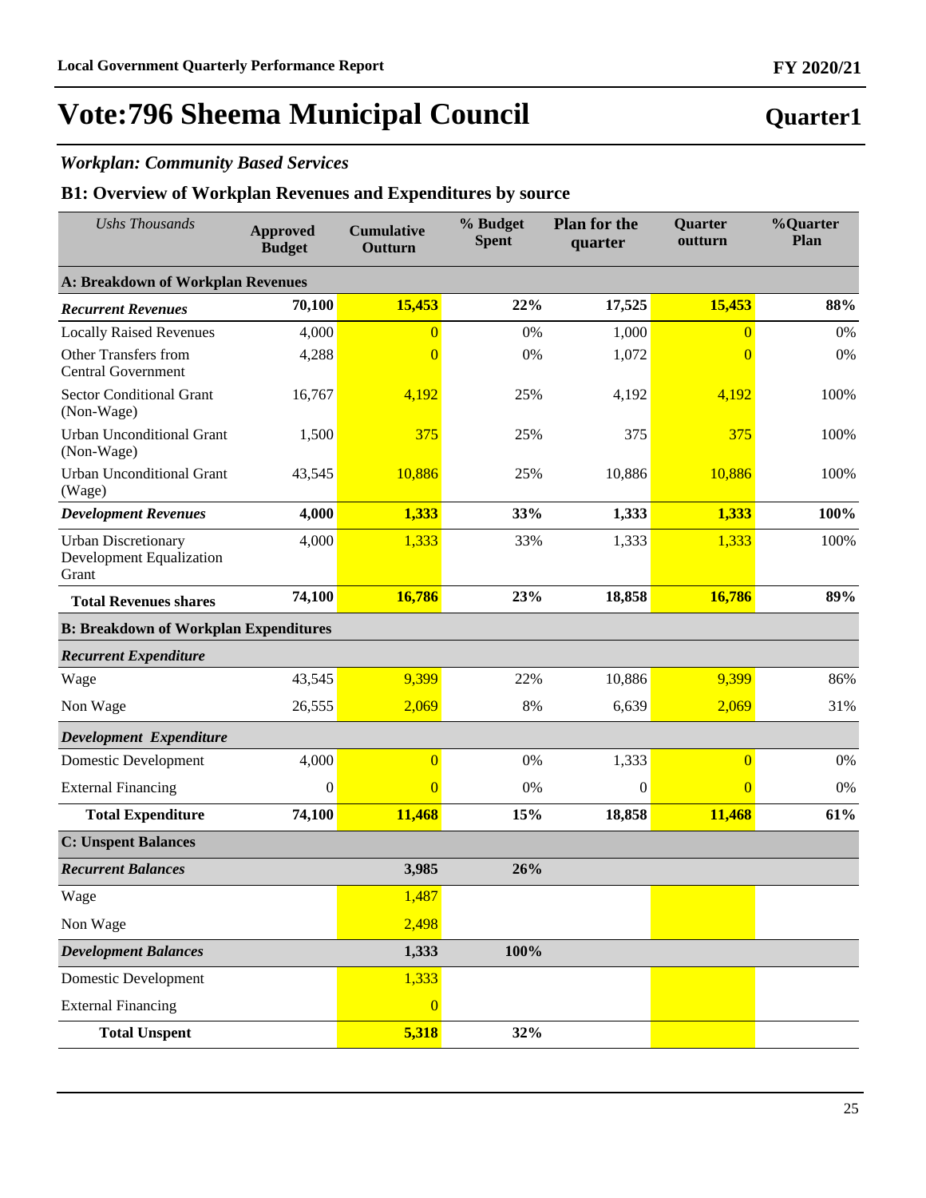# Vote:796 Sheema Municipal Council

## Quarter1

### *Workplan: Community Based Services*

### B1: Overview of Workplan Revenues and Expenditures by source

| *Ushs Thousands* | **Approved Budget** | **Cumulative Outturn** | **% Budget Spent** | **Plan for the quarter** | **Quarter outturn** | **%Quarter Plan** |
|---|---|---|---|---|---|---|
| **A: Breakdown of Workplan Revenues** | | | | | | |
| ***Recurrent Revenues*** | **70,100** | **15,453** | **22%** | **17,525** | **15,453** | **88%** |
| Locally Raised Revenues | 4,000 | 0 | 0% | 1,000 | 0 | 0% |
| Other Transfers from Central Government | 4,288 | 0 | 0% | 1,072 | 0 | 0% |
| Sector Conditional Grant (Non-Wage) | 16,767 | 4,192 | 25% | 4,192 | 4,192 | 100% |
| Urban Unconditional Grant (Non-Wage) | 1,500 | 375 | 25% | 375 | 375 | 100% |
| Urban Unconditional Grant (Wage) | 43,545 | 10,886 | 25% | 10,886 | 10,886 | 100% |
| ***Development Revenues*** | **4,000** | **1,333** | **33%** | **1,333** | **1,333** | **100%** |
| Urban Discretionary Development Equalization Grant | 4,000 | 1,333 | 33% | 1,333 | 1,333 | 100% |
| **Total Revenues shares** | **74,100** | **16,786** | **23%** | **18,858** | **16,786** | **89%** |
| **B: Breakdown of Workplan Expenditures** | | | | | | |
| ***Recurrent Expenditure*** | | | | | | |
| Wage | 43,545 | 9,399 | 22% | 10,886 | 9,399 | 86% |
| Non Wage | 26,555 | 2,069 | 8% | 6,639 | 2,069 | 31% |
| ***Development Expenditure*** | | | | | | |
| Domestic Development | 4,000 | 0 | 0% | 1,333 | 0 | 0% |
| External Financing | 0 | 0 | 0% | 0 | 0 | 0% |
| **Total Expenditure** | **74,100** | **11,468** | **15%** | **18,858** | **11,468** | **61%** |
| **C: Unspent Balances** | | | | | | |
| ***Recurrent Balances*** | | **3,985** | **26%** | | | |
| Wage | | 1,487 | | | | |
| Non Wage | | 2,498 | | | | |
| ***Development Balances*** | | **1,333** | **100%** | | | |
| Domestic Development | | 1,333 | | | | |
| External Financing | | 0 | | | | |
| **Total Unspent** | | **5,318** | **32%** | | | |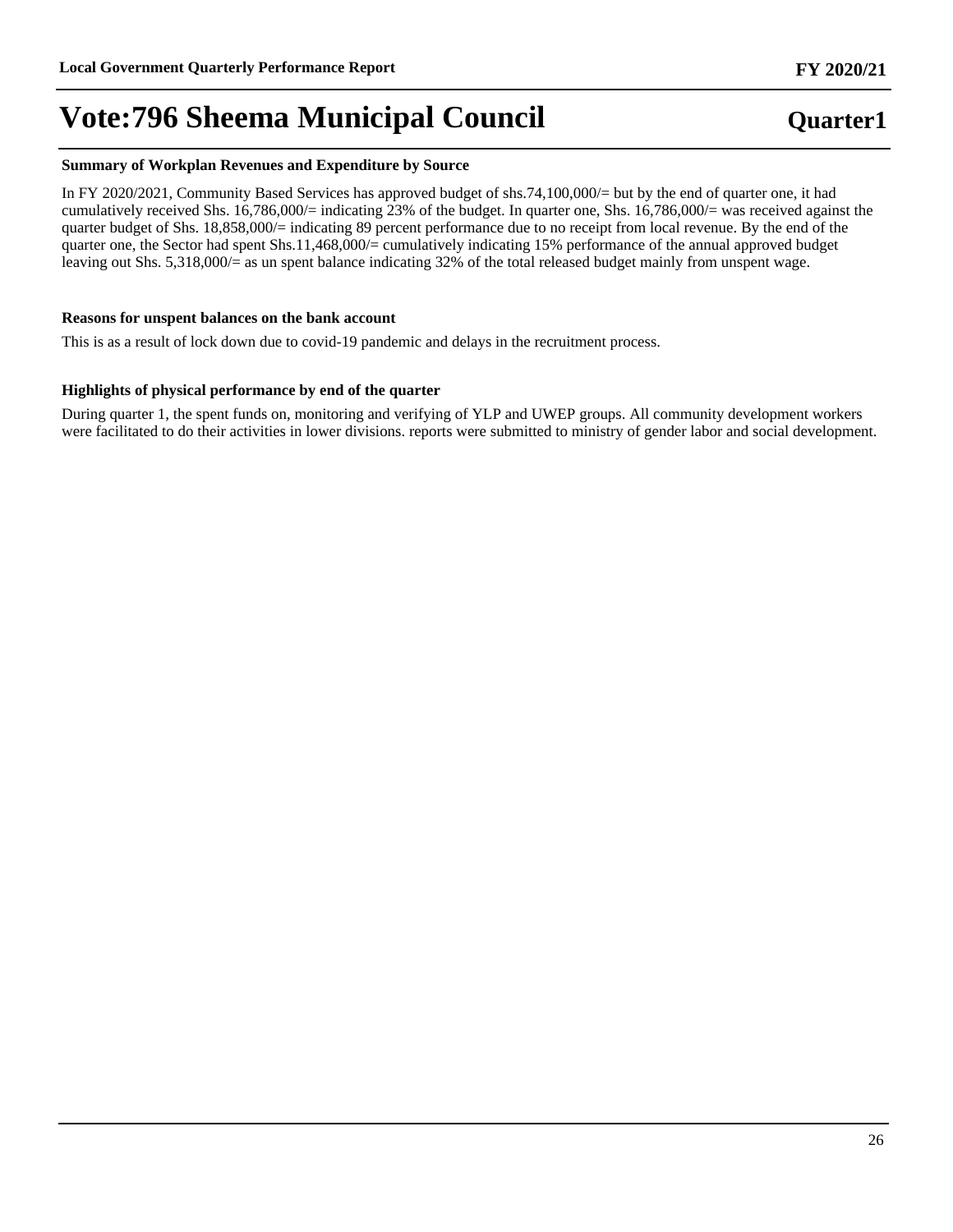# Vote:796 Sheema Municipal Council

**Quarter1**

**Summary of Workplan Revenues and Expenditure by Source**

In FY 2020/2021, Community Based Services has approved budget of shs.74,100,000/= but by the end of quarter one, it had cumulatively received Shs. 16,786,000/= indicating 23% of the budget. In quarter one, Shs. 16,786,000/= was received against the quarter budget of Shs. 18,858,000/= indicating 89 percent performance due to no receipt from local revenue. By the end of the quarter one, the Sector had spent Shs.11,468,000/= cumulatively indicating 15% performance of the annual approved budget leaving out Shs. 5,318,000/= as un spent balance indicating 32% of the total released budget mainly from unspent wage.

**Reasons for unspent balances on the bank account**

This is as a result of lock down due to covid-19 pandemic and delays in the recruitment process.

**Highlights of physical performance by end of the quarter**

During quarter 1, the spent funds on, monitoring and verifying of YLP and UWEP groups. All community development workers were facilitated to do their activities in lower divisions. reports were submitted to ministry of gender labor and social development.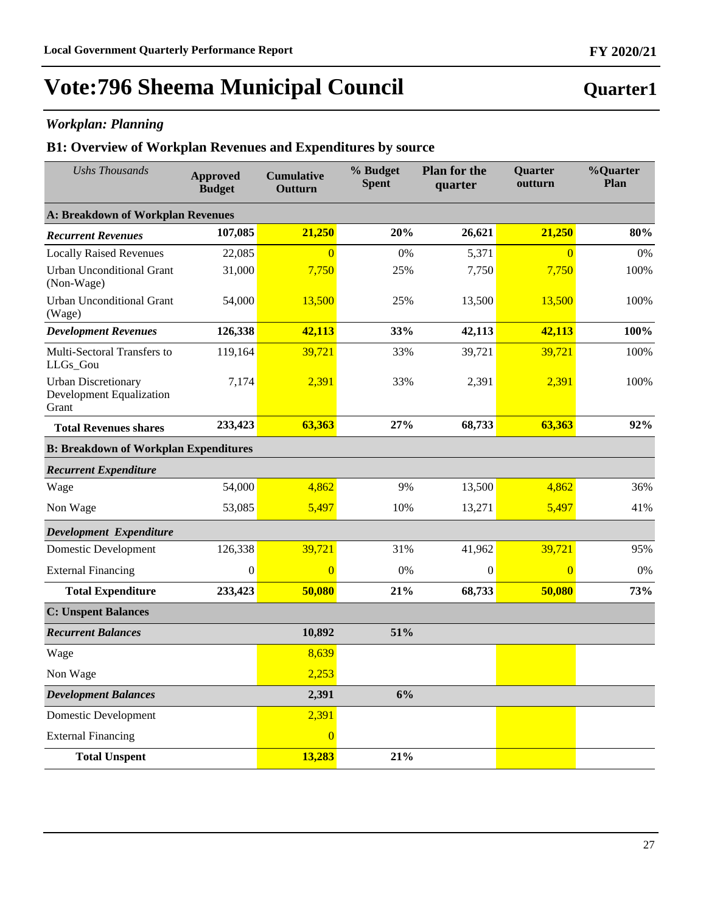# Vote:796 Sheema Municipal Council

**Quarter1**

### *Workplan: Planning*

### B1: Overview of Workplan Revenues and Expenditures by source

| *Ushs Thousands* | Approved Budget | Cumulative Outturn | % Budget Spent | Plan for the quarter | Quarter outturn | %Quarter Plan |
|---|---|---|---|---|---|---|
| **A: Breakdown of Workplan Revenues** | | | | | | |
| ***Recurrent Revenues*** | **107,085** | **21,250** | **20%** | **26,621** | **21,250** | **80%** |
| Locally Raised Revenues | 22,085 | 0 | 0% | 5,371 | 0 | 0% |
| Urban Unconditional Grant (Non-Wage) | 31,000 | 7,750 | 25% | 7,750 | 7,750 | 100% |
| Urban Unconditional Grant (Wage) | 54,000 | 13,500 | 25% | 13,500 | 13,500 | 100% |
| ***Development Revenues*** | **126,338** | **42,113** | **33%** | **42,113** | **42,113** | **100%** |
| Multi-Sectoral Transfers to LLGs_Gou | 119,164 | 39,721 | 33% | 39,721 | 39,721 | 100% |
| Urban Discretionary Development Equalization Grant | 7,174 | 2,391 | 33% | 2,391 | 2,391 | 100% |
| **Total Revenues shares** | **233,423** | **63,363** | **27%** | **68,733** | **63,363** | **92%** |
| **B: Breakdown of Workplan Expenditures** | | | | | | |
| ***Recurrent Expenditure*** | | | | | | |
| Wage | 54,000 | 4,862 | 9% | 13,500 | 4,862 | 36% |
| Non Wage | 53,085 | 5,497 | 10% | 13,271 | 5,497 | 41% |
| ***Development Expenditure*** | | | | | | |
| Domestic Development | 126,338 | 39,721 | 31% | 41,962 | 39,721 | 95% |
| External Financing | 0 | 0 | 0% | 0 | 0 | 0% |
| **Total Expenditure** | **233,423** | **50,080** | **21%** | **68,733** | **50,080** | **73%** |
| **C: Unspent Balances** | | | | | | |
| ***Recurrent Balances*** | | **10,892** | **51%** | | | |
| Wage | | 8,639 | | | | |
| Non Wage | | 2,253 | | | | |
| ***Development Balances*** | | **2,391** | **6%** | | | |
| Domestic Development | | 2,391 | | | | |
| External Financing | | 0 | | | | |
| **Total Unspent** | | **13,283** | **21%** | | | |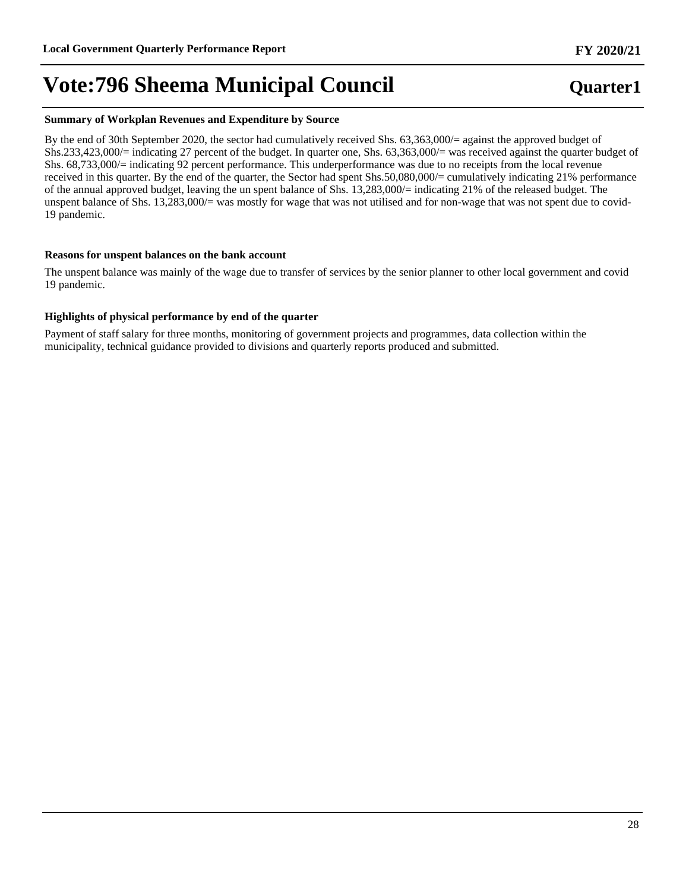# Vote:796 Sheema Municipal Council

**Quarter1**

**Summary of Workplan Revenues and Expenditure by Source**

By the end of 30th September 2020, the sector had cumulatively received Shs. 63,363,000/= against the approved budget of Shs.233,423,000/= indicating 27 percent of the budget. In quarter one, Shs. 63,363,000/= was received against the quarter budget of Shs. 68,733,000/= indicating 92 percent performance. This underperformance was due to no receipts from the local revenue received in this quarter. By the end of the quarter, the Sector had spent Shs.50,080,000/= cumulatively indicating 21% performance of the annual approved budget, leaving the un spent balance of Shs. 13,283,000/= indicating 21% of the released budget. The unspent balance of Shs. 13,283,000/= was mostly for wage that was not utilised and for non-wage that was not spent due to covid-19 pandemic.

**Reasons for unspent balances on the bank account**

The unspent balance was mainly of the wage due to transfer of services by the senior planner to other local government and covid 19 pandemic.

**Highlights of physical performance by end of the quarter**

Payment of staff salary for three months, monitoring of government projects and programmes, data collection within the municipality, technical guidance provided to divisions and quarterly reports produced and submitted.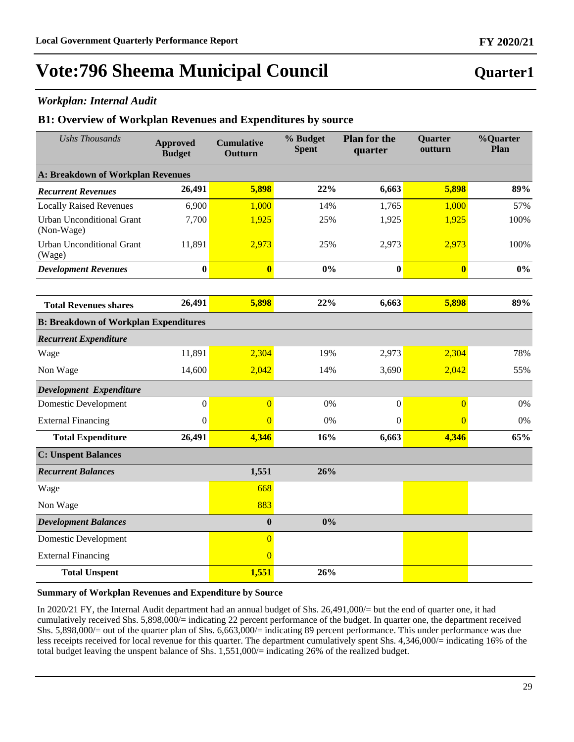# Vote:796 Sheema Municipal Council

**Quarter1**

### *Workplan: Internal Audit*

### B1: Overview of Workplan Revenues and Expenditures by source

| *Ushs Thousands* | Approved Budget | Cumulative Outturn | % Budget Spent | Plan for the quarter | Quarter outturn | %Quarter Plan |
|---|---|---|---|---|---|---|
| **A: Breakdown of Workplan Revenues** | | | | | | |
| ***Recurrent Revenues*** | **26,491** | **5,898** | **22%** | **6,663** | **5,898** | **89%** |
| Locally Raised Revenues | 6,900 | 1,000 | 14% | 1,765 | 1,000 | 57% |
| Urban Unconditional Grant (Non-Wage) | 7,700 | 1,925 | 25% | 1,925 | 1,925 | 100% |
| Urban Unconditional Grant (Wage) | 11,891 | 2,973 | 25% | 2,973 | 2,973 | 100% |
| ***Development Revenues*** | **0** | **0** | **0%** | **0** | **0** | **0%** |
| **Total Revenues shares** | **26,491** | **5,898** | **22%** | **6,663** | **5,898** | **89%** |
| **B: Breakdown of Workplan Expenditures** | | | | | | |
| ***Recurrent Expenditure*** | | | | | | |
| Wage | 11,891 | 2,304 | 19% | 2,973 | 2,304 | 78% |
| Non Wage | 14,600 | 2,042 | 14% | 3,690 | 2,042 | 55% |
| ***Development Expenditure*** | | | | | | |
| Domestic Development | 0 | 0 | 0% | 0 | 0 | 0% |
| External Financing | 0 | 0 | 0% | 0 | 0 | 0% |
| **Total Expenditure** | **26,491** | **4,346** | **16%** | **6,663** | **4,346** | **65%** |
| **C: Unspent Balances** | | | | | | |
| ***Recurrent Balances*** | | **1,551** | **26%** | | | |
| Wage | | 668 | | | | |
| Non Wage | | 883 | | | | |
| ***Development Balances*** | | **0** | **0%** | | | |
| Domestic Development | | 0 | | | | |
| External Financing | | 0 | | | | |
| **Total Unspent** | | **1,551** | **26%** | | | |

**Summary of Workplan Revenues and Expenditure by Source**

In 2020/21 FY, the Internal Audit department had an annual budget of Shs. 26,491,000/= but the end of quarter one, it had cumulatively received Shs. 5,898,000/= indicating 22 percent performance of the budget. In quarter one, the department received Shs. 5,898,000/= out of the quarter plan of Shs. 6,663,000/= indicating 89 percent performance. This under performance was due less receipts received for local revenue for this quarter. The department cumulatively spent Shs. 4,346,000/= indicating 16% of the total budget leaving the unspent balance of Shs. 1,551,000/= indicating 26% of the realized budget.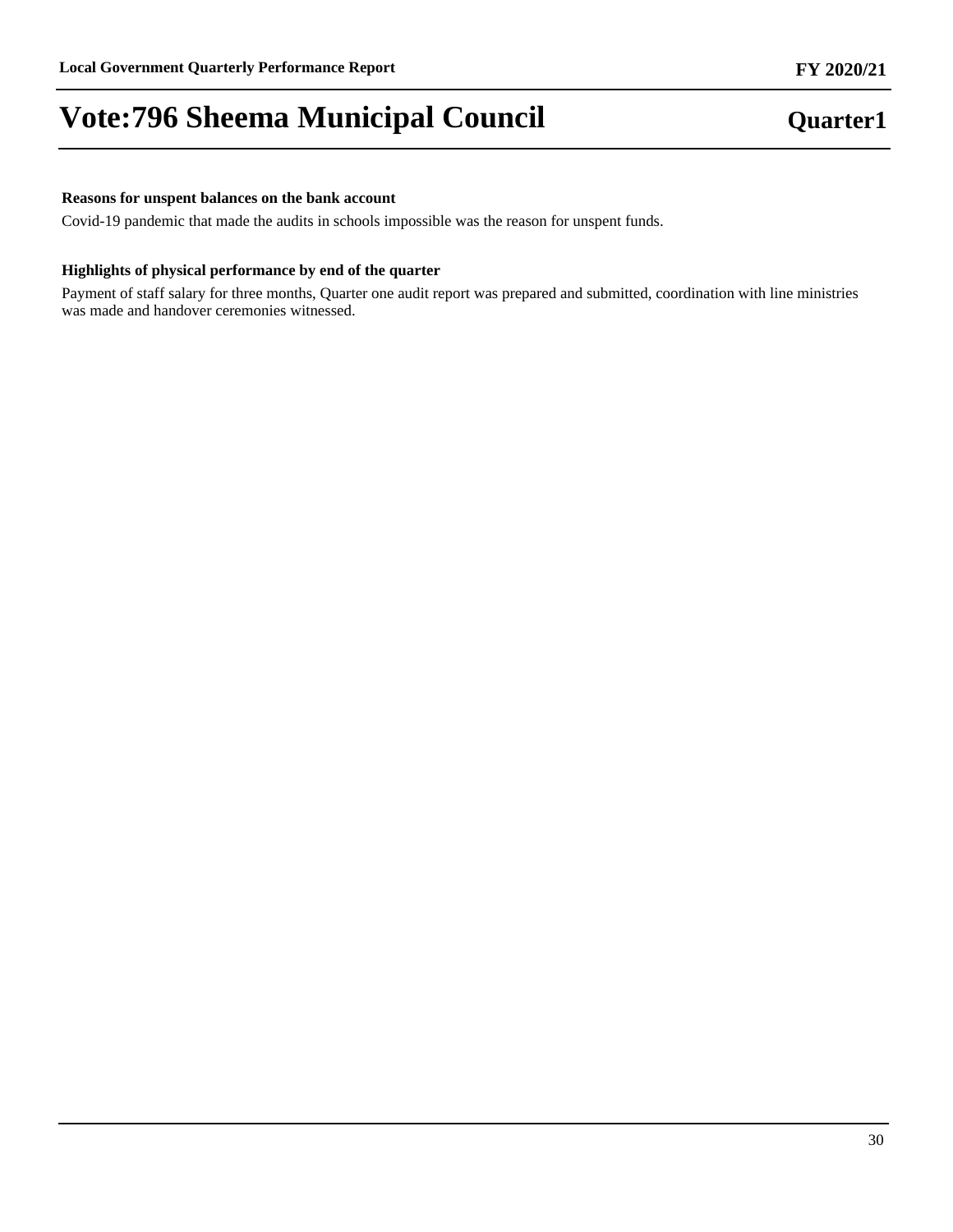**Reasons for unspent balances on the bank account**

Covid-19 pandemic that made the audits in schools impossible was the reason for unspent funds.

**Highlights of physical performance by end of the quarter**

Payment of staff salary for three months, Quarter one audit report was prepared and submitted, coordination with line ministries was made and handover ceremonies witnessed.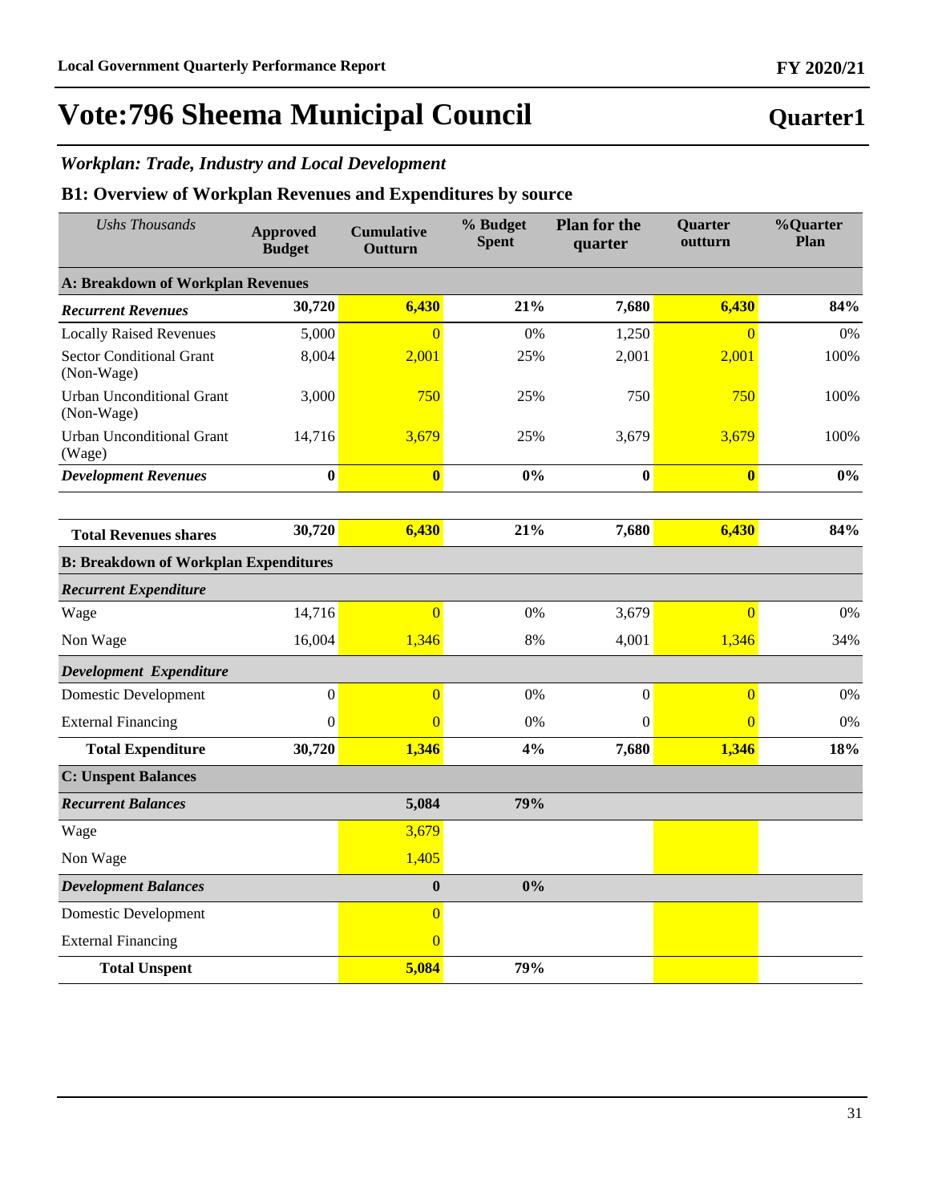# Vote:796 Sheema Municipal Council

## Quarter1

### *Workplan: Trade, Industry and Local Development*

### B1: Overview of Workplan Revenues and Expenditures by source

| *Ushs Thousands* | Approved Budget | Cumulative Outturn | % Budget Spent | Plan for the quarter | Quarter outturn | %Quarter Plan |
|---|---|---|---|---|---|---|
| **A: Breakdown of Workplan Revenues** | | | | | | |
| ***Recurrent Revenues*** | **30,720** | **6,430** | **21%** | **7,680** | **6,430** | **84%** |
| Locally Raised Revenues | 5,000 | 0 | 0% | 1,250 | 0 | 0% |
| Sector Conditional Grant (Non-Wage) | 8,004 | 2,001 | 25% | 2,001 | 2,001 | 100% |
| Urban Unconditional Grant (Non-Wage) | 3,000 | 750 | 25% | 750 | 750 | 100% |
| Urban Unconditional Grant (Wage) | 14,716 | 3,679 | 25% | 3,679 | 3,679 | 100% |
| ***Development Revenues*** | **0** | **0** | **0%** | **0** | **0** | **0%** |
| **Total Revenues shares** | **30,720** | **6,430** | **21%** | **7,680** | **6,430** | **84%** |
| **B: Breakdown of Workplan Expenditures** | | | | | | |
| ***Recurrent Expenditure*** | | | | | | |
| Wage | 14,716 | 0 | 0% | 3,679 | 0 | 0% |
| Non Wage | 16,004 | 1,346 | 8% | 4,001 | 1,346 | 34% |
| ***Development Expenditure*** | | | | | | |
| Domestic Development | 0 | 0 | 0% | 0 | 0 | 0% |
| External Financing | 0 | 0 | 0% | 0 | 0 | 0% |
| **Total Expenditure** | **30,720** | **1,346** | **4%** | **7,680** | **1,346** | **18%** |
| **C: Unspent Balances** | | | | | | |
| ***Recurrent Balances*** | | **5,084** | **79%** | | | |
| Wage | | 3,679 | | | | |
| Non Wage | | 1,405 | | | | |
| ***Development Balances*** | | **0** | **0%** | | | |
| Domestic Development | | 0 | | | | |
| External Financing | | 0 | | | | |
| **Total Unspent** | | **5,084** | **79%** | | | |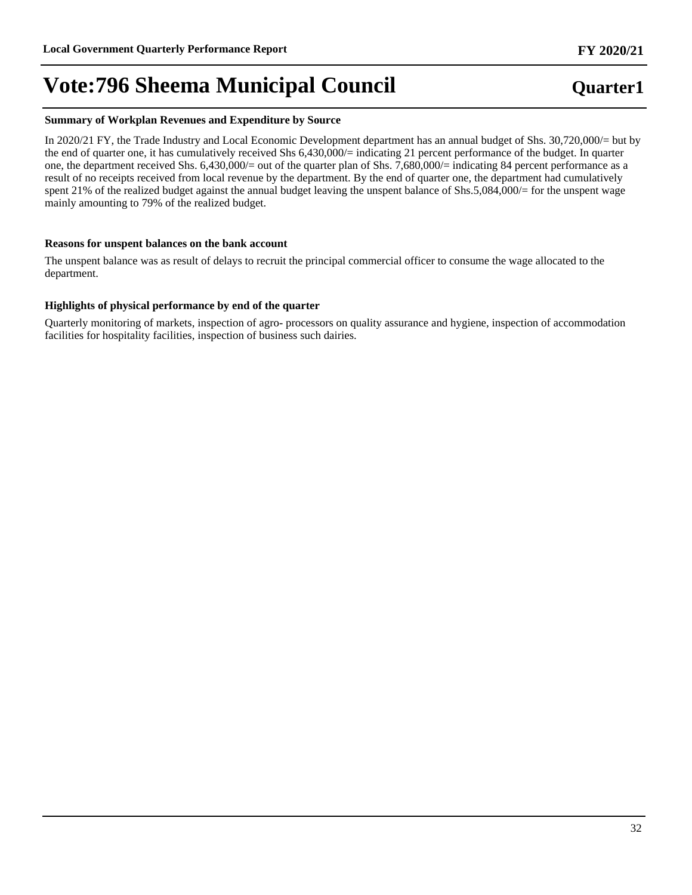**Summary of Workplan Revenues and Expenditure by Source**

In 2020/21 FY, the Trade Industry and Local Economic Development department has an annual budget of Shs. 30,720,000/= but by the end of quarter one, it has cumulatively received Shs 6,430,000/= indicating 21 percent performance of the budget. In quarter one, the department received Shs. 6,430,000/= out of the quarter plan of Shs. 7,680,000/= indicating 84 percent performance as a result of no receipts received from local revenue by the department. By the end of quarter one, the department had cumulatively spent 21% of the realized budget against the annual budget leaving the unspent balance of Shs.5,084,000/= for the unspent wage mainly amounting to 79% of the realized budget.

**Reasons for unspent balances on the bank account**

The unspent balance was as result of delays to recruit the principal commercial officer to consume the wage allocated to the department.

**Highlights of physical performance by end of the quarter**

Quarterly monitoring of markets, inspection of agro- processors on quality assurance and hygiene, inspection of accommodation facilities for hospitality facilities, inspection of business such dairies.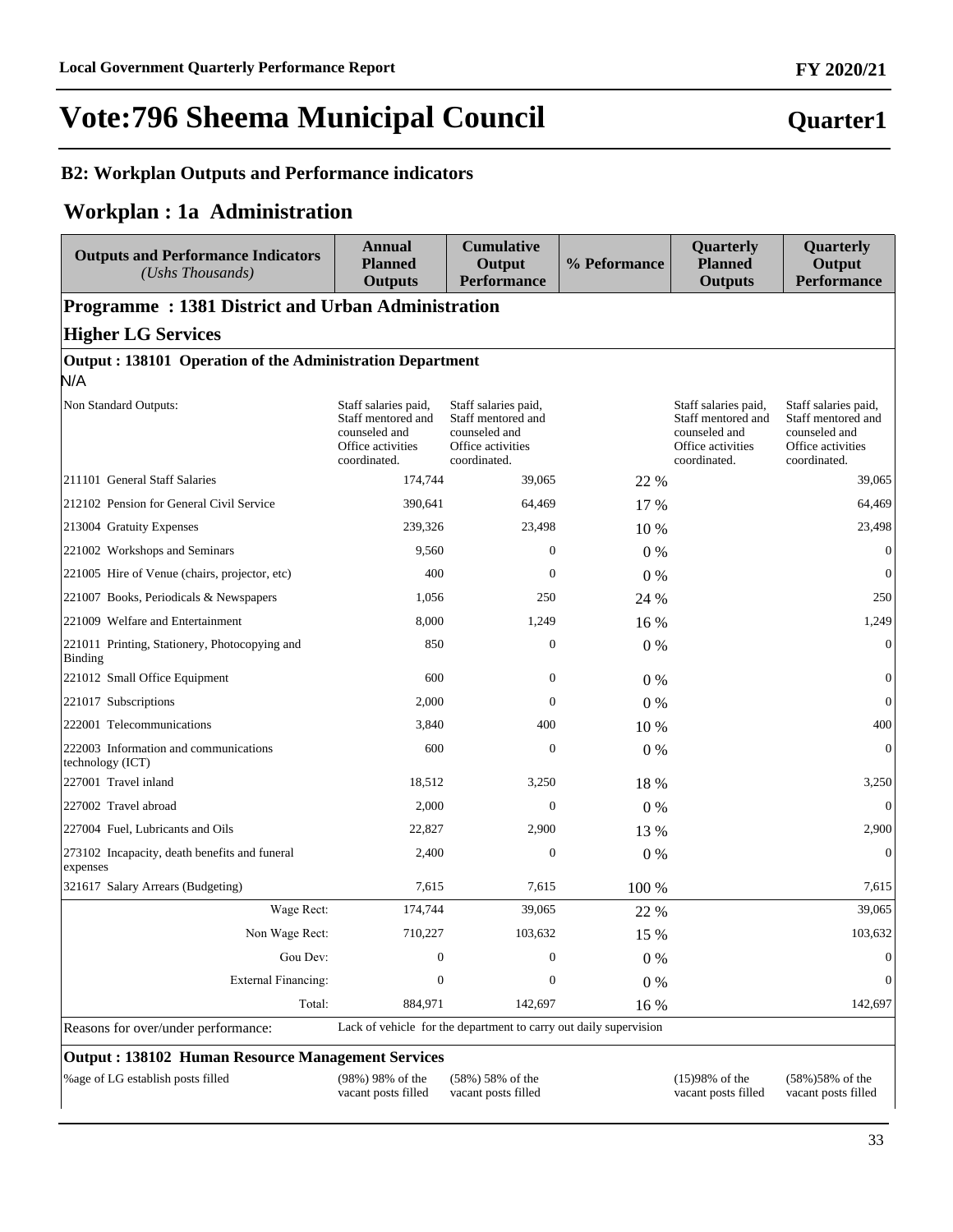# Vote:796 Sheema Municipal Council

**Quarter1**

## B2: Workplan Outputs and Performance indicators

## Workplan : 1a Administration

| Outputs and Performance Indicators *(Ushs Thousands)* | Annual Planned Outputs | Cumulative Output Performance | % Peformance | Quarterly Planned Outputs | Quarterly Output Performance |
|---|---|---|---|---|---|
| **Programme : 1381 District and Urban Administration** | | | | | |
| **Higher LG Services** | | | | | |
| **Output : 138101 Operation of the Administration Department** | | | | | |
| N/A | | | | | |
| Non Standard Outputs: | Staff salaries paid, Staff mentored and counseled and Office activities coordinated. | Staff salaries paid, Staff mentored and counseled and Office activities coordinated. | | Staff salaries paid, Staff mentored and counseled and Office activities coordinated. | Staff salaries paid, Staff mentored and counseled and Office activities coordinated. |
| 211101 General Staff Salaries | 174,744 | 39,065 | 22 % | | 39,065 |
| 212102 Pension for General Civil Service | 390,641 | 64,469 | 17 % | | 64,469 |
| 213004 Gratuity Expenses | 239,326 | 23,498 | 10 % | | 23,498 |
| 221002 Workshops and Seminars | 9,560 | 0 | 0 % | | 0 |
| 221005 Hire of Venue (chairs, projector, etc) | 400 | 0 | 0 % | | 0 |
| 221007 Books, Periodicals & Newspapers | 1,056 | 250 | 24 % | | 250 |
| 221009 Welfare and Entertainment | 8,000 | 1,249 | 16 % | | 1,249 |
| 221011 Printing, Stationery, Photocopying and Binding | 850 | 0 | 0 % | | 0 |
| 221012 Small Office Equipment | 600 | 0 | 0 % | | 0 |
| 221017 Subscriptions | 2,000 | 0 | 0 % | | 0 |
| 222001 Telecommunications | 3,840 | 400 | 10 % | | 400 |
| 222003 Information and communications technology (ICT) | 600 | 0 | 0 % | | 0 |
| 227001 Travel inland | 18,512 | 3,250 | 18 % | | 3,250 |
| 227002 Travel abroad | 2,000 | 0 | 0 % | | 0 |
| 227004 Fuel, Lubricants and Oils | 22,827 | 2,900 | 13 % | | 2,900 |
| 273102 Incapacity, death benefits and funeral expenses | 2,400 | 0 | 0 % | | 0 |
| 321617 Salary Arrears (Budgeting) | 7,615 | 7,615 | 100 % | | 7,615 |
| Wage Rect: | 174,744 | 39,065 | 22 % | | 39,065 |
| Non Wage Rect: | 710,227 | 103,632 | 15 % | | 103,632 |
| Gou Dev: | 0 | 0 | 0 % | | 0 |
| External Financing: | 0 | 0 | 0 % | | 0 |
| Total: | 884,971 | 142,697 | 16 % | | 142,697 |
| Reasons for over/under performance: | Lack of vehicle for the department to carry out daily supervision | | | | |
| **Output : 138102 Human Resource Management Services** | | | | | |
| %age of LG establish posts filled | (98%) 98% of the vacant posts filled | (58%) 58% of the vacant posts filled | | (15)98% of the vacant posts filled | (58%)58% of the vacant posts filled |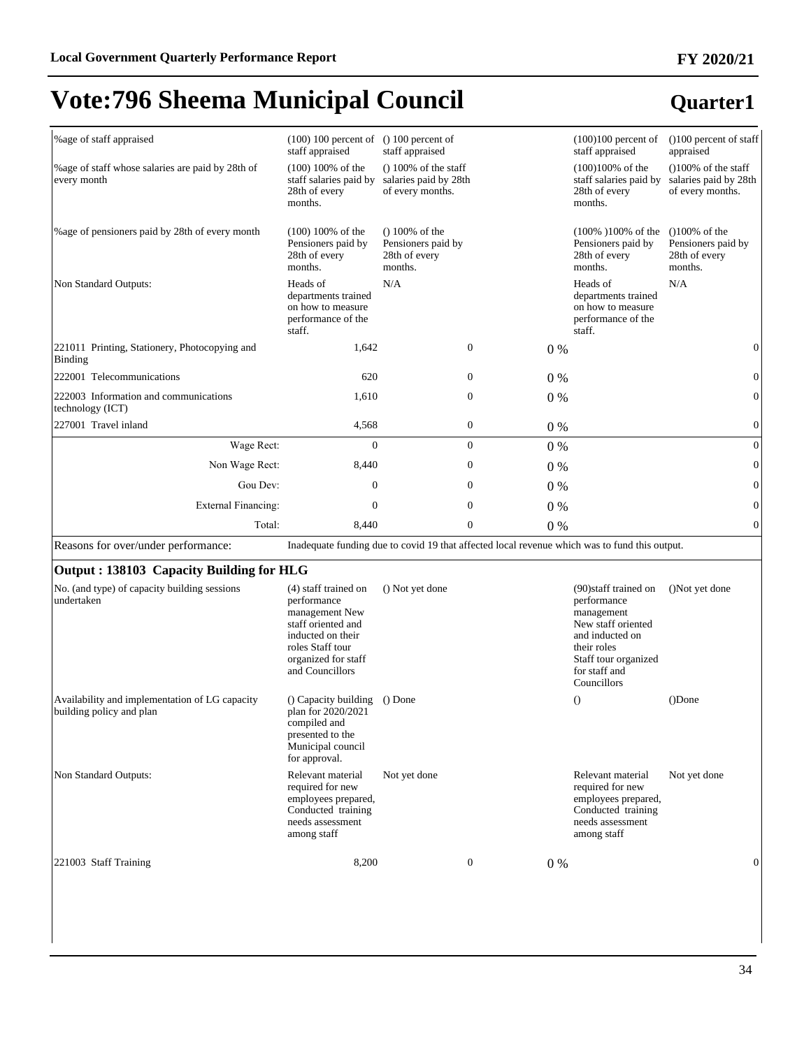# Vote:796 Sheema Municipal Council

## Quarter1

| | | | | | |
|---|---|---|---|---|---|
| %age of staff appraised | (100) 100 percent of staff appraised | () 100 percent of staff appraised | | (100)100 percent of staff appraised | ()100 percent of staff appraised |
| %age of staff whose salaries are paid by 28th of every month | (100) 100% of the staff salaries paid by 28th of every months. | () 100% of the staff salaries paid by 28th of every months. | | (100)100% of the staff salaries paid by 28th of every months. | ()100% of the staff salaries paid by 28th of every months. |
| %age of pensioners paid by 28th of every month | (100) 100% of the Pensioners paid by 28th of every months. | () 100% of the Pensioners paid by 28th of every months. | | (100% )100% of the Pensioners paid by 28th of every months. | ()100% of the Pensioners paid by 28th of every months. |
| Non Standard Outputs: | Heads of departments trained on how to measure performance of the staff. | N/A | | Heads of departments trained on how to measure performance of the staff. | N/A |
| 221011 Printing, Stationery, Photocopying and Binding | 1,642 | 0 | 0 % | | 0 |
| 222001 Telecommunications | 620 | 0 | 0 % | | 0 |
| 222003 Information and communications technology (ICT) | 1,610 | 0 | 0 % | | 0 |
| 227001 Travel inland | 4,568 | 0 | 0 % | | 0 |
| Wage Rect: | 0 | 0 | 0 % | | 0 |
| Non Wage Rect: | 8,440 | 0 | 0 % | | 0 |
| Gou Dev: | 0 | 0 | 0 % | | 0 |
| External Financing: | 0 | 0 | 0 % | | 0 |
| Total: | 8,440 | 0 | 0 % | | 0 |

Reasons for over/under performance: Inadequate funding due to covid 19 that affected local revenue which was to fund this output.

### Output : 138103 Capacity Building for HLG

| | | | | | |
|---|---|---|---|---|---|
| No. (and type) of capacity building sessions undertaken | (4) staff trained on performance management New staff oriented and inducted on their roles Staff tour organized for staff and Councillors | () Not yet done | | (90)staff trained on performance management New staff oriented and inducted on their roles Staff tour organized for staff and Councillors | ()Not yet done |
| Availability and implementation of LG capacity building policy and plan | () Capacity building plan for 2020/2021 compiled and presented to the Municipal council for approval. | () Done | | () | ()Done |
| Non Standard Outputs: | Relevant material required for new employees prepared, Conducted training needs assessment among staff | Not yet done | | Relevant material required for new employees prepared, Conducted training needs assessment among staff | Not yet done |
| 221003 Staff Training | 8,200 | 0 | 0 % | | 0 |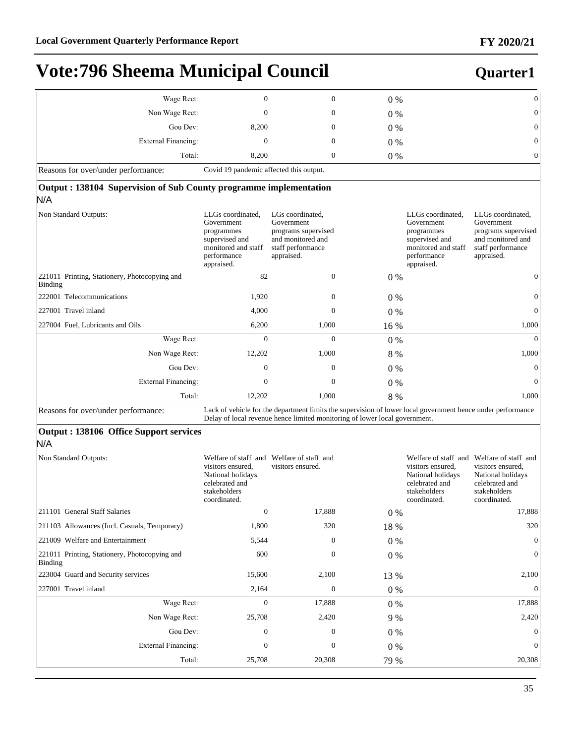# Vote:796 Sheema Municipal Council

**Quarter1**

| | | | | | |
|---|---|---|---|---|---|
| Wage Rect: | 0 | 0 | 0 % | | 0 |
| Non Wage Rect: | 0 | 0 | 0 % | | 0 |
| Gou Dev: | 8,200 | 0 | 0 % | | 0 |
| External Financing: | 0 | 0 | 0 % | | 0 |
| Total: | 8,200 | 0 | 0 % | | 0 |

Reasons for over/under performance: Covid 19 pandemic affected this output.

### Output : 138104 Supervision of Sub County programme implementation

N/A

| | | | | | |
|---|---|---|---|---|---|
| Non Standard Outputs: | LLGs coordinated, Government programmes supervised and monitored and staff performance appraised. | LGs coordinated, Government programs supervised and monitored and staff performance appraised. | | LLGs coordinated, Government programmes supervised and monitored and staff performance appraised. | LLGs coordinated, Government programs supervised and monitored and staff performance appraised. |
| 221011 Printing, Stationery, Photocopying and Binding | 82 | 0 | 0 % | | 0 |
| 222001 Telecommunications | 1,920 | 0 | 0 % | | 0 |
| 227001 Travel inland | 4,000 | 0 | 0 % | | 0 |
| 227004 Fuel, Lubricants and Oils | 6,200 | 1,000 | 16 % | | 1,000 |
| Wage Rect: | 0 | 0 | 0 % | | 0 |
| Non Wage Rect: | 12,202 | 1,000 | 8 % | | 1,000 |
| Gou Dev: | 0 | 0 | 0 % | | 0 |
| External Financing: | 0 | 0 | 0 % | | 0 |
| Total: | 12,202 | 1,000 | 8 % | | 1,000 |

Reasons for over/under performance: Lack of vehicle for the department limits the supervision of lower local government hence under performance Delay of local revenue hence limited monitoring of lower local government.

### Output : 138106 Office Support services

N/A

| | | | | | |
|---|---|---|---|---|---|
| Non Standard Outputs: | Welfare of staff and visitors ensured, National holidays celebrated and stakeholders coordinated. | Welfare of staff and visitors ensured. | | Welfare of staff and visitors ensured, National holidays celebrated and stakeholders coordinated. | Welfare of staff and visitors ensured, National holidays celebrated and stakeholders coordinated. |
| 211101 General Staff Salaries | 0 | 17,888 | 0 % | | 17,888 |
| 211103 Allowances (Incl. Casuals, Temporary) | 1,800 | 320 | 18 % | | 320 |
| 221009 Welfare and Entertainment | 5,544 | 0 | 0 % | | 0 |
| 221011 Printing, Stationery, Photocopying and Binding | 600 | 0 | 0 % | | 0 |
| 223004 Guard and Security services | 15,600 | 2,100 | 13 % | | 2,100 |
| 227001 Travel inland | 2,164 | 0 | 0 % | | 0 |
| Wage Rect: | 0 | 17,888 | 0 % | | 17,888 |
| Non Wage Rect: | 25,708 | 2,420 | 9 % | | 2,420 |
| Gou Dev: | 0 | 0 | 0 % | | 0 |
| External Financing: | 0 | 0 | 0 % | | 0 |
| Total: | 25,708 | 20,308 | 79 % | | 20,308 |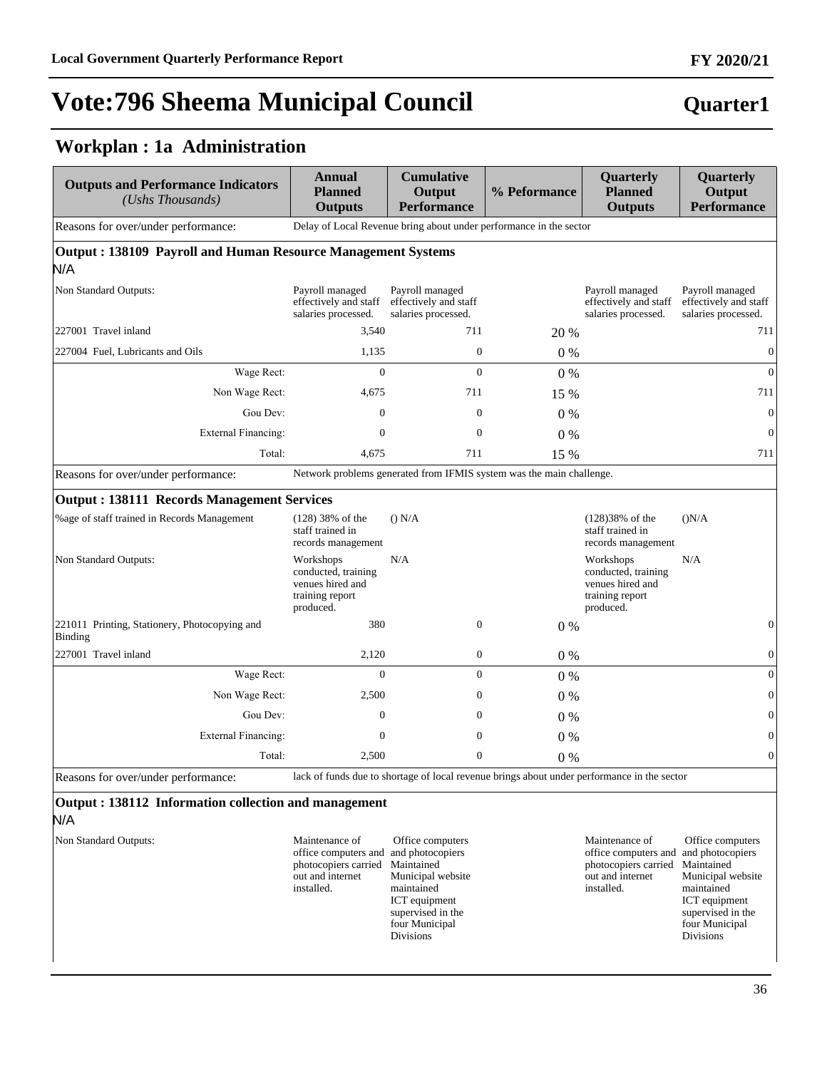# Vote:796 Sheema Municipal Council

**Quarter1**

## Workplan : 1a Administration

| Outputs and Performance Indicators *(Ushs Thousands)* | Annual Planned Outputs | Cumulative Output Performance | % Peformance | Quarterly Planned Outputs | Quarterly Output Performance |
|---|---|---|---|---|---|
| Reasons for over/under performance: | Delay of Local Revenue bring about under performance in the sector | | | | |
| **Output : 138109 Payroll and Human Resource Management Systems** | | | | | |
| N/A | | | | | |
| Non Standard Outputs: | Payroll managed effectively and staff salaries processed. | Payroll managed effectively and staff salaries processed. | | Payroll managed effectively and staff salaries processed. | Payroll managed effectively and staff salaries processed. |
| 227001 Travel inland | 3,540 | 711 | 20 % | | 711 |
| 227004 Fuel, Lubricants and Oils | 1,135 | 0 | 0 % | | 0 |
| Wage Rect: | 0 | 0 | 0 % | | 0 |
| Non Wage Rect: | 4,675 | 711 | 15 % | | 711 |
| Gou Dev: | 0 | 0 | 0 % | | 0 |
| External Financing: | 0 | 0 | 0 % | | 0 |
| Total: | 4,675 | 711 | 15 % | | 711 |
| Reasons for over/under performance: | Network problems generated from IFMIS system was the main challenge. | | | | |
| **Output : 138111 Records Management Services** | | | | | |
| %age of staff trained in Records Management | (128) 38% of the staff trained in records management | () N/A | | (128)38% of the staff trained in records management | ()N/A |
| Non Standard Outputs: | Workshops conducted, training venues hired and training report produced. | N/A | | Workshops conducted, training venues hired and training report produced. | N/A |
| 221011 Printing, Stationery, Photocopying and Binding | 380 | 0 | 0 % | | 0 |
| 227001 Travel inland | 2,120 | 0 | 0 % | | 0 |
| Wage Rect: | 0 | 0 | 0 % | | 0 |
| Non Wage Rect: | 2,500 | 0 | 0 % | | 0 |
| Gou Dev: | 0 | 0 | 0 % | | 0 |
| External Financing: | 0 | 0 | 0 % | | 0 |
| Total: | 2,500 | 0 | 0 % | | 0 |
| Reasons for over/under performance: | lack of funds due to shortage of local revenue brings about under performance in the sector | | | | |
| **Output : 138112 Information collection and management** | | | | | |
| N/A | | | | | |
| Non Standard Outputs: | Maintenance of office computers and photocopiers carried out and internet installed. | Office computers and photocopiers Maintained Municipal website maintained ICT equipment supervised in the four Municipal Divisions | | Maintenance of office computers and photocopiers carried out and internet installed. | Office computers and photocopiers Maintained Municipal website maintained ICT equipment supervised in the four Municipal Divisions |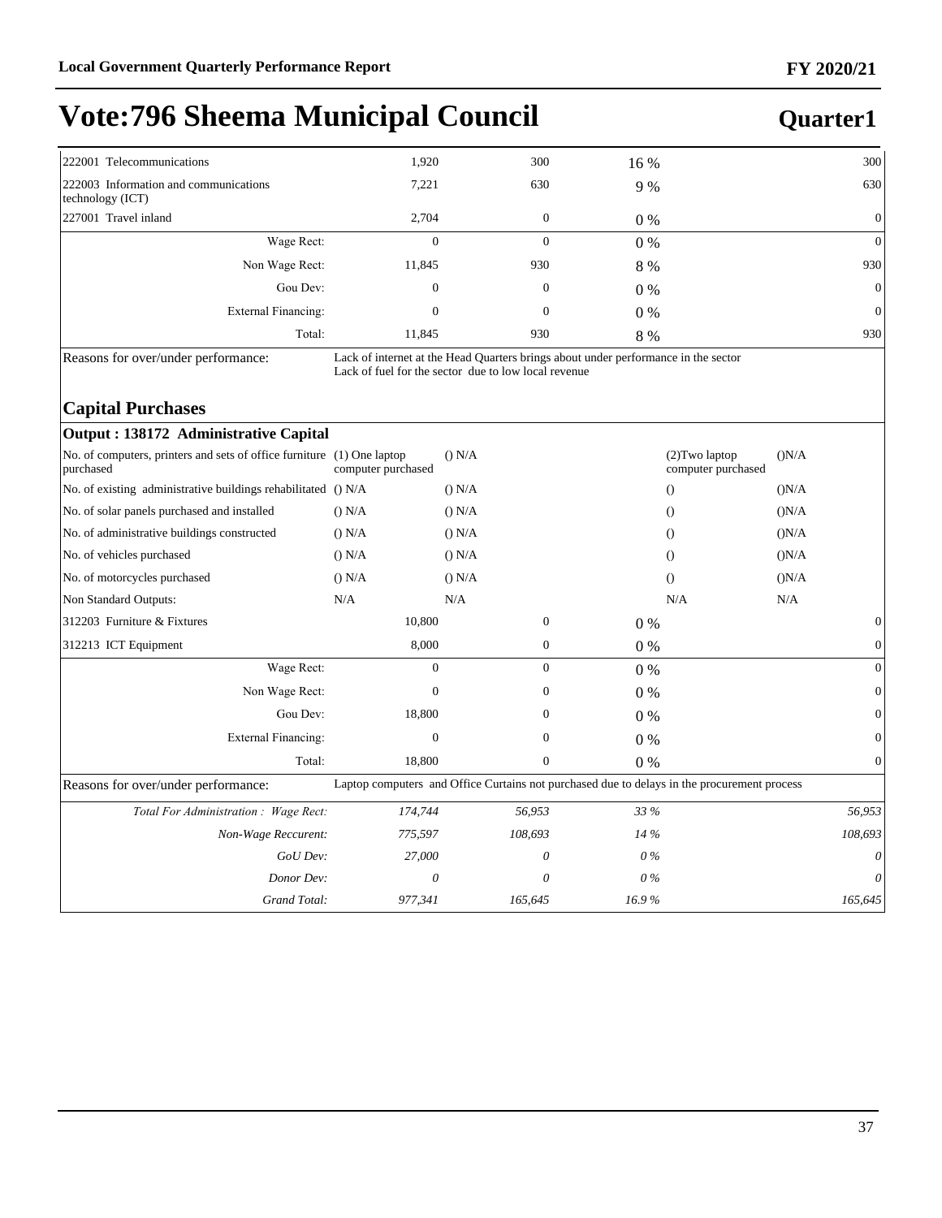# Vote:796 Sheema Municipal Council

## Quarter1

| | | | | | |
|---|---|---|---|---|---|
| 222001 Telecommunications | 1,920 | 300 | 16 % | | 300 |
| 222003 Information and communications technology (ICT) | 7,221 | 630 | 9 % | | 630 |
| 227001 Travel inland | 2,704 | 0 | 0 % | | 0 |
| Wage Rect: | 0 | 0 | 0 % | | 0 |
| Non Wage Rect: | 11,845 | 930 | 8 % | | 930 |
| Gou Dev: | 0 | 0 | 0 % | | 0 |
| External Financing: | 0 | 0 | 0 % | | 0 |
| Total: | 11,845 | 930 | 8 % | | 930 |
| Reasons for over/under performance: | Lack of internet at the Head Quarters brings about under performance in the sector<br>Lack of fuel for the sector due to low local revenue | | | | |

### Capital Purchases

| **Output : 138172 Administrative Capital** | | | | | |
|---|---|---|---|---|---|
| No. of computers, printers and sets of office furniture purchased | (1) One laptop computer purchased | () N/A | | (2)Two laptop computer purchased | ()N/A |
| No. of existing administrative buildings rehabilitated | () N/A | () N/A | | () | ()N/A |
| No. of solar panels purchased and installed | () N/A | () N/A | | () | ()N/A |
| No. of administrative buildings constructed | () N/A | () N/A | | () | ()N/A |
| No. of vehicles purchased | () N/A | () N/A | | () | ()N/A |
| No. of motorcycles purchased | () N/A | () N/A | | () | ()N/A |
| Non Standard Outputs: | N/A | N/A | | N/A | N/A |
| 312203 Furniture & Fixtures | 10,800 | 0 | 0 % | | 0 |
| 312213 ICT Equipment | 8,000 | 0 | 0 % | | 0 |
| Wage Rect: | 0 | 0 | 0 % | | 0 |
| Non Wage Rect: | 0 | 0 | 0 % | | 0 |
| Gou Dev: | 18,800 | 0 | 0 % | | 0 |
| External Financing: | 0 | 0 | 0 % | | 0 |
| Total: | 18,800 | 0 | 0 % | | 0 |
| Reasons for over/under performance: | Laptop computers and Office Curtains not purchased due to delays in the procurement process | | | | |
| *Total For Administration : Wage Rect:* | *174,744* | *56,953* | *33 %* | | *56,953* |
| *Non-Wage Reccurent:* | *775,597* | *108,693* | *14 %* | | *108,693* |
| *GoU Dev:* | *27,000* | *0* | *0 %* | | *0* |
| *Donor Dev:* | *0* | *0* | *0 %* | | *0* |
| *Grand Total:* | *977,341* | *165,645* | *16.9 %* | | *165,645* |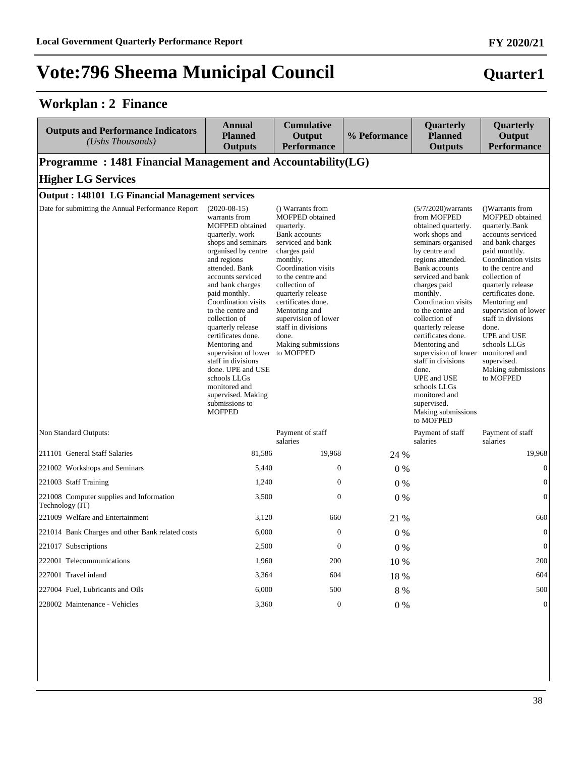# Vote:796 Sheema Municipal Council

**Quarter1**

## Workplan : 2 Finance

| Outputs and Performance Indicators *(Ushs Thousands)* | Annual Planned Outputs | Cumulative Output Performance | % Peformance | Quarterly Planned Outputs | Quarterly Output Performance |
|---|---|---|---|---|---|
| **Programme : 1481 Financial Management and Accountability(LG)** | | | | | |
| **Higher LG Services** | | | | | |
| **Output : 148101 LG Financial Management services** | | | | | |
| Date for submitting the Annual Performance Report | (2020-08-15) warrants from MOFPED obtained quarterly. work shops and seminars organised by centre and regions attended. Bank accounts serviced and bank charges paid monthly. Coordination visits to the centre and collection of quarterly release certificates done. Mentoring and supervision of lower staff in divisions done. UPE and USE schools LLGs monitored and supervised. Making submissions to MOFPED | () Warrants from MOFPED obtained quarterly. Bank accounts serviced and bank charges paid monthly. Coordination visits to the centre and collection of quarterly release certificates done. Mentoring and supervision of lower staff in divisions done. Making submissions to MOFPED | | (5/7/2020)warrants from MOFPED obtained quarterly. work shops and seminars organised by centre and regions attended. Bank accounts serviced and bank charges paid monthly. Coordination visits to the centre and collection of quarterly release certificates done. Mentoring and supervision of lower staff in divisions done. UPE and USE schools LLGs monitored and supervised. Making submissions to MOFPED | ()Warrants from MOFPED obtained quarterly.Bank accounts serviced and bank charges paid monthly. Coordination visits to the centre and collection of quarterly release certificates done. Mentoring and supervision of lower staff in divisions done. UPE and USE schools LLGs monitored and supervised. Making submissions to MOFPED |
| Non Standard Outputs: | | Payment of staff salaries | | Payment of staff salaries | Payment of staff salaries |
| 211101 General Staff Salaries | 81,586 | 19,968 | 24 % | | 19,968 |
| 221002 Workshops and Seminars | 5,440 | 0 | 0 % | | 0 |
| 221003 Staff Training | 1,240 | 0 | 0 % | | 0 |
| 221008 Computer supplies and Information Technology (IT) | 3,500 | 0 | 0 % | | 0 |
| 221009 Welfare and Entertainment | 3,120 | 660 | 21 % | | 660 |
| 221014 Bank Charges and other Bank related costs | 6,000 | 0 | 0 % | | 0 |
| 221017 Subscriptions | 2,500 | 0 | 0 % | | 0 |
| 222001 Telecommunications | 1,960 | 200 | 10 % | | 200 |
| 227001 Travel inland | 3,364 | 604 | 18 % | | 604 |
| 227004 Fuel, Lubricants and Oils | 6,000 | 500 | 8 % | | 500 |
| 228002 Maintenance - Vehicles | 3,360 | 0 | 0 % | | 0 |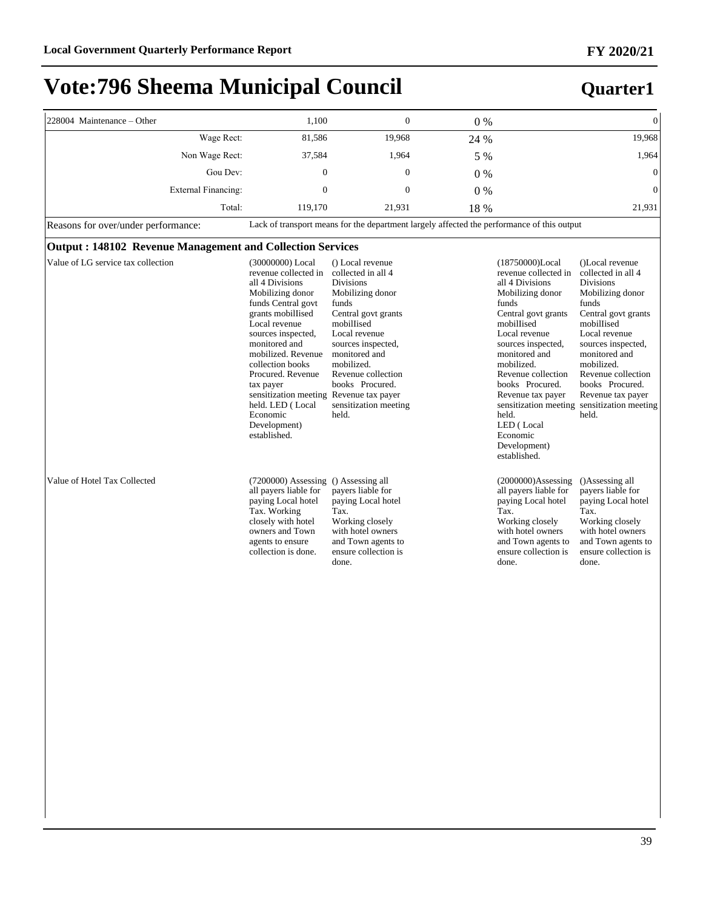# Vote:796 Sheema Municipal Council

## Quarter1

| | | | | |
|---|---|---|---|---|
| 228004 Maintenance – Other | 1,100 | 0 | 0 % | 0 |
| Wage Rect: | 81,586 | 19,968 | 24 % | 19,968 |
| Non Wage Rect: | 37,584 | 1,964 | 5 % | 1,964 |
| Gou Dev: | 0 | 0 | 0 % | 0 |
| External Financing: | 0 | 0 | 0 % | 0 |
| Total: | 119,170 | 21,931 | 18 % | 21,931 |

Reasons for over/under performance: Lack of transport means for the department largely affected the performance of this output

### Output : 148102 Revenue Management and Collection Services

| | | | | |
|---|---|---|---|---|
| Value of LG service tax collection | (30000000) Local revenue collected in all 4 Divisions Mobilizing donor funds Central govt grants mobilIised Local revenue sources inspected, monitored and mobilized. Revenue collection books Procured. Revenue tax payer sensitization meeting held. LED ( Local Economic Development) established. | () Local revenue collected in all 4 Divisions Mobilizing donor funds Central govt grants mobilIised Local revenue sources inspected, monitored and mobilized. Revenue collection books Procured. Revenue tax payer sensitization meeting held. | (18750000)Local revenue collected in all 4 Divisions Mobilizing donor funds Central govt grants mobilIised Local revenue sources inspected, monitored and mobilized. Revenue collection books Procured. Revenue tax payer sensitization meeting held. LED ( Local Economic Development) established. | ()Local revenue collected in all 4 Divisions Mobilizing donor funds Central govt grants mobilIised Local revenue sources inspected, monitored and mobilized. Revenue collection books Procured. Revenue tax payer sensitization meeting held. |
| Value of Hotel Tax Collected | (7200000) Assessing all payers liable for paying Local hotel Tax. Working closely with hotel owners and Town agents to ensure collection is done. | () Assessing all payers liable for paying Local hotel Tax. Working closely with hotel owners and Town agents to ensure collection is done. | (2000000)Assessing all payers liable for paying Local hotel Tax. Working closely with hotel owners and Town agents to ensure collection is done. | ()Assessing all payers liable for paying Local hotel Tax. Working closely with hotel owners and Town agents to ensure collection is done. |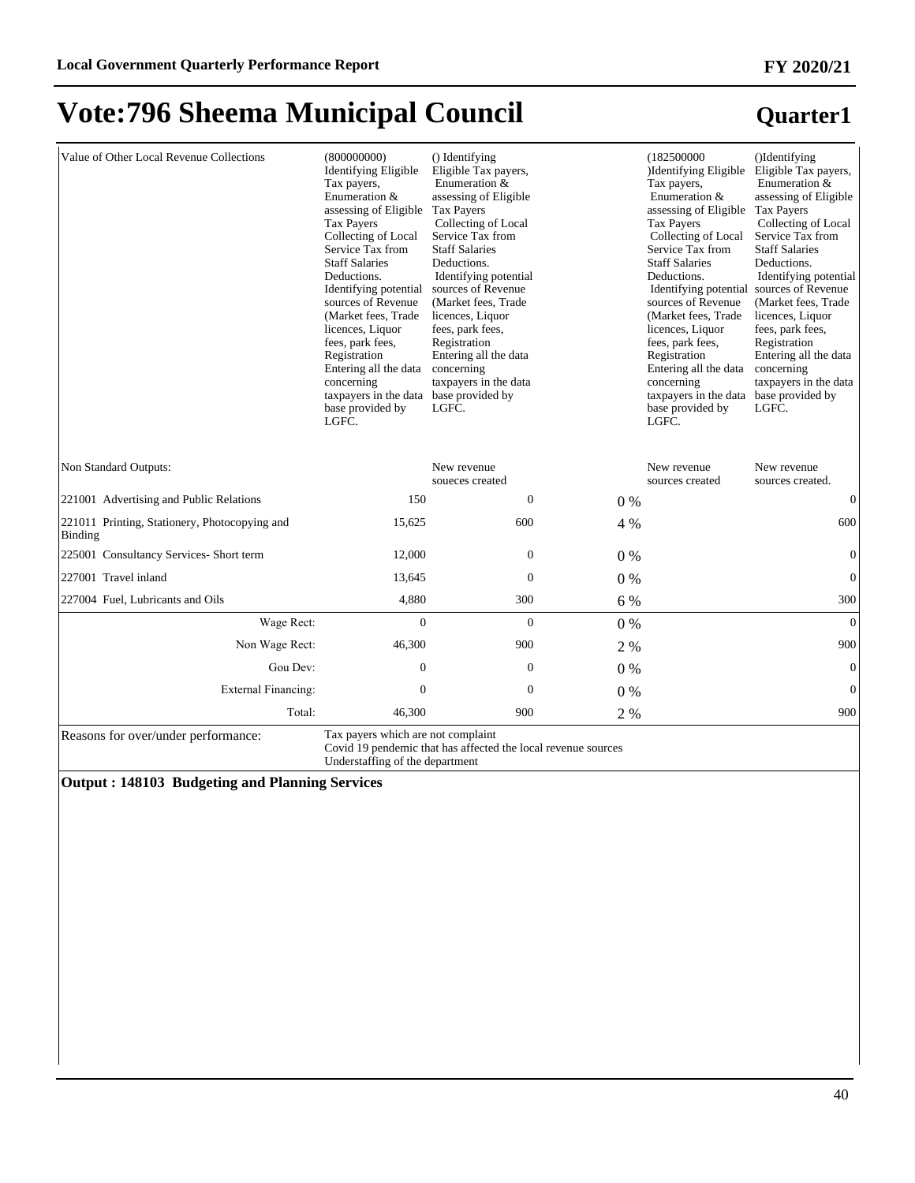# Vote:796 Sheema Municipal Council

## Quarter1

| | | | | | |
|---|---|---|---|---|---|
| Value of Other Local Revenue Collections | (800000000) Identifying Eligible Tax payers, Enumeration & assessing of Eligible Tax Payers Collecting of Local Service Tax from Staff Salaries Deductions. Identifying potential sources of Revenue (Market fees, Trade licences, Liquor fees, park fees, Registration Entering all the data concerning taxpayers in the data base provided by LGFC. | () Identifying Eligible Tax payers, Enumeration & assessing of Eligible Tax Payers Collecting of Local Service Tax from Staff Salaries Deductions. Identifying potential sources of Revenue (Market fees, Trade licences, Liquor fees, park fees, Registration Entering all the data concerning taxpayers in the data base provided by LGFC. | | (182500000 )Identifying Eligible Tax payers, Enumeration & assessing of Eligible Tax Payers Collecting of Local Service Tax from Staff Salaries Deductions. Identifying potential sources of Revenue (Market fees, Trade licences, Liquor fees, park fees, Registration Entering all the data concerning taxpayers in the data base provided by LGFC. | ()Identifying Eligible Tax payers, Enumeration & assessing of Eligible Tax Payers Collecting of Local Service Tax from Staff Salaries Deductions. Identifying potential sources of Revenue (Market fees, Trade licences, Liquor fees, park fees, Registration Entering all the data concerning taxpayers in the data base provided by LGFC. |
| Non Standard Outputs: | | New revenue soueces created | | New revenue sources created | New revenue sources created. |
| 221001 Advertising and Public Relations | 150 | 0 | 0 % | | 0 |
| 221011 Printing, Stationery, Photocopying and Binding | 15,625 | 600 | 4 % | | 600 |
| 225001 Consultancy Services- Short term | 12,000 | 0 | 0 % | | 0 |
| 227001 Travel inland | 13,645 | 0 | 0 % | | 0 |
| 227004 Fuel, Lubricants and Oils | 4,880 | 300 | 6 % | | 300 |
| Wage Rect: | 0 | 0 | 0 % | | 0 |
| Non Wage Rect: | 46,300 | 900 | 2 % | | 900 |
| Gou Dev: | 0 | 0 | 0 % | | 0 |
| External Financing: | 0 | 0 | 0 % | | 0 |
| Total: | 46,300 | 900 | 2 % | | 900 |
| Reasons for over/under performance: | Tax payers which are not complaint<br>Covid 19 pendemic that has affected the local revenue sources<br>Understaffing of the department | | | | |

**Output : 148103 Budgeting and Planning Services**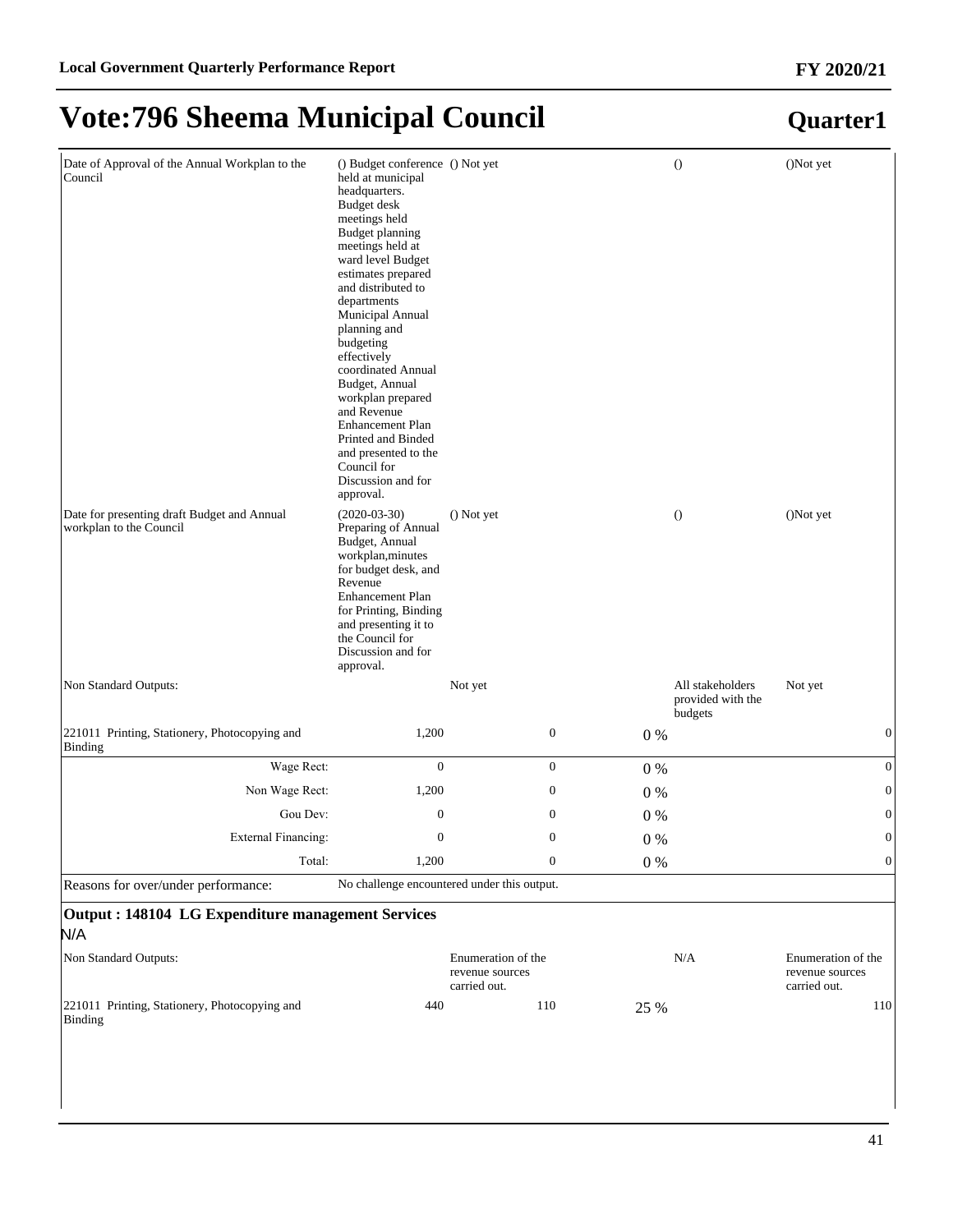# Vote:796 Sheema Municipal Council

## Quarter1

| | | | | | |
|---|---|---|---|---|---|
| Date of Approval of the Annual Workplan to the Council | () Budget conference held at municipal headquarters. Budget desk meetings held Budget planning meetings held at ward level Budget estimates prepared and distributed to departments Municipal Annual planning and budgeting effectively coordinated Annual Budget, Annual workplan prepared and Revenue Enhancement Plan Printed and Binded and presented to the Council for Discussion and for approval. | () Not yet | | () | ()Not yet |
| Date for presenting draft Budget and Annual workplan to the Council | (2020-03-30) Preparing of Annual Budget, Annual workplan,minutes for budget desk, and Revenue Enhancement Plan for Printing, Binding and presenting it to the Council for Discussion and for approval. | () Not yet | | () | ()Not yet |
| Non Standard Outputs: | | Not yet | | All stakeholders provided with the budgets | Not yet |
| 221011 Printing, Stationery, Photocopying and Binding | 1,200 | 0 | 0 % | | 0 |
| Wage Rect: | 0 | 0 | 0 % | | 0 |
| Non Wage Rect: | 1,200 | 0 | 0 % | | 0 |
| Gou Dev: | 0 | 0 | 0 % | | 0 |
| External Financing: | 0 | 0 | 0 % | | 0 |
| Total: | 1,200 | 0 | 0 % | | 0 |
| Reasons for over/under performance: | No challenge encountered under this output. | | | | |

### Output : 148104 LG Expenditure management Services

N/A

| | | | | | |
|---|---|---|---|---|---|
| Non Standard Outputs: | | Enumeration of the revenue sources carried out. | | N/A | Enumeration of the revenue sources carried out. |
| 221011 Printing, Stationery, Photocopying and Binding | 440 | 110 | 25 % | | 110 |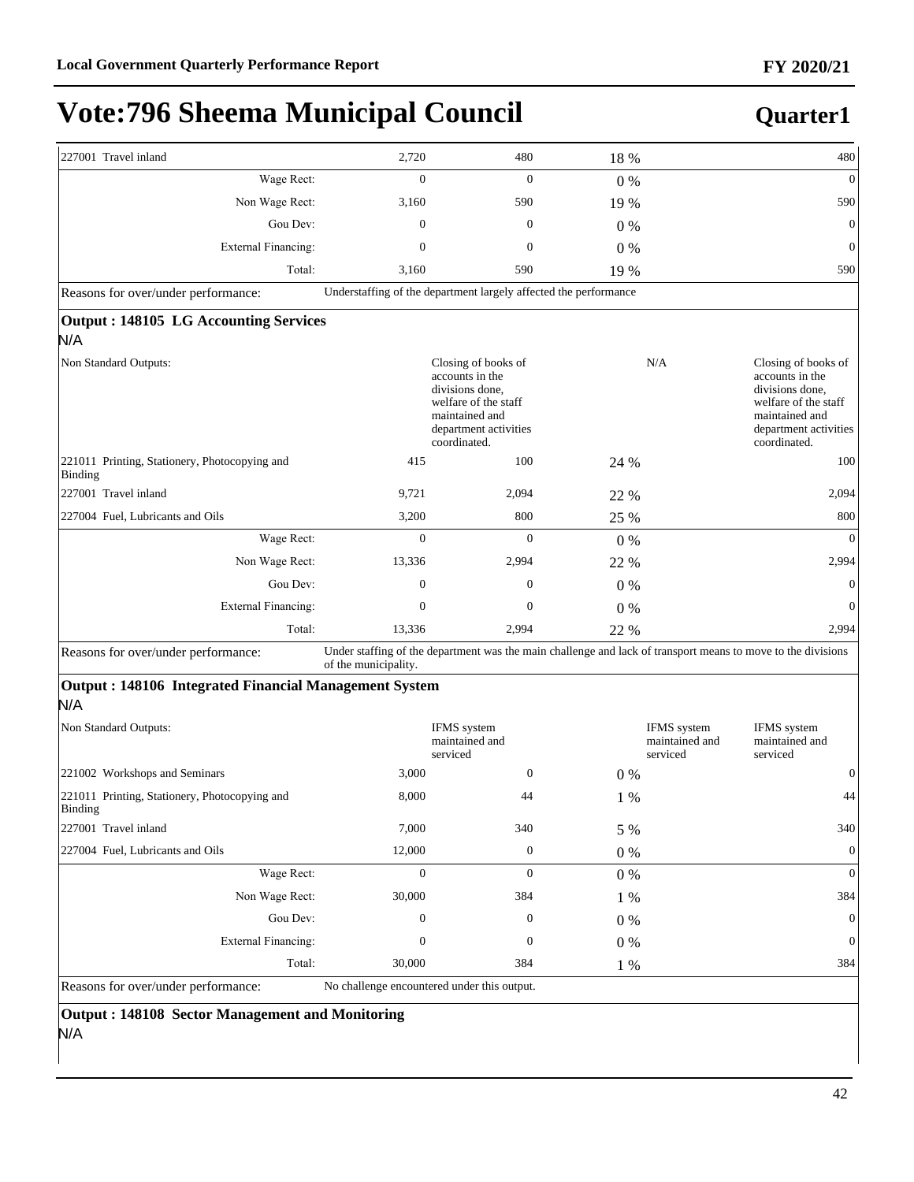# Vote:796 Sheema Municipal Council

**Quarter1**

| | | | | |
|---|---|---|---|---|
| 227001 Travel inland | 2,720 | 480 | 18 % | 480 |
| Wage Rect: | 0 | 0 | 0 % | 0 |
| Non Wage Rect: | 3,160 | 590 | 19 % | 590 |
| Gou Dev: | 0 | 0 | 0 % | 0 |
| External Financing: | 0 | 0 | 0 % | 0 |
| Total: | 3,160 | 590 | 19 % | 590 |

Reasons for over/under performance: Understaffing of the department largely affected the performance

**Output : 148105 LG Accounting Services**

N/A

| | | | | |
|---|---|---|---|---|
| Non Standard Outputs: | | Closing of books of accounts in the divisions done, welfare of the staff maintained and department activities coordinated. | N/A | Closing of books of accounts in the divisions done, welfare of the staff maintained and department activities coordinated. |
| 221011 Printing, Stationery, Photocopying and Binding | 415 | 100 | 24 % | 100 |
| 227001 Travel inland | 9,721 | 2,094 | 22 % | 2,094 |
| 227004 Fuel, Lubricants and Oils | 3,200 | 800 | 25 % | 800 |
| Wage Rect: | 0 | 0 | 0 % | 0 |
| Non Wage Rect: | 13,336 | 2,994 | 22 % | 2,994 |
| Gou Dev: | 0 | 0 | 0 % | 0 |
| External Financing: | 0 | 0 | 0 % | 0 |
| Total: | 13,336 | 2,994 | 22 % | 2,994 |

Reasons for over/under performance: Under staffing of the department was the main challenge and lack of transport means to move to the divisions of the municipality.

**Output : 148106 Integrated Financial Management System**

N/A

| | | | | |
|---|---|---|---|---|
| Non Standard Outputs: | | IFMS system maintained and serviced | IFMS system maintained and serviced | IFMS system maintained and serviced |
| 221002 Workshops and Seminars | 3,000 | 0 | 0 % | 0 |
| 221011 Printing, Stationery, Photocopying and Binding | 8,000 | 44 | 1 % | 44 |
| 227001 Travel inland | 7,000 | 340 | 5 % | 340 |
| 227004 Fuel, Lubricants and Oils | 12,000 | 0 | 0 % | 0 |
| Wage Rect: | 0 | 0 | 0 % | 0 |
| Non Wage Rect: | 30,000 | 384 | 1 % | 384 |
| Gou Dev: | 0 | 0 | 0 % | 0 |
| External Financing: | 0 | 0 | 0 % | 0 |
| Total: | 30,000 | 384 | 1 % | 384 |

Reasons for over/under performance: No challenge encountered under this output.

**Output : 148108 Sector Management and Monitoring**

N/A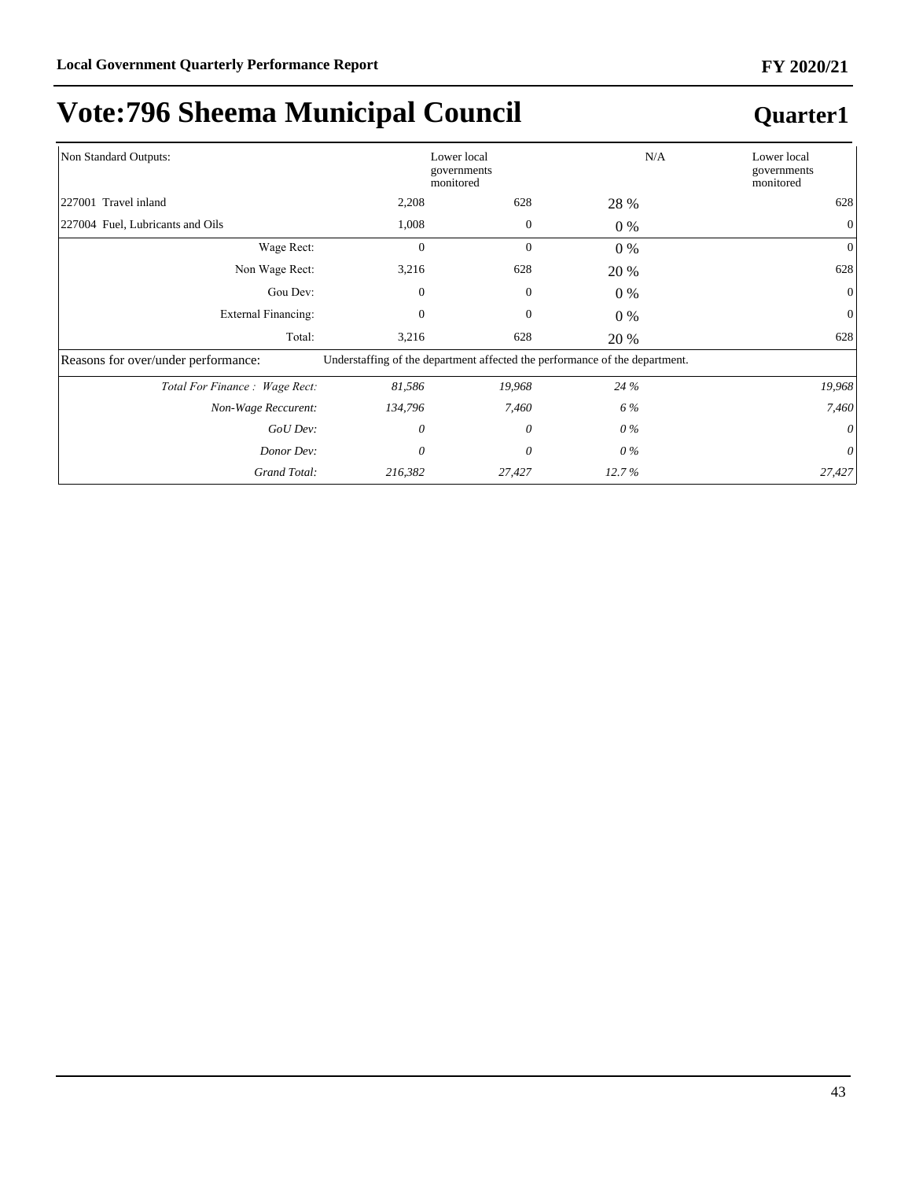# Vote:796 Sheema Municipal Council

## Quarter1

| | | | | |
|---|---|---|---|---|
| Non Standard Outputs: | | Lower local governments monitored | N/A | Lower local governments monitored |
| 227001 Travel inland | 2,208 | 628 | 28 % | 628 |
| 227004 Fuel, Lubricants and Oils | 1,008 | 0 | 0 % | 0 |
| Wage Rect: | 0 | 0 | 0 % | 0 |
| Non Wage Rect: | 3,216 | 628 | 20 % | 628 |
| Gou Dev: | 0 | 0 | 0 % | 0 |
| External Financing: | 0 | 0 | 0 % | 0 |
| Total: | 3,216 | 628 | 20 % | 628 |
| Reasons for over/under performance: | Understaffing of the department affected the performance of the department. | | | |
| *Total For Finance : Wage Rect:* | *81,586* | *19,968* | *24 %* | *19,968* |
| *Non-Wage Reccurent:* | *134,796* | *7,460* | *6 %* | *7,460* |
| *GoU Dev:* | *0* | *0* | *0 %* | *0* |
| *Donor Dev:* | *0* | *0* | *0 %* | *0* |
| *Grand Total:* | *216,382* | *27,427* | *12.7 %* | *27,427* |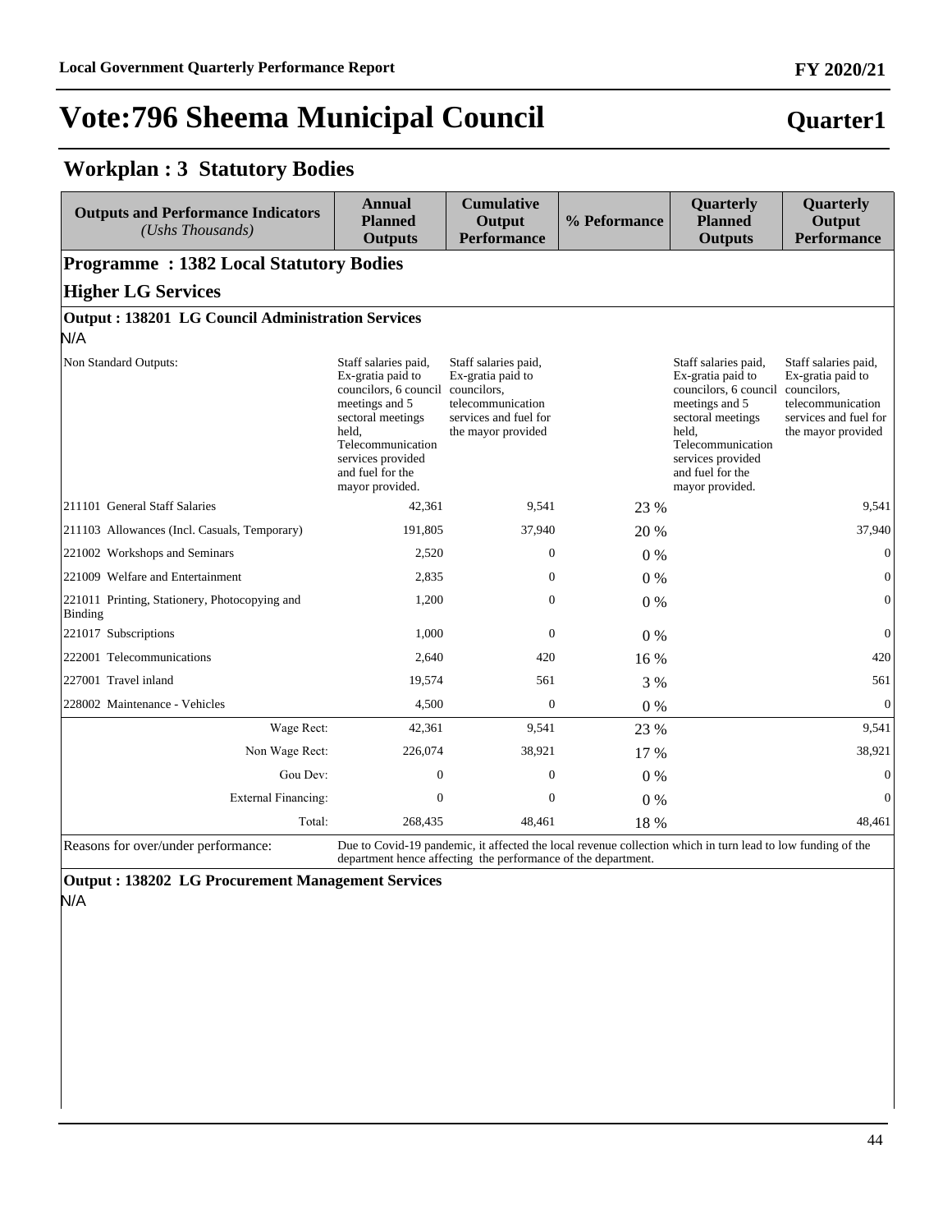# Vote:796 Sheema Municipal Council

**Quarter1**

## Workplan : 3 Statutory Bodies

| Outputs and Performance Indicators *(Ushs Thousands)* | Annual Planned Outputs | Cumulative Output Performance | % Peformance | Quarterly Planned Outputs | Quarterly Output Performance |
|---|---|---|---|---|---|
| **Programme : 1382 Local Statutory Bodies** | | | | | |
| **Higher LG Services** | | | | | |
| **Output : 138201 LG Council Administration Services** | | | | | |
| N/A | | | | | |
| Non Standard Outputs: | Staff salaries paid, Ex-gratia paid to councilors, 6 council meetings and 5 sectoral meetings held, Telecommunication services provided and fuel for the mayor provided. | Staff salaries paid, Ex-gratia paid to councilors, telecommunication services and fuel for the mayor provided | | Staff salaries paid, Ex-gratia paid to councilors, 6 council meetings and 5 sectoral meetings held, Telecommunication services provided and fuel for the mayor provided. | Staff salaries paid, Ex-gratia paid to councilors, telecommunication services and fuel for the mayor provided |
| 211101 General Staff Salaries | 42,361 | 9,541 | 23 % | | 9,541 |
| 211103 Allowances (Incl. Casuals, Temporary) | 191,805 | 37,940 | 20 % | | 37,940 |
| 221002 Workshops and Seminars | 2,520 | 0 | 0 % | | 0 |
| 221009 Welfare and Entertainment | 2,835 | 0 | 0 % | | 0 |
| 221011 Printing, Stationery, Photocopying and Binding | 1,200 | 0 | 0 % | | 0 |
| 221017 Subscriptions | 1,000 | 0 | 0 % | | 0 |
| 222001 Telecommunications | 2,640 | 420 | 16 % | | 420 |
| 227001 Travel inland | 19,574 | 561 | 3 % | | 561 |
| 228002 Maintenance - Vehicles | 4,500 | 0 | 0 % | | 0 |
| Wage Rect: | 42,361 | 9,541 | 23 % | | 9,541 |
| Non Wage Rect: | 226,074 | 38,921 | 17 % | | 38,921 |
| Gou Dev: | 0 | 0 | 0 % | | 0 |
| External Financing: | 0 | 0 | 0 % | | 0 |
| Total: | 268,435 | 48,461 | 18 % | | 48,461 |
| Reasons for over/under performance: | Due to Covid-19 pandemic, it affected the local revenue collection which in turn lead to low funding of the department hence affecting the performance of the department. | | | | |
| **Output : 138202 LG Procurement Management Services** | | | | | |
| N/A | | | | | |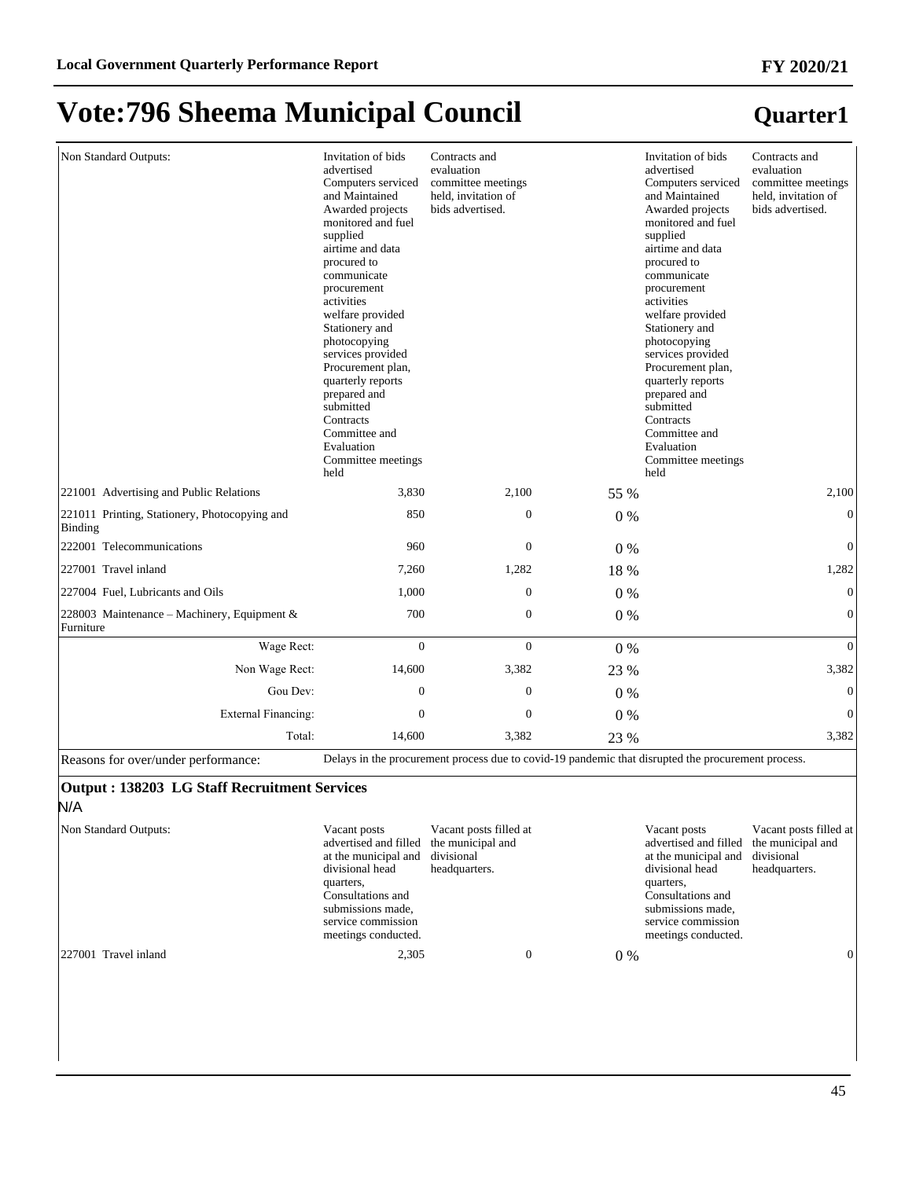# Vote:796 Sheema Municipal Council

## Quarter1

| | | | | | |
|---|---|---|---|---|---|
| Non Standard Outputs: | Invitation of bids advertised Computers serviced and Maintained Awarded projects monitored and fuel supplied airtime and data procured to communicate procurement activities welfare provided Stationery and photocopying services provided Procurement plan, quarterly reports prepared and submitted Contracts Committee and Evaluation Committee meetings held | Contracts and evaluation committee meetings held, invitation of bids advertised. | | Invitation of bids advertised Computers serviced and Maintained Awarded projects monitored and fuel supplied airtime and data procured to communicate procurement activities welfare provided Stationery and photocopying services provided Procurement plan, quarterly reports prepared and submitted Contracts Committee and Evaluation Committee meetings held | Contracts and evaluation committee meetings held, invitation of bids advertised. |
| 221001 Advertising and Public Relations | 3,830 | 2,100 | 55 % | | 2,100 |
| 221011 Printing, Stationery, Photocopying and Binding | 850 | 0 | 0 % | | 0 |
| 222001 Telecommunications | 960 | 0 | 0 % | | 0 |
| 227001 Travel inland | 7,260 | 1,282 | 18 % | | 1,282 |
| 227004 Fuel, Lubricants and Oils | 1,000 | 0 | 0 % | | 0 |
| 228003 Maintenance – Machinery, Equipment & Furniture | 700 | 0 | 0 % | | 0 |
| Wage Rect: | 0 | 0 | 0 % | | 0 |
| Non Wage Rect: | 14,600 | 3,382 | 23 % | | 3,382 |
| Gou Dev: | 0 | 0 | 0 % | | 0 |
| External Financing: | 0 | 0 | 0 % | | 0 |
| Total: | 14,600 | 3,382 | 23 % | | 3,382 |
| Reasons for over/under performance: | Delays in the procurement process due to covid-19 pandemic that disrupted the procurement process. | | | | |

**Output : 138203 LG Staff Recruitment Services**

N/A

| | | | | | |
|---|---|---|---|---|---|
| Non Standard Outputs: | Vacant posts advertised and filled at the municipal and divisional head quarters, Consultations and submissions made, service commission meetings conducted. | Vacant posts filled at the municipal and divisional headquarters. | | Vacant posts advertised and filled at the municipal and divisional head quarters, Consultations and submissions made, service commission meetings conducted. | Vacant posts filled at the municipal and divisional headquarters. |
| 227001 Travel inland | 2,305 | 0 | 0 % | | 0 |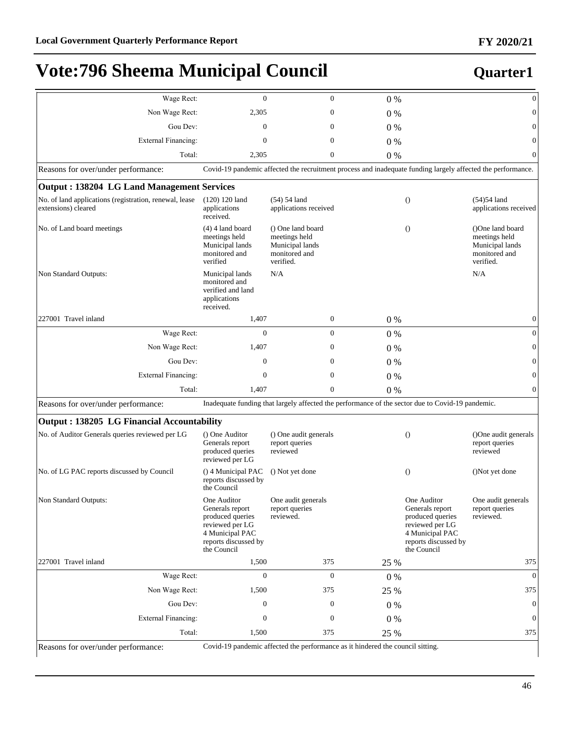# Vote:796 Sheema Municipal Council

## Quarter1

| | | | | |
|---|---|---|---|---|
| Wage Rect: | 0 | 0 | 0 % | 0 |
| Non Wage Rect: | 2,305 | 0 | 0 % | 0 |
| Gou Dev: | 0 | 0 | 0 % | 0 |
| External Financing: | 0 | 0 | 0 % | 0 |
| Total: | 2,305 | 0 | 0 % | 0 |

Reasons for over/under performance: Covid-19 pandemic affected the recruitment process and inadequate funding largely affected the performance.

**Output : 138204 LG Land Management Services**

| | | | | |
|---|---|---|---|---|
| No. of land applications (registration, renewal, lease extensions) cleared | (120) 120 land applications received. | (54) 54 land applications received | () | (54)54 land applications received |
| No. of Land board meetings | (4) 4 land board meetings held Municipal lands monitored and verified | () One land board meetings held Municipal lands monitored and verified. | () | ()One land board meetings held Municipal lands monitored and verified. |
| Non Standard Outputs: | Municipal lands monitored and verified and land applications received. | N/A | | N/A |
| 227001 Travel inland | 1,407 | 0 | 0 % | 0 |
| Wage Rect: | 0 | 0 | 0 % | 0 |
| Non Wage Rect: | 1,407 | 0 | 0 % | 0 |
| Gou Dev: | 0 | 0 | 0 % | 0 |
| External Financing: | 0 | 0 | 0 % | 0 |
| Total: | 1,407 | 0 | 0 % | 0 |

Reasons for over/under performance: Inadequate funding that largely affected the performance of the sector due to Covid-19 pandemic.

**Output : 138205 LG Financial Accountability**

| | | | | |
|---|---|---|---|---|
| No. of Auditor Generals queries reviewed per LG | () One Auditor Generals report produced queries reviewed per LG | () One audit generals report queries reviewed | () | ()One audit generals report queries reviewed |
| No. of LG PAC reports discussed by Council | () 4 Municipal PAC reports discussed by the Council | () Not yet done | () | ()Not yet done |
| Non Standard Outputs: | One Auditor Generals report produced queries reviewed per LG 4 Municipal PAC reports discussed by the Council | One audit generals report queries reviewed. | One Auditor Generals report produced queries reviewed per LG 4 Municipal PAC reports discussed by the Council | One audit generals report queries reviewed. |
| 227001 Travel inland | 1,500 | 375 | 25 % | 375 |
| Wage Rect: | 0 | 0 | 0 % | 0 |
| Non Wage Rect: | 1,500 | 375 | 25 % | 375 |
| Gou Dev: | 0 | 0 | 0 % | 0 |
| External Financing: | 0 | 0 | 0 % | 0 |
| Total: | 1,500 | 375 | 25 % | 375 |

Reasons for over/under performance: Covid-19 pandemic affected the performance as it hindered the council sitting.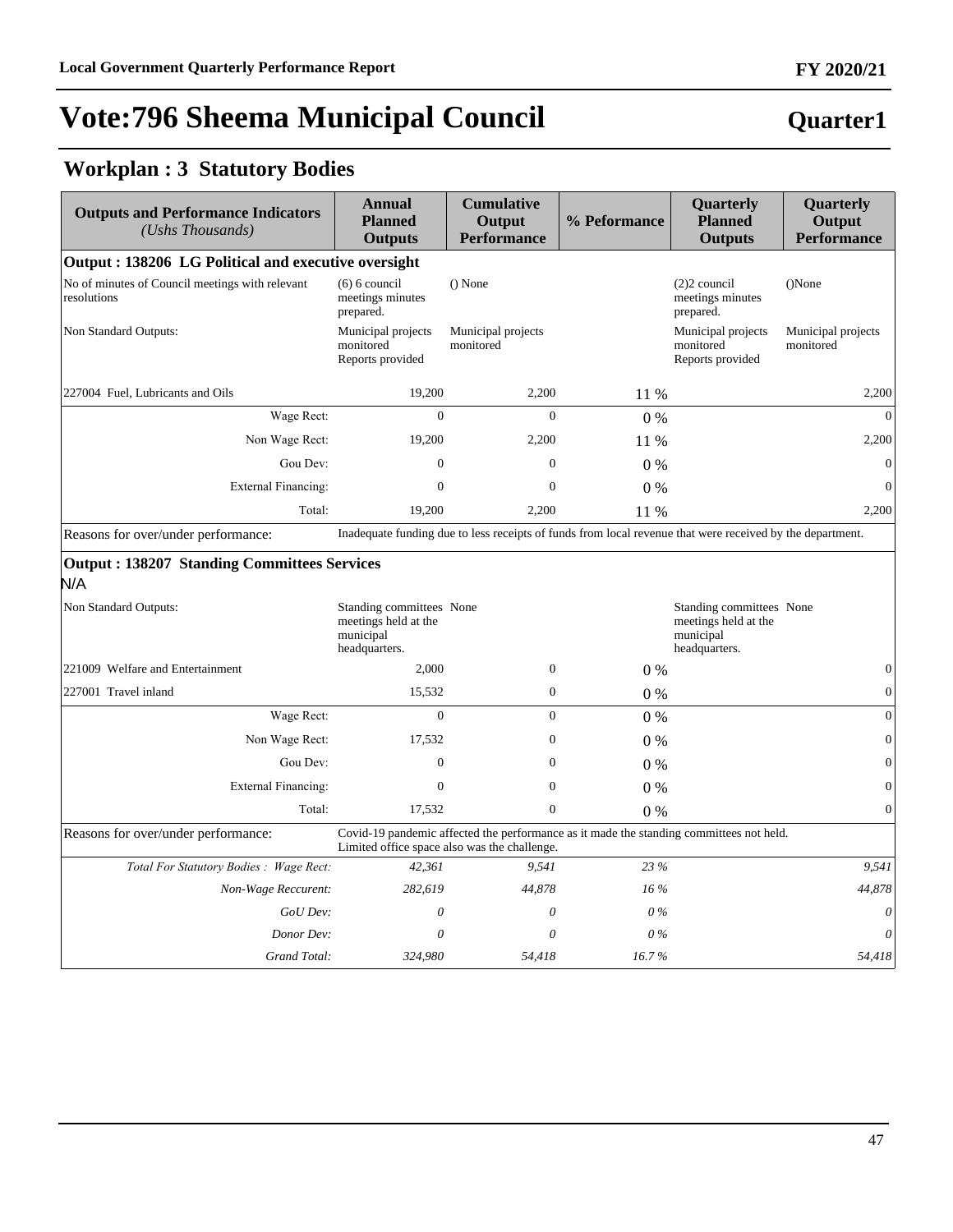# Vote:796 Sheema Municipal Council

**Quarter1**

## Workplan : 3 Statutory Bodies

| Outputs and Performance Indicators *(Ushs Thousands)* | Annual Planned Outputs | Cumulative Output Performance | % Peformance | Quarterly Planned Outputs | Quarterly Output Performance |
|---|---|---|---|---|---|
| **Output : 138206 LG Political and executive oversight** | | | | | |
| No of minutes of Council meetings with relevant resolutions | (6) 6 council meetings minutes prepared. | () None | | (2)2 council meetings minutes prepared. | ()None |
| Non Standard Outputs: | Municipal projects monitored Reports provided | Municipal projects monitored | | Municipal projects monitored Reports provided | Municipal projects monitored |
| 227004 Fuel, Lubricants and Oils | 19,200 | 2,200 | 11 % | | 2,200 |
| Wage Rect: | 0 | 0 | 0 % | | 0 |
| Non Wage Rect: | 19,200 | 2,200 | 11 % | | 2,200 |
| Gou Dev: | 0 | 0 | 0 % | | 0 |
| External Financing: | 0 | 0 | 0 % | | 0 |
| Total: | 19,200 | 2,200 | 11 % | | 2,200 |
| Reasons for over/under performance: | Inadequate funding due to less receipts of funds from local revenue that were received by the department. | | | | |
| **Output : 138207 Standing Committees Services** | | | | | |
| N/A | | | | | |
| Non Standard Outputs: | Standing committees meetings held at the municipal headquarters. | None | | Standing committees meetings held at the municipal headquarters. | None |
| 221009 Welfare and Entertainment | 2,000 | 0 | 0 % | | 0 |
| 227001 Travel inland | 15,532 | 0 | 0 % | | 0 |
| Wage Rect: | 0 | 0 | 0 % | | 0 |
| Non Wage Rect: | 17,532 | 0 | 0 % | | 0 |
| Gou Dev: | 0 | 0 | 0 % | | 0 |
| External Financing: | 0 | 0 | 0 % | | 0 |
| Total: | 17,532 | 0 | 0 % | | 0 |
| Reasons for over/under performance: | Covid-19 pandemic affected the performance as it made the standing committees not held. Limited office space also was the challenge. | | | | |
| *Total For Statutory Bodies : Wage Rect:* | *42,361* | *9,541* | *23 %* | | *9,541* |
| *Non-Wage Reccurent:* | *282,619* | *44,878* | *16 %* | | *44,878* |
| *GoU Dev:* | *0* | *0* | *0 %* | | *0* |
| *Donor Dev:* | *0* | *0* | *0 %* | | *0* |
| *Grand Total:* | *324,980* | *54,418* | *16.7 %* | | *54,418* |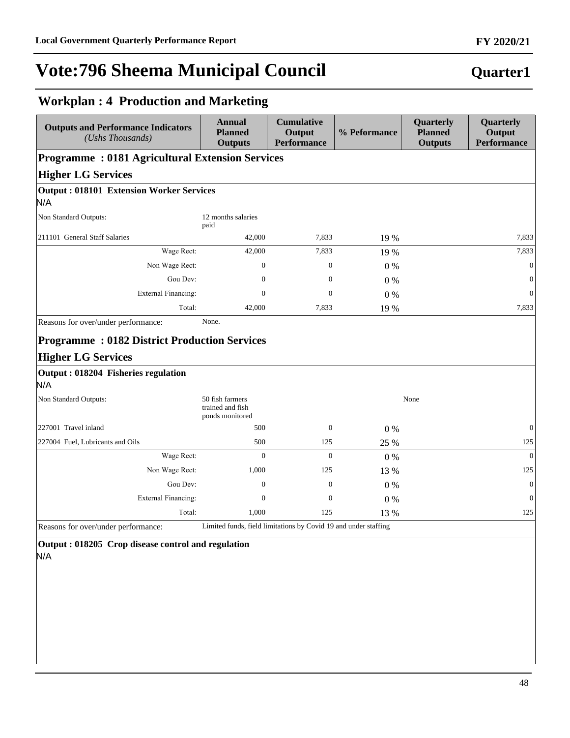# Vote:796 Sheema Municipal Council

**Quarter1**

## Workplan : 4 Production and Marketing

| Outputs and Performance Indicators *(Ushs Thousands)* | Annual Planned Outputs | Cumulative Output Performance | % Peformance | Quarterly Planned Outputs | Quarterly Output Performance |
|---|---|---|---|---|---|
| **Programme : 0181 Agricultural Extension Services** | | | | | |
| **Higher LG Services** | | | | | |
| **Output : 018101 Extension Worker Services** | | | | | |
| N/A | | | | | |
| Non Standard Outputs: | 12 months salaries paid | | | | |
| 211101 General Staff Salaries | 42,000 | 7,833 | 19 % | | 7,833 |
| Wage Rect: | 42,000 | 7,833 | 19 % | | 7,833 |
| Non Wage Rect: | 0 | 0 | 0 % | | 0 |
| Gou Dev: | 0 | 0 | 0 % | | 0 |
| External Financing: | 0 | 0 | 0 % | | 0 |
| Total: | 42,000 | 7,833 | 19 % | | 7,833 |
| Reasons for over/under performance: | None. | | | | |
| **Programme : 0182 District Production Services** | | | | | |
| **Higher LG Services** | | | | | |
| **Output : 018204 Fisheries regulation** | | | | | |
| N/A | | | | | |
| Non Standard Outputs: | 50 fish farmers trained and fish ponds monitored | | | None | |
| 227001 Travel inland | 500 | 0 | 0 % | | 0 |
| 227004 Fuel, Lubricants and Oils | 500 | 125 | 25 % | | 125 |
| Wage Rect: | 0 | 0 | 0 % | | 0 |
| Non Wage Rect: | 1,000 | 125 | 13 % | | 125 |
| Gou Dev: | 0 | 0 | 0 % | | 0 |
| External Financing: | 0 | 0 | 0 % | | 0 |
| Total: | 1,000 | 125 | 13 % | | 125 |
| Reasons for over/under performance: | Limited funds, field limitations by Covid 19 and under staffing | | | | |
| **Output : 018205 Crop disease control and regulation** | | | | | |
| N/A | | | | | |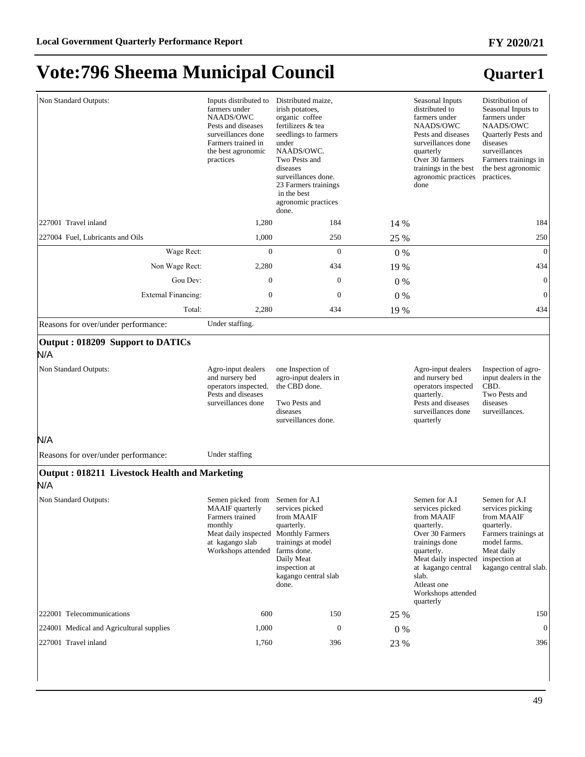# Vote:796 Sheema Municipal Council

## Quarter1

| | | | | | |
|---|---|---|---|---|---|
| Non Standard Outputs: | Inputs distributed to farmers under NAADS/OWC Pests and diseases surveillances done Farmers trained in the best agronomic practices | Distributed maize, irish potatoes, organic coffee fertilizers & tea seedlings to farmers under NAADS/OWC. Two Pests and diseases surveillances done. 23 Farmers trainings in the best agronomic practices done. | | Seasonal Inputs distributed to farmers under NAADS/OWC Pests and diseases surveillances done quarterly Over 30 farmers trainings in the best agronomic practices done | Distribution of Seasonal Inputs to farmers under NAADS/OWC Quarterly Pests and diseases surveillances Farmers trainings in the best agronomic practices. |
| 227001 Travel inland | 1,280 | 184 | 14 % | | 184 |
| 227004 Fuel, Lubricants and Oils | 1,000 | 250 | 25 % | | 250 |
| Wage Rect: | 0 | 0 | 0 % | | 0 |
| Non Wage Rect: | 2,280 | 434 | 19 % | | 434 |
| Gou Dev: | 0 | 0 | 0 % | | 0 |
| External Financing: | 0 | 0 | 0 % | | 0 |
| Total: | 2,280 | 434 | 19 % | | 434 |
| Reasons for over/under performance: | Under staffing. | | | | |

### Output : 018209 Support to DATICs

N/A

| | | | | | |
|---|---|---|---|---|---|
| Non Standard Outputs: | Agro-input dealers and nursery bed operators inspected. Pests and diseases surveillances done | one Inspection of agro-input dealers in the CBD done. Two Pests and diseases surveillances done. | | Agro-input dealers and nursery bed operators inspected quarterly. Pests and diseases surveillances done quarterly | Inspection of agro-input dealers in the CBD. Two Pests and diseases surveillances. |

N/A

| | |
|---|---|
| Reasons for over/under performance: | Under staffing |

### Output : 018211 Livestock Health and Marketing

N/A

| | | | | | |
|---|---|---|---|---|---|
| Non Standard Outputs: | Semen picked from MAAIF quarterly Farmers trained monthly Meat daily inspected at kagango slab Workshops attended | Semen for A.I services picked from MAAIF quarterly. Monthly Farmers trainings at model farms done. Daily Meat inspection at kagango central slab done. | | Semen for A.I services picked from MAAIF quarterly. Over 30 Farmers trainings done quarterly. Meat daily inspected at kagango central slab. Atleast one Workshops attended quarterly | Semen for A.I services picking from MAAIF quarterly. Farmers trainings at model farms. Meat daily inspection at kagango central slab. |
| 222001 Telecommunications | 600 | 150 | 25 % | | 150 |
| 224001 Medical and Agricultural supplies | 1,000 | 0 | 0 % | | 0 |
| 227001 Travel inland | 1,760 | 396 | 23 % | | 396 |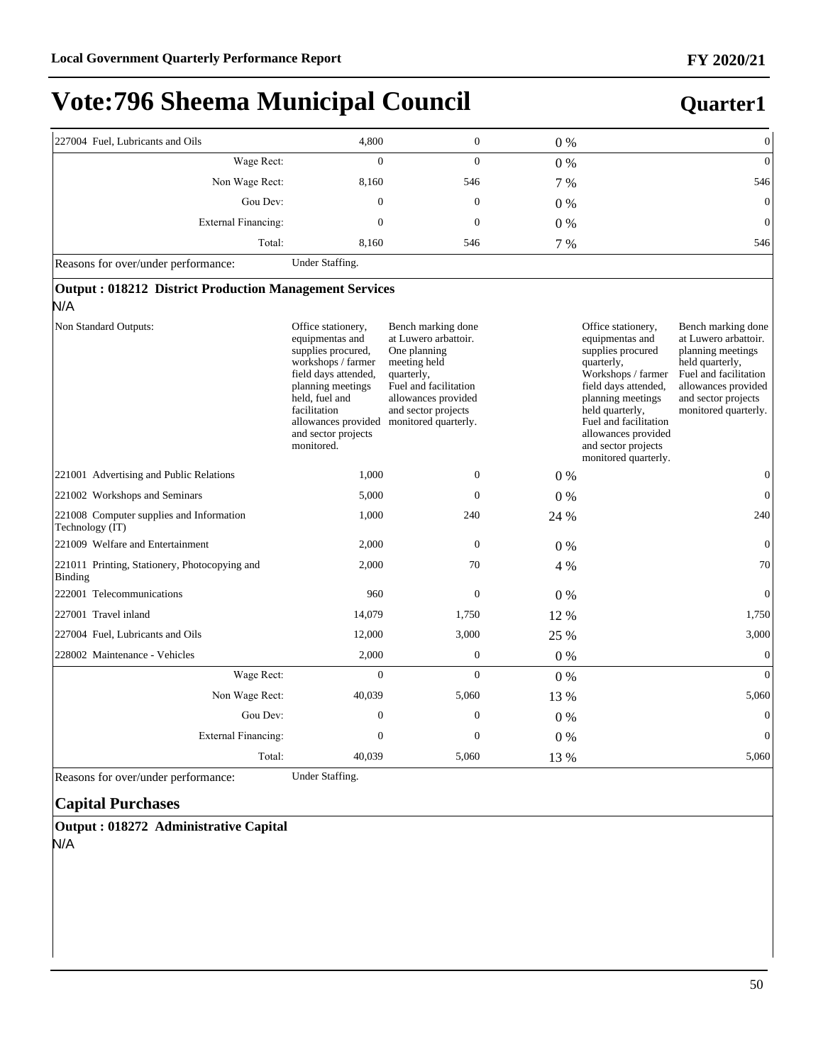# Vote:796 Sheema Municipal Council

**Quarter1**

| | | | | | |
|---|---|---|---|---|---|
| 227004 Fuel, Lubricants and Oils | 4,800 | 0 | 0 % | | 0 |
| Wage Rect: | 0 | 0 | 0 % | | 0 |
| Non Wage Rect: | 8,160 | 546 | 7 % | | 546 |
| Gou Dev: | 0 | 0 | 0 % | | 0 |
| External Financing: | 0 | 0 | 0 % | | 0 |
| Total: | 8,160 | 546 | 7 % | | 546 |

Reasons for over/under performance: Under Staffing.

**Output : 018212 District Production Management Services**

N/A

| | | | | | |
|---|---|---|---|---|---|
| Non Standard Outputs: | Office stationery, equipmentas and supplies procured, workshops / farmer field days attended, planning meetings held, fuel and facilitation allowances provided and sector projects monitored. | Bench marking done at Luwero arbattoir. One planning meeting held quarterly, Fuel and facilitation allowances provided and sector projects monitored quarterly. | | Office stationery, equipmentas and supplies procured quarterly, Workshops / farmer field days attended, planning meetings held quarterly, Fuel and facilitation allowances provided and sector projects monitored quarterly. | Bench marking done at Luwero arbattoir. planning meetings held quarterly, Fuel and facilitation allowances provided and sector projects monitored quarterly. |
| 221001 Advertising and Public Relations | 1,000 | 0 | 0 % | | 0 |
| 221002 Workshops and Seminars | 5,000 | 0 | 0 % | | 0 |
| 221008 Computer supplies and Information Technology (IT) | 1,000 | 240 | 24 % | | 240 |
| 221009 Welfare and Entertainment | 2,000 | 0 | 0 % | | 0 |
| 221011 Printing, Stationery, Photocopying and Binding | 2,000 | 70 | 4 % | | 70 |
| 222001 Telecommunications | 960 | 0 | 0 % | | 0 |
| 227001 Travel inland | 14,079 | 1,750 | 12 % | | 1,750 |
| 227004 Fuel, Lubricants and Oils | 12,000 | 3,000 | 25 % | | 3,000 |
| 228002 Maintenance - Vehicles | 2,000 | 0 | 0 % | | 0 |
| Wage Rect: | 0 | 0 | 0 % | | 0 |
| Non Wage Rect: | 40,039 | 5,060 | 13 % | | 5,060 |
| Gou Dev: | 0 | 0 | 0 % | | 0 |
| External Financing: | 0 | 0 | 0 % | | 0 |
| Total: | 40,039 | 5,060 | 13 % | | 5,060 |

Reasons for over/under performance: Under Staffing.

## Capital Purchases

**Output : 018272 Administrative Capital**

N/A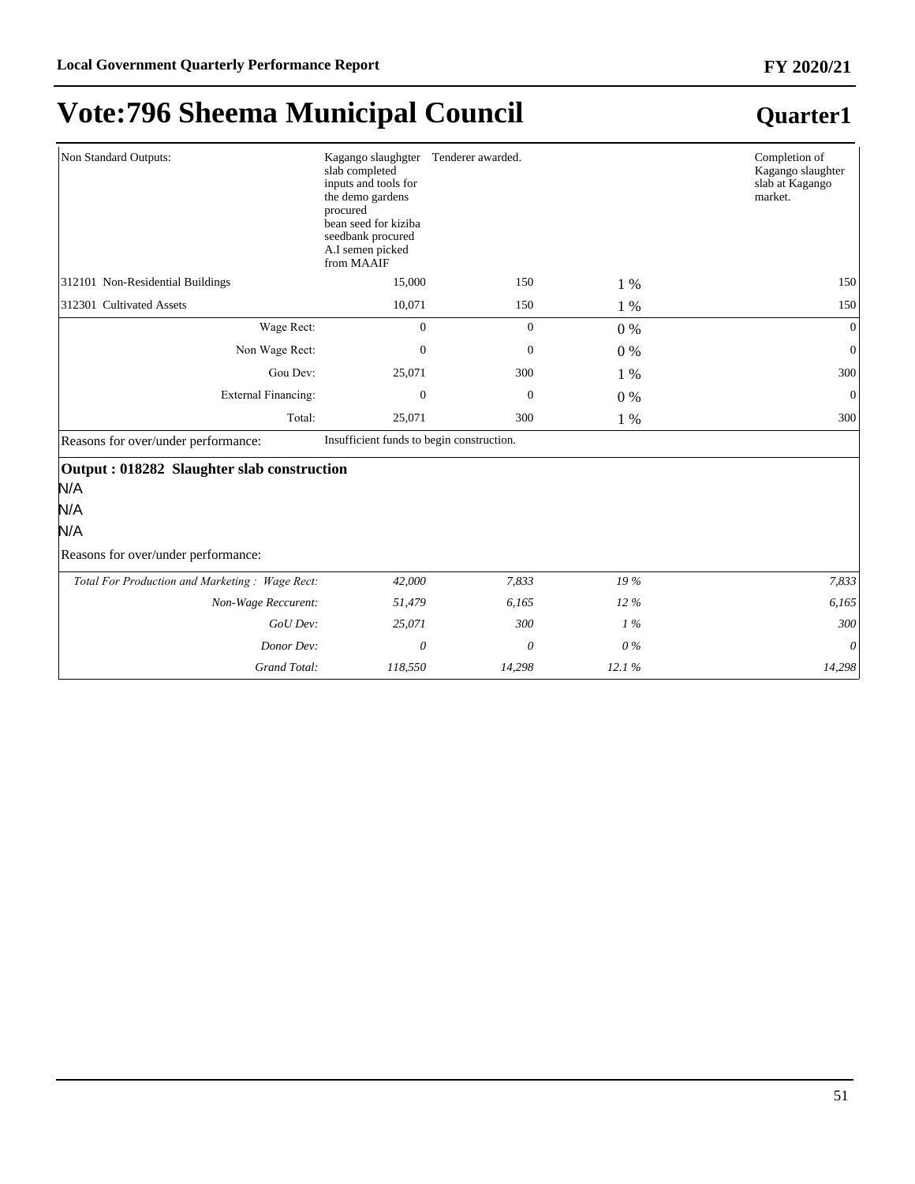# Vote:796 Sheema Municipal Council

## Quarter1

| | | | | |
|---|---|---|---|---|
| Non Standard Outputs: | Kagango slaughgter slab completed<br>inputs and tools for the demo gardens procured<br>bean seed for kiziba seedbank procured<br>A.I semen picked from MAAIF | Tenderer awarded. | | Completion of Kagango slaughter slab at Kagango market. |
| 312101 Non-Residential Buildings | 15,000 | 150 | 1 % | 150 |
| 312301 Cultivated Assets | 10,071 | 150 | 1 % | 150 |
| Wage Rect: | 0 | 0 | 0 % | 0 |
| Non Wage Rect: | 0 | 0 | 0 % | 0 |
| Gou Dev: | 25,071 | 300 | 1 % | 300 |
| External Financing: | 0 | 0 | 0 % | 0 |
| Total: | 25,071 | 300 | 1 % | 300 |
| Reasons for over/under performance: | Insufficient funds to begin construction. | | | |

**Output : 018282 Slaughter slab construction**

N/A

N/A

N/A

Reasons for over/under performance:

| | | | | |
|---|---|---|---|---|
| *Total For Production and Marketing : Wage Rect:* | *42,000* | *7,833* | *19 %* | *7,833* |
| *Non-Wage Reccurent:* | *51,479* | *6,165* | *12 %* | *6,165* |
| *GoU Dev:* | *25,071* | *300* | *1 %* | *300* |
| *Donor Dev:* | *0* | *0* | *0 %* | *0* |
| *Grand Total:* | *118,550* | *14,298* | *12.1 %* | *14,298* |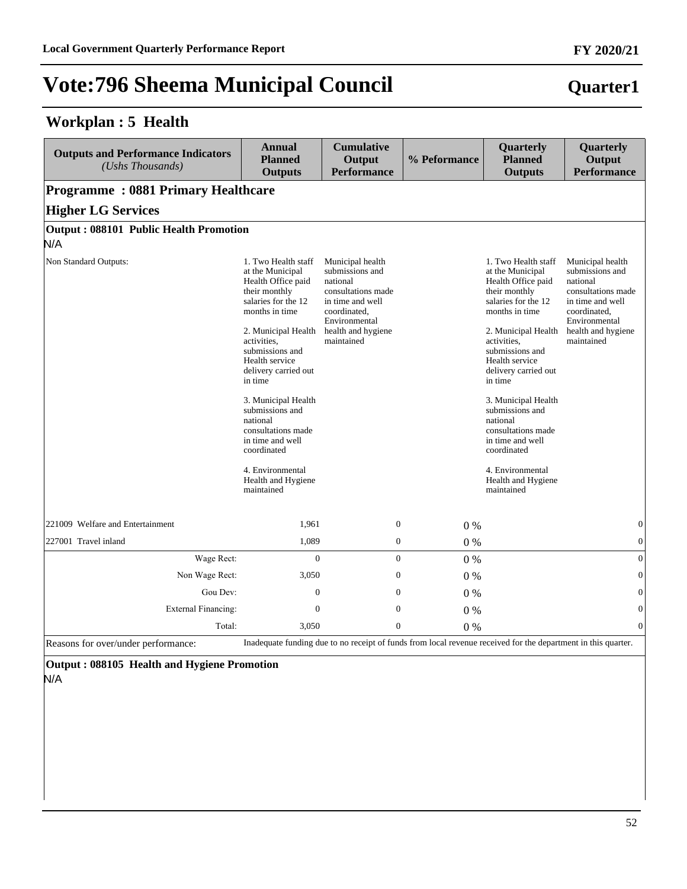# Vote:796 Sheema Municipal Council

**Quarter1**

## Workplan : 5 Health

| Outputs and Performance Indicators *(Ushs Thousands)* | Annual Planned Outputs | Cumulative Output Performance | % Peformance | Quarterly Planned Outputs | Quarterly Output Performance |
|---|---|---|---|---|---|
| **Programme : 0881 Primary Healthcare** | | | | | |
| **Higher LG Services** | | | | | |
| **Output : 088101 Public Health Promotion** | | | | | |
| N/A | | | | | |
| Non Standard Outputs: | 1. Two Health staff at the Municipal Health Office paid their monthly salaries for the 12 months in time<br><br>2. Municipal Health activities, submissions and Health service delivery carried out in time<br><br>3. Municipal Health submissions and national consultations made in time and well coordinated<br><br>4. Environmental Health and Hygiene maintained | Municipal health submissions and national consultations made in time and well coordinated, Environmental health and hygiene maintained | | 1. Two Health staff at the Municipal Health Office paid their monthly salaries for the 12 months in time<br><br>2. Municipal Health activities, submissions and Health service delivery carried out in time<br><br>3. Municipal Health submissions and national consultations made in time and well coordinated<br><br>4. Environmental Health and Hygiene maintained | Municipal health submissions and national consultations made in time and well coordinated, Environmental health and hygiene maintained |
| 221009 Welfare and Entertainment | 1,961 | 0 | 0 % | | 0 |
| 227001 Travel inland | 1,089 | 0 | 0 % | | 0 |
| Wage Rect: | 0 | 0 | 0 % | | 0 |
| Non Wage Rect: | 3,050 | 0 | 0 % | | 0 |
| Gou Dev: | 0 | 0 | 0 % | | 0 |
| External Financing: | 0 | 0 | 0 % | | 0 |
| Total: | 3,050 | 0 | 0 % | | 0 |
| Reasons for over/under performance: | Inadequate funding due to no receipt of funds from local revenue received for the department in this quarter. | | | | |
| **Output : 088105 Health and Hygiene Promotion** | | | | | |
| N/A | | | | | |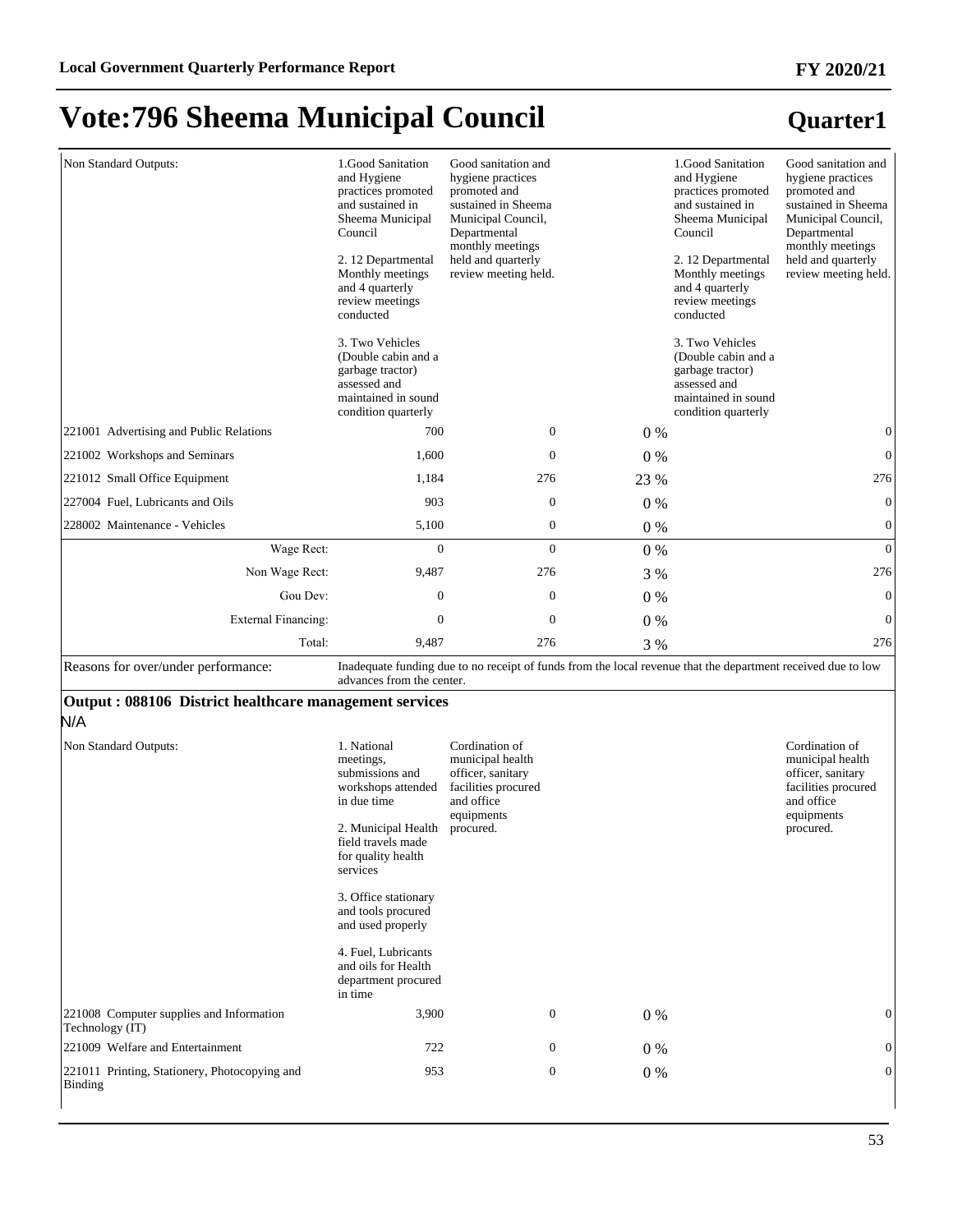# Vote:796 Sheema Municipal Council

## Quarter1

| | | | | | |
|---|---|---|---|---|---|
| Non Standard Outputs: | 1.Good Sanitation and Hygiene practices promoted and sustained in Sheema Municipal Council<br><br>2. 12 Departmental Monthly meetings and 4 quarterly review meetings conducted<br><br>3. Two Vehicles (Double cabin and a garbage tractor) assessed and maintained in sound condition quarterly | Good sanitation and hygiene practices promoted and sustained in Sheema Municipal Council, Departmental monthly meetings held and quarterly review meeting held. | | 1.Good Sanitation and Hygiene practices promoted and sustained in Sheema Municipal Council<br><br>2. 12 Departmental Monthly meetings and 4 quarterly review meetings conducted<br><br>3. Two Vehicles (Double cabin and a garbage tractor) assessed and maintained in sound condition quarterly | Good sanitation and hygiene practices promoted and sustained in Sheema Municipal Council, Departmental monthly meetings held and quarterly review meeting held. |
| 221001 Advertising and Public Relations | 700 | 0 | 0 % | | 0 |
| 221002 Workshops and Seminars | 1,600 | 0 | 0 % | | 0 |
| 221012 Small Office Equipment | 1,184 | 276 | 23 % | | 276 |
| 227004 Fuel, Lubricants and Oils | 903 | 0 | 0 % | | 0 |
| 228002 Maintenance - Vehicles | 5,100 | 0 | 0 % | | 0 |
| Wage Rect: | 0 | 0 | 0 % | | 0 |
| Non Wage Rect: | 9,487 | 276 | 3 % | | 276 |
| Gou Dev: | 0 | 0 | 0 % | | 0 |
| External Financing: | 0 | 0 | 0 % | | 0 |
| Total: | 9,487 | 276 | 3 % | | 276 |
| Reasons for over/under performance: | Inadequate funding due to no receipt of funds from the local revenue that the department received due to low advances from the center. | | | | |

**Output : 088106 District healthcare management services**

N/A

| | | | | | |
|---|---|---|---|---|---|
| Non Standard Outputs: | 1. National meetings, submissions and workshops attended in due time<br><br>2. Municipal Health field travels made for quality health services<br><br>3. Office stationary and tools procured and used properly<br><br>4. Fuel, Lubricants and oils for Health department procured in time | Cordination of municipal health officer, sanitary facilities procured and office equipments procured. | | | Cordination of municipal health officer, sanitary facilities procured and office equipments procured. |
| 221008 Computer supplies and Information Technology (IT) | 3,900 | 0 | 0 % | | 0 |
| 221009 Welfare and Entertainment | 722 | 0 | 0 % | | 0 |
| 221011 Printing, Stationery, Photocopying and Binding | 953 | 0 | 0 % | | 0 |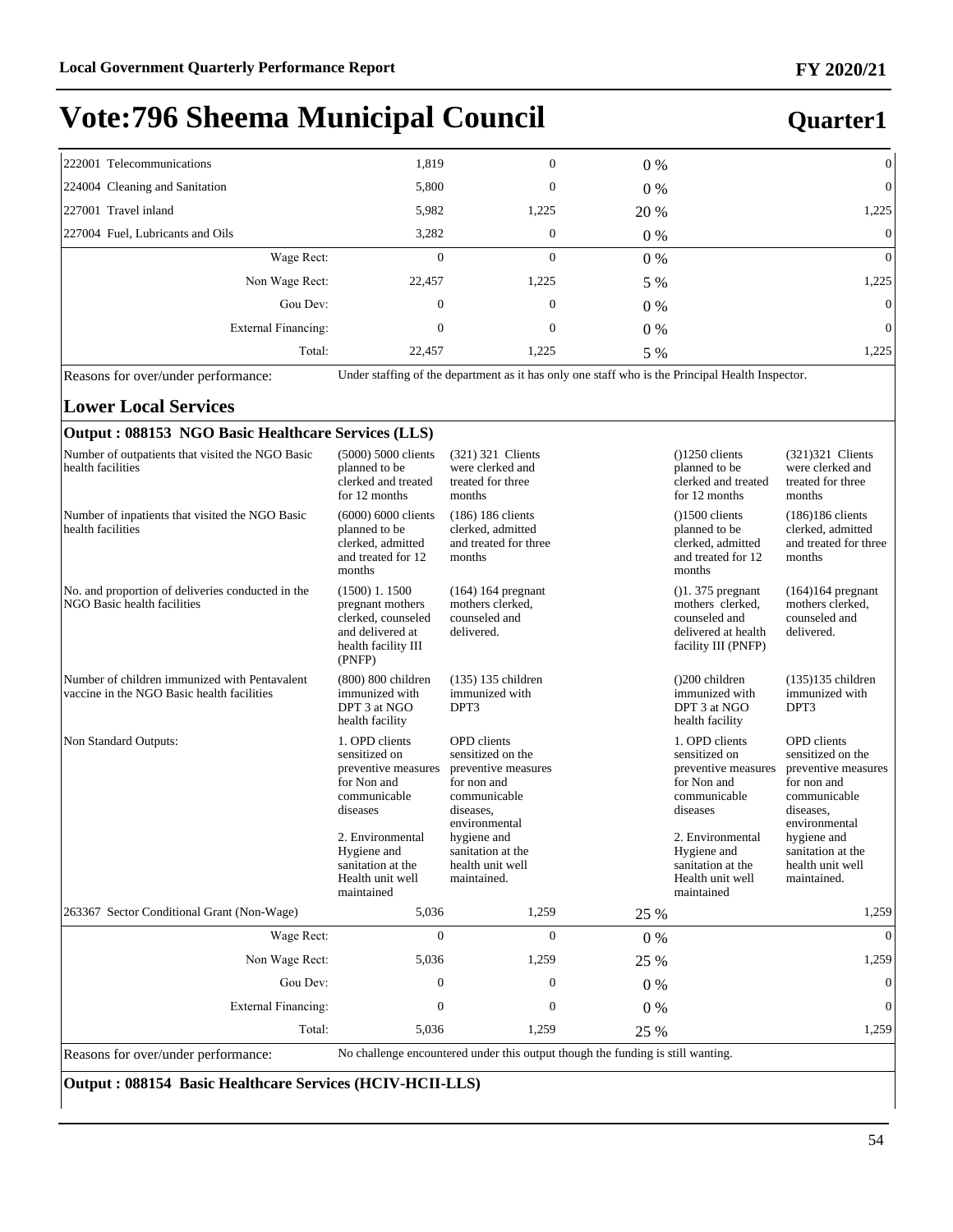# Vote:796 Sheema Municipal Council

**Quarter1**

| | | | | | |
|---|---|---|---|---|---|
| 222001 Telecommunications | 1,819 | 0 | 0 % | | 0 |
| 224004 Cleaning and Sanitation | 5,800 | 0 | 0 % | | 0 |
| 227001 Travel inland | 5,982 | 1,225 | 20 % | | 1,225 |
| 227004 Fuel, Lubricants and Oils | 3,282 | 0 | 0 % | | 0 |
| Wage Rect: | 0 | 0 | 0 % | | 0 |
| Non Wage Rect: | 22,457 | 1,225 | 5 % | | 1,225 |
| Gou Dev: | 0 | 0 | 0 % | | 0 |
| External Financing: | 0 | 0 | 0 % | | 0 |
| Total: | 22,457 | 1,225 | 5 % | | 1,225 |

Reasons for over/under performance: Under staffing of the department as it has only one staff who is the Principal Health Inspector.

## Lower Local Services

### Output : 088153 NGO Basic Healthcare Services (LLS)

| | | | | | |
|---|---|---|---|---|---|
| Number of outpatients that visited the NGO Basic health facilities | (5000) 5000 clients planned to be clerked and treated for 12 months | (321) 321 Clients were clerked and treated for three months | | ()1250 clients planned to be clerked and treated for 12 months | (321)321 Clients were clerked and treated for three months |
| Number of inpatients that visited the NGO Basic health facilities | (6000) 6000 clients planned to be clerked, admitted and treated for 12 months | (186) 186 clients clerked, admitted and treated for three months | | ()1500 clients planned to be clerked, admitted and treated for 12 months | (186)186 clients clerked, admitted and treated for three months |
| No. and proportion of deliveries conducted in the NGO Basic health facilities | (1500) 1. 1500 pregnant mothers clerked, counseled and delivered at health facility III (PNFP) | (164) 164 pregnant mothers clerked, counseled and delivered. | | ()1. 375 pregnant mothers clerked, counseled and delivered at health facility III (PNFP) | (164)164 pregnant mothers clerked, counseled and delivered. |
| Number of children immunized with Pentavalent vaccine in the NGO Basic health facilities | (800) 800 children immunized with DPT 3 at NGO health facility | (135) 135 children immunized with DPT3 | | ()200 children immunized with DPT 3 at NGO health facility | (135)135 children immunized with DPT3 |
| Non Standard Outputs: | 1. OPD clients sensitized on preventive measures for Non and communicable diseases<br><br>2. Environmental Hygiene and sanitation at the Health unit well maintained | OPD clients sensitized on the preventive measures for non and communicable diseases, environmental hygiene and sanitation at the health unit well maintained. | | 1. OPD clients sensitized on preventive measures for Non and communicable diseases<br><br>2. Environmental Hygiene and sanitation at the Health unit well maintained | OPD clients sensitized on the preventive measures for non and communicable diseases, environmental hygiene and sanitation at the health unit well maintained. |
| 263367 Sector Conditional Grant (Non-Wage) | 5,036 | 1,259 | 25 % | | 1,259 |
| Wage Rect: | 0 | 0 | 0 % | | 0 |
| Non Wage Rect: | 5,036 | 1,259 | 25 % | | 1,259 |
| Gou Dev: | 0 | 0 | 0 % | | 0 |
| External Financing: | 0 | 0 | 0 % | | 0 |
| Total: | 5,036 | 1,259 | 25 % | | 1,259 |

Reasons for over/under performance: No challenge encountered under this output though the funding is still wanting.

### Output : 088154 Basic Healthcare Services (HCIV-HCII-LLS)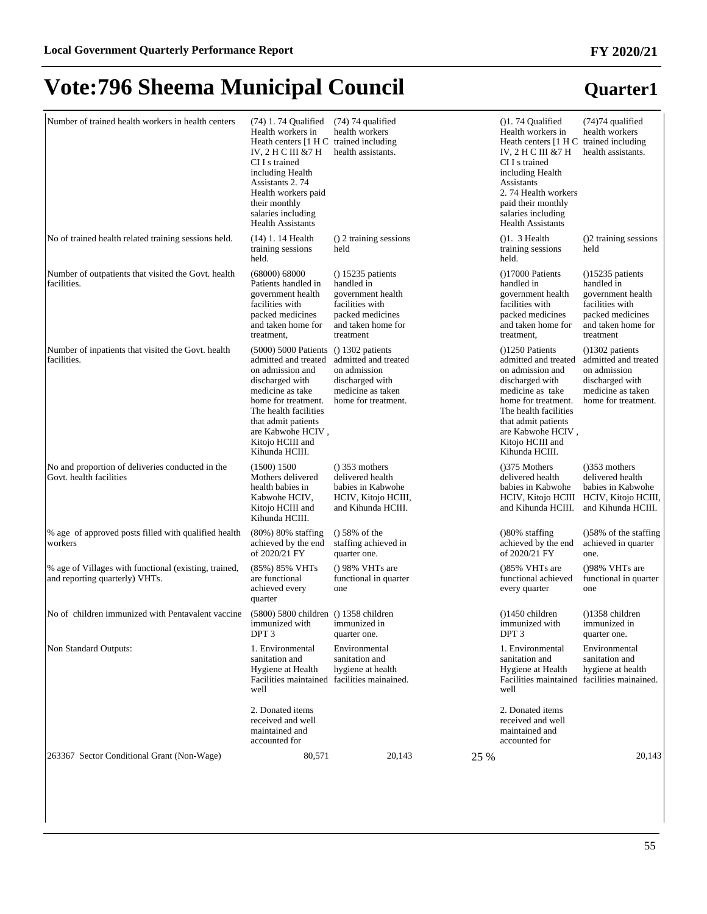# Vote:796 Sheema Municipal Council

## Quarter1

| | | | | | |
|---|---|---|---|---|---|
| Number of trained health workers in health centers | (74) 1. 74 Qualified Health workers in Heath centers [1 H C IV, 2 H C III &7 H CI I s trained including Health Assistants 2. 74 Health workers paid their monthly salaries including Health Assistants | (74) 74 qualified health workers trained including health assistants. | | ()1. 74 Qualified Health workers in Heath centers [1 H C IV, 2 H C III &7 H CI I s trained including Health Assistants 2. 74 Health workers paid their monthly salaries including Health Assistants | (74)74 qualified health workers trained including health assistants. |
| No of trained health related training sessions held. | (14) 1. 14 Health training sessions held. | () 2 training sessions held | | ()1. 3 Health training sessions held. | ()2 training sessions held |
| Number of outpatients that visited the Govt. health facilities. | (68000) 68000 Patients handled in government health facilities with packed medicines and taken home for treatment, | () 15235 patients handled in government health facilities with packed medicines and taken home for treatment | | ()17000 Patients handled in government health facilities with packed medicines and taken home for treatment, | ()15235 patients handled in government health facilities with packed medicines and taken home for treatment |
| Number of inpatients that visited the Govt. health facilities. | (5000) 5000 Patients admitted and treated on admission and discharged with medicine as take home for treatment. The health facilities that admit patients are Kabwohe HCIV , Kitojo HCIII and Kihunda HCIII. | () 1302 patients admitted and treated on admission discharged with medicine as taken home for treatment. | | ()1250 Patients admitted and treated on admission and discharged with medicine as take home for treatment. The health facilities that admit patients are Kabwohe HCIV , Kitojo HCIII and Kihunda HCIII. | ()1302 patients admitted and treated on admission discharged with medicine as taken home for treatment. |
| No and proportion of deliveries conducted in the Govt. health facilities | (1500) 1500 Mothers delivered health babies in Kabwohe HCIV, Kitojo HCIII and Kihunda HCIII. | () 353 mothers delivered health babies in Kabwohe HCIV, Kitojo HCIII, and Kihunda HCIII. | | ()375 Mothers delivered health babies in Kabwohe HCIV, Kitojo HCIII and Kihunda HCIII. | ()353 mothers delivered health babies in Kabwohe HCIV, Kitojo HCIII, and Kihunda HCIII. |
| % age of approved posts filled with qualified health workers | (80%) 80% staffing achieved by the end of 2020/21 FY | () 58% of the staffing achieved in quarter one. | | ()80% staffing achieved by the end of 2020/21 FY | ()58% of the staffing achieved in quarter one. |
| % age of Villages with functional (existing, trained, and reporting quarterly) VHTs. | (85%) 85% VHTs are functional achieved every quarter | () 98% VHTs are functional in quarter one | | ()85% VHTs are functional achieved every quarter | ()98% VHTs are functional in quarter one |
| No of children immunized with Pentavalent vaccine | (5800) 5800 children immunized with DPT 3 | () 1358 children immunized in quarter one. | | ()1450 children immunized with DPT 3 | ()1358 children immunized in quarter one. |
| Non Standard Outputs: | 1. Environmental sanitation and Hygiene at Health Facilities maintained well<br><br>2. Donated items received and well maintained and accounted for | Environmental sanitation and hygiene at health facilities mainained. | | 1. Environmental sanitation and Hygiene at Health Facilities maintained well<br><br>2. Donated items received and well maintained and accounted for | Environmental sanitation and hygiene at health facilities mainained. |
| 263367 Sector Conditional Grant (Non-Wage) | 80,571 | 20,143 | 25 % | | 20,143 |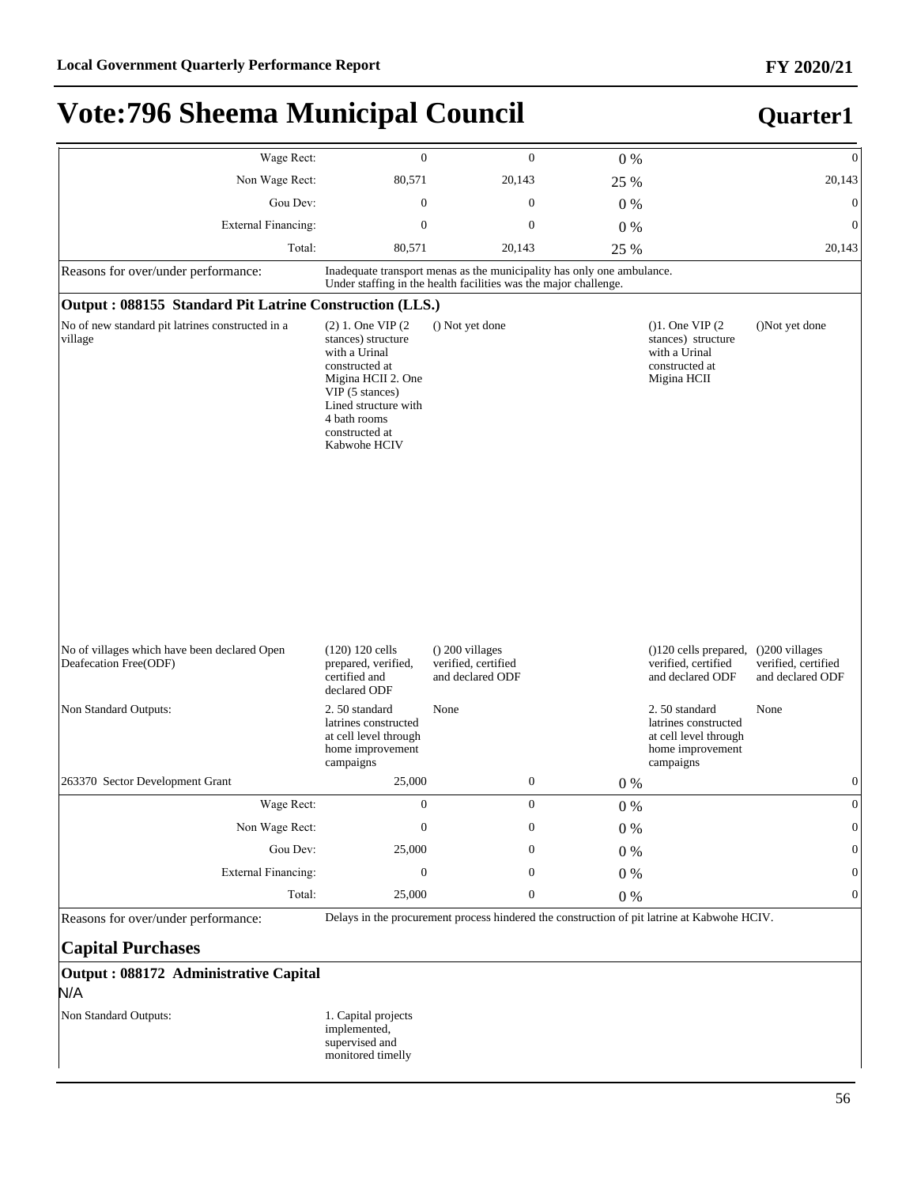# Vote:796 Sheema Municipal Council

## Quarter1

| | | | | | |
|---|---|---|---|---|---|
| Wage Rect: | 0 | 0 | 0 % | | 0 |
| Non Wage Rect: | 80,571 | 20,143 | 25 % | | 20,143 |
| Gou Dev: | 0 | 0 | 0 % | | 0 |
| External Financing: | 0 | 0 | 0 % | | 0 |
| Total: | 80,571 | 20,143 | 25 % | | 20,143 |

Reasons for over/under performance: Inadequate transport menas as the municipality has only one ambulance. Under staffing in the health facilities was the major challenge.

### Output : 088155 Standard Pit Latrine Construction (LLS.)

| | | | | | |
|---|---|---|---|---|---|
| No of new standard pit latrines constructed in a village | (2) 1. One VIP (2 stances) structure with a Urinal constructed at Migina HCII 2. One VIP (5 stances) Lined structure with 4 bath rooms constructed at Kabwohe HCIV | () Not yet done | | ()1. One VIP (2 stances) structure with a Urinal constructed at Migina HCII | ()Not yet done |
| No of villages which have been declared Open Deafecation Free(ODF) | (120) 120 cells prepared, verified, certified and declared ODF | () 200 villages verified, certified and declared ODF | | ()120 cells prepared, verified, certified and declared ODF | ()200 villages verified, certified and declared ODF |
| Non Standard Outputs: | 2. 50 standard latrines constructed at cell level through home improvement campaigns | None | | 2. 50 standard latrines constructed at cell level through home improvement campaigns | None |
| 263370 Sector Development Grant | 25,000 | 0 | 0 % | | 0 |
| Wage Rect: | 0 | 0 | 0 % | | 0 |
| Non Wage Rect: | 0 | 0 | 0 % | | 0 |
| Gou Dev: | 25,000 | 0 | 0 % | | 0 |
| External Financing: | 0 | 0 | 0 % | | 0 |
| Total: | 25,000 | 0 | 0 % | | 0 |

Reasons for over/under performance: Delays in the procurement process hindered the construction of pit latrine at Kabwohe HCIV.

## Capital Purchases

### Output : 088172 Administrative Capital

N/A

Non Standard Outputs: 1. Capital projects implemented, supervised and monitored timelly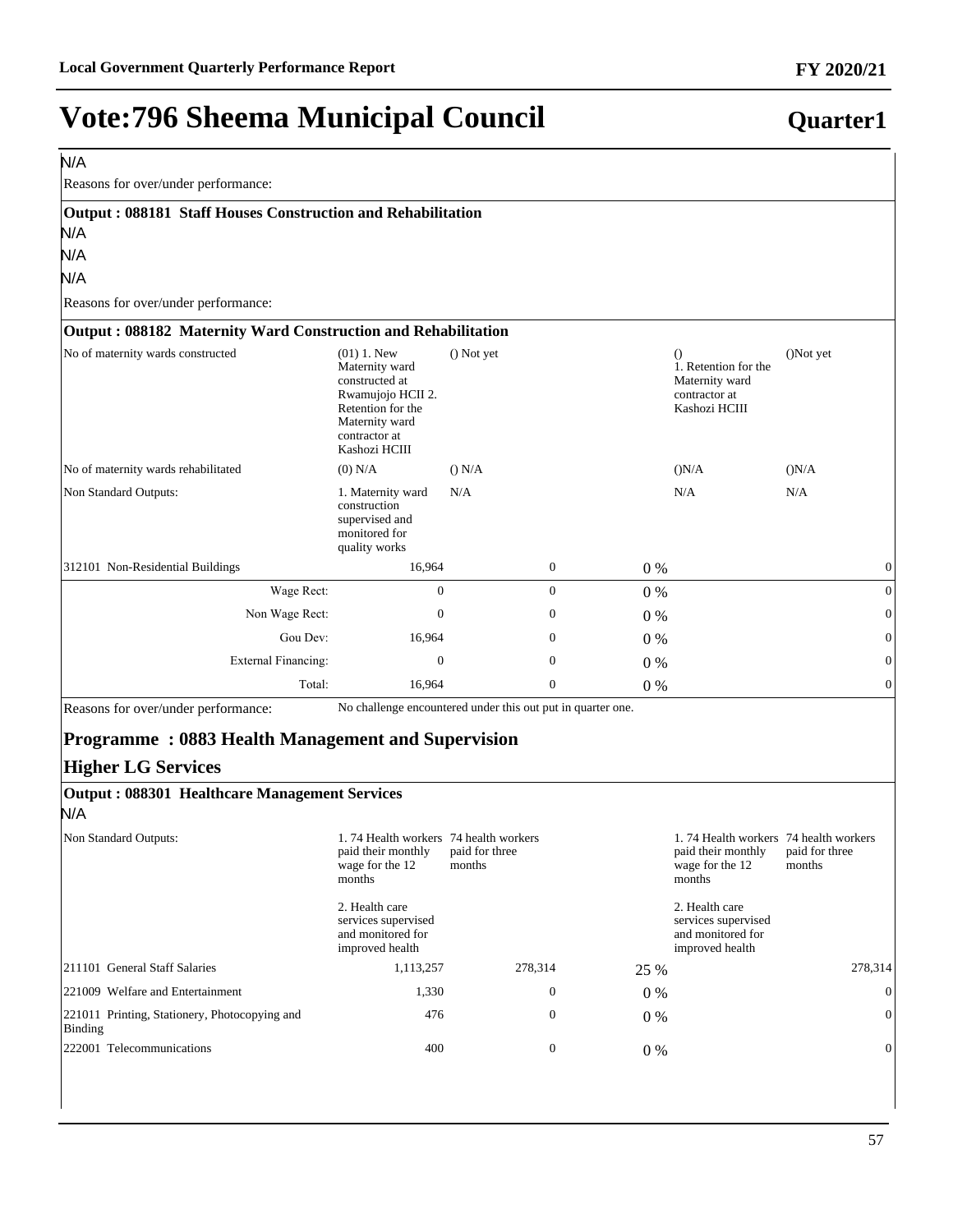# Vote:796 Sheema Municipal Council

**Quarter1**

N/A

Reasons for over/under performance:

**Output : 088181 Staff Houses Construction and Rehabilitation**

N/A

N/A

N/A

Reasons for over/under performance:

**Output : 088182 Maternity Ward Construction and Rehabilitation**

| | | | | | |
|---|---|---|---|---|---|
| No of maternity wards constructed | (01) 1. New Maternity ward constructed at Rwamujojo HCII 2. Retention for the Maternity ward contractor at Kashozi HCIII | () Not yet | | () 1. Retention for the Maternity ward contractor at Kashozi HCIII | ()Not yet |
| No of maternity wards rehabilitated | (0) N/A | () N/A | | ()N/A | ()N/A |
| Non Standard Outputs: | 1. Maternity ward construction supervised and monitored for quality works | N/A | | N/A | N/A |
| 312101 Non-Residential Buildings | 16,964 | 0 | 0 % | | 0 |
| Wage Rect: | 0 | 0 | 0 % | | 0 |
| Non Wage Rect: | 0 | 0 | 0 % | | 0 |
| Gou Dev: | 16,964 | 0 | 0 % | | 0 |
| External Financing: | 0 | 0 | 0 % | | 0 |
| Total: | 16,964 | 0 | 0 % | | 0 |

Reasons for over/under performance: No challenge encountered under this out put in quarter one.

## Programme : 0883 Health Management and Supervision

## Higher LG Services

**Output : 088301 Healthcare Management Services**

N/A

| | | | | | |
|---|---|---|---|---|---|
| Non Standard Outputs: | 1. 74 Health workers paid their monthly wage for the 12 months<br><br>2. Health care services supervised and monitored for improved health | 74 health workers paid for three months | | 1. 74 Health workers paid their monthly wage for the 12 months<br><br>2. Health care services supervised and monitored for improved health | 74 health workers paid for three months |
| 211101 General Staff Salaries | 1,113,257 | 278,314 | 25 % | | 278,314 |
| 221009 Welfare and Entertainment | 1,330 | 0 | 0 % | | 0 |
| 221011 Printing, Stationery, Photocopying and Binding | 476 | 0 | 0 % | | 0 |
| 222001 Telecommunications | 400 | 0 | 0 % | | 0 |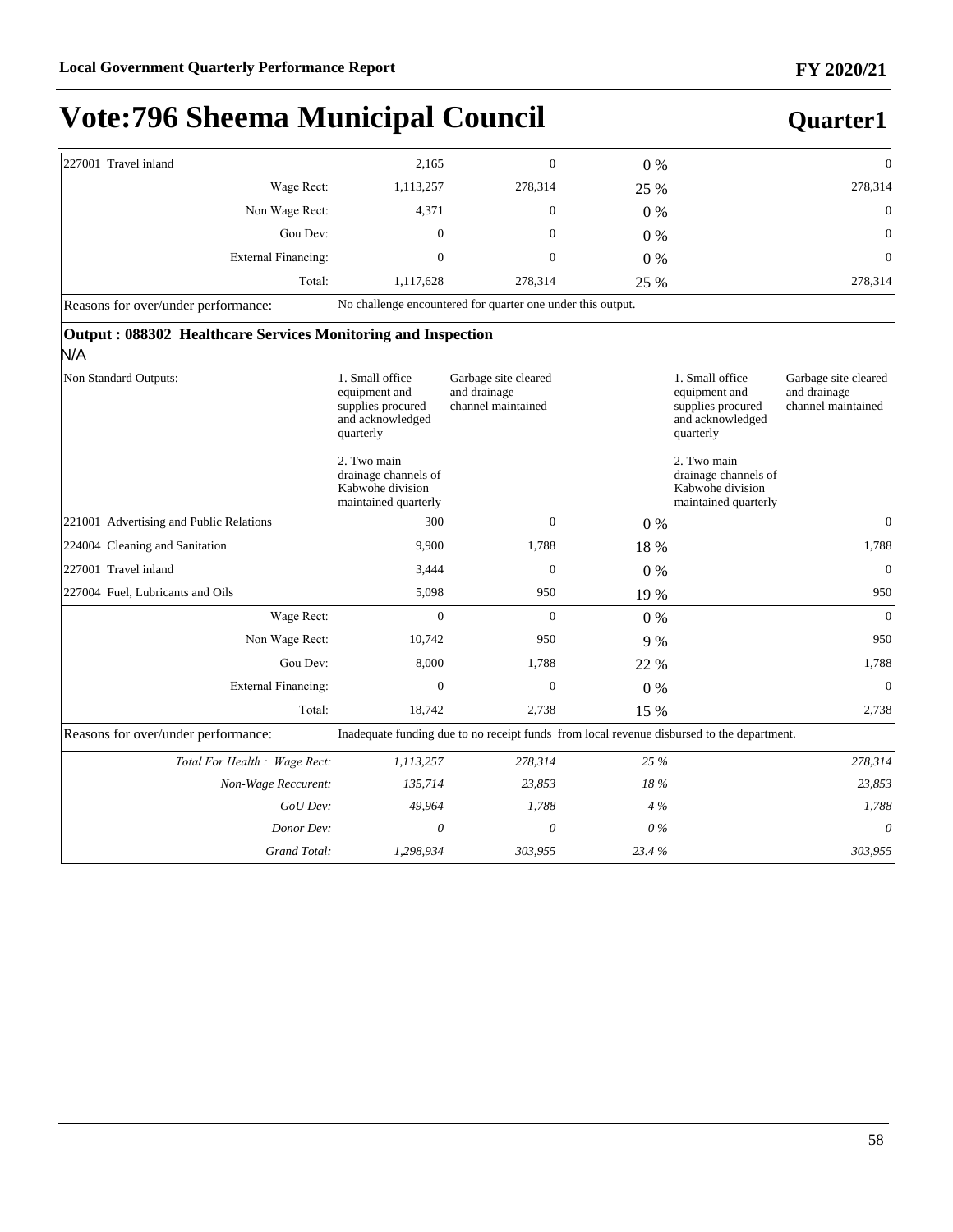# Vote:796 Sheema Municipal Council

**Quarter1**

| | | | | | |
|---|---|---|---|---|---|
| 227001 Travel inland | 2,165 | 0 | 0 % | | 0 |
| Wage Rect: | 1,113,257 | 278,314 | 25 % | | 278,314 |
| Non Wage Rect: | 4,371 | 0 | 0 % | | 0 |
| Gou Dev: | 0 | 0 | 0 % | | 0 |
| External Financing: | 0 | 0 | 0 % | | 0 |
| Total: | 1,117,628 | 278,314 | 25 % | | 278,314 |
| Reasons for over/under performance: | No challenge encountered for quarter one under this output. | | | | |

**Output : 088302 Healthcare Services Monitoring and Inspection**

N/A

| | | | | | |
|---|---|---|---|---|---|
| Non Standard Outputs: | 1. Small office equipment and supplies procured and acknowledged quarterly<br><br>2. Two main drainage channels of Kabwohe division maintained quarterly | Garbage site cleared and drainage channel maintained | | 1. Small office equipment and supplies procured and acknowledged quarterly<br><br>2. Two main drainage channels of Kabwohe division maintained quarterly | Garbage site cleared and drainage channel maintained |
| 221001 Advertising and Public Relations | 300 | 0 | 0 % | | 0 |
| 224004 Cleaning and Sanitation | 9,900 | 1,788 | 18 % | | 1,788 |
| 227001 Travel inland | 3,444 | 0 | 0 % | | 0 |
| 227004 Fuel, Lubricants and Oils | 5,098 | 950 | 19 % | | 950 |
| Wage Rect: | 0 | 0 | 0 % | | 0 |
| Non Wage Rect: | 10,742 | 950 | 9 % | | 950 |
| Gou Dev: | 8,000 | 1,788 | 22 % | | 1,788 |
| External Financing: | 0 | 0 | 0 % | | 0 |
| Total: | 18,742 | 2,738 | 15 % | | 2,738 |
| Reasons for over/under performance: | Inadequate funding due to no receipt funds from local revenue disbursed to the department. | | | | |
| *Total For Health : Wage Rect:* | *1,113,257* | *278,314* | *25 %* | | *278,314* |
| *Non-Wage Reccurent:* | *135,714* | *23,853* | *18 %* | | *23,853* |
| *GoU Dev:* | *49,964* | *1,788* | *4 %* | | *1,788* |
| *Donor Dev:* | *0* | *0* | *0 %* | | *0* |
| *Grand Total:* | *1,298,934* | *303,955* | *23.4 %* | | *303,955* |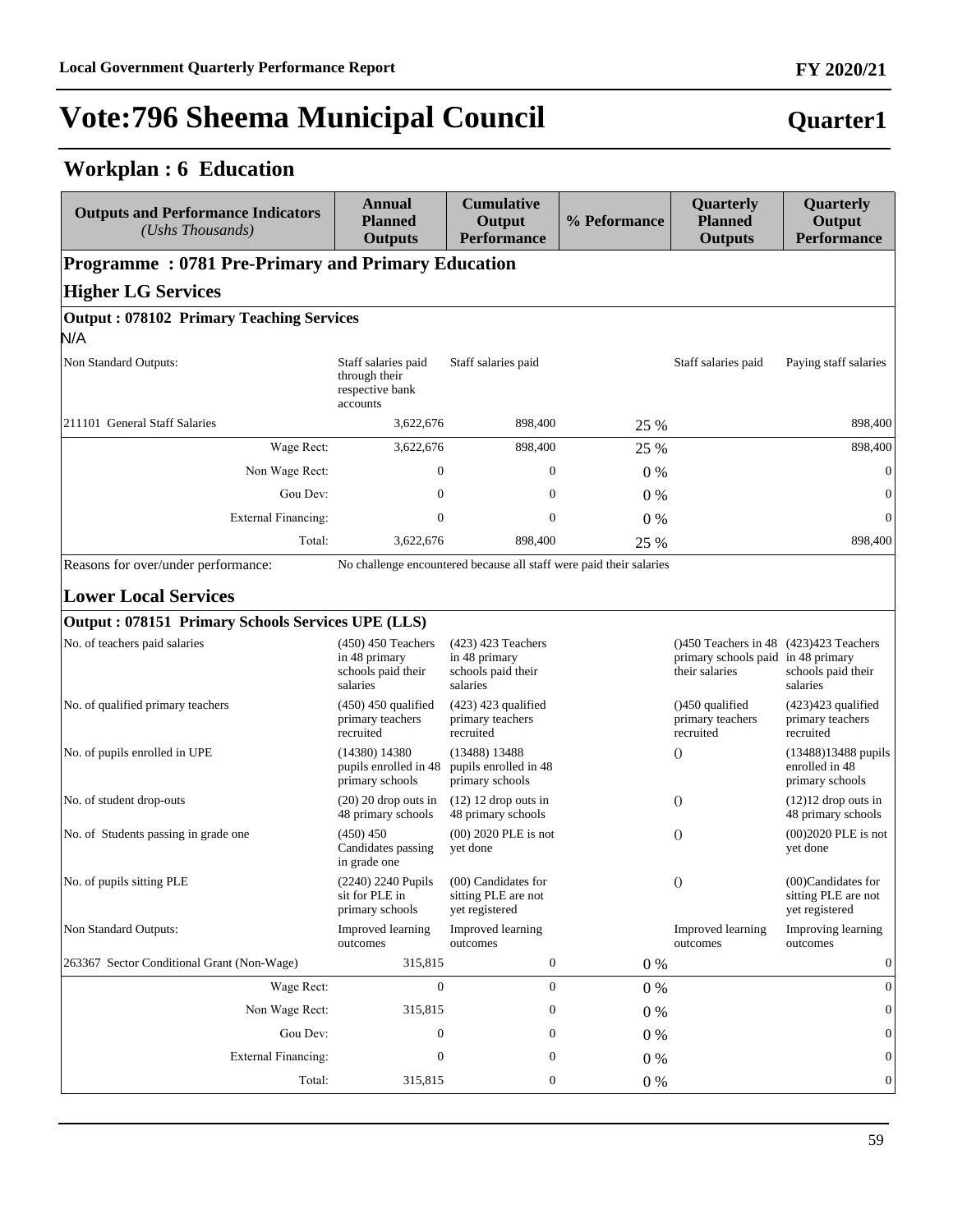# Vote:796 Sheema Municipal Council

**Quarter1**

## Workplan : 6 Education

| Outputs and Performance Indicators *(Ushs Thousands)* | Annual Planned Outputs | Cumulative Output Performance | % Peformance | Quarterly Planned Outputs | Quarterly Output Performance |
|---|---|---|---|---|---|
| **Programme : 0781 Pre-Primary and Primary Education** | | | | | |
| **Higher LG Services** | | | | | |
| **Output : 078102 Primary Teaching Services** | | | | | |
| N/A | | | | | |
| Non Standard Outputs: | Staff salaries paid through their respective bank accounts | Staff salaries paid | | Staff salaries paid | Paying staff salaries |
| 211101 General Staff Salaries | 3,622,676 | 898,400 | 25 % | | 898,400 |
| Wage Rect: | 3,622,676 | 898,400 | 25 % | | 898,400 |
| Non Wage Rect: | 0 | 0 | 0 % | | 0 |
| Gou Dev: | 0 | 0 | 0 % | | 0 |
| External Financing: | 0 | 0 | 0 % | | 0 |
| Total: | 3,622,676 | 898,400 | 25 % | | 898,400 |
| Reasons for over/under performance: | No challenge encountered because all staff were paid their salaries | | | | |
| **Lower Local Services** | | | | | |
| **Output : 078151 Primary Schools Services UPE (LLS)** | | | | | |
| No. of teachers paid salaries | (450) 450 Teachers in 48 primary schools paid their salaries | (423) 423 Teachers in 48 primary schools paid their salaries | | ()450 Teachers in 48 primary schools paid their salaries | (423)423 Teachers in 48 primary schools paid their salaries |
| No. of qualified primary teachers | (450) 450 qualified primary teachers recruited | (423) 423 qualified primary teachers recruited | | ()450 qualified primary teachers recruited | (423)423 qualified primary teachers recruited |
| No. of pupils enrolled in UPE | (14380) 14380 pupils enrolled in 48 primary schools | (13488) 13488 pupils enrolled in 48 primary schools | | () | (13488)13488 pupils enrolled in 48 primary schools |
| No. of student drop-outs | (20) 20 drop outs in 48 primary schools | (12) 12 drop outs in 48 primary schools | | () | (12)12 drop outs in 48 primary schools |
| No. of Students passing in grade one | (450) 450 Candidates passing in grade one | (00) 2020 PLE is not yet done | | () | (00)2020 PLE is not yet done |
| No. of pupils sitting PLE | (2240) 2240 Pupils sit for PLE in primary schools | (00) Candidates for sitting PLE are not yet registered | | () | (00)Candidates for sitting PLE are not yet registered |
| Non Standard Outputs: | Improved learning outcomes | Improved learning outcomes | | Improved learning outcomes | Improving learning outcomes |
| 263367 Sector Conditional Grant (Non-Wage) | 315,815 | 0 | 0 % | | 0 |
| Wage Rect: | 0 | 0 | 0 % | | 0 |
| Non Wage Rect: | 315,815 | 0 | 0 % | | 0 |
| Gou Dev: | 0 | 0 | 0 % | | 0 |
| External Financing: | 0 | 0 | 0 % | | 0 |
| Total: | 315,815 | 0 | 0 % | | 0 |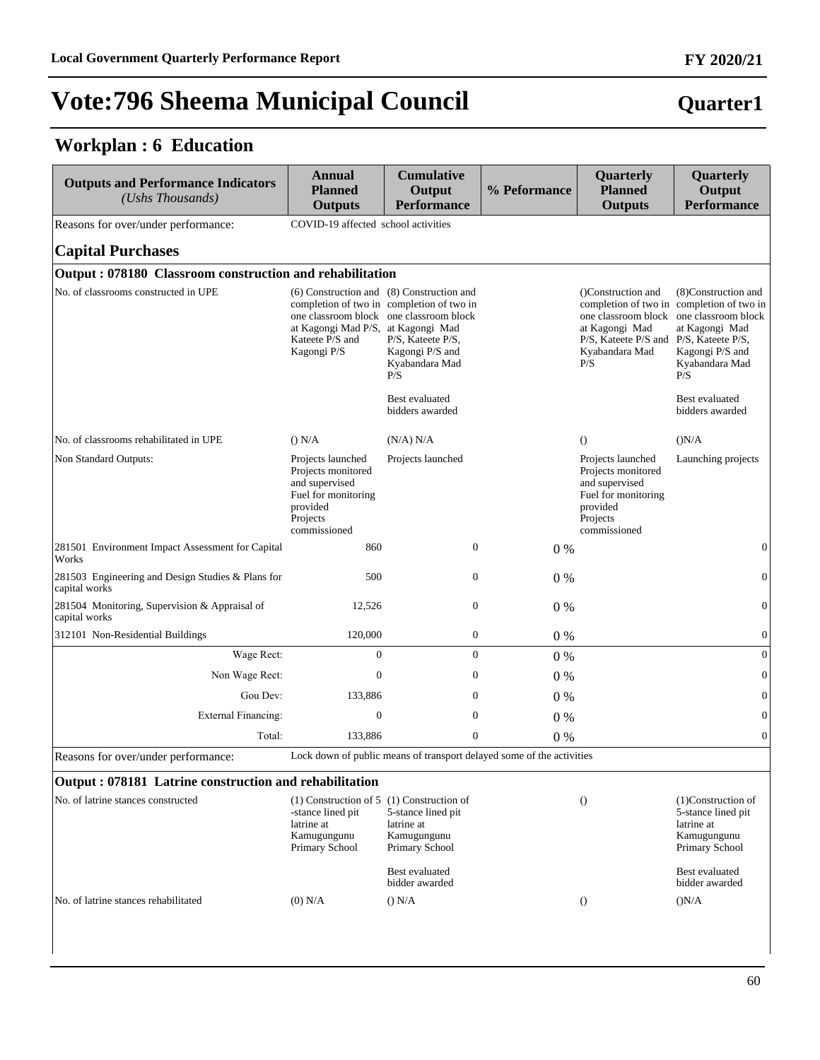# Vote:796 Sheema Municipal Council

**Quarter1**

## Workplan : 6 Education

| Outputs and Performance Indicators *(Ushs Thousands)* | Annual Planned Outputs | Cumulative Output Performance | % Peformance | Quarterly Planned Outputs | Quarterly Output Performance |
|---|---|---|---|---|---|
| Reasons for over/under performance: | COVID-19 affected school activities | | | | |
| **Capital Purchases** | | | | | |
| **Output : 078180 Classroom construction and rehabilitation** | | | | | |
| No. of classrooms constructed in UPE | (6) Construction and completion of two in one classroom block at Kagongi Mad P/S, Kateete P/S and Kagongi P/S | (8) Construction and completion of two in one classroom block at Kagongi Mad P/S, Kateete P/S, Kagongi P/S and Kyabandara Mad P/S<br><br>Best evaluated bidders awarded | | ()Construction and completion of two in one classroom block at Kagongi Mad P/S, Kateete P/S and Kyabandara Mad P/S | (8)Construction and completion of two in one classroom block at Kagongi Mad P/S, Kateete P/S, Kagongi P/S and Kyabandara Mad P/S<br><br>Best evaluated bidders awarded |
| No. of classrooms rehabilitated in UPE | () N/A | (N/A) N/A | | () | ()N/A |
| Non Standard Outputs: | Projects launched<br>Projects monitored and supervised<br>Fuel for monitoring provided<br>Projects commissioned | Projects launched | | Projects launched<br>Projects monitored and supervised<br>Fuel for monitoring provided<br>Projects commissioned | Launching projects |
| 281501 Environment Impact Assessment for Capital Works | 860 | 0 | 0 % | | 0 |
| 281503 Engineering and Design Studies & Plans for capital works | 500 | 0 | 0 % | | 0 |
| 281504 Monitoring, Supervision & Appraisal of capital works | 12,526 | 0 | 0 % | | 0 |
| 312101 Non-Residential Buildings | 120,000 | 0 | 0 % | | 0 |
| Wage Rect: | 0 | 0 | 0 % | | 0 |
| Non Wage Rect: | 0 | 0 | 0 % | | 0 |
| Gou Dev: | 133,886 | 0 | 0 % | | 0 |
| External Financing: | 0 | 0 | 0 % | | 0 |
| Total: | 133,886 | 0 | 0 % | | 0 |
| Reasons for over/under performance: | Lock down of public means of transport delayed some of the activities | | | | |
| **Output : 078181 Latrine construction and rehabilitation** | | | | | |
| No. of latrine stances constructed | (1) Construction of 5 -stance lined pit latrine at Kamugungunu Primary School | (1) Construction of 5-stance lined pit latrine at Kamugungunu Primary School<br><br>Best evaluated bidder awarded | | () | (1)Construction of 5-stance lined pit latrine at Kamugungunu Primary School<br><br>Best evaluated bidder awarded |
| No. of latrine stances rehabilitated | (0) N/A | () N/A | | () | ()N/A |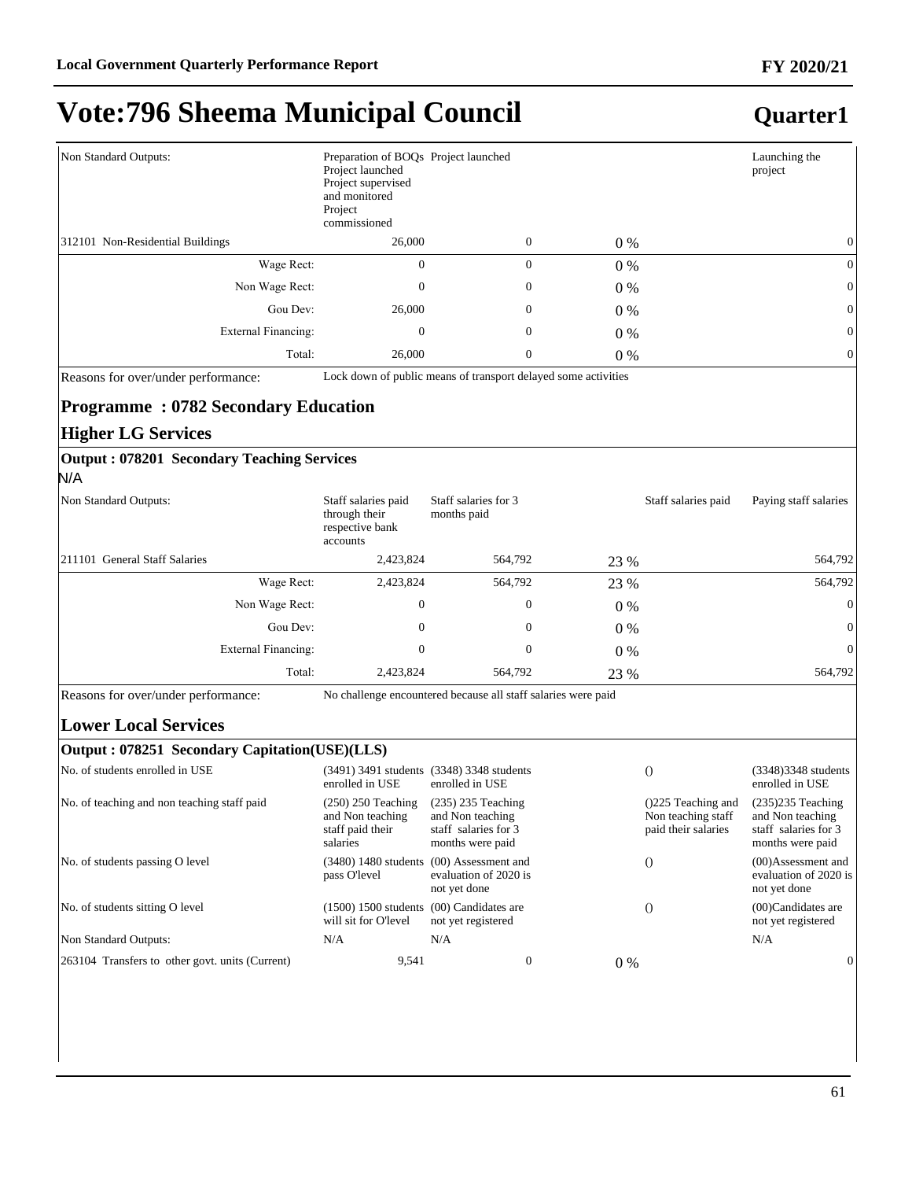# Vote:796 Sheema Municipal Council

## Quarter1

| | | | | | |
|---|---|---|---|---|---|
| Non Standard Outputs: | Preparation of BOQs Project launched Project supervised and monitored Project commissioned | Project launched | | | Launching the project |
| 312101 Non-Residential Buildings | 26,000 | 0 | 0 % | | 0 |
| Wage Rect: | 0 | 0 | 0 % | | 0 |
| Non Wage Rect: | 0 | 0 | 0 % | | 0 |
| Gou Dev: | 26,000 | 0 | 0 % | | 0 |
| External Financing: | 0 | 0 | 0 % | | 0 |
| Total: | 26,000 | 0 | 0 % | | 0 |

Reasons for over/under performance: Lock down of public means of transport delayed some activities

### Programme : 0782 Secondary Education

### Higher LG Services

**Output : 078201 Secondary Teaching Services**

N/A

| | | | | | |
|---|---|---|---|---|---|
| Non Standard Outputs: | Staff salaries paid through their respective bank accounts | Staff salaries for 3 months paid | | Staff salaries paid | Paying staff salaries |
| 211101 General Staff Salaries | 2,423,824 | 564,792 | 23 % | | 564,792 |
| Wage Rect: | 2,423,824 | 564,792 | 23 % | | 564,792 |
| Non Wage Rect: | 0 | 0 | 0 % | | 0 |
| Gou Dev: | 0 | 0 | 0 % | | 0 |
| External Financing: | 0 | 0 | 0 % | | 0 |
| Total: | 2,423,824 | 564,792 | 23 % | | 564,792 |

Reasons for over/under performance: No challenge encountered because all staff salaries were paid

### Lower Local Services

**Output : 078251 Secondary Capitation(USE)(LLS)**

| | | | | | |
|---|---|---|---|---|---|
| No. of students enrolled in USE | (3491) 3491 students enrolled in USE | (3348) 3348 students enrolled in USE | | () | (3348)3348 students enrolled in USE |
| No. of teaching and non teaching staff paid | (250) 250 Teaching and Non teaching staff paid their salaries | (235) 235 Teaching and Non teaching staff salaries for 3 months were paid | | ()225 Teaching and Non teaching staff paid their salaries | (235)235 Teaching and Non teaching staff salaries for 3 months were paid |
| No. of students passing O level | (3480) 1480 students pass O'level | (00) Assessment and evaluation of 2020 is not yet done | | () | (00)Assessment and evaluation of 2020 is not yet done |
| No. of students sitting O level | (1500) 1500 students will sit for O'level | (00) Candidates are not yet registered | | () | (00)Candidates are not yet registered |
| Non Standard Outputs: | N/A | N/A | | | N/A |
| 263104 Transfers to other govt. units (Current) | 9,541 | 0 | 0 % | | 0 |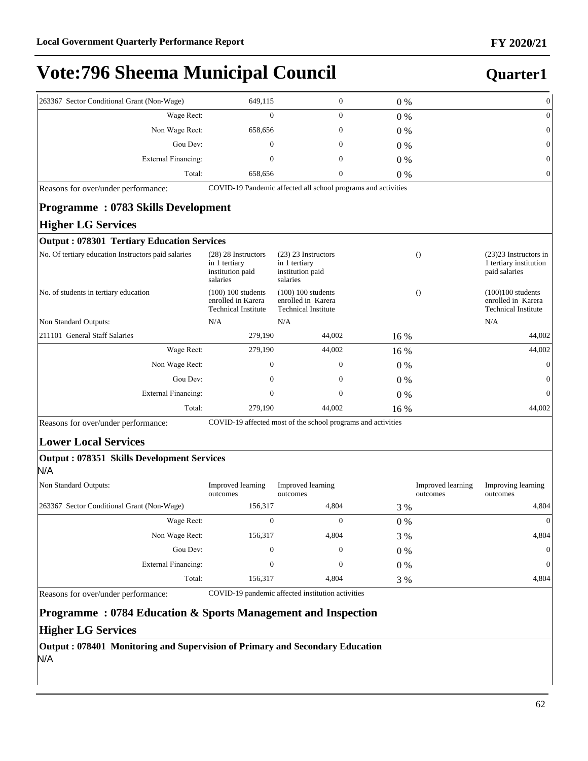# Vote:796 Sheema Municipal Council

**Quarter1**

| | | | | | |
|---|---|---|---|---|---|
| 263367 Sector Conditional Grant (Non-Wage) | 649,115 | 0 | 0 % | | 0 |
| Wage Rect: | 0 | 0 | 0 % | | 0 |
| Non Wage Rect: | 658,656 | 0 | 0 % | | 0 |
| Gou Dev: | 0 | 0 | 0 % | | 0 |
| External Financing: | 0 | 0 | 0 % | | 0 |
| Total: | 658,656 | 0 | 0 % | | 0 |

Reasons for over/under performance: COVID-19 Pandemic affected all school programs and activities

## Programme : 0783 Skills Development

### Higher LG Services

#### Output : 078301 Tertiary Education Services

| | | | | | |
|---|---|---|---|---|---|
| No. Of tertiary education Instructors paid salaries | (28) 28 Instructors in 1 tertiary institution paid salaries | (23) 23 Instructors in 1 tertiary institution paid salaries | | () | (23)23 Instructors in 1 tertiary institution paid salaries |
| No. of students in tertiary education | (100) 100 students enrolled in Karera Technical Institute | (100) 100 students enrolled in Karera Technical Institute | | () | (100)100 students enrolled in Karera Technical Institute |
| Non Standard Outputs: | N/A | N/A | | | N/A |
| 211101 General Staff Salaries | 279,190 | 44,002 | 16 % | | 44,002 |
| Wage Rect: | 279,190 | 44,002 | 16 % | | 44,002 |
| Non Wage Rect: | 0 | 0 | 0 % | | 0 |
| Gou Dev: | 0 | 0 | 0 % | | 0 |
| External Financing: | 0 | 0 | 0 % | | 0 |
| Total: | 279,190 | 44,002 | 16 % | | 44,002 |

Reasons for over/under performance: COVID-19 affected most of the school programs and activities

### Lower Local Services

#### Output : 078351 Skills Development Services

N/A

| | | | | | |
|---|---|---|---|---|---|
| Non Standard Outputs: | Improved learning outcomes | Improved learning outcomes | | Improved learning outcomes | Improving learning outcomes |
| 263367 Sector Conditional Grant (Non-Wage) | 156,317 | 4,804 | 3 % | | 4,804 |
| Wage Rect: | 0 | 0 | 0 % | | 0 |
| Non Wage Rect: | 156,317 | 4,804 | 3 % | | 4,804 |
| Gou Dev: | 0 | 0 | 0 % | | 0 |
| External Financing: | 0 | 0 | 0 % | | 0 |
| Total: | 156,317 | 4,804 | 3 % | | 4,804 |

Reasons for over/under performance: COVID-19 pandemic affected institution activities

## Programme : 0784 Education & Sports Management and Inspection

### Higher LG Services

#### Output : 078401 Monitoring and Supervision of Primary and Secondary Education

N/A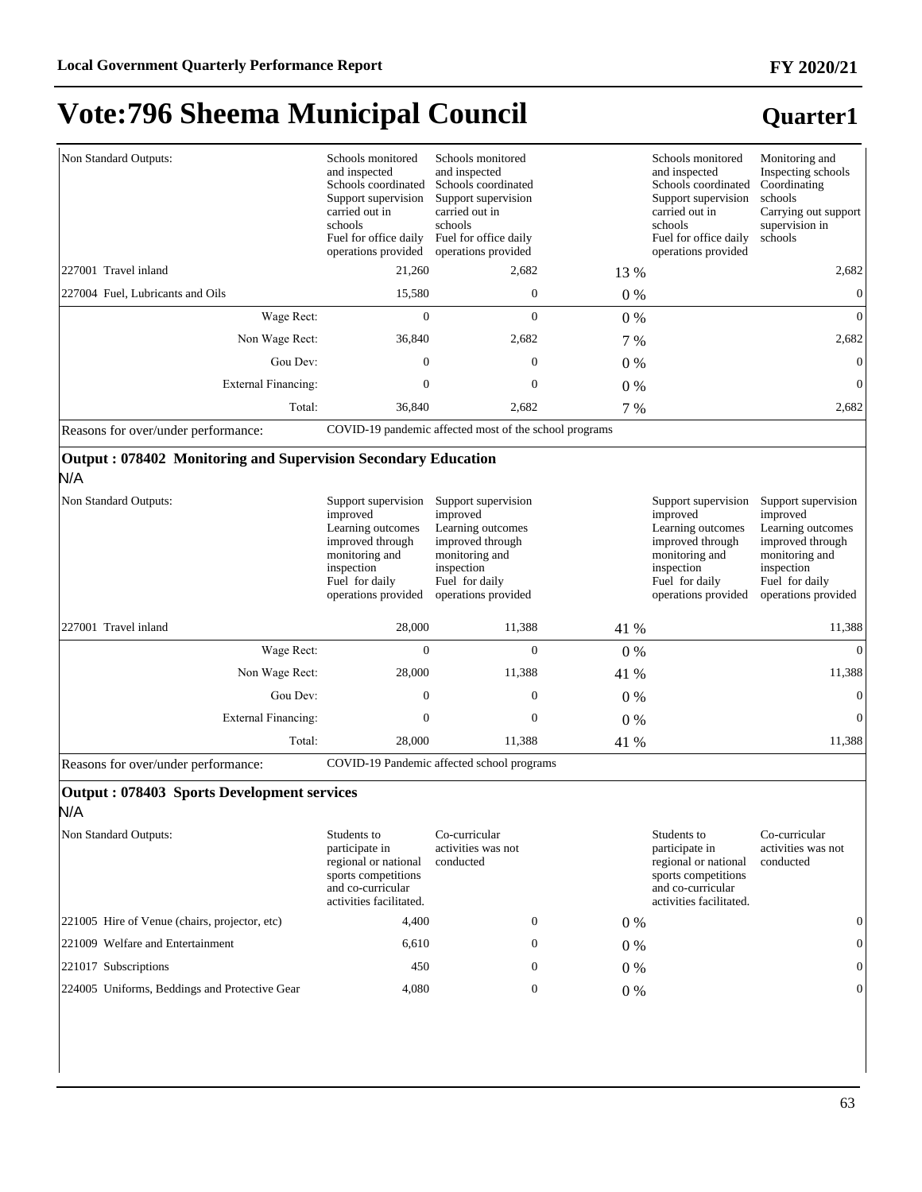# Vote:796 Sheema Municipal Council

**Quarter1**

| | | | | | |
|---|---|---|---|---|---|
| Non Standard Outputs: | Schools monitored and inspected Schools coordinated Support supervision carried out in schools Fuel for office daily operations provided | Schools monitored and inspected Schools coordinated Support supervision carried out in schools Fuel for office daily operations provided | | Schools monitored and inspected Schools coordinated Support supervision carried out in schools Fuel for office daily operations provided | Monitoring and Inspecting schools Coordinating schools Carrying out support supervision in schools |
| 227001 Travel inland | 21,260 | 2,682 | 13 % | | 2,682 |
| 227004 Fuel, Lubricants and Oils | 15,580 | 0 | 0 % | | 0 |
| Wage Rect: | 0 | 0 | 0 % | | 0 |
| Non Wage Rect: | 36,840 | 2,682 | 7 % | | 2,682 |
| Gou Dev: | 0 | 0 | 0 % | | 0 |
| External Financing: | 0 | 0 | 0 % | | 0 |
| Total: | 36,840 | 2,682 | 7 % | | 2,682 |
| Reasons for over/under performance: | COVID-19 pandemic affected most of the school programs | | | | |

**Output : 078402 Monitoring and Supervision Secondary Education**

N/A

| | | | | | |
|---|---|---|---|---|---|
| Non Standard Outputs: | Support supervision improved Learning outcomes improved through monitoring and inspection Fuel for daily operations provided | Support supervision improved Learning outcomes improved through monitoring and inspection Fuel for daily operations provided | | Support supervision improved Learning outcomes improved through monitoring and inspection Fuel for daily operations provided | Support supervision improved Learning outcomes improved through monitoring and inspection Fuel for daily operations provided |
| 227001 Travel inland | 28,000 | 11,388 | 41 % | | 11,388 |
| Wage Rect: | 0 | 0 | 0 % | | 0 |
| Non Wage Rect: | 28,000 | 11,388 | 41 % | | 11,388 |
| Gou Dev: | 0 | 0 | 0 % | | 0 |
| External Financing: | 0 | 0 | 0 % | | 0 |
| Total: | 28,000 | 11,388 | 41 % | | 11,388 |
| Reasons for over/under performance: | COVID-19 Pandemic affected school programs | | | | |

**Output : 078403 Sports Development services**

N/A

| | | | | | |
|---|---|---|---|---|---|
| Non Standard Outputs: | Students to participate in regional or national sports competitions and co-curricular activities facilitated. | Co-curricular activities was not conducted | | Students to participate in regional or national sports competitions and co-curricular activities facilitated. | Co-curricular activities was not conducted |
| 221005 Hire of Venue (chairs, projector, etc) | 4,400 | 0 | 0 % | | 0 |
| 221009 Welfare and Entertainment | 6,610 | 0 | 0 % | | 0 |
| 221017 Subscriptions | 450 | 0 | 0 % | | 0 |
| 224005 Uniforms, Beddings and Protective Gear | 4,080 | 0 | 0 % | | 0 |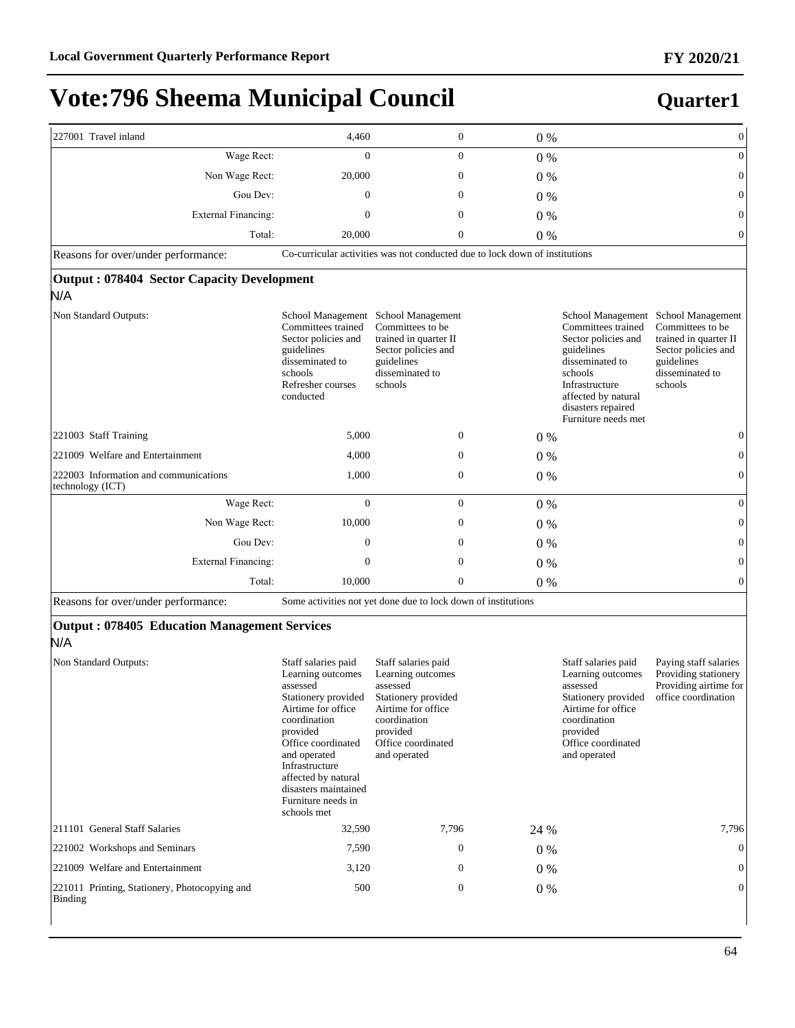# Vote:796 Sheema Municipal Council

**Quarter1**

| | | | | | |
|---|---|---|---|---|---|
| 227001 Travel inland | 4,460 | 0 | 0 % | | 0 |
| Wage Rect: | 0 | 0 | 0 % | | 0 |
| Non Wage Rect: | 20,000 | 0 | 0 % | | 0 |
| Gou Dev: | 0 | 0 | 0 % | | 0 |
| External Financing: | 0 | 0 | 0 % | | 0 |
| Total: | 20,000 | 0 | 0 % | | 0 |
| Reasons for over/under performance: | Co-curricular activities was not conducted due to lock down of institutions | | | | |

### Output : 078404 Sector Capacity Development

N/A

| | | | | | |
|---|---|---|---|---|---|
| Non Standard Outputs: | School Management Committees trained<br>Sector policies and guidelines disseminated to schools<br>Refresher courses conducted | School Management Committees to be trained in quarter II<br>Sector policies and guidelines disseminated to schools | | School Management Committees trained<br>Sector policies and guidelines disseminated to schools<br>Infrastructure affected by natural disasters repaired<br>Furniture needs met | School Management Committees to be trained in quarter II<br>Sector policies and guidelines disseminated to schools |
| 221003 Staff Training | 5,000 | 0 | 0 % | | 0 |
| 221009 Welfare and Entertainment | 4,000 | 0 | 0 % | | 0 |
| 222003 Information and communications technology (ICT) | 1,000 | 0 | 0 % | | 0 |
| Wage Rect: | 0 | 0 | 0 % | | 0 |
| Non Wage Rect: | 10,000 | 0 | 0 % | | 0 |
| Gou Dev: | 0 | 0 | 0 % | | 0 |
| External Financing: | 0 | 0 | 0 % | | 0 |
| Total: | 10,000 | 0 | 0 % | | 0 |
| Reasons for over/under performance: | Some activities not yet done due to lock down of institutions | | | | |

### Output : 078405 Education Management Services

N/A

| | | | | | |
|---|---|---|---|---|---|
| Non Standard Outputs: | Staff salaries paid<br>Learning outcomes assessed<br>Stationery provided<br>Airtime for office coordination provided<br>Office coordinated and operated<br>Infrastructure affected by natural disasters maintained<br>Furniture needs in schools met | Staff salaries paid<br>Learning outcomes assessed<br>Stationery provided<br>Airtime for office coordination provided<br>Office coordinated and operated | | Staff salaries paid<br>Learning outcomes assessed<br>Stationery provided<br>Airtime for office coordination provided<br>Office coordinated and operated | Paying staff salaries<br>Providing stationery<br>Providing airtime for office coordination |
| 211101 General Staff Salaries | 32,590 | 7,796 | 24 % | | 7,796 |
| 221002 Workshops and Seminars | 7,590 | 0 | 0 % | | 0 |
| 221009 Welfare and Entertainment | 3,120 | 0 | 0 % | | 0 |
| 221011 Printing, Stationery, Photocopying and Binding | 500 | 0 | 0 % | | 0 |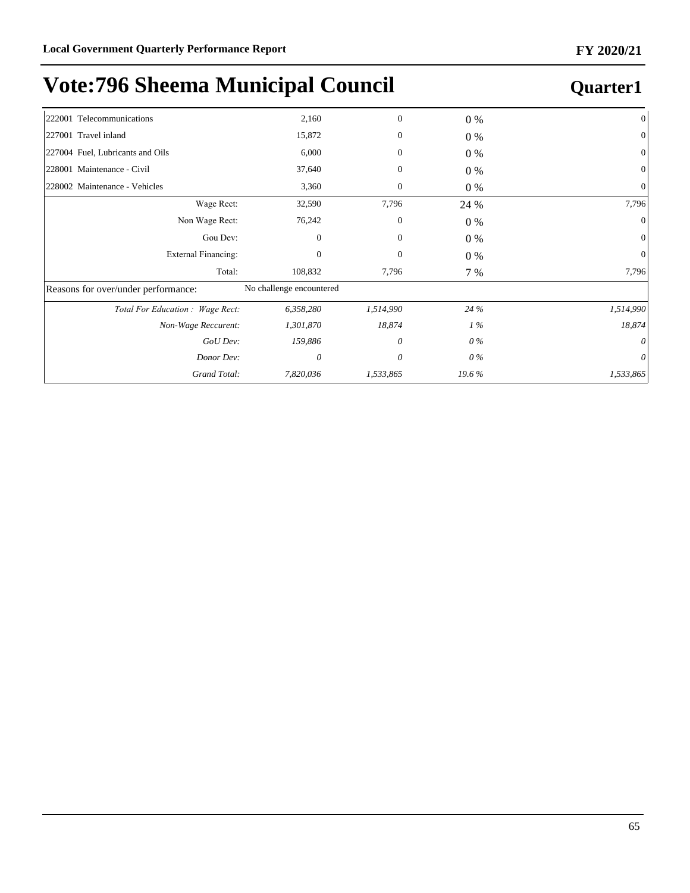# Vote:796 Sheema Municipal Council

## Quarter1

| | | | | |
|---|---|---|---|---|
| 222001 Telecommunications | 2,160 | 0 | 0 % | 0 |
| 227001 Travel inland | 15,872 | 0 | 0 % | 0 |
| 227004 Fuel, Lubricants and Oils | 6,000 | 0 | 0 % | 0 |
| 228001 Maintenance - Civil | 37,640 | 0 | 0 % | 0 |
| 228002 Maintenance - Vehicles | 3,360 | 0 | 0 % | 0 |
| Wage Rect: | 32,590 | 7,796 | 24 % | 7,796 |
| Non Wage Rect: | 76,242 | 0 | 0 % | 0 |
| Gou Dev: | 0 | 0 | 0 % | 0 |
| External Financing: | 0 | 0 | 0 % | 0 |
| Total: | 108,832 | 7,796 | 7 % | 7,796 |
| Reasons for over/under performance: | No challenge encountered | | | |
| *Total For Education : Wage Rect:* | *6,358,280* | *1,514,990* | *24 %* | *1,514,990* |
| *Non-Wage Reccurent:* | *1,301,870* | *18,874* | *1 %* | *18,874* |
| *GoU Dev:* | *159,886* | *0* | *0 %* | *0* |
| *Donor Dev:* | *0* | *0* | *0 %* | *0* |
| *Grand Total:* | *7,820,036* | *1,533,865* | *19.6 %* | *1,533,865* |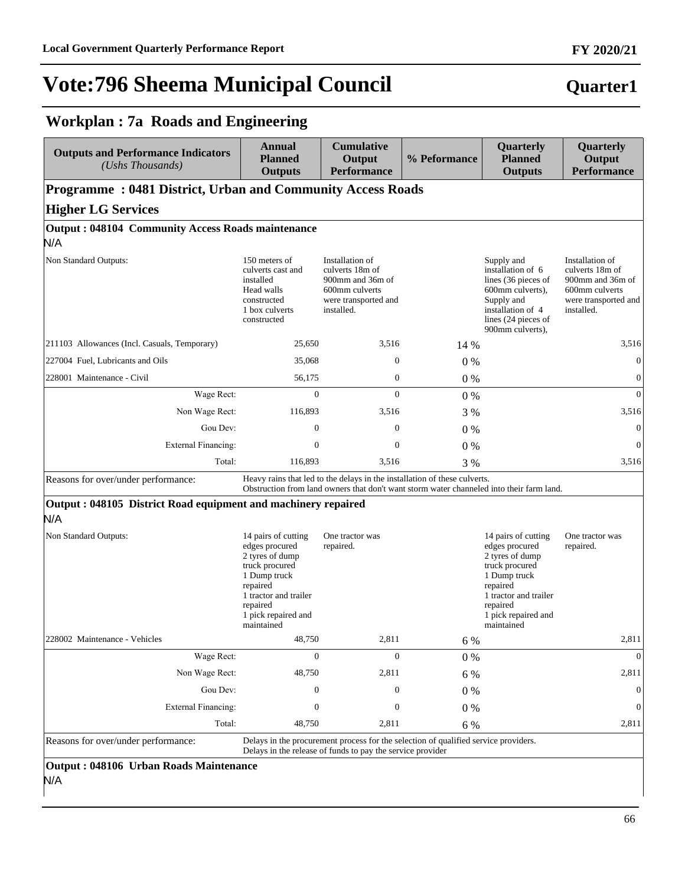# Vote:796 Sheema Municipal Council

**Quarter1**

## Workplan : 7a Roads and Engineering

| Outputs and Performance Indicators *(Ushs Thousands)* | Annual Planned Outputs | Cumulative Output Performance | % Peformance | Quarterly Planned Outputs | Quarterly Output Performance |
|---|---|---|---|---|---|
| **Programme : 0481 District, Urban and Community Access Roads** | | | | | |
| **Higher LG Services** | | | | | |
| **Output : 048104 Community Access Roads maintenance** | | | | | |
| N/A | | | | | |
| Non Standard Outputs: | 150 meters of culverts cast and installed<br>Head walls constructed<br>1 box culverts constructed | Installation of culverts 18m of 900mm and 36m of 600mm culverts were transported and installed. | | Supply and installation of 6 lines (36 pieces of 600mm culverts), Supply and installation of 4 lines (24 pieces of 900mm culverts), | Installation of culverts 18m of 900mm and 36m of 600mm culverts were transported and installed. |
| 211103 Allowances (Incl. Casuals, Temporary) | 25,650 | 3,516 | 14 % | | 3,516 |
| 227004 Fuel, Lubricants and Oils | 35,068 | 0 | 0 % | | 0 |
| 228001 Maintenance - Civil | 56,175 | 0 | 0 % | | 0 |
| Wage Rect: | 0 | 0 | 0 % | | 0 |
| Non Wage Rect: | 116,893 | 3,516 | 3 % | | 3,516 |
| Gou Dev: | 0 | 0 | 0 % | | 0 |
| External Financing: | 0 | 0 | 0 % | | 0 |
| Total: | 116,893 | 3,516 | 3 % | | 3,516 |
| Reasons for over/under performance: | Heavy rains that led to the delays in the installation of these culverts.<br>Obstruction from land owners that don't want storm water channeled into their farm land. | | | | |
| **Output : 048105 District Road equipment and machinery repaired** | | | | | |
| N/A | | | | | |
| Non Standard Outputs: | 14 pairs of cutting edges procured<br>2 tyres of dump truck procured<br>1 Dump truck repaired<br>1 tractor and trailer repaired<br>1 pick repaired and maintained | One tractor was repaired. | | 14 pairs of cutting edges procured<br>2 tyres of dump truck procured<br>1 Dump truck repaired<br>1 tractor and trailer repaired<br>1 pick repaired and maintained | One tractor was repaired. |
| 228002 Maintenance - Vehicles | 48,750 | 2,811 | 6 % | | 2,811 |
| Wage Rect: | 0 | 0 | 0 % | | 0 |
| Non Wage Rect: | 48,750 | 2,811 | 6 % | | 2,811 |
| Gou Dev: | 0 | 0 | 0 % | | 0 |
| External Financing: | 0 | 0 | 0 % | | 0 |
| Total: | 48,750 | 2,811 | 6 % | | 2,811 |
| Reasons for over/under performance: | Delays in the procurement process for the selection of qualified service providers.<br>Delays in the release of funds to pay the service provider | | | | |
| **Output : 048106 Urban Roads Maintenance** | | | | | |
| N/A | | | | | |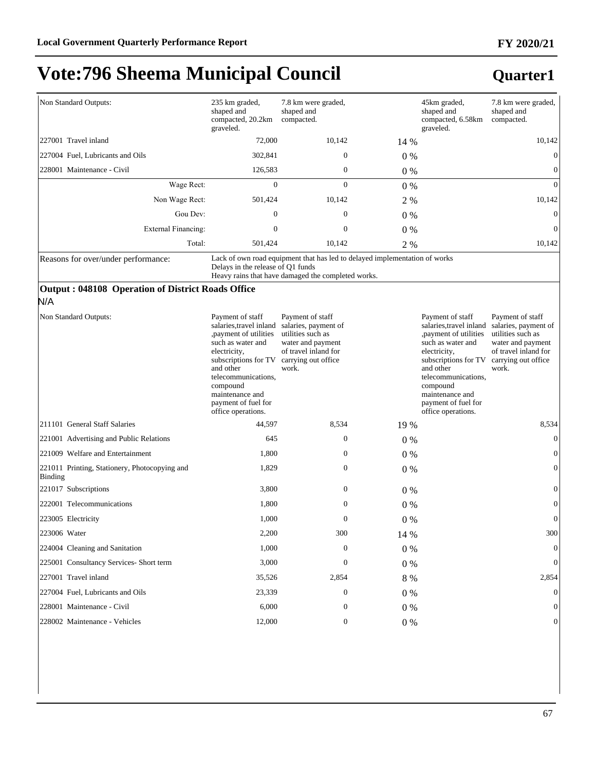# Vote:796 Sheema Municipal Council

## Quarter1

| | | | | | |
|---|---|---|---|---|---|
| Non Standard Outputs: | 235 km graded, shaped and compacted, 20.2km graveled. | 7.8 km were graded, shaped and compacted. | | 45km graded, shaped and compacted, 6.58km graveled. | 7.8 km were graded, shaped and compacted. |
| 227001 Travel inland | 72,000 | 10,142 | 14 % | | 10,142 |
| 227004 Fuel, Lubricants and Oils | 302,841 | 0 | 0 % | | 0 |
| 228001 Maintenance - Civil | 126,583 | 0 | 0 % | | 0 |
| Wage Rect: | 0 | 0 | 0 % | | 0 |
| Non Wage Rect: | 501,424 | 10,142 | 2 % | | 10,142 |
| Gou Dev: | 0 | 0 | 0 % | | 0 |
| External Financing: | 0 | 0 | 0 % | | 0 |
| Total: | 501,424 | 10,142 | 2 % | | 10,142 |
| Reasons for over/under performance: | Lack of own road equipment that has led to delayed implementation of works<br>Delays in the release of Q1 funds<br>Heavy rains that have damaged the completed works. | | | | |

### Output : 048108 Operation of District Roads Office

N/A

| | | | | | |
|---|---|---|---|---|---|
| Non Standard Outputs: | Payment of staff salaries,travel inland ,payment of utilities such as water and electricity, subscriptions for TV and other telecommunications, compound maintenance and payment of fuel for office operations. | Payment of staff salaries, payment of utilities such as water and payment of travel inland for carrying out office work. | | Payment of staff salaries,travel inland ,payment of utilities such as water and electricity, subscriptions for TV and other telecommunications, compound maintenance and payment of fuel for office operations. | Payment of staff salaries, payment of utilities such as water and payment of travel inland for carrying out office work. |
| 211101 General Staff Salaries | 44,597 | 8,534 | 19 % | | 8,534 |
| 221001 Advertising and Public Relations | 645 | 0 | 0 % | | 0 |
| 221009 Welfare and Entertainment | 1,800 | 0 | 0 % | | 0 |
| 221011 Printing, Stationery, Photocopying and Binding | 1,829 | 0 | 0 % | | 0 |
| 221017 Subscriptions | 3,800 | 0 | 0 % | | 0 |
| 222001 Telecommunications | 1,800 | 0 | 0 % | | 0 |
| 223005 Electricity | 1,000 | 0 | 0 % | | 0 |
| 223006 Water | 2,200 | 300 | 14 % | | 300 |
| 224004 Cleaning and Sanitation | 1,000 | 0 | 0 % | | 0 |
| 225001 Consultancy Services- Short term | 3,000 | 0 | 0 % | | 0 |
| 227001 Travel inland | 35,526 | 2,854 | 8 % | | 2,854 |
| 227004 Fuel, Lubricants and Oils | 23,339 | 0 | 0 % | | 0 |
| 228001 Maintenance - Civil | 6,000 | 0 | 0 % | | 0 |
| 228002 Maintenance - Vehicles | 12,000 | 0 | 0 % | | 0 |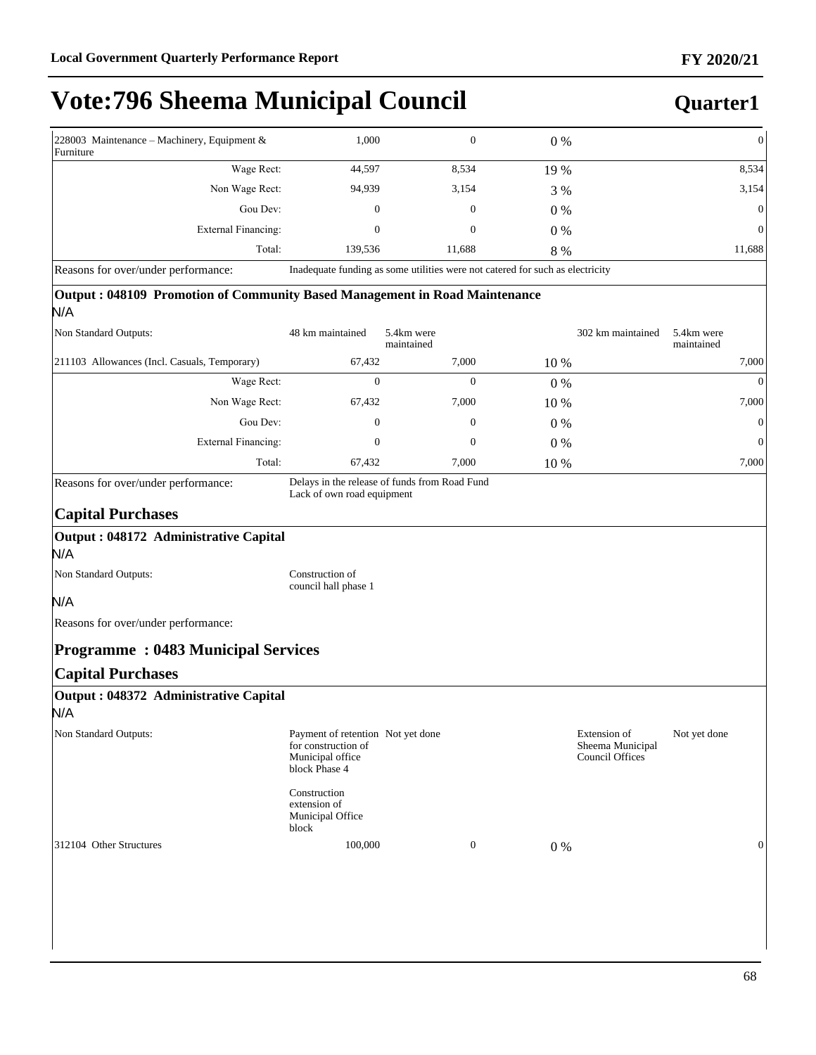# Vote:796 Sheema Municipal Council

**Quarter1**

| | | | | | |
|---|---|---|---|---|---|
| 228003 Maintenance – Machinery, Equipment & Furniture | 1,000 | 0 | 0 % | | 0 |
| Wage Rect: | 44,597 | 8,534 | 19 % | | 8,534 |
| Non Wage Rect: | 94,939 | 3,154 | 3 % | | 3,154 |
| Gou Dev: | 0 | 0 | 0 % | | 0 |
| External Financing: | 0 | 0 | 0 % | | 0 |
| Total: | 139,536 | 11,688 | 8 % | | 11,688 |

Reasons for over/under performance: Inadequate funding as some utilities were not catered for such as electricity

### Output : 048109 Promotion of Community Based Management in Road Maintenance

N/A

| | | | | | |
|---|---|---|---|---|---|
| Non Standard Outputs: | 48 km maintained | 5.4km were maintained | | 302 km maintained | 5.4km were maintained |
| 211103 Allowances (Incl. Casuals, Temporary) | 67,432 | 7,000 | 10 % | | 7,000 |
| Wage Rect: | 0 | 0 | 0 % | | 0 |
| Non Wage Rect: | 67,432 | 7,000 | 10 % | | 7,000 |
| Gou Dev: | 0 | 0 | 0 % | | 0 |
| External Financing: | 0 | 0 | 0 % | | 0 |
| Total: | 67,432 | 7,000 | 10 % | | 7,000 |

Reasons for over/under performance: Delays in the release of funds from Road Fund
Lack of own road equipment

## Capital Purchases

### Output : 048172 Administrative Capital

N/A

Non Standard Outputs: Construction of council hall phase 1

N/A

Reasons for over/under performance:

## Programme : 0483 Municipal Services

## Capital Purchases

### Output : 048372 Administrative Capital

N/A

| | | | | | |
|---|---|---|---|---|---|
| Non Standard Outputs: | Payment of retention for construction of Municipal office block Phase 4<br><br>Construction extension of Municipal Office block | Not yet done | | Extension of Sheema Municipal Council Offices | Not yet done |
| 312104 Other Structures | 100,000 | 0 | 0 % | | 0 |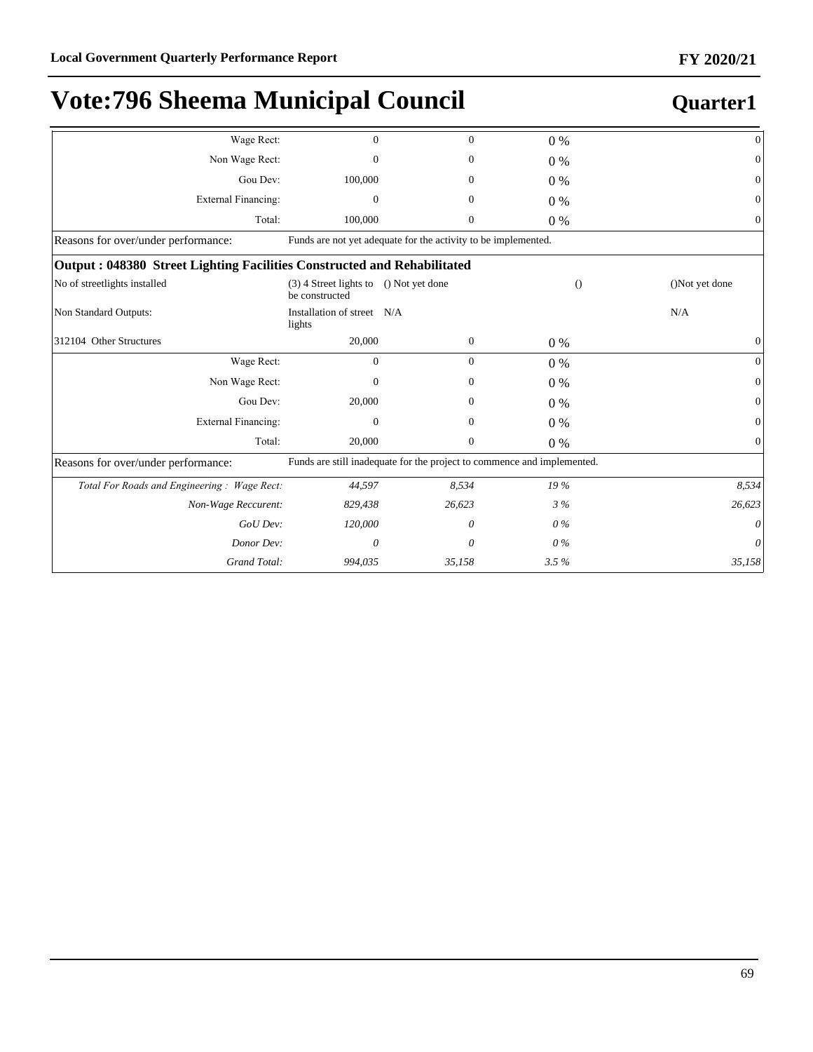# Vote:796 Sheema Municipal Council

## Quarter1

| | | | | |
|---|---|---|---|---|
| Wage Rect: | 0 | 0 | 0 % | 0 |
| Non Wage Rect: | 0 | 0 | 0 % | 0 |
| Gou Dev: | 100,000 | 0 | 0 % | 0 |
| External Financing: | 0 | 0 | 0 % | 0 |
| Total: | 100,000 | 0 | 0 % | 0 |
| Reasons for over/under performance: | Funds are not yet adequate for the activity to be implemented. | | | |
| **Output : 048380 Street Lighting Facilities Constructed and Rehabilitated** | | | | |
| No of streetlights installed | (3) 4 Street lights to be constructed | () Not yet done | () | ()Not yet done |
| Non Standard Outputs: | Installation of street lights | N/A | | N/A |
| 312104 Other Structures | 20,000 | 0 | 0 % | 0 |
| Wage Rect: | 0 | 0 | 0 % | 0 |
| Non Wage Rect: | 0 | 0 | 0 % | 0 |
| Gou Dev: | 20,000 | 0 | 0 % | 0 |
| External Financing: | 0 | 0 | 0 % | 0 |
| Total: | 20,000 | 0 | 0 % | 0 |
| Reasons for over/under performance: | Funds are still inadequate for the project to commence and implemented. | | | |
| *Total For Roads and Engineering : Wage Rect:* | *44,597* | *8,534* | *19 %* | *8,534* |
| *Non-Wage Reccurent:* | *829,438* | *26,623* | *3 %* | *26,623* |
| *GoU Dev:* | *120,000* | *0* | *0 %* | *0* |
| *Donor Dev:* | *0* | *0* | *0 %* | *0* |
| *Grand Total:* | *994,035* | *35,158* | *3.5 %* | *35,158* |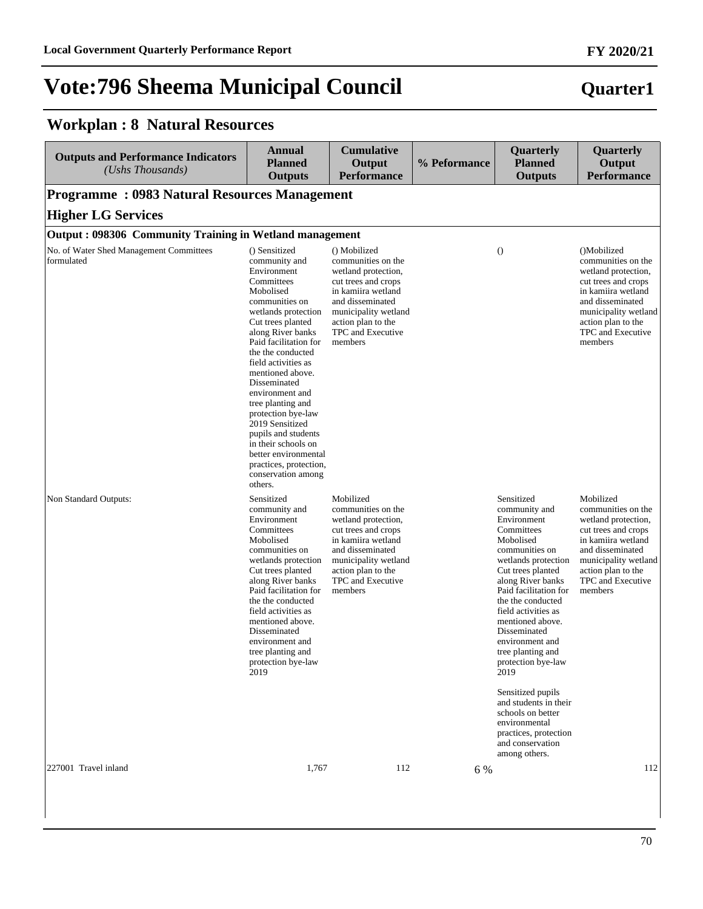# Vote:796 Sheema Municipal Council

**Quarter1**

## Workplan : 8 Natural Resources

| Outputs and Performance Indicators *(Ushs Thousands)* | Annual Planned Outputs | Cumulative Output Performance | % Peformance | Quarterly Planned Outputs | Quarterly Output Performance |
|---|---|---|---|---|---|
| **Programme : 0983 Natural Resources Management** | | | | | |
| **Higher LG Services** | | | | | |
| **Output : 098306 Community Training in Wetland management** | | | | | |
| No. of Water Shed Management Committees formulated | () Sensitized community and Environment Committees Mobolised communities on wetlands protection Cut trees planted along River banks Paid facilitation for the the conducted field activities as mentioned above. Disseminated environment and tree planting and protection bye-law 2019 Sensitized pupils and students in their schools on better environmental practices, protection, conservation among others. | () Mobilized communities on the wetland protection, cut trees and crops in kamiira wetland and disseminated municipality wetland action plan to the TPC and Executive members | | () | ()Mobilized communities on the wetland protection, cut trees and crops in kamiira wetland and disseminated municipality wetland action plan to the TPC and Executive members |
| Non Standard Outputs: | Sensitized community and Environment Committees Mobolised communities on wetlands protection Cut trees planted along River banks Paid facilitation for the the conducted field activities as mentioned above. Disseminated environment and tree planting and protection bye-law 2019 | Mobilized communities on the wetland protection, cut trees and crops in kamiira wetland and disseminated municipality wetland action plan to the TPC and Executive members | | Sensitized community and Environment Committees Mobolised communities on wetlands protection Cut trees planted along River banks Paid facilitation for the the conducted field activities as mentioned above. Disseminated environment and tree planting and protection bye-law 2019<br><br>Sensitized pupils and students in their schools on better environmental practices, protection and conservation among others. | Mobilized communities on the wetland protection, cut trees and crops in kamiira wetland and disseminated municipality wetland action plan to the TPC and Executive members |
| 227001 Travel inland | 1,767 | 112 | 6 % | | 112 |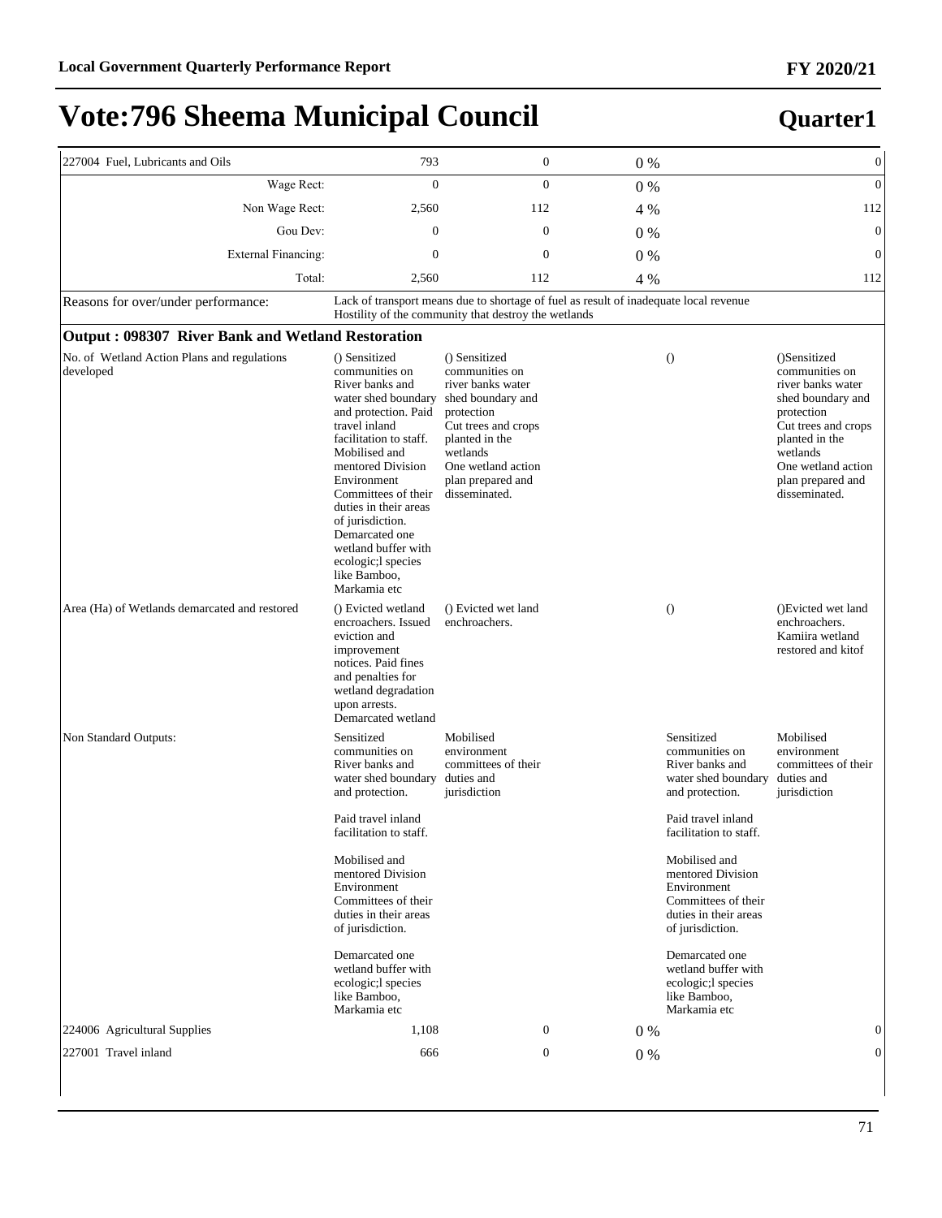# Vote:796 Sheema Municipal Council

## Quarter1

| | | | | |
|---|---|---|---|---|
| 227004 Fuel, Lubricants and Oils | 793 | 0 | 0 % | 0 |
| Wage Rect: | 0 | 0 | 0 % | 0 |
| Non Wage Rect: | 2,560 | 112 | 4 % | 112 |
| Gou Dev: | 0 | 0 | 0 % | 0 |
| External Financing: | 0 | 0 | 0 % | 0 |
| Total: | 2,560 | 112 | 4 % | 112 |
| Reasons for over/under performance: | Lack of transport means due to shortage of fuel as result of inadequate local revenue<br>Hostility of the community that destroy the wetlands | | | |

**Output : 098307 River Bank and Wetland Restoration**

| | | | | |
|---|---|---|---|---|
| No. of Wetland Action Plans and regulations developed | () Sensitized communities on River banks and water shed boundary and protection. Paid travel inland facilitation to staff. Mobilised and mentored Division Environment Committees of their duties in their areas of jurisdiction. Demarcated one wetland buffer with ecologic;l species like Bamboo, Markamia etc | () Sensitized communities on river banks water shed boundary and protection<br>Cut trees and crops planted in the wetlands<br>One wetland action plan prepared and disseminated. | () | ()Sensitized communities on river banks water shed boundary and protection<br>Cut trees and crops planted in the wetlands<br>One wetland action plan prepared and disseminated. |
| Area (Ha) of Wetlands demarcated and restored | () Evicted wetland encroachers. Issued eviction and improvement notices. Paid fines and penalties for wetland degradation upon arrests. Demarcated wetland | () Evicted wet land enchroachers. | () | ()Evicted wet land enchroachers. Kamiira wetland restored and kitof |
| Non Standard Outputs: | Sensitized communities on River banks and water shed boundary and protection.<br><br>Paid travel inland facilitation to staff.<br><br>Mobilised and mentored Division Environment Committees of their duties in their areas of jurisdiction.<br><br>Demarcated one wetland buffer with ecologic;l species like Bamboo, Markamia etc | Mobilised environment committees of their duties and jurisdiction | Sensitized communities on River banks and water shed boundary and protection.<br><br>Paid travel inland facilitation to staff.<br><br>Mobilised and mentored Division Environment Committees of their duties in their areas of jurisdiction.<br><br>Demarcated one wetland buffer with ecologic;l species like Bamboo, Markamia etc | Mobilised environment committees of their duties and jurisdiction |
| 224006 Agricultural Supplies | 1,108 | 0 | 0 % | 0 |
| 227001 Travel inland | 666 | 0 | 0 % | 0 |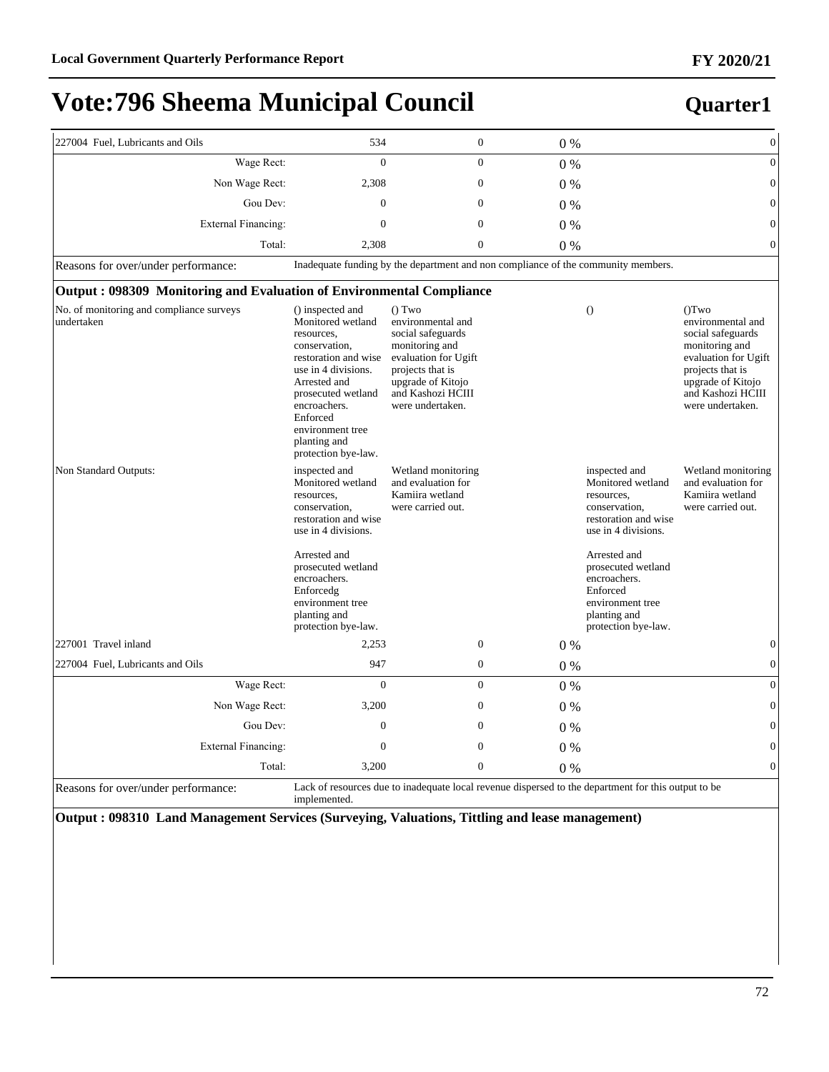# Vote:796 Sheema Municipal Council

## Quarter1

| | | | | | |
|---|---|---|---|---|---|
| 227004 Fuel, Lubricants and Oils | 534 | 0 | 0 % | | 0 |
| Wage Rect: | 0 | 0 | 0 % | | 0 |
| Non Wage Rect: | 2,308 | 0 | 0 % | | 0 |
| Gou Dev: | 0 | 0 | 0 % | | 0 |
| External Financing: | 0 | 0 | 0 % | | 0 |
| Total: | 2,308 | 0 | 0 % | | 0 |
| Reasons for over/under performance: | Inadequate funding by the department and non compliance of the community members. | | | | |

**Output : 098309 Monitoring and Evaluation of Environmental Compliance**

| | | | | | |
|---|---|---|---|---|---|
| No. of monitoring and compliance surveys undertaken | () inspected and Monitored wetland resources, conservation, restoration and wise use in 4 divisions. Arrested and prosecuted wetland encroachers. Enforced environment tree planting and protection bye-law. | () Two environmental and social safeguards monitoring and evaluation for Ugift projects that is upgrade of Kitojo and Kashozi HCIII were undertaken. | | () | ()Two environmental and social safeguards monitoring and evaluation for Ugift projects that is upgrade of Kitojo and Kashozi HCIII were undertaken. |
| Non Standard Outputs: | inspected and Monitored wetland resources, conservation, restoration and wise use in 4 divisions.<br><br>Arrested and prosecuted wetland encroachers. Enforcedg environment tree planting and protection bye-law. | Wetland monitoring and evaluation for Kamiira wetland were carried out. | | inspected and Monitored wetland resources, conservation, restoration and wise use in 4 divisions.<br><br>Arrested and prosecuted wetland encroachers. Enforced environment tree planting and protection bye-law. | Wetland monitoring and evaluation for Kamiira wetland were carried out. |
| 227001 Travel inland | 2,253 | 0 | 0 % | | 0 |
| 227004 Fuel, Lubricants and Oils | 947 | 0 | 0 % | | 0 |
| Wage Rect: | 0 | 0 | 0 % | | 0 |
| Non Wage Rect: | 3,200 | 0 | 0 % | | 0 |
| Gou Dev: | 0 | 0 | 0 % | | 0 |
| External Financing: | 0 | 0 | 0 % | | 0 |
| Total: | 3,200 | 0 | 0 % | | 0 |
| Reasons for over/under performance: | Lack of resources due to inadequate local revenue dispersed to the department for this output to be implemented. | | | | |

**Output : 098310 Land Management Services (Surveying, Valuations, Tittling and lease management)**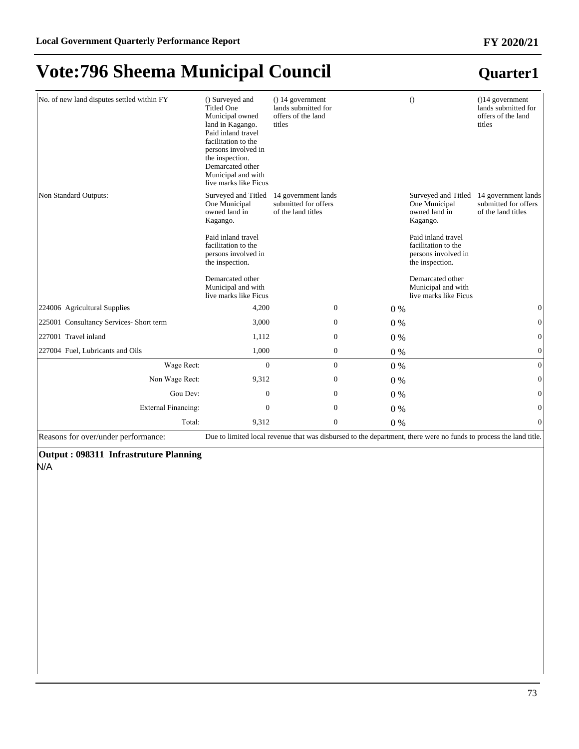# Vote:796 Sheema Municipal Council

## Quarter1

| | | | | | |
|---|---|---|---|---|---|
| No. of new land disputes settled within FY | () Surveyed and Titled One Municipal owned land in Kagango. Paid inland travel facilitation to the persons involved in the inspection. Demarcated other Municipal and with live marks like Ficus | () 14 government lands submitted for offers of the land titles | | () | ()14 government lands submitted for offers of the land titles |
| Non Standard Outputs: | Surveyed and Titled One Municipal owned land in Kagango.<br><br>Paid inland travel facilitation to the persons involved in the inspection.<br><br>Demarcated other Municipal and with live marks like Ficus | 14 government lands submitted for offers of the land titles | | Surveyed and Titled One Municipal owned land in Kagango.<br><br>Paid inland travel facilitation to the persons involved in the inspection.<br><br>Demarcated other Municipal and with live marks like Ficus | 14 government lands submitted for offers of the land titles |
| 224006 Agricultural Supplies | 4,200 | 0 | 0 % | | 0 |
| 225001 Consultancy Services- Short term | 3,000 | 0 | 0 % | | 0 |
| 227001 Travel inland | 1,112 | 0 | 0 % | | 0 |
| 227004 Fuel, Lubricants and Oils | 1,000 | 0 | 0 % | | 0 |
| Wage Rect: | 0 | 0 | 0 % | | 0 |
| Non Wage Rect: | 9,312 | 0 | 0 % | | 0 |
| Gou Dev: | 0 | 0 | 0 % | | 0 |
| External Financing: | 0 | 0 | 0 % | | 0 |
| Total: | 9,312 | 0 | 0 % | | 0 |
| Reasons for over/under performance: | Due to limited local revenue that was disbursed to the department, there were no funds to process the land title. | | | | |

**Output : 098311 Infrastruture Planning**

N/A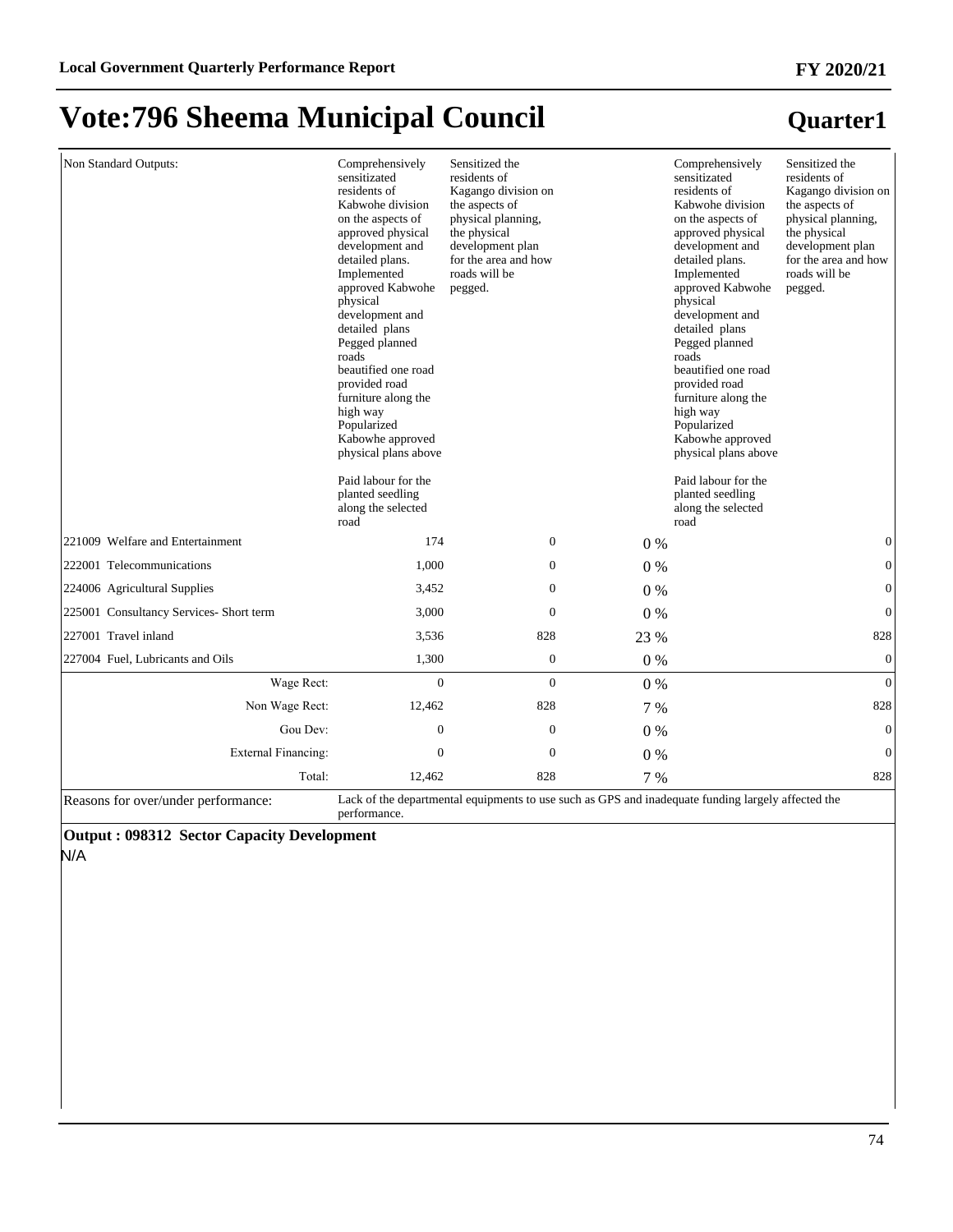# Vote:796 Sheema Municipal Council

## Quarter1

| | | | | | |
|---|---|---|---|---|---|
| Non Standard Outputs: | Comprehensively sensitizated residents of Kabwohe division on the aspects of approved physical development and detailed plans. Implemented approved Kabwohe physical development and detailed plans Pegged planned roads beautified one road provided road furniture along the high way Popularized Kabowhe approved physical plans above<br><br>Paid labour for the planted seedling along the selected road | Sensitized the residents of Kagango division on the aspects of physical planning, the physical development plan for the area and how roads will be pegged. | | Comprehensively sensitizated residents of Kabwohe division on the aspects of approved physical development and detailed plans. Implemented approved Kabwohe physical development and detailed plans Pegged planned roads beautified one road provided road furniture along the high way Popularized Kabowhe approved physical plans above<br><br>Paid labour for the planted seedling along the selected road | Sensitized the residents of Kagango division on the aspects of physical planning, the physical development plan for the area and how roads will be pegged. |
| 221009 Welfare and Entertainment | 174 | 0 | 0 % | | 0 |
| 222001 Telecommunications | 1,000 | 0 | 0 % | | 0 |
| 224006 Agricultural Supplies | 3,452 | 0 | 0 % | | 0 |
| 225001 Consultancy Services- Short term | 3,000 | 0 | 0 % | | 0 |
| 227001 Travel inland | 3,536 | 828 | 23 % | | 828 |
| 227004 Fuel, Lubricants and Oils | 1,300 | 0 | 0 % | | 0 |
| Wage Rect: | 0 | 0 | 0 % | | 0 |
| Non Wage Rect: | 12,462 | 828 | 7 % | | 828 |
| Gou Dev: | 0 | 0 | 0 % | | 0 |
| External Financing: | 0 | 0 | 0 % | | 0 |
| Total: | 12,462 | 828 | 7 % | | 828 |
| Reasons for over/under performance: | Lack of the departmental equipments to use such as GPS and inadequate funding largely affected the performance. | | | | |

**Output : 098312 Sector Capacity Development**

N/A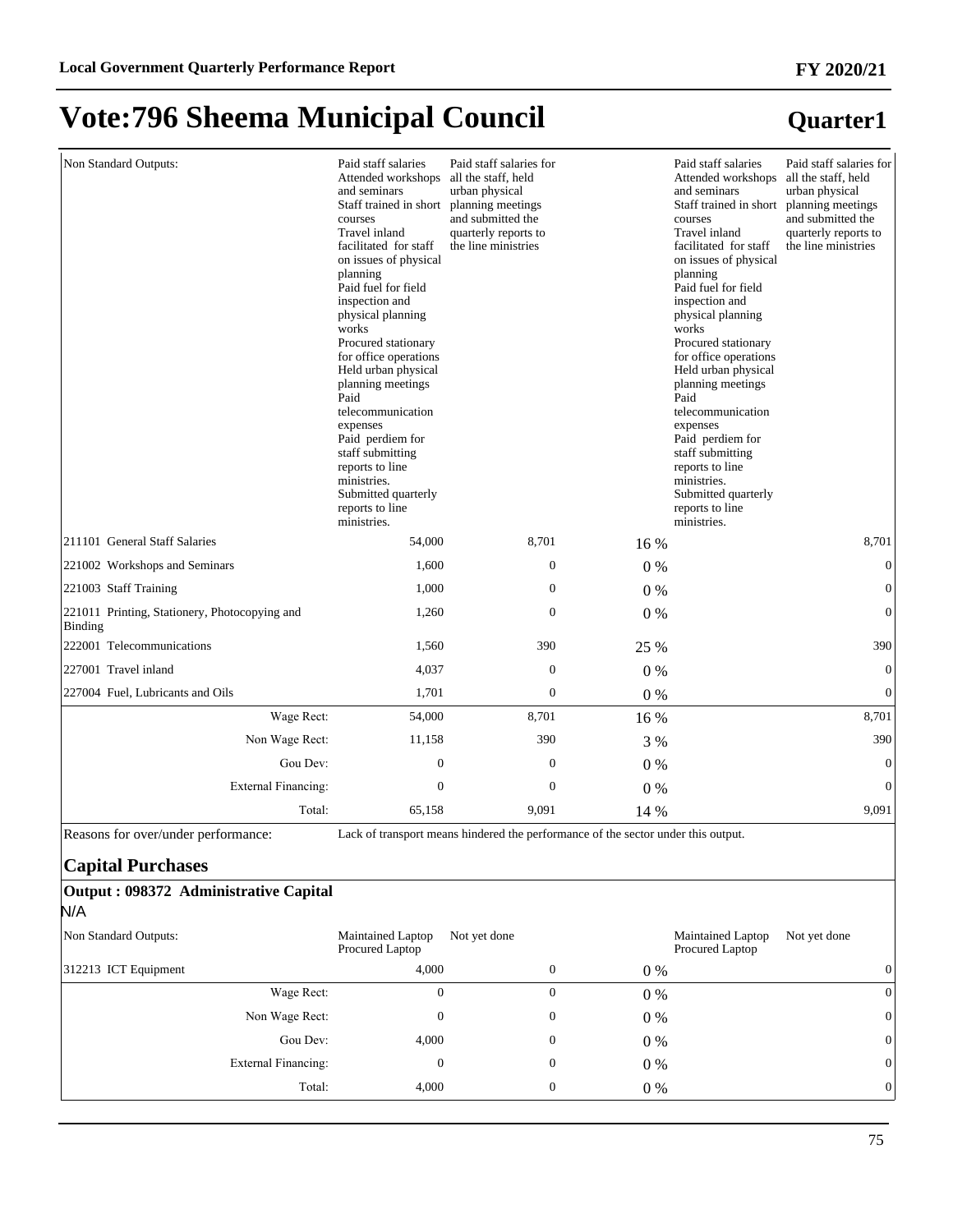# Vote:796 Sheema Municipal Council

## Quarter1

| | | | | | |
|---|---|---|---|---|---|
| Non Standard Outputs: | Paid staff salaries<br>Attended workshops and seminars<br>Staff trained in short courses<br>Travel inland facilitated for staff on issues of physical planning<br>Paid fuel for field inspection and physical planning works<br>Procured stationary for office operations<br>Held urban physical planning meetings<br>Paid telecommunication expenses<br>Paid perdiem for staff submitting reports to line ministries.<br>Submitted quarterly reports to line ministries. | Paid staff salaries for all the staff, held urban physical planning meetings and submitted the quarterly reports to the line ministries | | Paid staff salaries<br>Attended workshops and seminars<br>Staff trained in short courses<br>Travel inland facilitated for staff on issues of physical planning<br>Paid fuel for field inspection and physical planning works<br>Procured stationary for office operations<br>Held urban physical planning meetings<br>Paid telecommunication expenses<br>Paid perdiem for staff submitting reports to line ministries.<br>Submitted quarterly reports to line ministries. | Paid staff salaries for all the staff, held urban physical planning meetings and submitted the quarterly reports to the line ministries |
| 211101 General Staff Salaries | 54,000 | 8,701 | 16 % | | 8,701 |
| 221002 Workshops and Seminars | 1,600 | 0 | 0 % | | 0 |
| 221003 Staff Training | 1,000 | 0 | 0 % | | 0 |
| 221011 Printing, Stationery, Photocopying and Binding | 1,260 | 0 | 0 % | | 0 |
| 222001 Telecommunications | 1,560 | 390 | 25 % | | 390 |
| 227001 Travel inland | 4,037 | 0 | 0 % | | 0 |
| 227004 Fuel, Lubricants and Oils | 1,701 | 0 | 0 % | | 0 |
| Wage Rect: | 54,000 | 8,701 | 16 % | | 8,701 |
| Non Wage Rect: | 11,158 | 390 | 3 % | | 390 |
| Gou Dev: | 0 | 0 | 0 % | | 0 |
| External Financing: | 0 | 0 | 0 % | | 0 |
| Total: | 65,158 | 9,091 | 14 % | | 9,091 |

Reasons for over/under performance: Lack of transport means hindered the performance of the sector under this output.

### Capital Purchases

**Output : 098372 Administrative Capital**

N/A

| | | | | | |
|---|---|---|---|---|---|
| Non Standard Outputs: | Maintained Laptop<br>Procured Laptop | Not yet done | | Maintained Laptop<br>Procured Laptop | Not yet done |
| 312213 ICT Equipment | 4,000 | 0 | 0 % | | 0 |
| Wage Rect: | 0 | 0 | 0 % | | 0 |
| Non Wage Rect: | 0 | 0 | 0 % | | 0 |
| Gou Dev: | 4,000 | 0 | 0 % | | 0 |
| External Financing: | 0 | 0 | 0 % | | 0 |
| Total: | 4,000 | 0 | 0 % | | 0 |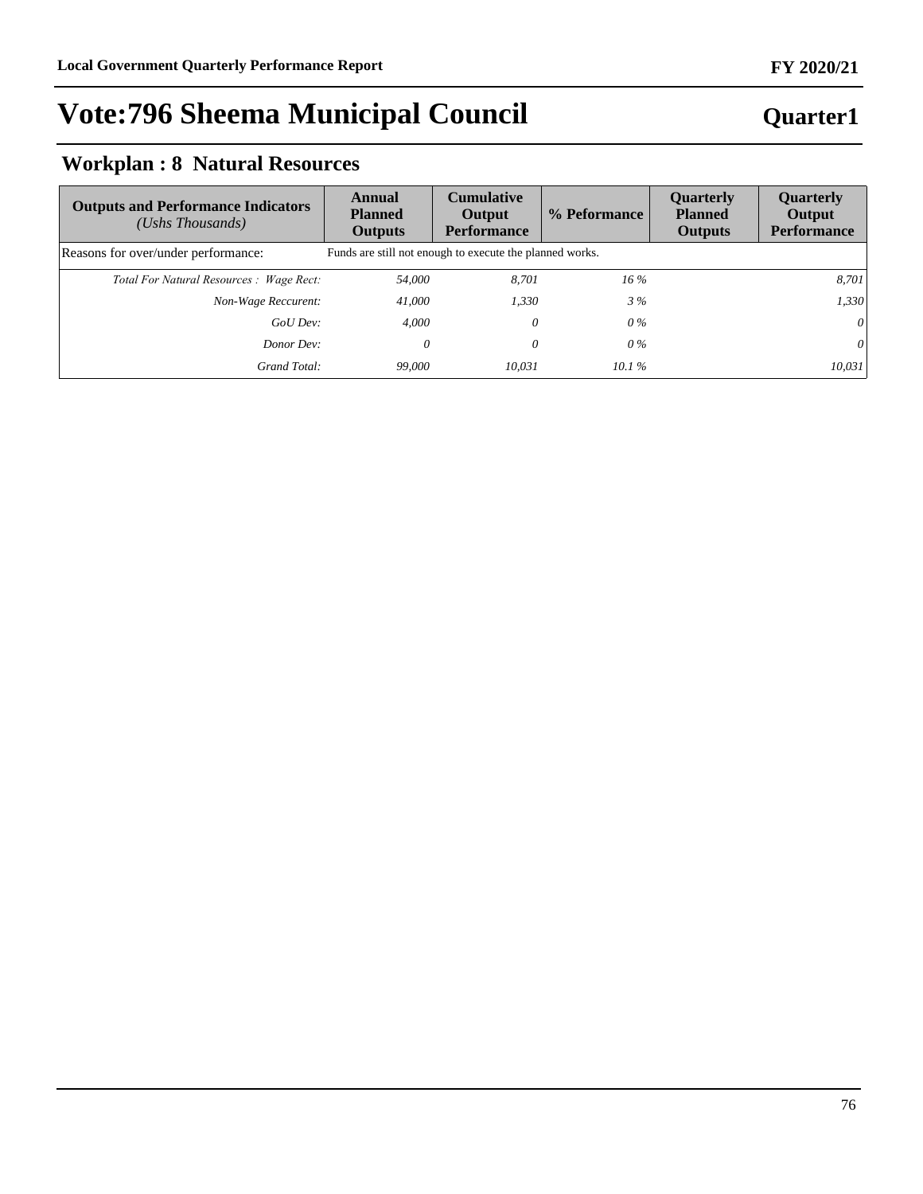# Vote:796 Sheema Municipal Council

**Quarter1**

## Workplan : 8 Natural Resources

| **Outputs and Performance Indicators** *(Ushs Thousands)* | **Annual Planned Outputs** | **Cumulative Output Performance** | **% Peformance** | **Quarterly Planned Outputs** | **Quarterly Output Performance** |
|---|---|---|---|---|---|
| Reasons for over/under performance: | Funds are still not enough to execute the planned works. | | | | |
| *Total For Natural Resources : Wage Rect:* | *54,000* | *8,701* | *16 %* | | *8,701* |
| *Non-Wage Reccurent:* | *41,000* | *1,330* | *3 %* | | *1,330* |
| *GoU Dev:* | *4,000* | *0* | *0 %* | | *0* |
| *Donor Dev:* | *0* | *0* | *0 %* | | *0* |
| *Grand Total:* | *99,000* | *10,031* | *10.1 %* | | *10,031* |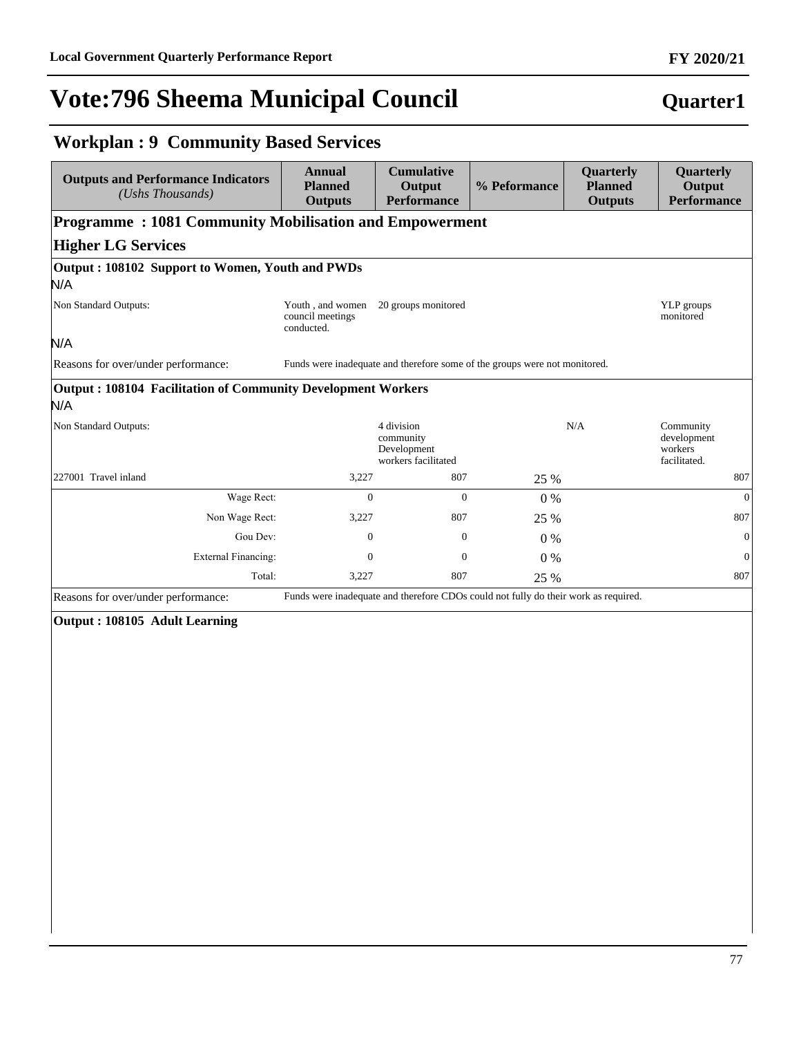# Vote:796 Sheema Municipal Council

**Quarter1**

## Workplan : 9 Community Based Services

| Outputs and Performance Indicators *(Ushs Thousands)* | Annual Planned Outputs | Cumulative Output Performance | % Peformance | Quarterly Planned Outputs | Quarterly Output Performance |
|---|---|---|---|---|---|
| **Programme : 1081 Community Mobilisation and Empowerment** | | | | | |
| **Higher LG Services** | | | | | |
| **Output : 108102 Support to Women, Youth and PWDs** | | | | | |
| N/A | | | | | |
| Non Standard Outputs: | Youth , and women council meetings conducted. | 20 groups monitored | | | YLP groups monitored |
| N/A | | | | | |
| Reasons for over/under performance: | Funds were inadequate and therefore some of the groups were not monitored. | | | | |
| **Output : 108104 Facilitation of Community Development Workers** | | | | | |
| N/A | | | | | |
| Non Standard Outputs: | | 4 division community Development workers facilitated | | N/A | Community development workers facilitated. |
| 227001 Travel inland | 3,227 | 807 | 25 % | | 807 |
| Wage Rect: | 0 | 0 | 0 % | | 0 |
| Non Wage Rect: | 3,227 | 807 | 25 % | | 807 |
| Gou Dev: | 0 | 0 | 0 % | | 0 |
| External Financing: | 0 | 0 | 0 % | | 0 |
| Total: | 3,227 | 807 | 25 % | | 807 |
| Reasons for over/under performance: | Funds were inadequate and therefore CDOs could not fully do their work as required. | | | | |
| **Output : 108105 Adult Learning** | | | | | |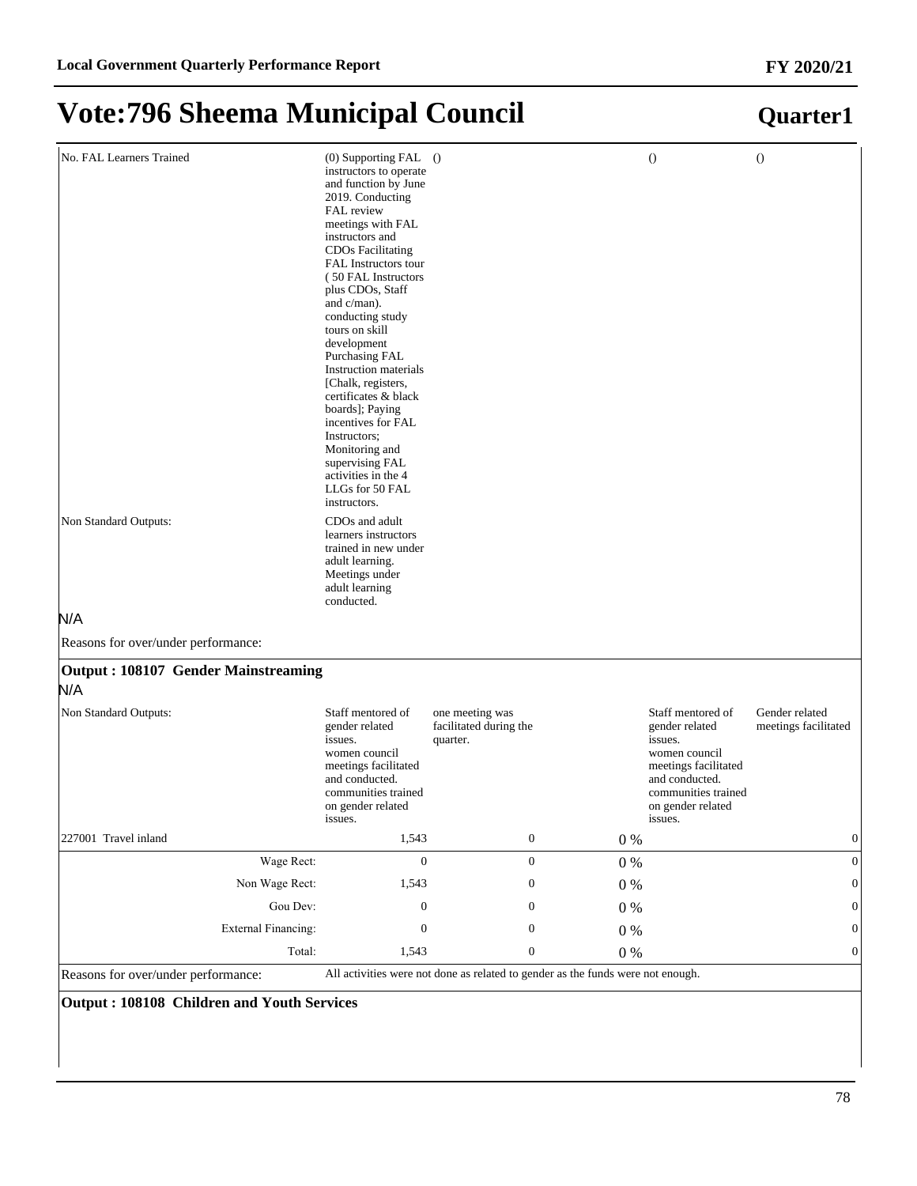# Vote:796 Sheema Municipal Council

## Quarter1

| | | | | | |
|---|---|---|---|---|---|
| No. FAL Learners Trained | (0) Supporting FAL instructors to operate and function by June 2019. Conducting FAL review meetings with FAL instructors and CDOs Facilitating FAL Instructors tour ( 50 FAL Instructors plus CDOs, Staff and c/man). conducting study tours on skill development Purchasing FAL Instruction materials [Chalk, registers, certificates & black boards]; Paying incentives for FAL Instructors; Monitoring and supervising FAL activities in the 4 LLGs for 50 FAL instructors. | () | | () | () |
| Non Standard Outputs: | CDOs and adult learners instructors trained in new under adult learning. Meetings under adult learning conducted. | | | | |

N/A

Reasons for over/under performance:

### Output : 108107 Gender Mainstreaming

N/A

| | | | | | |
|---|---|---|---|---|---|
| Non Standard Outputs: | Staff mentored of gender related issues. women council meetings facilitated and conducted. communities trained on gender related issues. | one meeting was facilitated during the quarter. | | Staff mentored of gender related issues. women council meetings facilitated and conducted. communities trained on gender related issues. | Gender related meetings facilitated |
| 227001 Travel inland | 1,543 | 0 | 0 % | | 0 |
| Wage Rect: | 0 | 0 | 0 % | | 0 |
| Non Wage Rect: | 1,543 | 0 | 0 % | | 0 |
| Gou Dev: | 0 | 0 | 0 % | | 0 |
| External Financing: | 0 | 0 | 0 % | | 0 |
| Total: | 1,543 | 0 | 0 % | | 0 |
| Reasons for over/under performance: | All activities were not done as related to gender as the funds were not enough. | | | | |

### Output : 108108 Children and Youth Services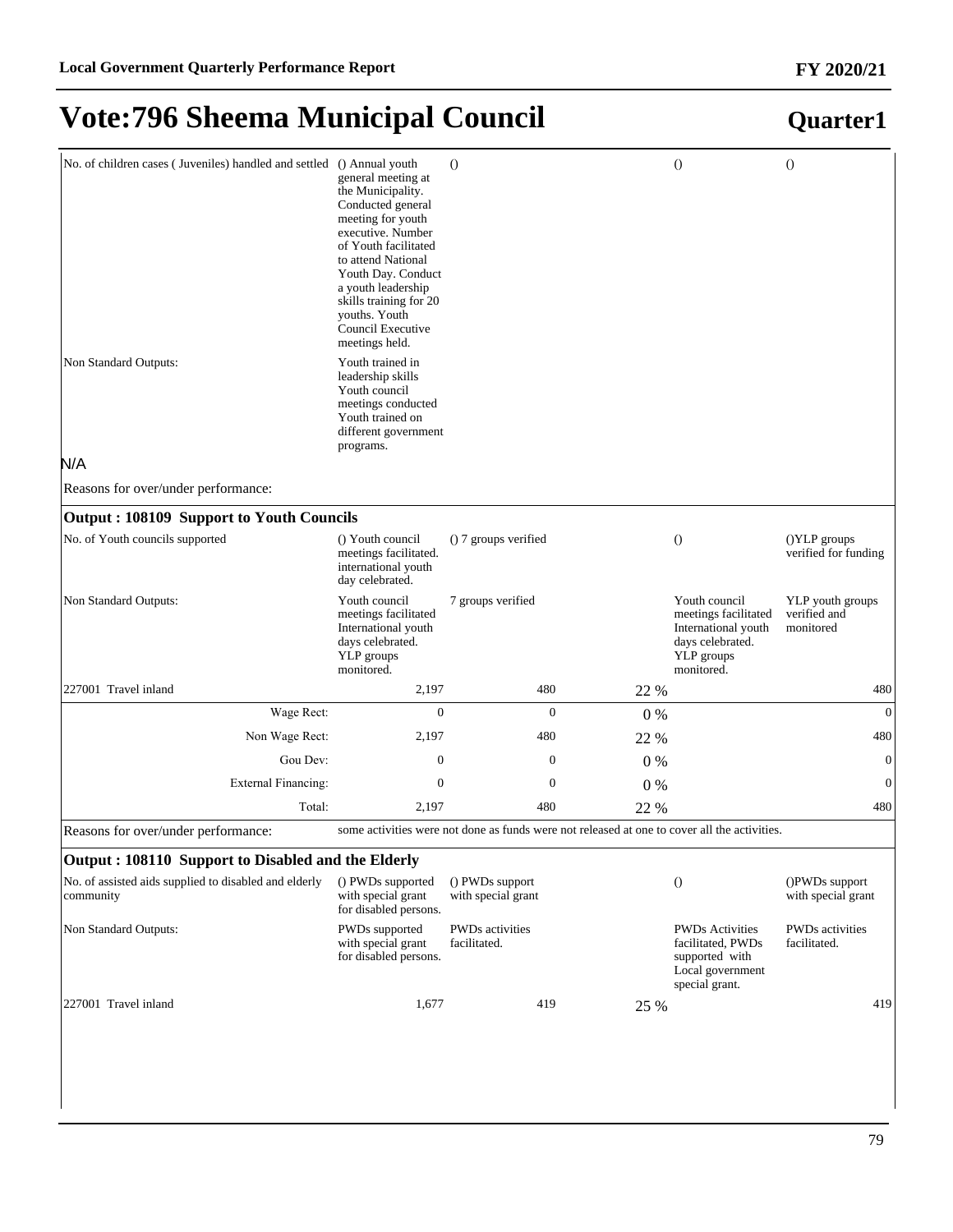# Vote:796 Sheema Municipal Council

**Quarter1**

| | | | | | |
|---|---|---|---|---|---|
| No. of children cases ( Juveniles) handled and settled | () Annual youth general meeting at the Municipality. Conducted general meeting for youth executive. Number of Youth facilitated to attend National Youth Day. Conduct a youth leadership skills training for 20 youths. Youth Council Executive meetings held. | () | | () | () |
| Non Standard Outputs: | Youth trained in leadership skills Youth council meetings conducted Youth trained on different government programs. | | | | |

N/A

Reasons for over/under performance:

**Output : 108109 Support to Youth Councils**

| | | | | | |
|---|---|---|---|---|---|
| No. of Youth councils supported | () Youth council meetings facilitated. international youth day celebrated. | () 7 groups verified | | () | ()YLP groups verified for funding |
| Non Standard Outputs: | Youth council meetings facilitated International youth days celebrated. YLP groups monitored. | 7 groups verified | | Youth council meetings facilitated International youth days celebrated. YLP groups monitored. | YLP youth groups verified and monitored |
| 227001 Travel inland | 2,197 | 480 | 22 % | | 480 |
| Wage Rect: | 0 | 0 | 0 % | | 0 |
| Non Wage Rect: | 2,197 | 480 | 22 % | | 480 |
| Gou Dev: | 0 | 0 | 0 % | | 0 |
| External Financing: | 0 | 0 | 0 % | | 0 |
| Total: | 2,197 | 480 | 22 % | | 480 |

Reasons for over/under performance: some activities were not done as funds were not released at one to cover all the activities.

**Output : 108110 Support to Disabled and the Elderly**

| | | | | | |
|---|---|---|---|---|---|
| No. of assisted aids supplied to disabled and elderly community | () PWDs supported with special grant for disabled persons. | () PWDs support with special grant | | () | ()PWDs support with special grant |
| Non Standard Outputs: | PWDs supported with special grant for disabled persons. | PWDs activities facilitated. | | PWDs Activities facilitated, PWDs supported with Local government special grant. | PWDs activities facilitated. |
| 227001 Travel inland | 1,677 | 419 | 25 % | | 419 |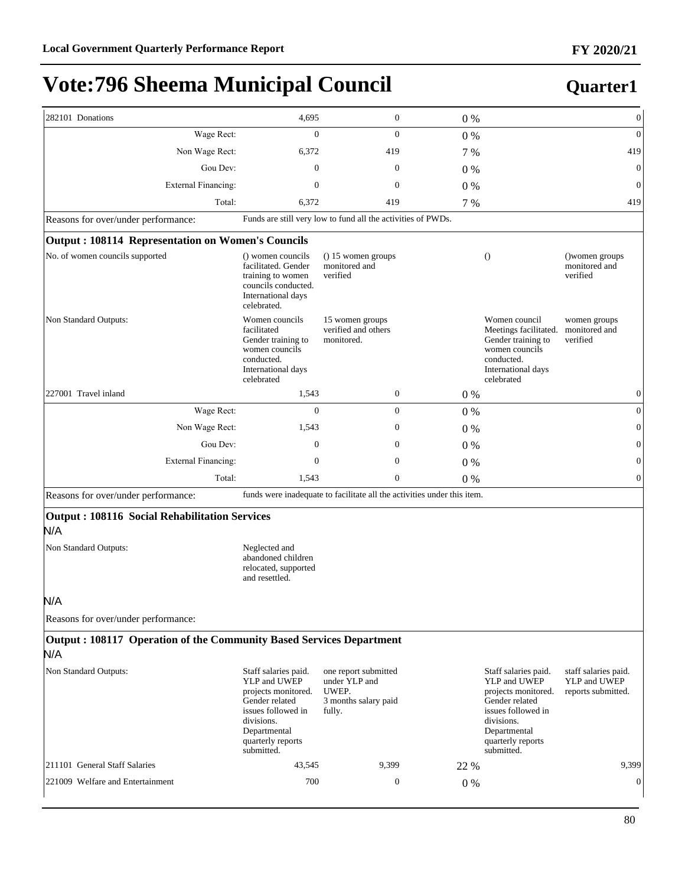# Vote:796 Sheema Municipal Council

## Quarter1

| | | | | | |
|---|---|---|---|---|---|
| 282101 Donations | 4,695 | 0 | 0 % | | 0 |
| Wage Rect: | 0 | 0 | 0 % | | 0 |
| Non Wage Rect: | 6,372 | 419 | 7 % | | 419 |
| Gou Dev: | 0 | 0 | 0 % | | 0 |
| External Financing: | 0 | 0 | 0 % | | 0 |
| Total: | 6,372 | 419 | 7 % | | 419 |
| Reasons for over/under performance: | Funds are still very low to fund all the activities of PWDs. | | | | |

**Output : 108114 Representation on Women's Councils**

| | | | | | |
|---|---|---|---|---|---|
| No. of women councils supported | () women councils facilitated. Gender training to women councils conducted. International days celebrated. | () 15 women groups monitored and verified | | () | ()women groups monitored and verified |
| Non Standard Outputs: | Women councils facilitated Gender training to women councils conducted. International days celebrated | 15 women groups verified and others monitored. | | Women council Meetings facilitated. Gender training to women councils conducted. International days celebrated | women groups monitored and verified |
| 227001 Travel inland | 1,543 | 0 | 0 % | | 0 |
| Wage Rect: | 0 | 0 | 0 % | | 0 |
| Non Wage Rect: | 1,543 | 0 | 0 % | | 0 |
| Gou Dev: | 0 | 0 | 0 % | | 0 |
| External Financing: | 0 | 0 | 0 % | | 0 |
| Total: | 1,543 | 0 | 0 % | | 0 |
| Reasons for over/under performance: | funds were inadequate to facilitate all the activities under this item. | | | | |

**Output : 108116 Social Rehabilitation Services**

N/A

| | | | | | |
|---|---|---|---|---|---|
| Non Standard Outputs: | Neglected and abandoned children relocated, supported and resettled. | | | | |

N/A

Reasons for over/under performance:

**Output : 108117 Operation of the Community Based Services Department**

N/A

| | | | | | |
|---|---|---|---|---|---|
| Non Standard Outputs: | Staff salaries paid. YLP and UWEP projects monitored. Gender related issues followed in divisions. Departmental quarterly reports submitted. | one report submitted under YLP and UWEP. 3 months salary paid fully. | | Staff salaries paid. YLP and UWEP projects monitored. Gender related issues followed in divisions. Departmental quarterly reports submitted. | staff salaries paid. YLP and UWEP reports submitted. |
| 211101 General Staff Salaries | 43,545 | 9,399 | 22 % | | 9,399 |
| 221009 Welfare and Entertainment | 700 | 0 | 0 % | | 0 |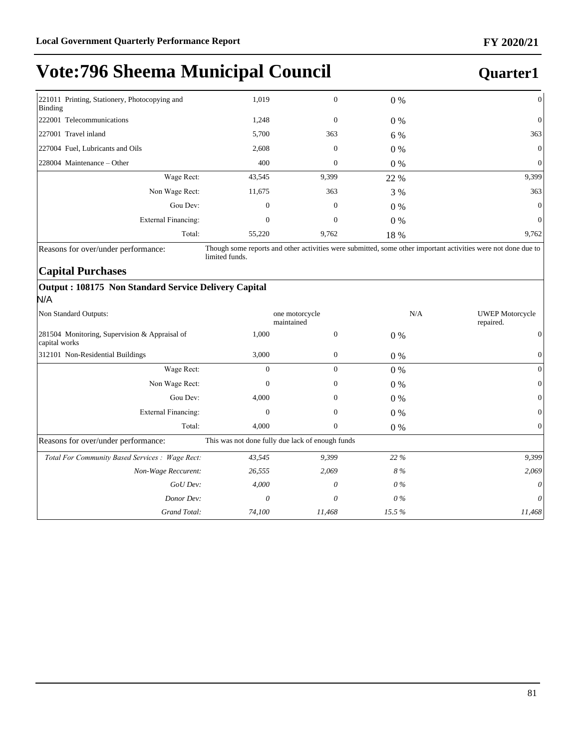# Vote:796 Sheema Municipal Council

**Quarter1**

| | | | | |
|---|---|---|---|---|
| 221011 Printing, Stationery, Photocopying and Binding | 1,019 | 0 | 0 % | 0 |
| 222001 Telecommunications | 1,248 | 0 | 0 % | 0 |
| 227001 Travel inland | 5,700 | 363 | 6 % | 363 |
| 227004 Fuel, Lubricants and Oils | 2,608 | 0 | 0 % | 0 |
| 228004 Maintenance – Other | 400 | 0 | 0 % | 0 |
| Wage Rect: | 43,545 | 9,399 | 22 % | 9,399 |
| Non Wage Rect: | 11,675 | 363 | 3 % | 363 |
| Gou Dev: | 0 | 0 | 0 % | 0 |
| External Financing: | 0 | 0 | 0 % | 0 |
| Total: | 55,220 | 9,762 | 18 % | 9,762 |

Reasons for over/under performance: Though some reports and other activities were submitted, some other important activities were not done due to limited funds.

## Capital Purchases

### Output : 108175 Non Standard Service Delivery Capital

N/A

| | | | | |
|---|---|---|---|---|
| Non Standard Outputs: | | one motorcycle maintained | N/A | UWEP Motorcycle repaired. |
| 281504 Monitoring, Supervision & Appraisal of capital works | 1,000 | 0 | 0 % | 0 |
| 312101 Non-Residential Buildings | 3,000 | 0 | 0 % | 0 |
| Wage Rect: | 0 | 0 | 0 % | 0 |
| Non Wage Rect: | 0 | 0 | 0 % | 0 |
| Gou Dev: | 4,000 | 0 | 0 % | 0 |
| External Financing: | 0 | 0 | 0 % | 0 |
| Total: | 4,000 | 0 | 0 % | 0 |

Reasons for over/under performance: This was not done fully due lack of enough funds

| | | | | |
|---|---|---|---|---|
| *Total For Community Based Services : Wage Rect:* | *43,545* | *9,399* | *22 %* | *9,399* |
| *Non-Wage Reccurent:* | *26,555* | *2,069* | *8 %* | *2,069* |
| *GoU Dev:* | *4,000* | *0* | *0 %* | *0* |
| *Donor Dev:* | *0* | *0* | *0 %* | *0* |
| *Grand Total:* | *74,100* | *11,468* | *15.5 %* | *11,468* |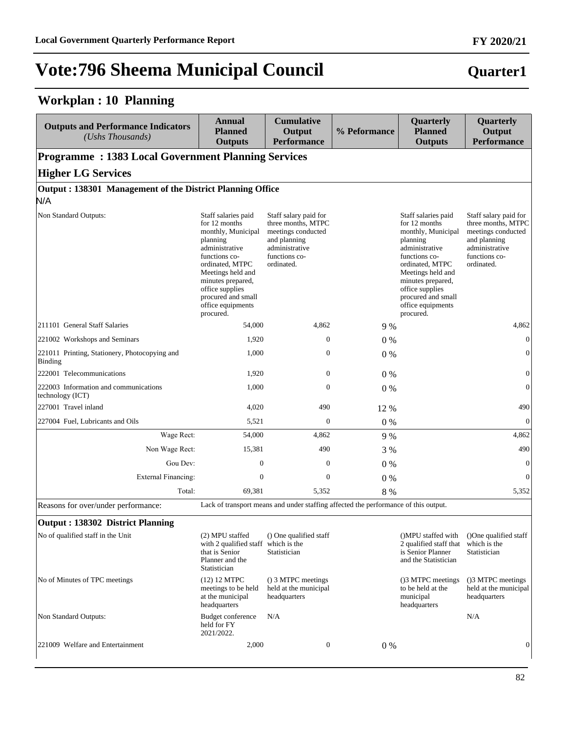**Local Government Quarterly Performance Report** **FY 2020/21**

# Vote:796 Sheema Municipal Council

**Quarter1**

## Workplan : 10 Planning

| Outputs and Performance Indicators *(Ushs Thousands)* | Annual Planned Outputs | Cumulative Output Performance | % Peformance | Quarterly Planned Outputs | Quarterly Output Performance |
|---|---|---|---|---|---|
| **Programme : 1383 Local Government Planning Services** | | | | | |
| **Higher LG Services** | | | | | |
| **Output : 138301 Management of the District Planning Office** | | | | | |
| N/A | | | | | |
| Non Standard Outputs: | Staff salaries paid for 12 months monthly, Municipal planning administrative functions co-ordinated, MTPC Meetings held and minutes prepared, office supplies procured and small office equipments procured. | Staff salary paid for three months, MTPC meetings conducted and planning administrative functions co-ordinated. | | Staff salaries paid for 12 months monthly, Municipal planning administrative functions co-ordinated, MTPC Meetings held and minutes prepared, office supplies procured and small office equipments procured. | Staff salary paid for three months, MTPC meetings conducted and planning administrative functions co-ordinated. |
| 211101 General Staff Salaries | 54,000 | 4,862 | 9 % | | 4,862 |
| 221002 Workshops and Seminars | 1,920 | 0 | 0 % | | 0 |
| 221011 Printing, Stationery, Photocopying and Binding | 1,000 | 0 | 0 % | | 0 |
| 222001 Telecommunications | 1,920 | 0 | 0 % | | 0 |
| 222003 Information and communications technology (ICT) | 1,000 | 0 | 0 % | | 0 |
| 227001 Travel inland | 4,020 | 490 | 12 % | | 490 |
| 227004 Fuel, Lubricants and Oils | 5,521 | 0 | 0 % | | 0 |
| Wage Rect: | 54,000 | 4,862 | 9 % | | 4,862 |
| Non Wage Rect: | 15,381 | 490 | 3 % | | 490 |
| Gou Dev: | 0 | 0 | 0 % | | 0 |
| External Financing: | 0 | 0 | 0 % | | 0 |
| Total: | 69,381 | 5,352 | 8 % | | 5,352 |
| Reasons for over/under performance: | Lack of transport means and under staffing affected the performance of this output. | | | | |
| **Output : 138302 District Planning** | | | | | |
| No of qualified staff in the Unit | (2) MPU staffed with 2 qualified staff that is Senior Planner and the Statistician | () One qualified staff which is the Statistician | | ()MPU staffed with 2 qualified staff that is Senior Planner and the Statistician | ()One qualified staff which is the Statistician |
| No of Minutes of TPC meetings | (12) 12 MTPC meetings to be held at the municipal headquarters | () 3 MTPC meetings held at the municipal headquarters | | ()3 MTPC meetings to be held at the municipal headquarters | ()3 MTPC meetings held at the municipal headquarters |
| Non Standard Outputs: | Budget conference held for FY 2021/2022. | N/A | | | N/A |
| 221009 Welfare and Entertainment | 2,000 | 0 | 0 % | | 0 |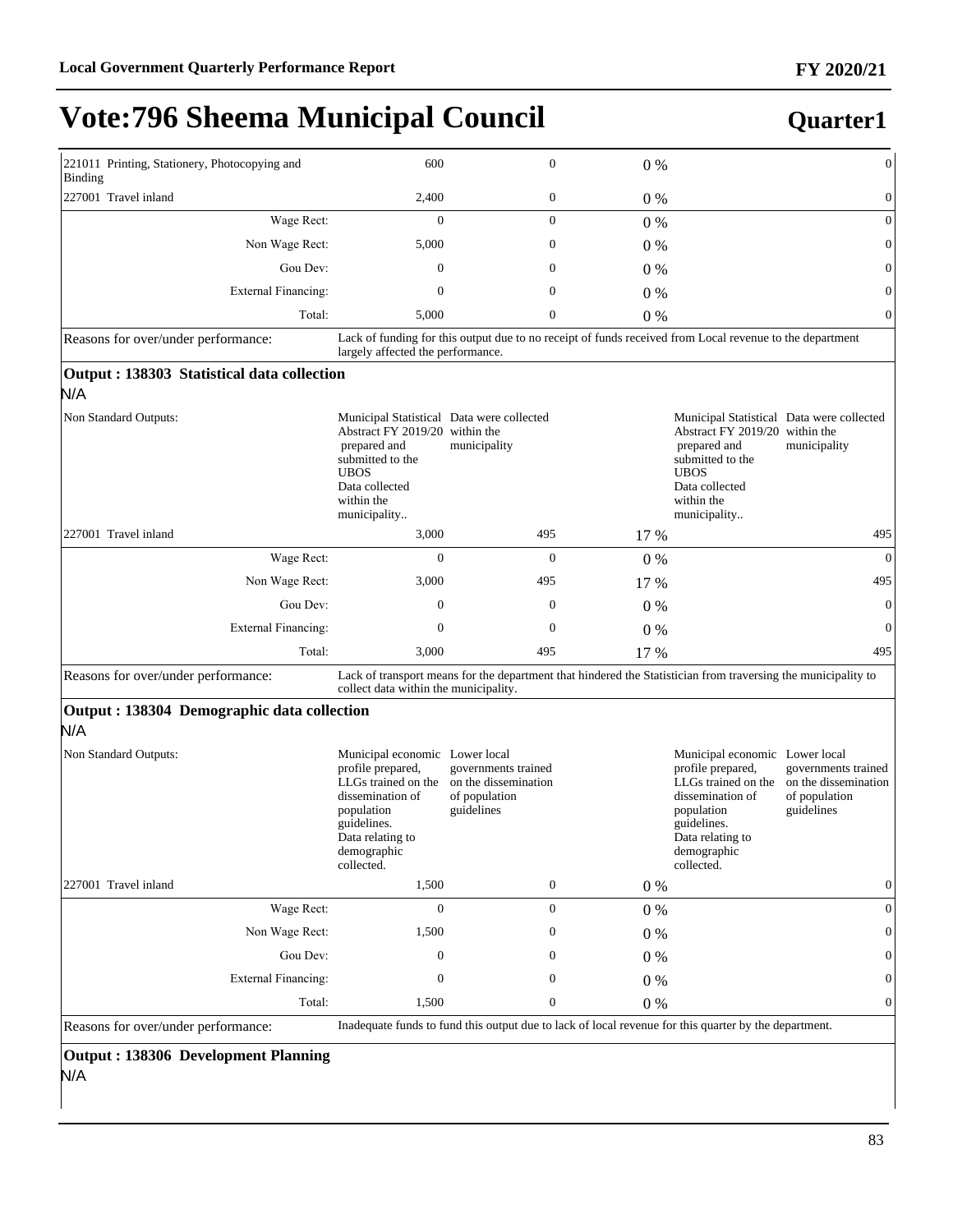# Vote:796 Sheema Municipal Council

**Quarter1**

| | | | | | |
|---|---|---|---|---|---|
| 221011 Printing, Stationery, Photocopying and Binding | 600 | 0 | 0 % | | 0 |
| 227001 Travel inland | 2,400 | 0 | 0 % | | 0 |
| Wage Rect: | 0 | 0 | 0 % | | 0 |
| Non Wage Rect: | 5,000 | 0 | 0 % | | 0 |
| Gou Dev: | 0 | 0 | 0 % | | 0 |
| External Financing: | 0 | 0 | 0 % | | 0 |
| Total: | 5,000 | 0 | 0 % | | 0 |
| Reasons for over/under performance: | Lack of funding for this output due to no receipt of funds received from Local revenue to the department largely affected the performance. | | | | |

**Output : 138303 Statistical data collection**

N/A

| | | | | | |
|---|---|---|---|---|---|
| Non Standard Outputs: | Municipal Statistical Abstract FY 2019/20 prepared and submitted to the UBOS Data collected within the municipality.. | Data were collected within the municipality | | Municipal Statistical Abstract FY 2019/20 prepared and submitted to the UBOS Data collected within the municipality.. | Data were collected within the municipality |
| 227001 Travel inland | 3,000 | 495 | 17 % | | 495 |
| Wage Rect: | 0 | 0 | 0 % | | 0 |
| Non Wage Rect: | 3,000 | 495 | 17 % | | 495 |
| Gou Dev: | 0 | 0 | 0 % | | 0 |
| External Financing: | 0 | 0 | 0 % | | 0 |
| Total: | 3,000 | 495 | 17 % | | 495 |
| Reasons for over/under performance: | Lack of transport means for the department that hindered the Statistician from traversing the municipality to collect data within the municipality. | | | | |

**Output : 138304 Demographic data collection**

N/A

| | | | | | |
|---|---|---|---|---|---|
| Non Standard Outputs: | Municipal economic profile prepared, LLGs trained on the dissemination of population guidelines. Data relating to demographic collected. | Lower local governments trained on the dissemination of population guidelines | | Municipal economic profile prepared, LLGs trained on the dissemination of population guidelines. Data relating to demographic collected. | Lower local governments trained on the dissemination of population guidelines |
| 227001 Travel inland | 1,500 | 0 | 0 % | | 0 |
| Wage Rect: | 0 | 0 | 0 % | | 0 |
| Non Wage Rect: | 1,500 | 0 | 0 % | | 0 |
| Gou Dev: | 0 | 0 | 0 % | | 0 |
| External Financing: | 0 | 0 | 0 % | | 0 |
| Total: | 1,500 | 0 | 0 % | | 0 |
| Reasons for over/under performance: | Inadequate funds to fund this output due to lack of local revenue for this quarter by the department. | | | | |

**Output : 138306 Development Planning**

N/A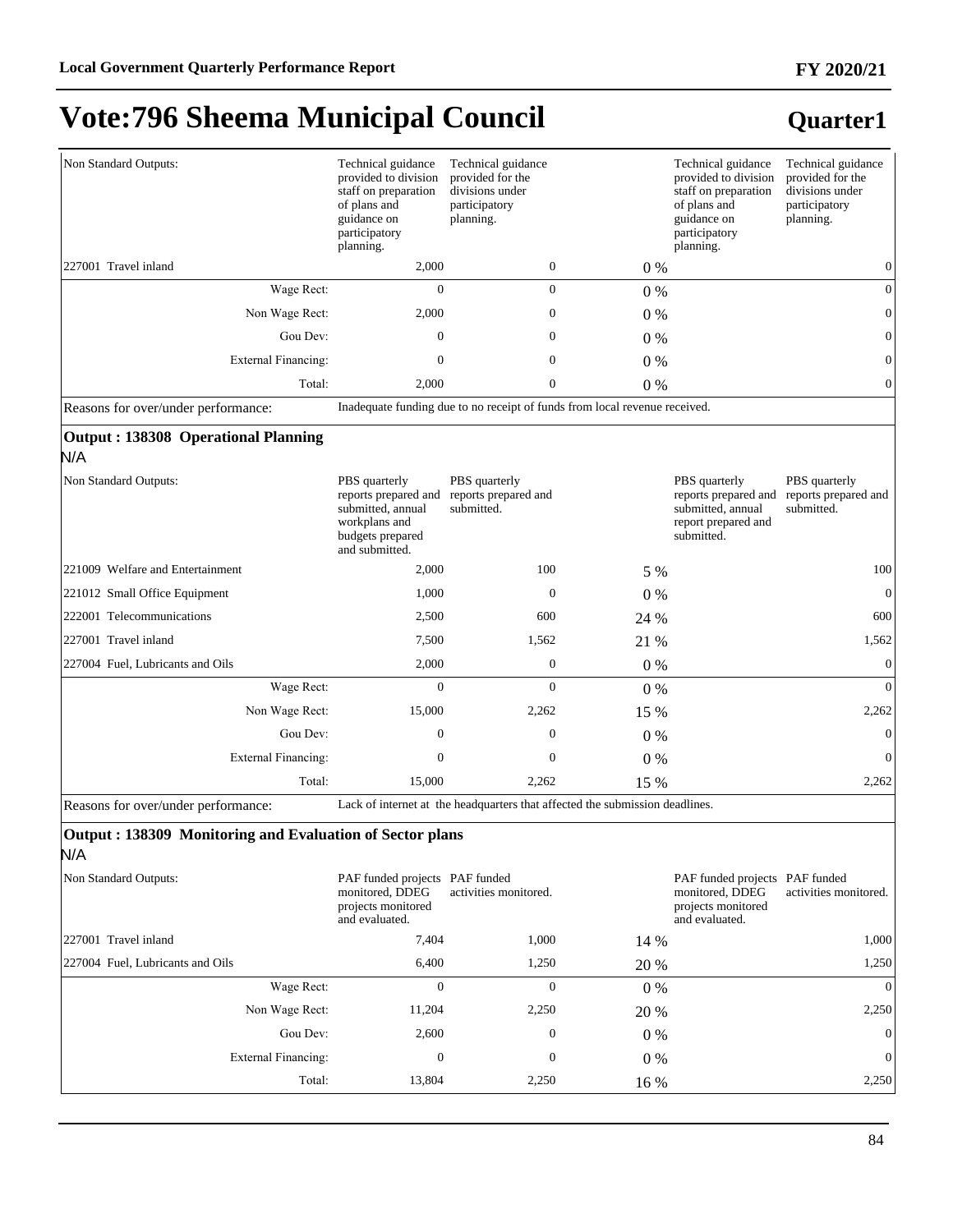# Vote:796 Sheema Municipal Council

## Quarter1

| | | | | | |
|---|---|---|---|---|---|
| Non Standard Outputs: | Technical guidance provided to division staff on preparation of plans and guidance on participatory planning. | Technical guidance provided for the divisions under participatory planning. | | Technical guidance provided to division staff on preparation of plans and guidance on participatory planning. | Technical guidance provided for the divisions under participatory planning. |
| 227001 Travel inland | 2,000 | 0 | 0 % | | 0 |
| Wage Rect: | 0 | 0 | 0 % | | 0 |
| Non Wage Rect: | 2,000 | 0 | 0 % | | 0 |
| Gou Dev: | 0 | 0 | 0 % | | 0 |
| External Financing: | 0 | 0 | 0 % | | 0 |
| Total: | 2,000 | 0 | 0 % | | 0 |
| Reasons for over/under performance: | Inadequate funding due to no receipt of funds from local revenue received. | | | | |

**Output : 138308 Operational Planning**

N/A

| | | | | | |
|---|---|---|---|---|---|
| Non Standard Outputs: | PBS quarterly reports prepared and submitted, annual workplans and budgets prepared and submitted. | PBS quarterly reports prepared and submitted. | | PBS quarterly reports prepared and submitted, annual report prepared and submitted. | PBS quarterly reports prepared and submitted. |
| 221009 Welfare and Entertainment | 2,000 | 100 | 5 % | | 100 |
| 221012 Small Office Equipment | 1,000 | 0 | 0 % | | 0 |
| 222001 Telecommunications | 2,500 | 600 | 24 % | | 600 |
| 227001 Travel inland | 7,500 | 1,562 | 21 % | | 1,562 |
| 227004 Fuel, Lubricants and Oils | 2,000 | 0 | 0 % | | 0 |
| Wage Rect: | 0 | 0 | 0 % | | 0 |
| Non Wage Rect: | 15,000 | 2,262 | 15 % | | 2,262 |
| Gou Dev: | 0 | 0 | 0 % | | 0 |
| External Financing: | 0 | 0 | 0 % | | 0 |
| Total: | 15,000 | 2,262 | 15 % | | 2,262 |
| Reasons for over/under performance: | Lack of internet at the headquarters that affected the submission deadlines. | | | | |

**Output : 138309 Monitoring and Evaluation of Sector plans**

N/A

| | | | | | |
|---|---|---|---|---|---|
| Non Standard Outputs: | PAF funded projects monitored, DDEG projects monitored and evaluated. | PAF funded activities monitored. | | PAF funded projects monitored, DDEG projects monitored and evaluated. | PAF funded activities monitored. |
| 227001 Travel inland | 7,404 | 1,000 | 14 % | | 1,000 |
| 227004 Fuel, Lubricants and Oils | 6,400 | 1,250 | 20 % | | 1,250 |
| Wage Rect: | 0 | 0 | 0 % | | 0 |
| Non Wage Rect: | 11,204 | 2,250 | 20 % | | 2,250 |
| Gou Dev: | 2,600 | 0 | 0 % | | 0 |
| External Financing: | 0 | 0 | 0 % | | 0 |
| Total: | 13,804 | 2,250 | 16 % | | 2,250 |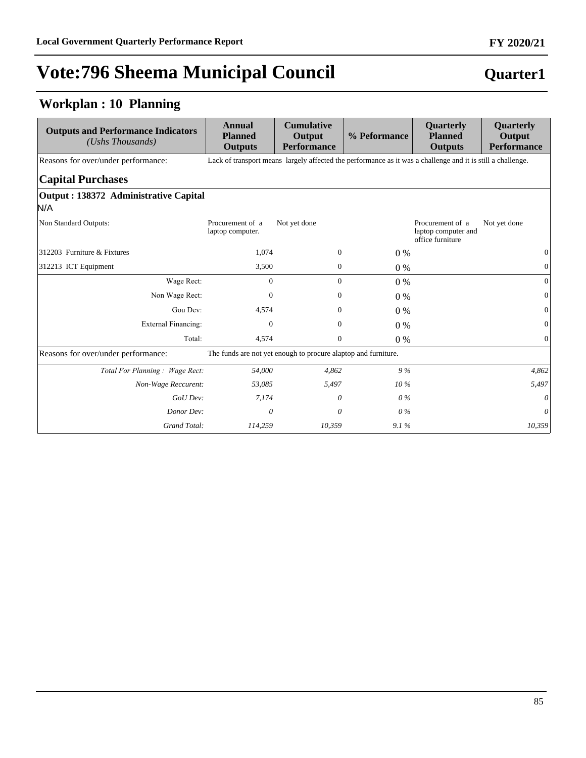# Vote:796 Sheema Municipal Council

**Quarter1**

## Workplan : 10 Planning

| Outputs and Performance Indicators *(Ushs Thousands)* | Annual Planned Outputs | Cumulative Output Performance | % Peformance | Quarterly Planned Outputs | Quarterly Output Performance |
|---|---|---|---|---|---|
| Reasons for over/under performance: | Lack of transport means largely affected the performance as it was a challenge and it is still a challenge. | | | | |
| **Capital Purchases** | | | | | |
| **Output : 138372 Administrative Capital** | | | | | |
| N/A | | | | | |
| Non Standard Outputs: | Procurement of a laptop computer. | Not yet done | | Procurement of a laptop computer and office furniture | Not yet done |
| 312203 Furniture & Fixtures | 1,074 | 0 | 0 % | | 0 |
| 312213 ICT Equipment | 3,500 | 0 | 0 % | | 0 |
| Wage Rect: | 0 | 0 | 0 % | | 0 |
| Non Wage Rect: | 0 | 0 | 0 % | | 0 |
| Gou Dev: | 4,574 | 0 | 0 % | | 0 |
| External Financing: | 0 | 0 | 0 % | | 0 |
| Total: | 4,574 | 0 | 0 % | | 0 |
| Reasons for over/under performance: | The funds are not yet enough to procure alaptop and furniture. | | | | |
| *Total For Planning : Wage Rect:* | *54,000* | *4,862* | *9 %* | | *4,862* |
| *Non-Wage Reccurent:* | *53,085* | *5,497* | *10 %* | | *5,497* |
| *GoU Dev:* | *7,174* | *0* | *0 %* | | *0* |
| *Donor Dev:* | *0* | *0* | *0 %* | | *0* |
| *Grand Total:* | *114,259* | *10,359* | *9.1 %* | | *10,359* |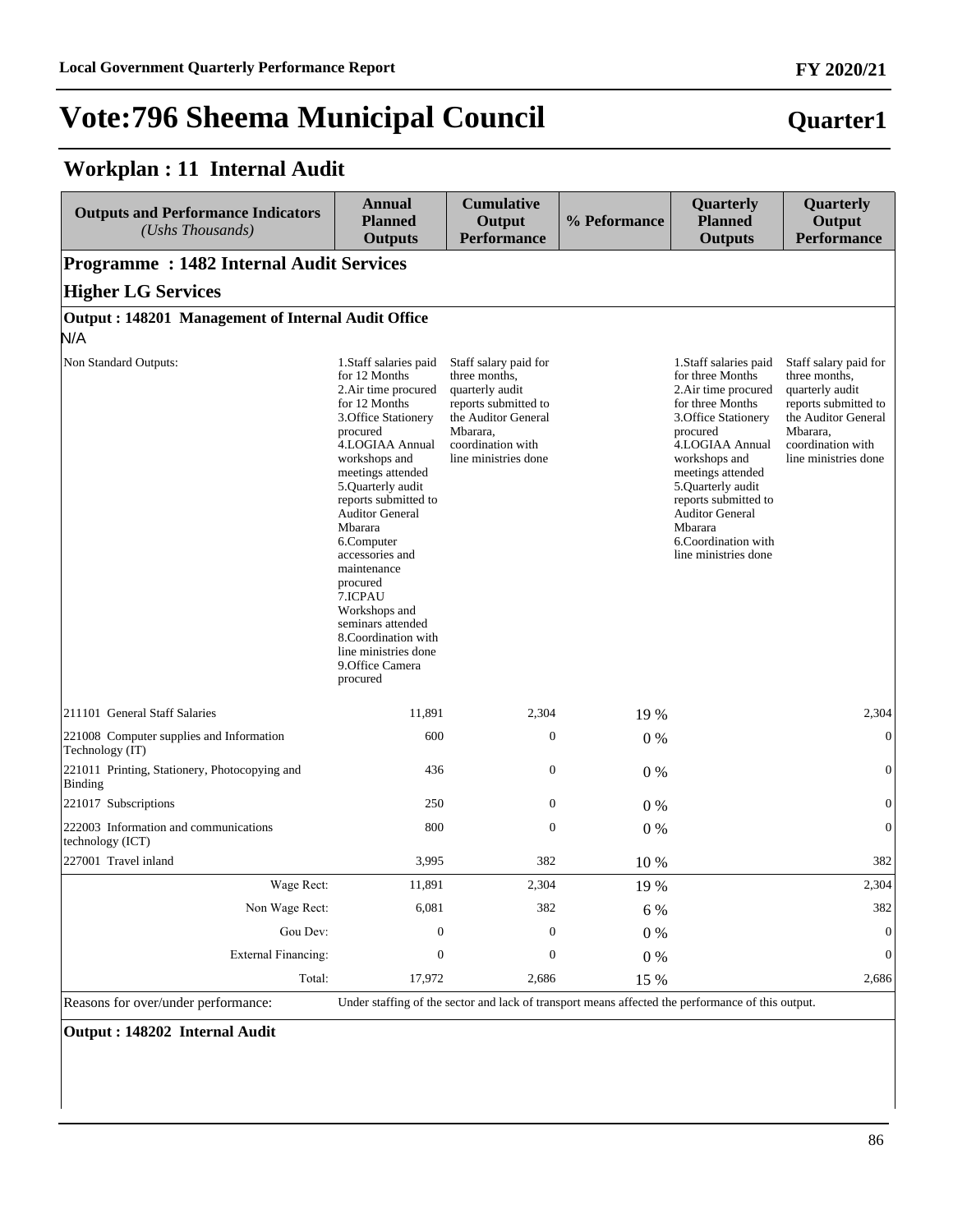# Vote:796 Sheema Municipal Council

**Quarter1**

## Workplan : 11 Internal Audit

| Outputs and Performance Indicators *(Ushs Thousands)* | Annual Planned Outputs | Cumulative Output Performance | % Peformance | Quarterly Planned Outputs | Quarterly Output Performance |
|---|---|---|---|---|---|
| **Programme : 1482 Internal Audit Services** | | | | | |
| **Higher LG Services** | | | | | |
| **Output : 148201 Management of Internal Audit Office** | | | | | |
| N/A | | | | | |
| Non Standard Outputs: | 1.Staff salaries paid for 12 Months 2.Air time procured for 12 Months 3.Office Stationery procured 4.LOGIAA Annual workshops and meetings attended 5.Quarterly audit reports submitted to Auditor General Mbarara 6.Computer accessories and maintenance procured 7.ICPAU Workshops and seminars attended 8.Coordination with line ministries done 9.Office Camera procured | Staff salary paid for three months, quarterly audit reports submitted to the Auditor General Mbarara, coordination with line ministries done | | 1.Staff salaries paid for three Months 2.Air time procured for three Months 3.Office Stationery procured 4.LOGIAA Annual workshops and meetings attended 5.Quarterly audit reports submitted to Auditor General Mbarara 6.Coordination with line ministries done | Staff salary paid for three months, quarterly audit reports submitted to the Auditor General Mbarara, coordination with line ministries done |
| 211101 General Staff Salaries | 11,891 | 2,304 | 19 % | | 2,304 |
| 221008 Computer supplies and Information Technology (IT) | 600 | 0 | 0 % | | 0 |
| 221011 Printing, Stationery, Photocopying and Binding | 436 | 0 | 0 % | | 0 |
| 221017 Subscriptions | 250 | 0 | 0 % | | 0 |
| 222003 Information and communications technology (ICT) | 800 | 0 | 0 % | | 0 |
| 227001 Travel inland | 3,995 | 382 | 10 % | | 382 |
| Wage Rect: | 11,891 | 2,304 | 19 % | | 2,304 |
| Non Wage Rect: | 6,081 | 382 | 6 % | | 382 |
| Gou Dev: | 0 | 0 | 0 % | | 0 |
| External Financing: | 0 | 0 | 0 % | | 0 |
| Total: | 17,972 | 2,686 | 15 % | | 2,686 |
| Reasons for over/under performance: | Under staffing of the sector and lack of transport means affected the performance of this output. | | | | |
| **Output : 148202 Internal Audit** | | | | | |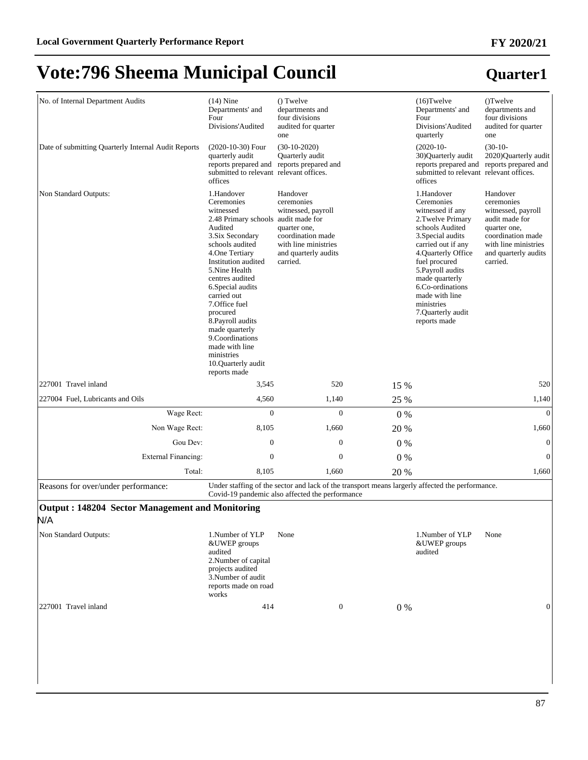# Vote:796 Sheema Municipal Council

## Quarter1

| | | | | | |
|---|---|---|---|---|---|
| No. of Internal Department Audits | (14) Nine Departments' and Four Divisions'Audited | () Twelve departments and four divisions audited for quarter one | | (16)Twelve Departments' and Four Divisions'Audited quarterly | ()Twelve departments and four divisions audited for quarter one |
| Date of submitting Quarterly Internal Audit Reports | (2020-10-30) Four quarterly audit reports prepared and submitted to relevant offices | (30-10-2020) Quarterly audit reports prepared and relevant offices. | | (2020-10-30)Quarterly audit reports prepared and submitted to relevant offices | (30-10-2020)Quarterly audit reports prepared and relevant offices. |
| Non Standard Outputs: | 1.Handover Ceremonies witnessed<br>2.48 Primary schools Audited<br>3.Six Secondary schools audited<br>4.One Tertiary Institution audited<br>5.Nine Health centres audited<br>6.Special audits carried out<br>7.Office fuel procured<br>8.Payroll audits made quarterly<br>9.Coordinations made with line ministries<br>10.Quarterly audit reports made | Handover ceremonies witnessed, payroll audit made for quarter one, coordination made with line ministries and quarterly audits carried. | | 1.Handover Ceremonies witnessed if any<br>2.Twelve Primary schools Audited<br>3.Special audits carried out if any<br>4.Quarterly Office fuel procured<br>5.Payroll audits made quarterly<br>6.Co-ordinations made with line ministries<br>7.Quarterly audit reports made | Handover ceremonies witnessed, payroll audit made for quarter one, coordination made with line ministries and quarterly audits carried. |
| 227001 Travel inland | 3,545 | 520 | 15 % | | 520 |
| 227004 Fuel, Lubricants and Oils | 4,560 | 1,140 | 25 % | | 1,140 |
| Wage Rect: | 0 | 0 | 0 % | | 0 |
| Non Wage Rect: | 8,105 | 1,660 | 20 % | | 1,660 |
| Gou Dev: | 0 | 0 | 0 % | | 0 |
| External Financing: | 0 | 0 | 0 % | | 0 |
| Total: | 8,105 | 1,660 | 20 % | | 1,660 |
| Reasons for over/under performance: | Under staffing of the sector and lack of the transport means largerly affected the performance. Covid-19 pandemic also affected the performance | | | | |

**Output : 148204 Sector Management and Monitoring**

N/A

| | | | | | |
|---|---|---|---|---|---|
| Non Standard Outputs: | 1.Number of YLP &UWEP groups audited<br>2.Number of capital projects audited<br>3.Number of audit reports made on road works | None | | 1.Number of YLP &UWEP groups audited | None |
| 227001 Travel inland | 414 | 0 | 0 % | | 0 |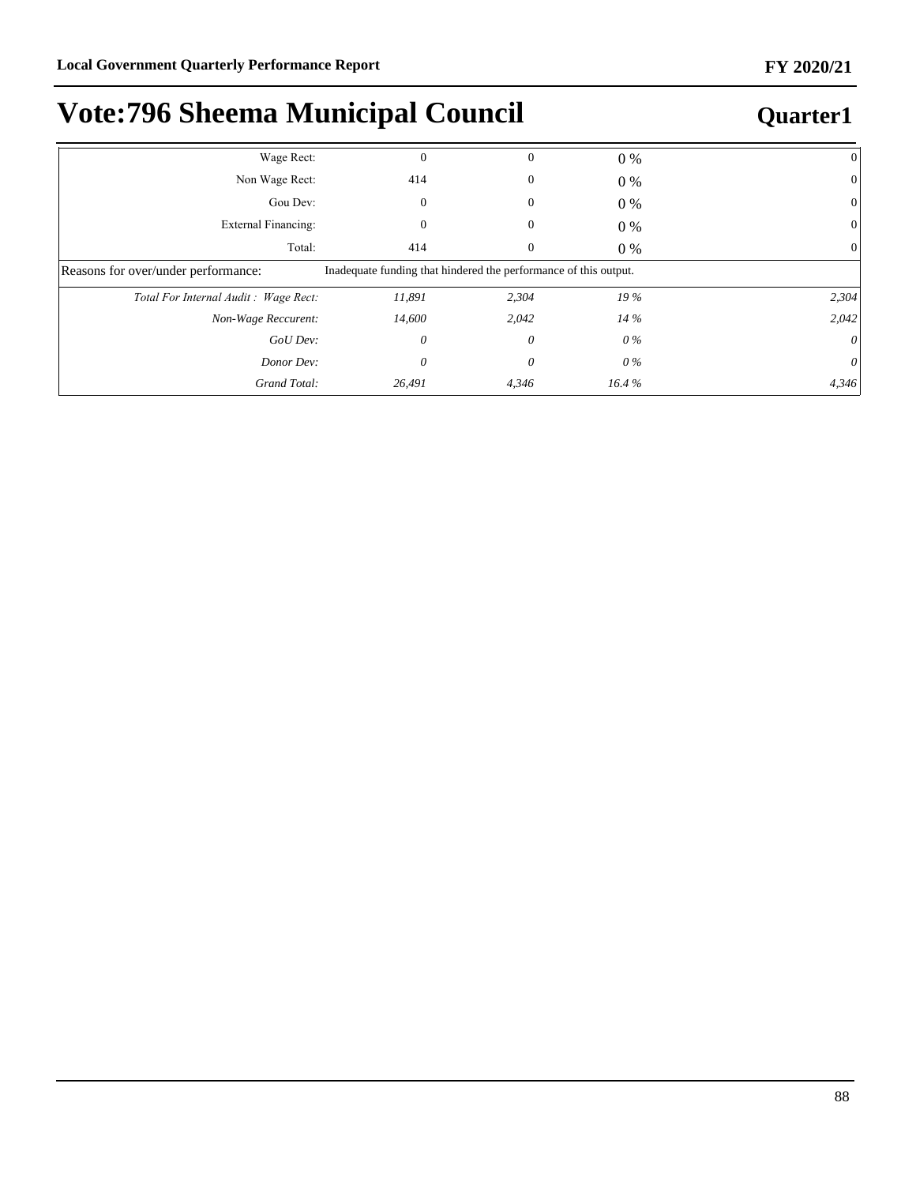# Vote:796 Sheema Municipal Council

## Quarter1

| | | | | |
|---|---|---|---|---|
| Wage Rect: | 0 | 0 | 0 % | 0 |
| Non Wage Rect: | 414 | 0 | 0 % | 0 |
| Gou Dev: | 0 | 0 | 0 % | 0 |
| External Financing: | 0 | 0 | 0 % | 0 |
| Total: | 414 | 0 | 0 % | 0 |
| Reasons for over/under performance: | Inadequate funding that hindered the performance of this output. | | | |
| *Total For Internal Audit : Wage Rect:* | *11,891* | *2,304* | *19 %* | *2,304* |
| *Non-Wage Reccurent:* | *14,600* | *2,042* | *14 %* | *2,042* |
| *GoU Dev:* | *0* | *0* | *0 %* | *0* |
| *Donor Dev:* | *0* | *0* | *0 %* | *0* |
| *Grand Total:* | *26,491* | *4,346* | *16.4 %* | *4,346* |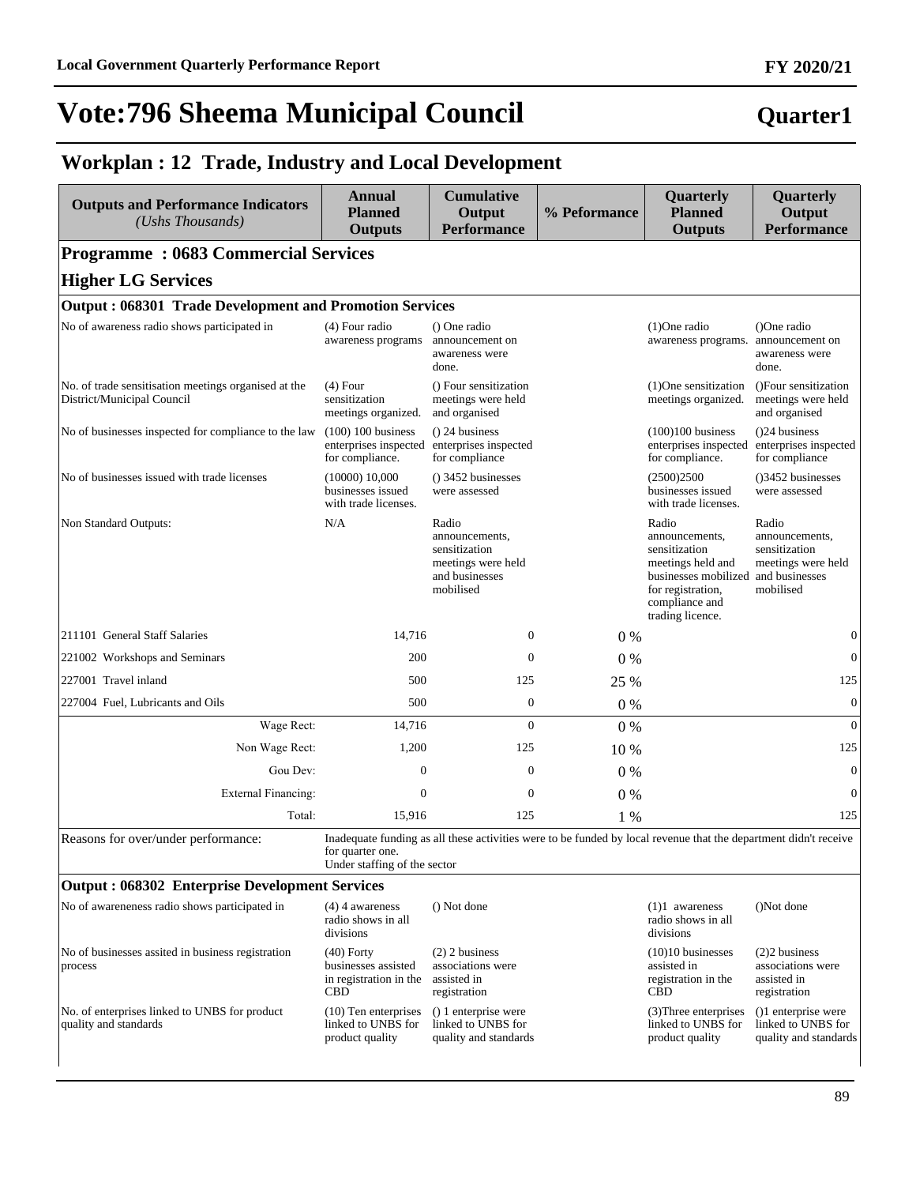# Vote:796 Sheema Municipal Council

**Quarter1**

## Workplan : 12 Trade, Industry and Local Development

| Outputs and Performance Indicators *(Ushs Thousands)* | Annual Planned Outputs | Cumulative Output Performance | % Peformance | Quarterly Planned Outputs | Quarterly Output Performance |
|---|---|---|---|---|---|
| **Programme : 0683 Commercial Services** | | | | | |
| **Higher LG Services** | | | | | |
| **Output : 068301 Trade Development and Promotion Services** | | | | | |
| No of awareness radio shows participated in | (4) Four radio awareness programs | () One radio announcement on awareness were done. | | (1)One radio awareness programs. | ()One radio announcement on awareness were done. |
| No. of trade sensitisation meetings organised at the District/Municipal Council | (4) Four sensitization meetings organized. | () Four sensitization meetings were held and organised | | (1)One sensitization meetings organized. | ()Four sensitization meetings were held and organised |
| No of businesses inspected for compliance to the law | (100) 100 business enterprises inspected for compliance. | () 24 business enterprises inspected for compliance | | (100)100 business enterprises inspected for compliance. | ()24 business enterprises inspected for compliance |
| No of businesses issued with trade licenses | (10000) 10,000 businesses issued with trade licenses. | () 3452 businesses were assessed | | (2500)2500 businesses issued with trade licenses. | ()3452 businesses were assessed |
| Non Standard Outputs: | N/A | Radio announcements, sensitization meetings were held and businesses mobilised | | Radio announcements, sensitization meetings held and businesses mobilized for registration, compliance and trading licence. | Radio announcements, sensitization meetings were held and businesses mobilised |
| 211101 General Staff Salaries | 14,716 | 0 | 0 % | | 0 |
| 221002 Workshops and Seminars | 200 | 0 | 0 % | | 0 |
| 227001 Travel inland | 500 | 125 | 25 % | | 125 |
| 227004 Fuel, Lubricants and Oils | 500 | 0 | 0 % | | 0 |
| Wage Rect: | 14,716 | 0 | 0 % | | 0 |
| Non Wage Rect: | 1,200 | 125 | 10 % | | 125 |
| Gou Dev: | 0 | 0 | 0 % | | 0 |
| External Financing: | 0 | 0 | 0 % | | 0 |
| Total: | 15,916 | 125 | 1 % | | 125 |
| Reasons for over/under performance: | Inadequate funding as all these activities were to be funded by local revenue that the department didn't receive for quarter one. Under staffing of the sector | | | | |
| **Output : 068302 Enterprise Development Services** | | | | | |
| No of awareneness radio shows participated in | (4) 4 awareness radio shows in all divisions | () Not done | | (1)1 awareness radio shows in all divisions | ()Not done |
| No of businesses assited in business registration process | (40) Forty businesses assisted in registration in the CBD | (2) 2 business associations were assisted in registration | | (10)10 businesses assisted in registration in the CBD | (2)2 business associations were assisted in registration |
| No. of enterprises linked to UNBS for product quality and standards | (10) Ten enterprises linked to UNBS for product quality | () 1 enterprise were linked to UNBS for quality and standards | | (3)Three enterprises linked to UNBS for product quality | ()1 enterprise were linked to UNBS for quality and standards |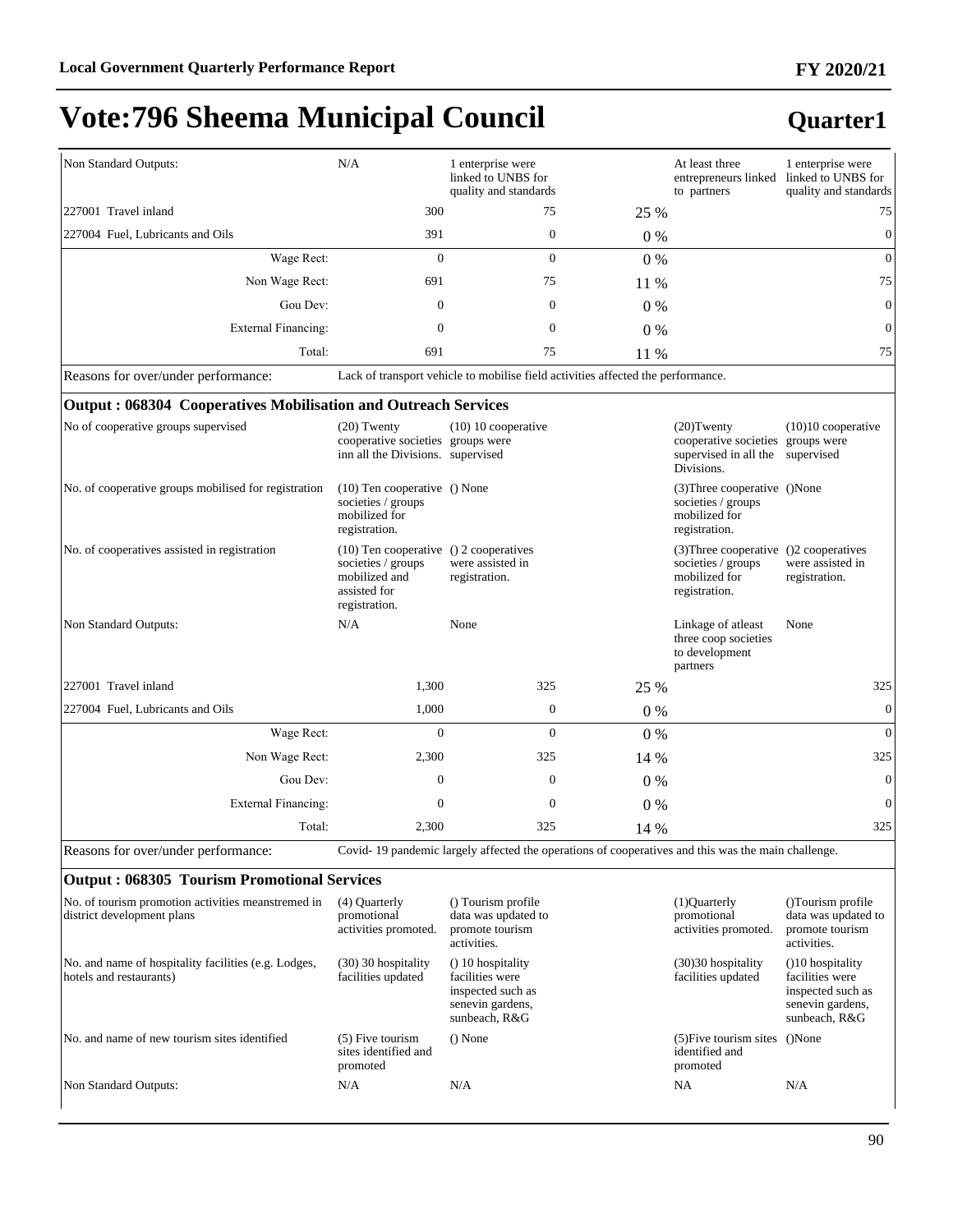# Vote:796 Sheema Municipal Council

## Quarter1

| | | | | | |
|---|---|---|---|---|---|
| Non Standard Outputs: | N/A | 1 enterprise were linked to UNBS for quality and standards | | At least three entrepreneurs linked to partners | 1 enterprise were linked to UNBS for quality and standards |
| 227001 Travel inland | 300 | 75 | 25 % | | 75 |
| 227004 Fuel, Lubricants and Oils | 391 | 0 | 0 % | | 0 |
| Wage Rect: | 0 | 0 | 0 % | | 0 |
| Non Wage Rect: | 691 | 75 | 11 % | | 75 |
| Gou Dev: | 0 | 0 | 0 % | | 0 |
| External Financing: | 0 | 0 | 0 % | | 0 |
| Total: | 691 | 75 | 11 % | | 75 |
| Reasons for over/under performance: | Lack of transport vehicle to mobilise field activities affected the performance. | | | | |

**Output : 068304 Cooperatives Mobilisation and Outreach Services**

| | | | | | |
|---|---|---|---|---|---|
| No of cooperative groups supervised | (20) Twenty cooperative societies inn all the Divisions. | (10) 10 cooperative groups were supervised | | (20)Twenty cooperative societies supervised in all the Divisions. | (10)10 cooperative groups were supervised |
| No. of cooperative groups mobilised for registration | (10) Ten cooperative societies / groups mobilized for registration. | () None | | (3)Three cooperative societies / groups mobilized for registration. | ()None |
| No. of cooperatives assisted in registration | (10) Ten cooperative societies / groups mobilized and assisted for registration. | () 2 cooperatives were assisted in registration. | | (3)Three cooperative societies / groups mobilized for registration. | ()2 cooperatives were assisted in registration. |
| Non Standard Outputs: | N/A | None | | Linkage of atleast three coop societies to development partners | None |
| 227001 Travel inland | 1,300 | 325 | 25 % | | 325 |
| 227004 Fuel, Lubricants and Oils | 1,000 | 0 | 0 % | | 0 |
| Wage Rect: | 0 | 0 | 0 % | | 0 |
| Non Wage Rect: | 2,300 | 325 | 14 % | | 325 |
| Gou Dev: | 0 | 0 | 0 % | | 0 |
| External Financing: | 0 | 0 | 0 % | | 0 |
| Total: | 2,300 | 325 | 14 % | | 325 |
| Reasons for over/under performance: | Covid- 19 pandemic largely affected the operations of cooperatives and this was the main challenge. | | | | |

**Output : 068305 Tourism Promotional Services**

| | | | | | |
|---|---|---|---|---|---|
| No. of tourism promotion activities meanstremed in district development plans | (4) Quarterly promotional activities promoted. | () Tourism profile data was updated to promote tourism activities. | | (1)Quarterly promotional activities promoted. | ()Tourism profile data was updated to promote tourism activities. |
| No. and name of hospitality facilities (e.g. Lodges, hotels and restaurants) | (30) 30 hospitality facilities updated | () 10 hospitality facilities were inspected such as senevin gardens, sunbeach, R&G | | (30)30 hospitality facilities updated | ()10 hospitality facilities were inspected such as senevin gardens, sunbeach, R&G |
| No. and name of new tourism sites identified | (5) Five tourism sites identified and promoted | () None | | (5)Five tourism sites identified and promoted | ()None |
| Non Standard Outputs: | N/A | N/A | | NA | N/A |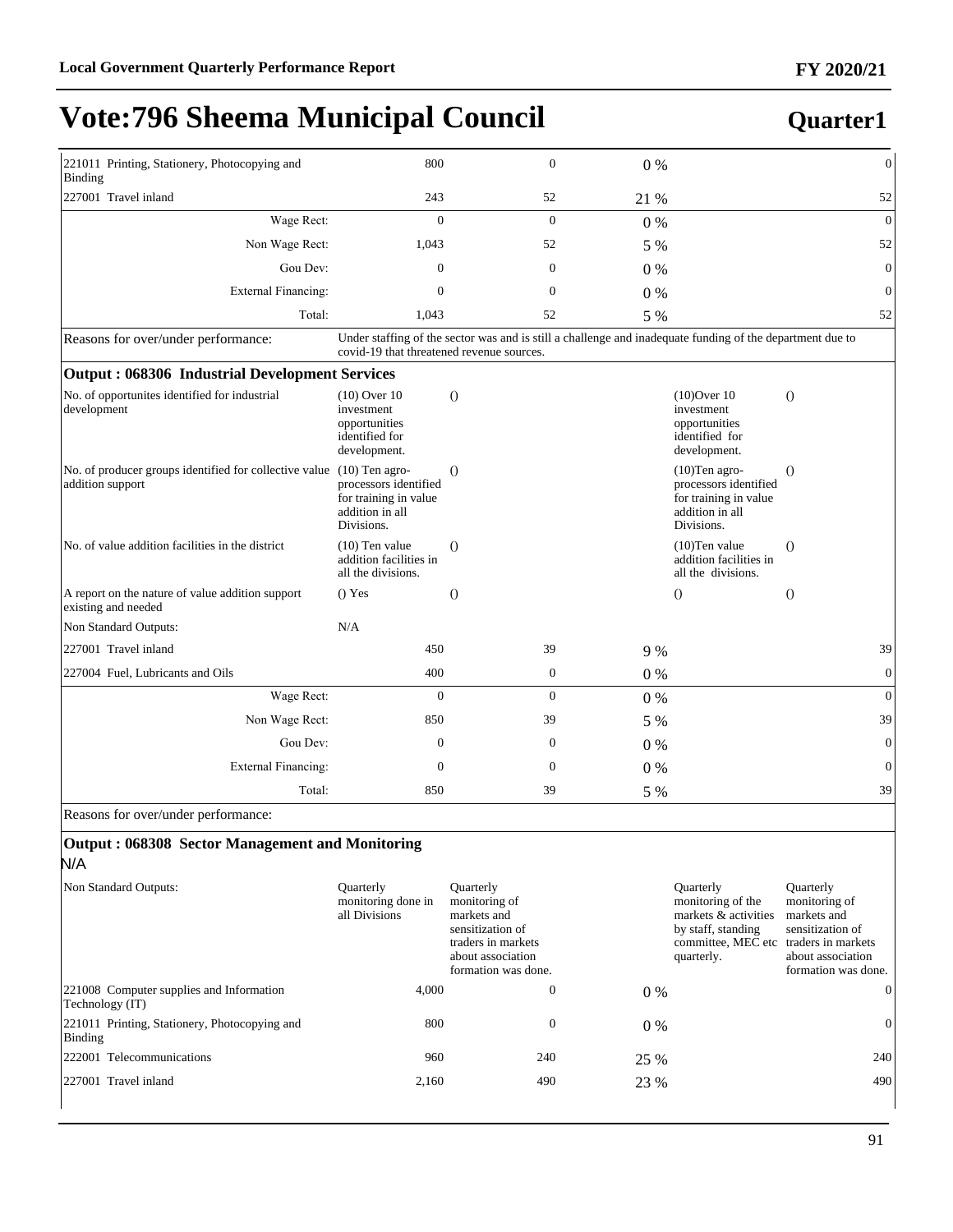# Vote:796 Sheema Municipal Council

**Quarter1**

| | | | | | |
|---|---|---|---|---|---|
| 221011 Printing, Stationery, Photocopying and Binding | 800 | 0 | 0 % | | 0 |
| 227001 Travel inland | 243 | 52 | 21 % | | 52 |
| Wage Rect: | 0 | 0 | 0 % | | 0 |
| Non Wage Rect: | 1,043 | 52 | 5 % | | 52 |
| Gou Dev: | 0 | 0 | 0 % | | 0 |
| External Financing: | 0 | 0 | 0 % | | 0 |
| Total: | 1,043 | 52 | 5 % | | 52 |

Reasons for over/under performance: Under staffing of the sector was and is still a challenge and inadequate funding of the department due to covid-19 that threatened revenue sources.

**Output : 068306 Industrial Development Services**

| | | | | | |
|---|---|---|---|---|---|
| No. of opportunites identified for industrial development | (10) Over 10 investment opportunities identified for development. | () | | (10)Over 10 investment opportunities identified for development. | () |
| No. of producer groups identified for collective value addition support | (10) Ten agro-processors identified for training in value addition in all Divisions. | () | | (10)Ten agro-processors identified for training in value addition in all Divisions. | () |
| No. of value addition facilities in the district | (10) Ten value addition facilities in all the divisions. | () | | (10)Ten value addition facilities in all the divisions. | () |
| A report on the nature of value addition support existing and needed | () Yes | () | | () | () |
| Non Standard Outputs: | N/A | | | | |
| 227001 Travel inland | 450 | 39 | 9 % | | 39 |
| 227004 Fuel, Lubricants and Oils | 400 | 0 | 0 % | | 0 |
| Wage Rect: | 0 | 0 | 0 % | | 0 |
| Non Wage Rect: | 850 | 39 | 5 % | | 39 |
| Gou Dev: | 0 | 0 | 0 % | | 0 |
| External Financing: | 0 | 0 | 0 % | | 0 |
| Total: | 850 | 39 | 5 % | | 39 |

Reasons for over/under performance:

**Output : 068308 Sector Management and Monitoring**

N/A

| | | | | | |
|---|---|---|---|---|---|
| Non Standard Outputs: | Quarterly monitoring done in all Divisions | Quarterly monitoring of markets and sensitization of traders in markets about association formation was done. | | Quarterly monitoring of the markets & activities by staff, standing committee, MEC etc quarterly. | Quarterly monitoring of markets and sensitization of traders in markets about association formation was done. |
| 221008 Computer supplies and Information Technology (IT) | 4,000 | 0 | 0 % | | 0 |
| 221011 Printing, Stationery, Photocopying and Binding | 800 | 0 | 0 % | | 0 |
| 222001 Telecommunications | 960 | 240 | 25 % | | 240 |
| 227001 Travel inland | 2,160 | 490 | 23 % | | 490 |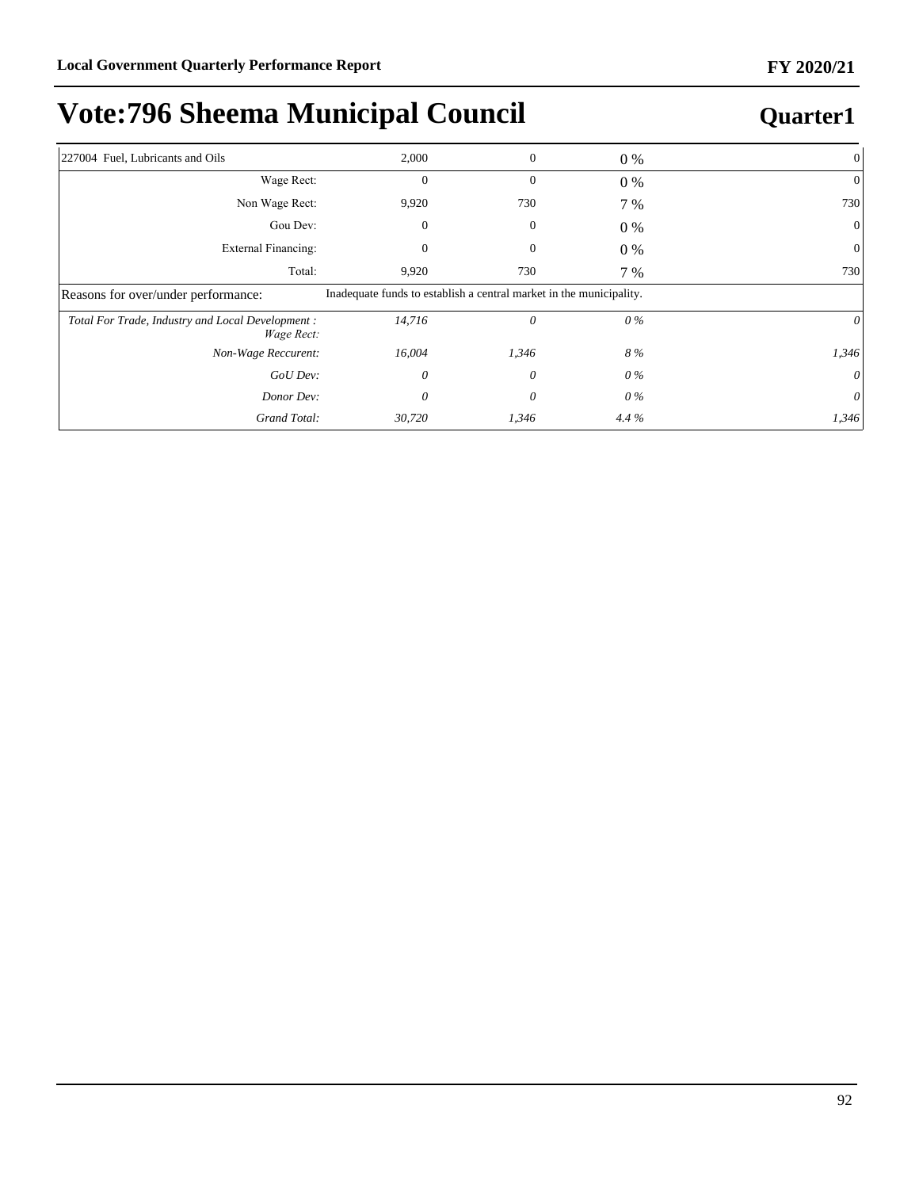# Vote:796 Sheema Municipal Council

## Quarter1

| | | | | |
|---|---|---|---|---|
| 227004 Fuel, Lubricants and Oils | 2,000 | 0 | 0 % | 0 |
| Wage Rect: | 0 | 0 | 0 % | 0 |
| Non Wage Rect: | 9,920 | 730 | 7 % | 730 |
| Gou Dev: | 0 | 0 | 0 % | 0 |
| External Financing: | 0 | 0 | 0 % | 0 |
| Total: | 9,920 | 730 | 7 % | 730 |
| Reasons for over/under performance: | Inadequate funds to establish a central market in the municipality. | | | |
| *Total For Trade, Industry and Local Development : Wage Rect:* | *14,716* | *0* | *0 %* | *0* |
| *Non-Wage Reccurent:* | *16,004* | *1,346* | *8 %* | *1,346* |
| *GoU Dev:* | *0* | *0* | *0 %* | *0* |
| *Donor Dev:* | *0* | *0* | *0 %* | *0* |
| *Grand Total:* | *30,720* | *1,346* | *4.4 %* | *1,346* |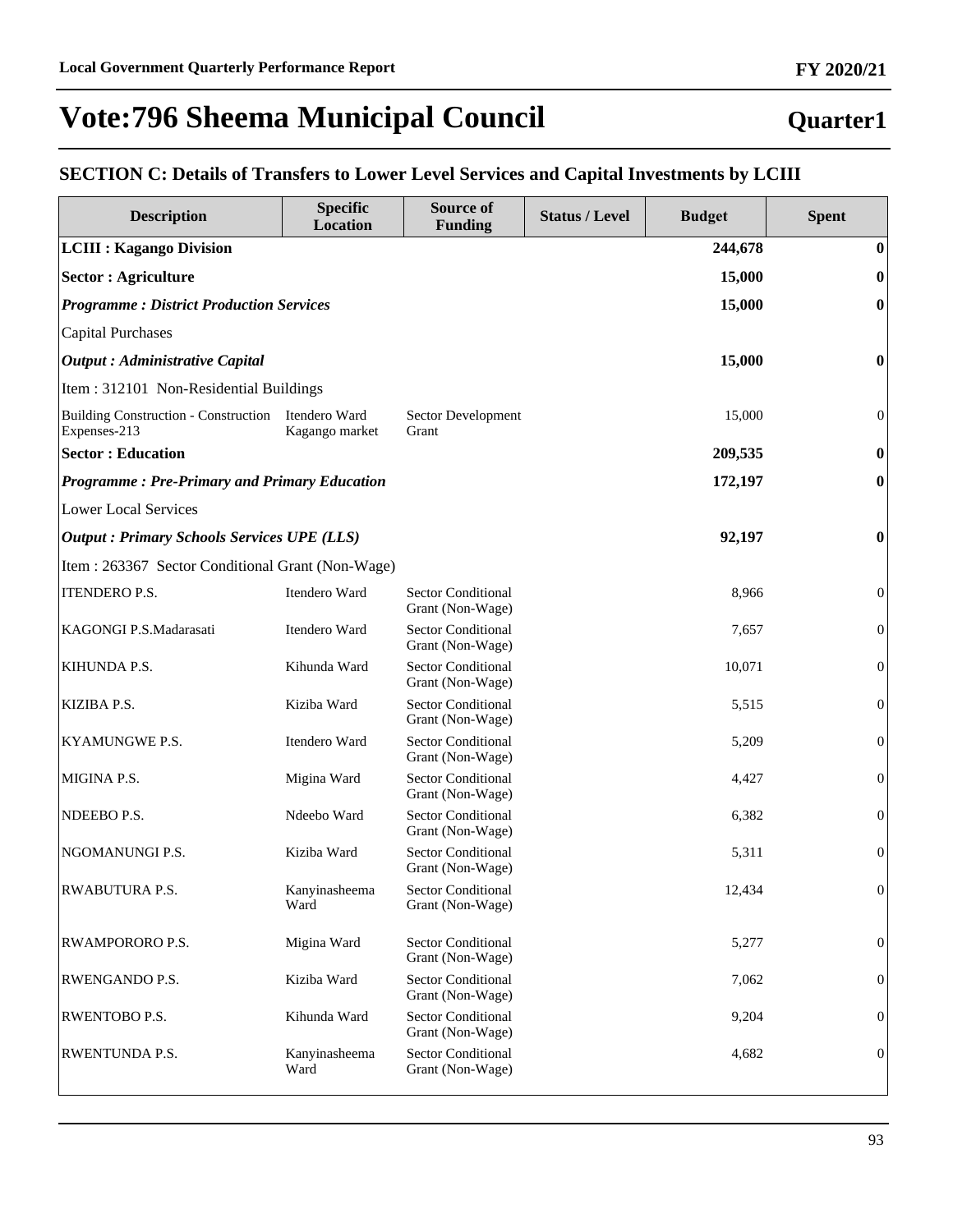# Vote:796 Sheema Municipal Council

**Quarter1**

## SECTION C: Details of Transfers to Lower Level Services and Capital Investments by LCIII

| Description | Specific Location | Source of Funding | Status / Level | Budget | Spent |
|---|---|---|---|---|---|
| **LCIII : Kagango Division** | | | | **244,678** | **0** |
| **Sector : Agriculture** | | | | **15,000** | **0** |
| ***Programme : District Production Services*** | | | | **15,000** | **0** |
| Capital Purchases | | | | | |
| ***Output : Administrative Capital*** | | | | **15,000** | **0** |
| Item : 312101 Non-Residential Buildings | | | | | |
| Building Construction - Construction Expenses-213 | Itendero Ward Kagango market | Sector Development Grant | | 15,000 | 0 |
| **Sector : Education** | | | | **209,535** | **0** |
| ***Programme : Pre-Primary and Primary Education*** | | | | **172,197** | **0** |
| Lower Local Services | | | | | |
| ***Output : Primary Schools Services UPE (LLS)*** | | | | **92,197** | **0** |
| Item : 263367 Sector Conditional Grant (Non-Wage) | | | | | |
| ITENDERO P.S. | Itendero Ward | Sector Conditional Grant (Non-Wage) | | 8,966 | 0 |
| KAGONGI P.S.Madarasati | Itendero Ward | Sector Conditional Grant (Non-Wage) | | 7,657 | 0 |
| KIHUNDA P.S. | Kihunda Ward | Sector Conditional Grant (Non-Wage) | | 10,071 | 0 |
| KIZIBA P.S. | Kiziba Ward | Sector Conditional Grant (Non-Wage) | | 5,515 | 0 |
| KYAMUNGWE P.S. | Itendero Ward | Sector Conditional Grant (Non-Wage) | | 5,209 | 0 |
| MIGINA P.S. | Migina Ward | Sector Conditional Grant (Non-Wage) | | 4,427 | 0 |
| NDEEBO P.S. | Ndeebo Ward | Sector Conditional Grant (Non-Wage) | | 6,382 | 0 |
| NGOMANUNGI P.S. | Kiziba Ward | Sector Conditional Grant (Non-Wage) | | 5,311 | 0 |
| RWABUTURA P.S. | Kanyinasheema Ward | Sector Conditional Grant (Non-Wage) | | 12,434 | 0 |
| RWAMPORORO P.S. | Migina Ward | Sector Conditional Grant (Non-Wage) | | 5,277 | 0 |
| RWENGANDO P.S. | Kiziba Ward | Sector Conditional Grant (Non-Wage) | | 7,062 | 0 |
| RWENTOBO P.S. | Kihunda Ward | Sector Conditional Grant (Non-Wage) | | 9,204 | 0 |
| RWENTUNDA P.S. | Kanyinasheema Ward | Sector Conditional Grant (Non-Wage) | | 4,682 | 0 |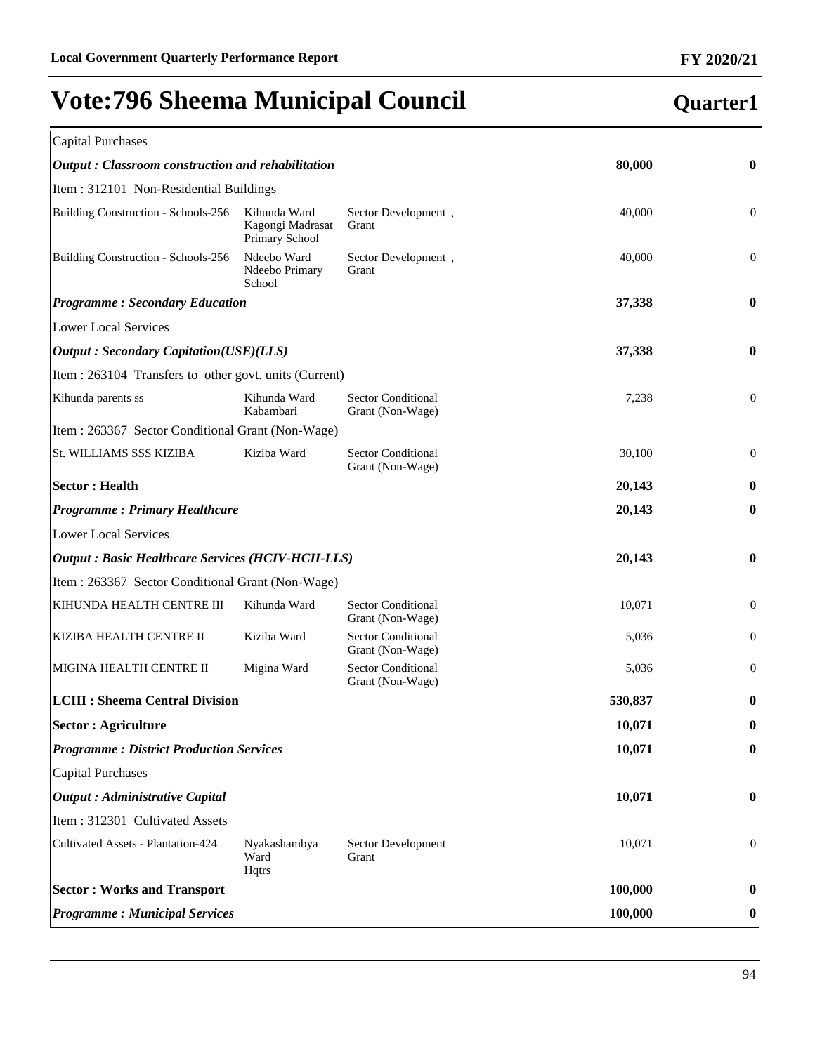# Vote:796 Sheema Municipal Council

## Quarter1

| | | | | |
|---|---|---|---|---|
| Capital Purchases | | | | |
| ***Output : Classroom construction and rehabilitation*** | | | **80,000** | **0** |
| Item : 312101 Non-Residential Buildings | | | | |
| Building Construction - Schools-256 | Kihunda Ward Kagongi Madrasat Primary School | Sector Development , Grant | 40,000 | 0 |
| Building Construction - Schools-256 | Ndeebo Ward Ndeebo Primary School | Sector Development , Grant | 40,000 | 0 |
| ***Programme : Secondary Education*** | | | **37,338** | **0** |
| Lower Local Services | | | | |
| ***Output : Secondary Capitation(USE)(LLS)*** | | | **37,338** | **0** |
| Item : 263104 Transfers to other govt. units (Current) | | | | |
| Kihunda parents ss | Kihunda Ward Kabambari | Sector Conditional Grant (Non-Wage) | 7,238 | 0 |
| Item : 263367 Sector Conditional Grant (Non-Wage) | | | | |
| St. WILLIAMS SSS KIZIBA | Kiziba Ward | Sector Conditional Grant (Non-Wage) | 30,100 | 0 |
| **Sector : Health** | | | **20,143** | **0** |
| ***Programme : Primary Healthcare*** | | | **20,143** | **0** |
| Lower Local Services | | | | |
| ***Output : Basic Healthcare Services (HCIV-HCII-LLS)*** | | | **20,143** | **0** |
| Item : 263367 Sector Conditional Grant (Non-Wage) | | | | |
| KIHUNDA HEALTH CENTRE III | Kihunda Ward | Sector Conditional Grant (Non-Wage) | 10,071 | 0 |
| KIZIBA HEALTH CENTRE II | Kiziba Ward | Sector Conditional Grant (Non-Wage) | 5,036 | 0 |
| MIGINA HEALTH CENTRE II | Migina Ward | Sector Conditional Grant (Non-Wage) | 5,036 | 0 |
| **LCIII : Sheema Central Division** | | | **530,837** | **0** |
| **Sector : Agriculture** | | | **10,071** | **0** |
| ***Programme : District Production Services*** | | | **10,071** | **0** |
| Capital Purchases | | | | |
| ***Output : Administrative Capital*** | | | **10,071** | **0** |
| Item : 312301 Cultivated Assets | | | | |
| Cultivated Assets - Plantation-424 | Nyakashambya Ward Hqtrs | Sector Development Grant | 10,071 | 0 |
| **Sector : Works and Transport** | | | **100,000** | **0** |
| ***Programme : Municipal Services*** | | | **100,000** | **0** |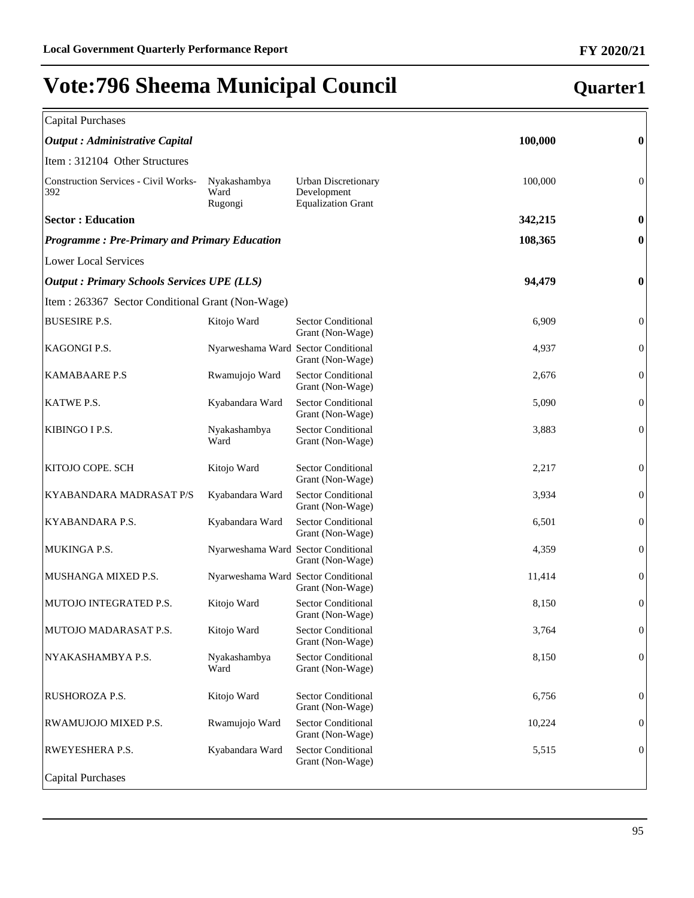# Vote:796 Sheema Municipal Council

## Quarter1

| | | | | |
|---|---|---|---|---|
| Capital Purchases | | | | |
| ***Output : Administrative Capital*** | | | **100,000** | **0** |
| Item : 312104 Other Structures | | | | |
| Construction Services - Civil Works-392 | Nyakashambya Ward Rugongi | Urban Discretionary Development Equalization Grant | 100,000 | 0 |
| **Sector : Education** | | | **342,215** | **0** |
| ***Programme : Pre-Primary and Primary Education*** | | | **108,365** | **0** |
| Lower Local Services | | | | |
| ***Output : Primary Schools Services UPE (LLS)*** | | | **94,479** | **0** |
| Item : 263367 Sector Conditional Grant (Non-Wage) | | | | |
| BUSESIRE P.S. | Kitojo Ward | Sector Conditional Grant (Non-Wage) | 6,909 | 0 |
| KAGONGI P.S. | Nyarweshama Ward | Sector Conditional Grant (Non-Wage) | 4,937 | 0 |
| KAMABAARE P.S | Rwamujojo Ward | Sector Conditional Grant (Non-Wage) | 2,676 | 0 |
| KATWE P.S. | Kyabandara Ward | Sector Conditional Grant (Non-Wage) | 5,090 | 0 |
| KIBINGO I P.S. | Nyakashambya Ward | Sector Conditional Grant (Non-Wage) | 3,883 | 0 |
| KITOJO COPE. SCH | Kitojo Ward | Sector Conditional Grant (Non-Wage) | 2,217 | 0 |
| KYABANDARA MADRASAT P/S | Kyabandara Ward | Sector Conditional Grant (Non-Wage) | 3,934 | 0 |
| KYABANDARA P.S. | Kyabandara Ward | Sector Conditional Grant (Non-Wage) | 6,501 | 0 |
| MUKINGA P.S. | Nyarweshama Ward | Sector Conditional Grant (Non-Wage) | 4,359 | 0 |
| MUSHANGA MIXED P.S. | Nyarweshama Ward | Sector Conditional Grant (Non-Wage) | 11,414 | 0 |
| MUTOJO INTEGRATED P.S. | Kitojo Ward | Sector Conditional Grant (Non-Wage) | 8,150 | 0 |
| MUTOJO MADARASAT P.S. | Kitojo Ward | Sector Conditional Grant (Non-Wage) | 3,764 | 0 |
| NYAKASHAMBYA P.S. | Nyakashambya Ward | Sector Conditional Grant (Non-Wage) | 8,150 | 0 |
| RUSHOROZA P.S. | Kitojo Ward | Sector Conditional Grant (Non-Wage) | 6,756 | 0 |
| RWAMUJOJO MIXED P.S. | Rwamujojo Ward | Sector Conditional Grant (Non-Wage) | 10,224 | 0 |
| RWEYESHERA P.S. | Kyabandara Ward | Sector Conditional Grant (Non-Wage) | 5,515 | 0 |
| Capital Purchases | | | | |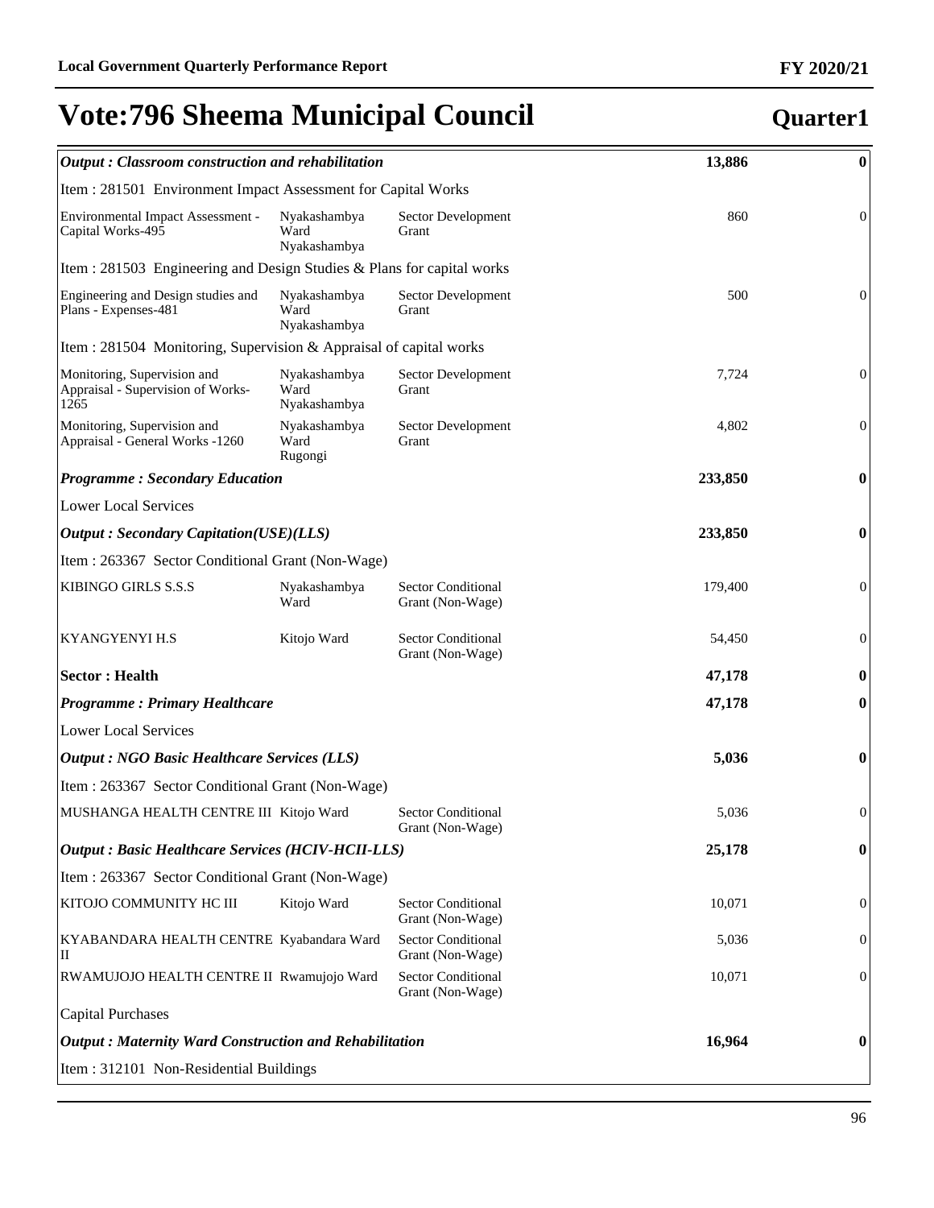# Vote:796 Sheema Municipal Council

**Quarter1**

| | | | | |
|---|---|---|---|---|
| ***Output : Classroom construction and rehabilitation*** | | | **13,886** | **0** |
| Item : 281501 Environment Impact Assessment for Capital Works | | | | |
| Environmental Impact Assessment - Capital Works-495 | Nyakashambya Ward Nyakashambya | Sector Development Grant | 860 | 0 |
| Item : 281503 Engineering and Design Studies & Plans for capital works | | | | |
| Engineering and Design studies and Plans - Expenses-481 | Nyakashambya Ward Nyakashambya | Sector Development Grant | 500 | 0 |
| Item : 281504 Monitoring, Supervision & Appraisal of capital works | | | | |
| Monitoring, Supervision and Appraisal - Supervision of Works-1265 | Nyakashambya Ward Nyakashambya | Sector Development Grant | 7,724 | 0 |
| Monitoring, Supervision and Appraisal - General Works -1260 | Nyakashambya Ward Rugongi | Sector Development Grant | 4,802 | 0 |
| ***Programme : Secondary Education*** | | | **233,850** | **0** |
| Lower Local Services | | | | |
| ***Output : Secondary Capitation(USE)(LLS)*** | | | **233,850** | **0** |
| Item : 263367 Sector Conditional Grant (Non-Wage) | | | | |
| KIBINGO GIRLS S.S.S | Nyakashambya Ward | Sector Conditional Grant (Non-Wage) | 179,400 | 0 |
| KYANGYENYI H.S | Kitojo Ward | Sector Conditional Grant (Non-Wage) | 54,450 | 0 |
| **Sector : Health** | | | **47,178** | **0** |
| ***Programme : Primary Healthcare*** | | | **47,178** | **0** |
| Lower Local Services | | | | |
| ***Output : NGO Basic Healthcare Services (LLS)*** | | | **5,036** | **0** |
| Item : 263367 Sector Conditional Grant (Non-Wage) | | | | |
| MUSHANGA HEALTH CENTRE III | Kitojo Ward | Sector Conditional Grant (Non-Wage) | 5,036 | 0 |
| ***Output : Basic Healthcare Services (HCIV-HCII-LLS)*** | | | **25,178** | **0** |
| Item : 263367 Sector Conditional Grant (Non-Wage) | | | | |
| KITOJO COMMUNITY HC III | Kitojo Ward | Sector Conditional Grant (Non-Wage) | 10,071 | 0 |
| KYABANDARA HEALTH CENTRE II | Kyabandara Ward | Sector Conditional Grant (Non-Wage) | 5,036 | 0 |
| RWAMUJOJO HEALTH CENTRE II | Rwamujojo Ward | Sector Conditional Grant (Non-Wage) | 10,071 | 0 |
| Capital Purchases | | | | |
| ***Output : Maternity Ward Construction and Rehabilitation*** | | | **16,964** | **0** |
| Item : 312101 Non-Residential Buildings | | | | |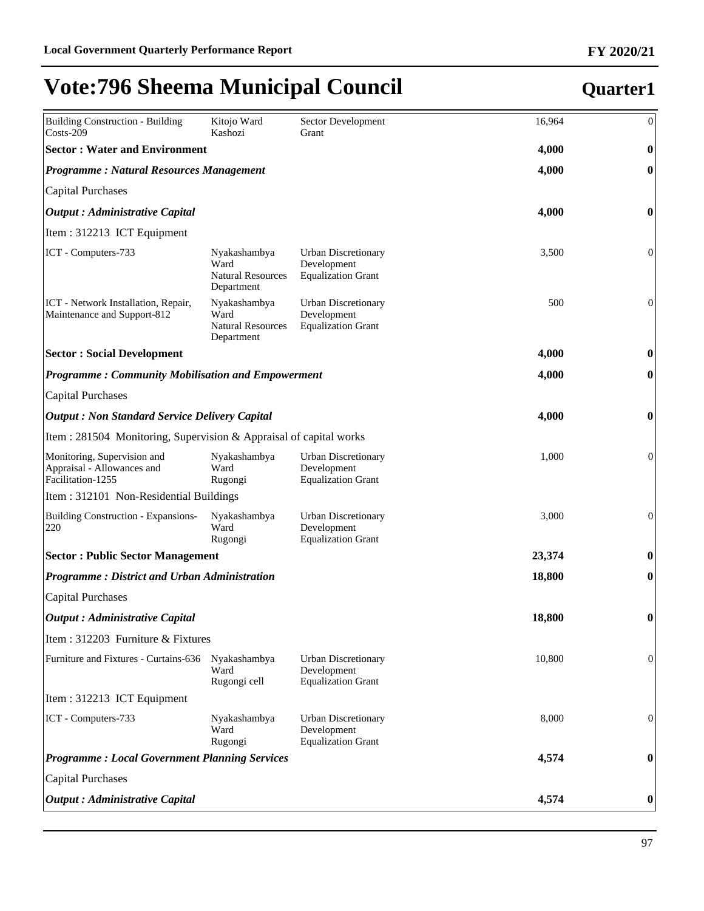# Vote:796 Sheema Municipal Council

## Quarter1

| | | | | |
|---|---|---|---|---|
| Building Construction - Building Costs-209 | Kitojo Ward Kashozi | Sector Development Grant | 16,964 | 0 |
| **Sector : Water and Environment** | | | **4,000** | **0** |
| ***Programme : Natural Resources Management*** | | | **4,000** | **0** |
| Capital Purchases | | | | |
| ***Output : Administrative Capital*** | | | **4,000** | **0** |
| Item : 312213 ICT Equipment | | | | |
| ICT - Computers-733 | Nyakashambya Ward Natural Resources Department | Urban Discretionary Development Equalization Grant | 3,500 | 0 |
| ICT - Network Installation, Repair, Maintenance and Support-812 | Nyakashambya Ward Natural Resources Department | Urban Discretionary Development Equalization Grant | 500 | 0 |
| **Sector : Social Development** | | | **4,000** | **0** |
| ***Programme : Community Mobilisation and Empowerment*** | | | **4,000** | **0** |
| Capital Purchases | | | | |
| ***Output : Non Standard Service Delivery Capital*** | | | **4,000** | **0** |
| Item : 281504 Monitoring, Supervision & Appraisal of capital works | | | | |
| Monitoring, Supervision and Appraisal - Allowances and Facilitation-1255 | Nyakashambya Ward Rugongi | Urban Discretionary Development Equalization Grant | 1,000 | 0 |
| Item : 312101 Non-Residential Buildings | | | | |
| Building Construction - Expansions-220 | Nyakashambya Ward Rugongi | Urban Discretionary Development Equalization Grant | 3,000 | 0 |
| **Sector : Public Sector Management** | | | **23,374** | **0** |
| ***Programme : District and Urban Administration*** | | | **18,800** | **0** |
| Capital Purchases | | | | |
| ***Output : Administrative Capital*** | | | **18,800** | **0** |
| Item : 312203 Furniture & Fixtures | | | | |
| Furniture and Fixtures - Curtains-636 | Nyakashambya Ward Rugongi cell | Urban Discretionary Development Equalization Grant | 10,800 | 0 |
| Item : 312213 ICT Equipment | | | | |
| ICT - Computers-733 | Nyakashambya Ward Rugongi | Urban Discretionary Development Equalization Grant | 8,000 | 0 |
| ***Programme : Local Government Planning Services*** | | | **4,574** | **0** |
| Capital Purchases | | | | |
| ***Output : Administrative Capital*** | | | **4,574** | **0** |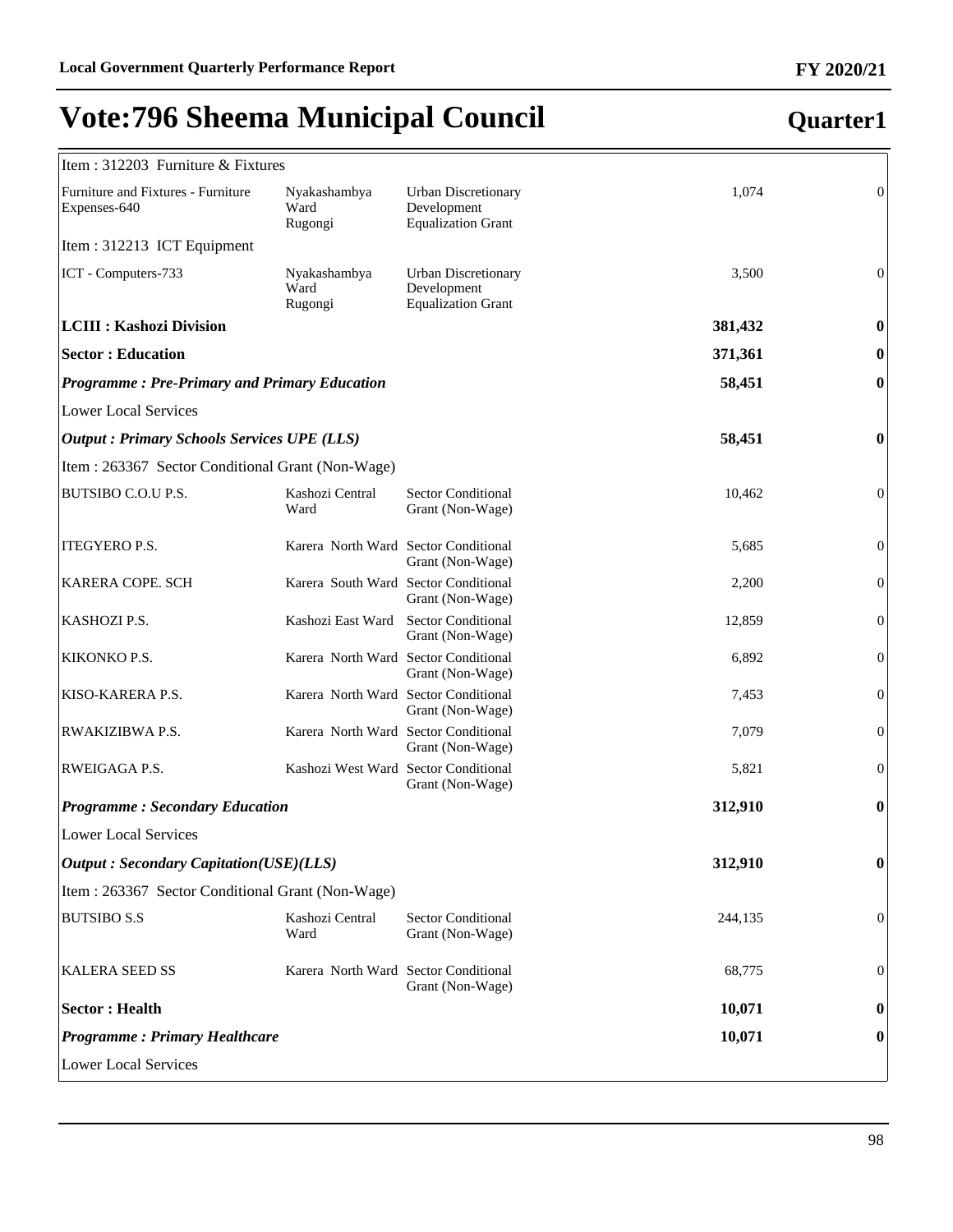# Vote:796 Sheema Municipal Council

## Quarter1

| | | | | |
|---|---|---|---|---|
| Item : 312203 Furniture & Fixtures | | | | |
| Furniture and Fixtures - Furniture Expenses-640 | Nyakashambya Ward Rugongi | Urban Discretionary Development Equalization Grant | 1,074 | 0 |
| Item : 312213 ICT Equipment | | | | |
| ICT - Computers-733 | Nyakashambya Ward Rugongi | Urban Discretionary Development Equalization Grant | 3,500 | 0 |
| **LCIII : Kashozi Division** | | | **381,432** | **0** |
| **Sector : Education** | | | **371,361** | **0** |
| ***Programme : Pre-Primary and Primary Education*** | | | **58,451** | **0** |
| Lower Local Services | | | | |
| ***Output : Primary Schools Services UPE (LLS)*** | | | **58,451** | **0** |
| Item : 263367 Sector Conditional Grant (Non-Wage) | | | | |
| BUTSIBO C.O.U P.S. | Kashozi Central Ward | Sector Conditional Grant (Non-Wage) | 10,462 | 0 |
| ITEGYERO P.S. | Karera North Ward | Sector Conditional Grant (Non-Wage) | 5,685 | 0 |
| KARERA COPE. SCH | Karera South Ward | Sector Conditional Grant (Non-Wage) | 2,200 | 0 |
| KASHOZI P.S. | Kashozi East Ward | Sector Conditional Grant (Non-Wage) | 12,859 | 0 |
| KIKONKO P.S. | Karera North Ward | Sector Conditional Grant (Non-Wage) | 6,892 | 0 |
| KISO-KARERA P.S. | Karera North Ward | Sector Conditional Grant (Non-Wage) | 7,453 | 0 |
| RWAKIZIBWA P.S. | Karera North Ward | Sector Conditional Grant (Non-Wage) | 7,079 | 0 |
| RWEIGAGA P.S. | Kashozi West Ward | Sector Conditional Grant (Non-Wage) | 5,821 | 0 |
| ***Programme : Secondary Education*** | | | **312,910** | **0** |
| Lower Local Services | | | | |
| ***Output : Secondary Capitation(USE)(LLS)*** | | | **312,910** | **0** |
| Item : 263367 Sector Conditional Grant (Non-Wage) | | | | |
| BUTSIBO S.S | Kashozi Central Ward | Sector Conditional Grant (Non-Wage) | 244,135 | 0 |
| KALERA SEED SS | Karera North Ward | Sector Conditional Grant (Non-Wage) | 68,775 | 0 |
| **Sector : Health** | | | **10,071** | **0** |
| ***Programme : Primary Healthcare*** | | | **10,071** | **0** |
| Lower Local Services | | | | |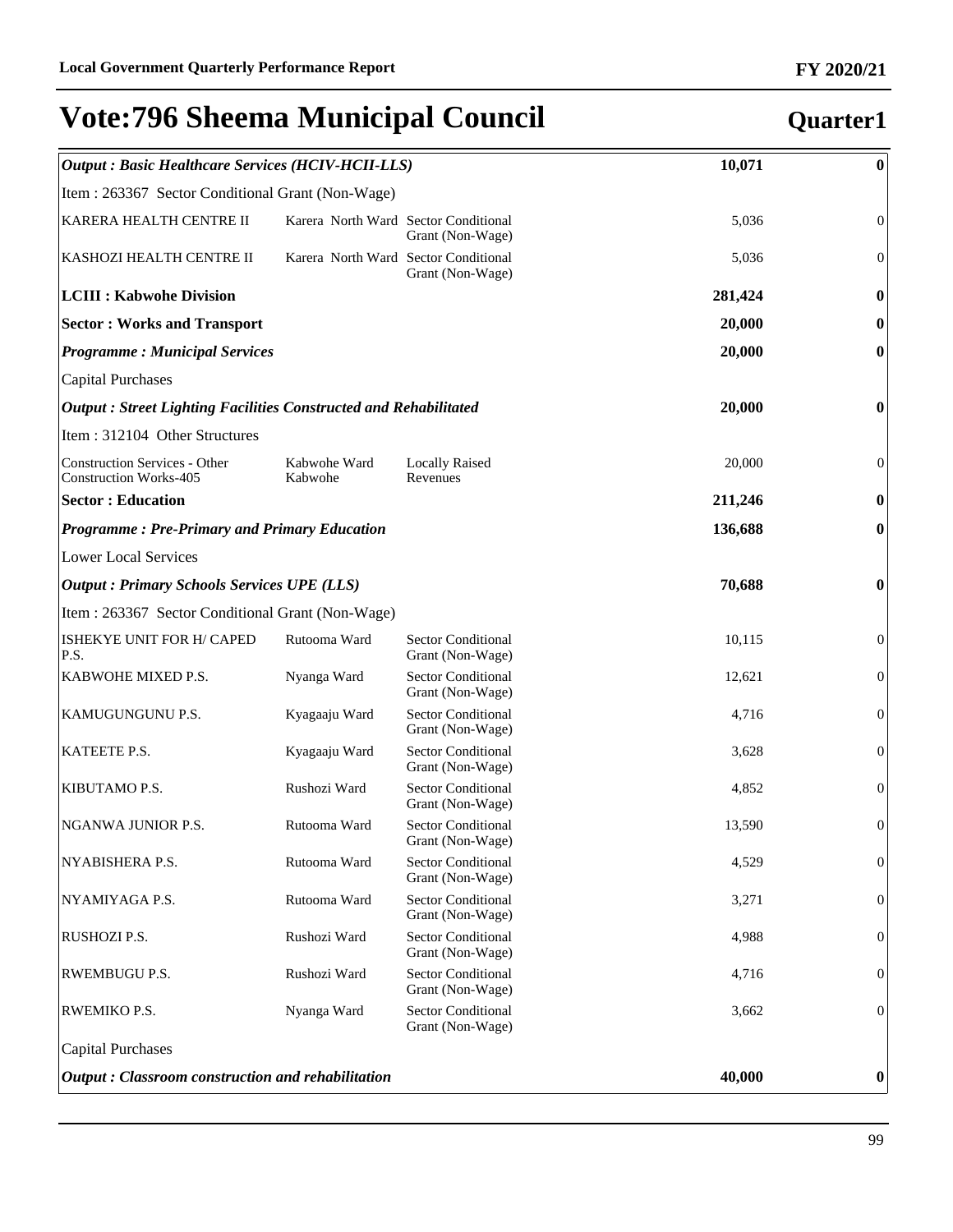# Vote:796 Sheema Municipal Council

## Quarter1

| | | | | |
|---|---|---|---|---|
| ***Output : Basic Healthcare Services (HCIV-HCII-LLS)*** | | | **10,071** | **0** |
| Item : 263367 Sector Conditional Grant (Non-Wage) | | | | |
| KARERA HEALTH CENTRE II | Karera North Ward | Sector Conditional Grant (Non-Wage) | 5,036 | 0 |
| KASHOZI HEALTH CENTRE II | Karera North Ward | Sector Conditional Grant (Non-Wage) | 5,036 | 0 |
| **LCIII : Kabwohe Division** | | | **281,424** | **0** |
| **Sector : Works and Transport** | | | **20,000** | **0** |
| ***Programme : Municipal Services*** | | | **20,000** | **0** |
| Capital Purchases | | | | |
| ***Output : Street Lighting Facilities Constructed and Rehabilitated*** | | | **20,000** | **0** |
| Item : 312104 Other Structures | | | | |
| Construction Services - Other Construction Works-405 | Kabwohe Ward Kabwohe | Locally Raised Revenues | 20,000 | 0 |
| **Sector : Education** | | | **211,246** | **0** |
| ***Programme : Pre-Primary and Primary Education*** | | | **136,688** | **0** |
| Lower Local Services | | | | |
| ***Output : Primary Schools Services UPE (LLS)*** | | | **70,688** | **0** |
| Item : 263367 Sector Conditional Grant (Non-Wage) | | | | |
| ISHEKYE UNIT FOR H/ CAPED P.S. | Rutooma Ward | Sector Conditional Grant (Non-Wage) | 10,115 | 0 |
| KABWOHE MIXED P.S. | Nyanga Ward | Sector Conditional Grant (Non-Wage) | 12,621 | 0 |
| KAMUGUNGUNU P.S. | Kyagaaju Ward | Sector Conditional Grant (Non-Wage) | 4,716 | 0 |
| KATEETE P.S. | Kyagaaju Ward | Sector Conditional Grant (Non-Wage) | 3,628 | 0 |
| KIBUTAMO P.S. | Rushozi Ward | Sector Conditional Grant (Non-Wage) | 4,852 | 0 |
| NGANWA JUNIOR P.S. | Rutooma Ward | Sector Conditional Grant (Non-Wage) | 13,590 | 0 |
| NYABISHERA P.S. | Rutooma Ward | Sector Conditional Grant (Non-Wage) | 4,529 | 0 |
| NYAMIYAGA P.S. | Rutooma Ward | Sector Conditional Grant (Non-Wage) | 3,271 | 0 |
| RUSHOZI P.S. | Rushozi Ward | Sector Conditional Grant (Non-Wage) | 4,988 | 0 |
| RWEMBUGU P.S. | Rushozi Ward | Sector Conditional Grant (Non-Wage) | 4,716 | 0 |
| RWEMIKO P.S. | Nyanga Ward | Sector Conditional Grant (Non-Wage) | 3,662 | 0 |
| Capital Purchases | | | | |
| ***Output : Classroom construction and rehabilitation*** | | | **40,000** | **0** |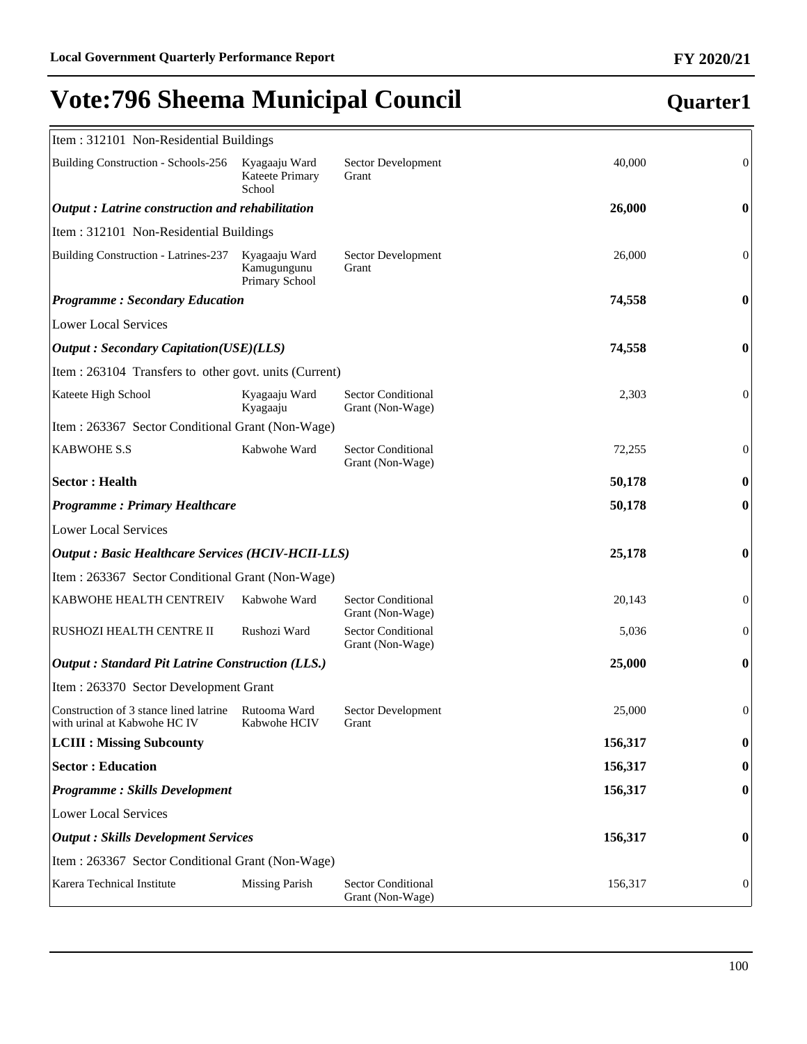# Vote:796 Sheema Municipal Council

**Quarter1**

| | | | | |
|---|---|---|---|---|
| Item : 312101 Non-Residential Buildings | | | | |
| Building Construction - Schools-256 | Kyagaaju Ward Kateete Primary School | Sector Development Grant | 40,000 | 0 |
| ***Output : Latrine construction and rehabilitation*** | | | **26,000** | **0** |
| Item : 312101 Non-Residential Buildings | | | | |
| Building Construction - Latrines-237 | Kyagaaju Ward Kamugungunu Primary School | Sector Development Grant | 26,000 | 0 |
| ***Programme : Secondary Education*** | | | **74,558** | **0** |
| Lower Local Services | | | | |
| ***Output : Secondary Capitation(USE)(LLS)*** | | | **74,558** | **0** |
| Item : 263104 Transfers to other govt. units (Current) | | | | |
| Kateete High School | Kyagaaju Ward Kyagaaju | Sector Conditional Grant (Non-Wage) | 2,303 | 0 |
| Item : 263367 Sector Conditional Grant (Non-Wage) | | | | |
| KABWOHE S.S | Kabwohe Ward | Sector Conditional Grant (Non-Wage) | 72,255 | 0 |
| **Sector : Health** | | | **50,178** | **0** |
| ***Programme : Primary Healthcare*** | | | **50,178** | **0** |
| Lower Local Services | | | | |
| ***Output : Basic Healthcare Services (HCIV-HCII-LLS)*** | | | **25,178** | **0** |
| Item : 263367 Sector Conditional Grant (Non-Wage) | | | | |
| KABWOHE HEALTH CENTREIV | Kabwohe Ward | Sector Conditional Grant (Non-Wage) | 20,143 | 0 |
| RUSHOZI HEALTH CENTRE II | Rushozi Ward | Sector Conditional Grant (Non-Wage) | 5,036 | 0 |
| ***Output : Standard Pit Latrine Construction (LLS.)*** | | | **25,000** | **0** |
| Item : 263370 Sector Development Grant | | | | |
| Construction of 3 stance lined latrine with urinal at Kabwohe HC IV | Rutooma Ward Kabwohe HCIV | Sector Development Grant | 25,000 | 0 |
| **LCIII : Missing Subcounty** | | | **156,317** | **0** |
| **Sector : Education** | | | **156,317** | **0** |
| ***Programme : Skills Development*** | | | **156,317** | **0** |
| Lower Local Services | | | | |
| ***Output : Skills Development Services*** | | | **156,317** | **0** |
| Item : 263367 Sector Conditional Grant (Non-Wage) | | | | |
| Karera Technical Institute | Missing Parish | Sector Conditional Grant (Non-Wage) | 156,317 | 0 |